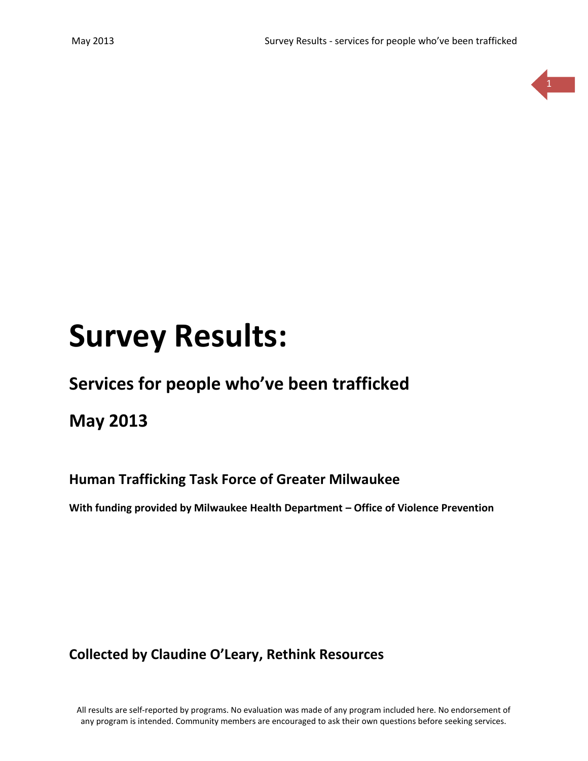# Survey Results:

## Services for people who've been trafficked

## May 2013

### Human Trafficking Task Force of Greater Milwaukee

**With funding provided by Milwaukee Health Department – Office of Violence Prevention**

### Collected by Claudine O'Leary, Rethink Resources

All results are self-reported by programs. No evaluation was made of any program included here. No endorsement of any program is intended. Community members are encouraged to ask their own questions before seeking services.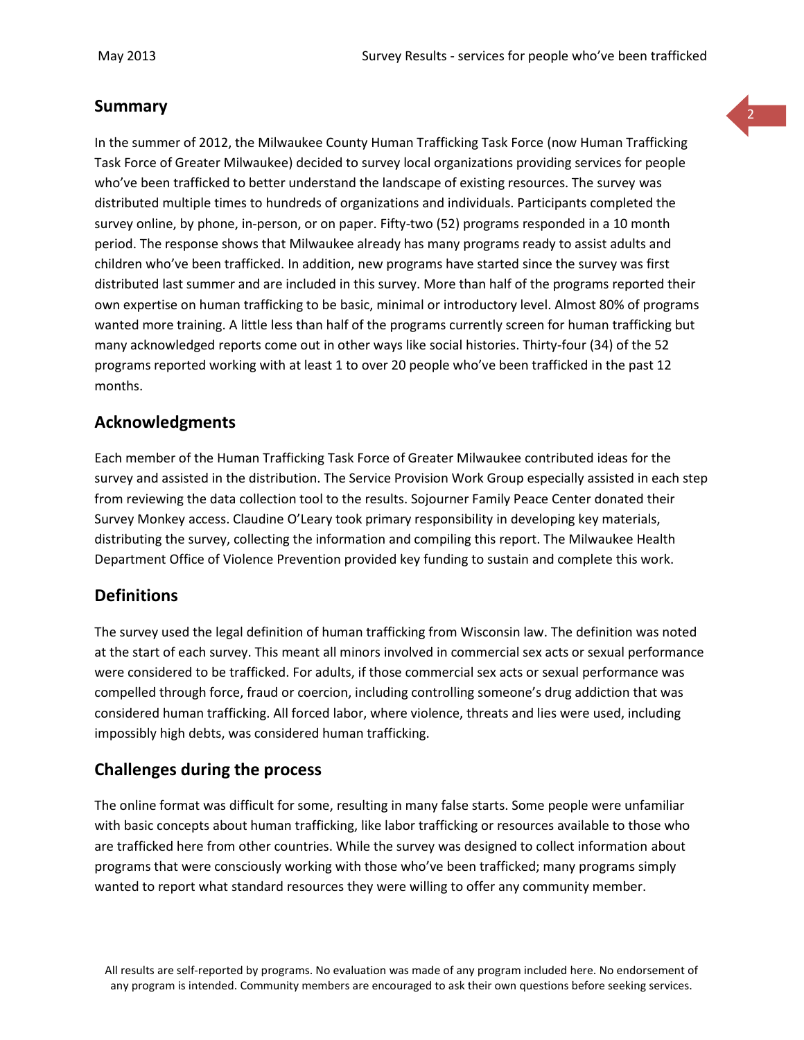## Summary

In the summer of 2012, the Milwaukee County Human Trafficking Task Force (now Human Trafficking Task Force of Greater Milwaukee) decided to survey local organizations providing services for people who've been trafficked to better understand the landscape of existing resources. The survey was distributed multiple times to hundreds of organizations and individuals. Participants completed the survey online, by phone, in-person, or on paper. Fifty-two (52) programs responded in a 10 month period. The response shows that Milwaukee already has many programs ready to assist adults and children who've been trafficked. In addition, new programs have started since the survey was first distributed last summer and are included in this survey. More than half of the programs reported their own expertise on human trafficking to be basic, minimal or introductory level. Almost 80% of programs wanted more training. A little less than half of the programs currently screen for human trafficking but many acknowledged reports come out in other ways like social histories. Thirty-four (34) of the 52 programs reported working with at least 1 to over 20 people who've been trafficked in the past 12 months.

## Acknowledgments

Each member of the Human Trafficking Task Force of Greater Milwaukee contributed ideas for the survey and assisted in the distribution. The Service Provision Work Group especially assisted in each step from reviewing the data collection tool to the results. Sojourner Family Peace Center donated their Survey Monkey access. Claudine O'Leary took primary responsibility in developing key materials, distributing the survey, collecting the information and compiling this report. The Milwaukee Health Department Office of Violence Prevention provided key funding to sustain and complete this work.

## Definitions

The survey used the legal definition of human trafficking from Wisconsin law. The definition was noted at the start of each survey. This meant all minors involved in commercial sex acts or sexual performance were considered to be trafficked. For adults, if those commercial sex acts or sexual performance was compelled through force, fraud or coercion, including controlling someone's drug addiction that was considered human trafficking. All forced labor, where violence, threats and lies were used, including impossibly high debts, was considered human trafficking.

## Challenges during the process

The online format was difficult for some, resulting in many false starts. Some people were unfamiliar with basic concepts about human trafficking, like labor trafficking or resources available to those who are trafficked here from other countries. While the survey was designed to collect information about programs that were consciously working with those who've been trafficked; many programs simply wanted to report what standard resources they were willing to offer any community member.

All results are self-reported by programs. No evaluation was made of any program included here. No endorsement of any program is intended. Community members are encouraged to ask their own questions before seeking services.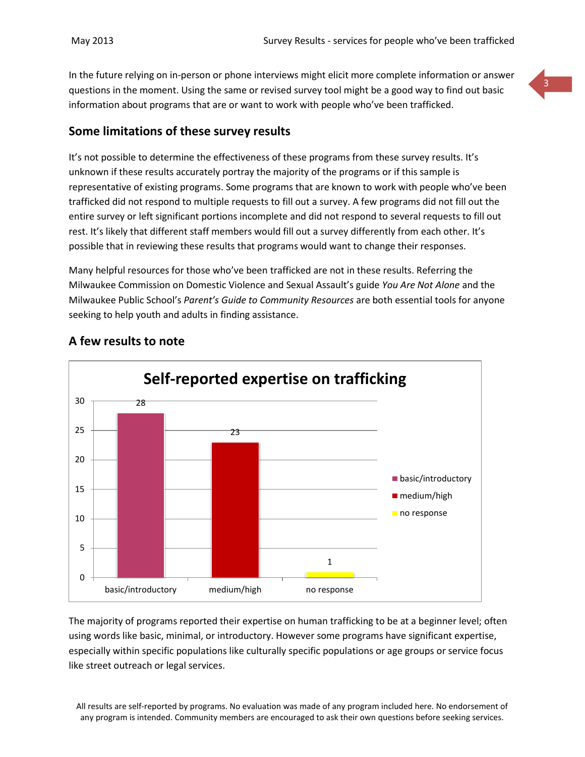In the future relying on in-person or phone interviews might elicit more complete information or answer questions in the moment. Using the same or revised survey tool might be a good way to find out basic information about programs that are or want to work with people who've been trafficked.

## Some limitations of these survey results

It's not possible to determine the effectiveness of these programs from these survey results. It's unknown if these results accurately portray the majority of the programs or if this sample is representative of existing programs. Some programs that are known to work with people who've been trafficked did not respond to multiple requests to fill out a survey. A few programs did not fill out the entire survey or left significant portions incomplete and did not respond to several requests to fill out rest. It's likely that different staff members would fill out a survey differently from each other. It's possible that in reviewing these results that programs would want to change their responses.

Many helpful resources for those who've been trafficked are not in these results. Referring the Milwaukee Commission on Domestic Violence and Sexual Assault's guide *You Are Not Alone* and the Milwaukee Public School's *Parent's Guide to Community Resources* are both essential tools for anyone seeking to help youth and adults in finding assistance.

## A few results to note

**Self-reported expertise on trafficking**

| Expertise level | Number of programs |
|---|---|
| basic/introductory | 28 |
| medium/high | 23 |
| no response | 1 |

The majority of programs reported their expertise on human trafficking to be at a beginner level; often using words like basic, minimal, or introductory. However some programs have significant expertise, especially within specific populations like culturally specific populations or age groups or service focus like street outreach or legal services.

All results are self-reported by programs. No evaluation was made of any program included here. No endorsement of any program is intended. Community members are encouraged to ask their own questions before seeking services.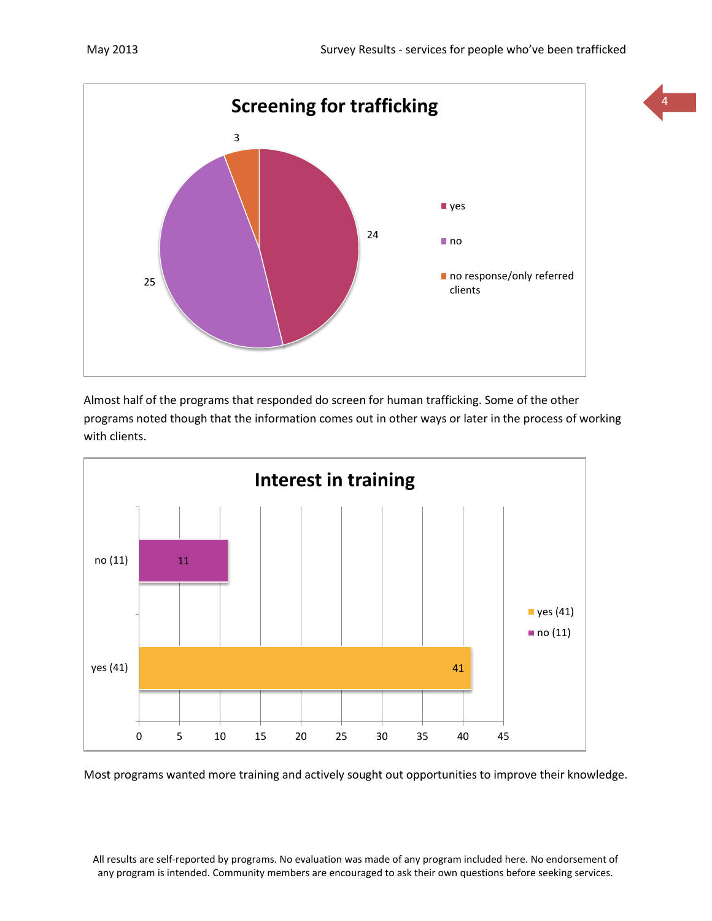## Screening for trafficking

| Response | Count |
|---|---|
| yes | 24 |
| no | 25 |
| no response/only referred clients | 3 |

Almost half of the programs that responded do screen for human trafficking. Some of the other programs noted though that the information comes out in other ways or later in the process of working with clients.

## Interest in training

| Response | Count |
|---|---|
| yes (41) | 41 |
| no (11) | 11 |

Most programs wanted more training and actively sought out opportunities to improve their knowledge.

All results are self-reported by programs. No evaluation was made of any program included here. No endorsement of any program is intended. Community members are encouraged to ask their own questions before seeking services.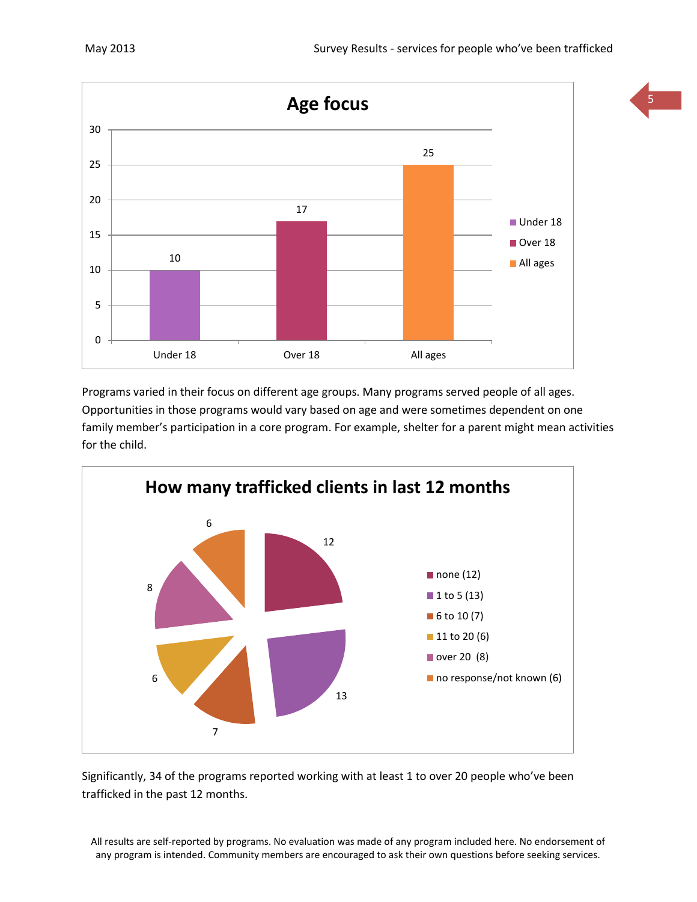**Age focus**

| Age group | Count |
|---|---|
| Under 18 | 10 |
| Over 18 | 17 |
| All ages | 25 |

Programs varied in their focus on different age groups. Many programs served people of all ages. Opportunities in those programs would vary based on age and were sometimes dependent on one family member's participation in a core program. For example, shelter for a parent might mean activities for the child.

**How many trafficked clients in last 12 months**

| Category | Count |
|---|---|
| none | 12 |
| 1 to 5 | 13 |
| 6 to 10 | 7 |
| 11 to 20 | 6 |
| over 20 | 8 |
| no response/not known | 6 |

Significantly, 34 of the programs reported working with at least 1 to over 20 people who've been trafficked in the past 12 months.

All results are self-reported by programs. No evaluation was made of any program included here. No endorsement of any program is intended. Community members are encouraged to ask their own questions before seeking services.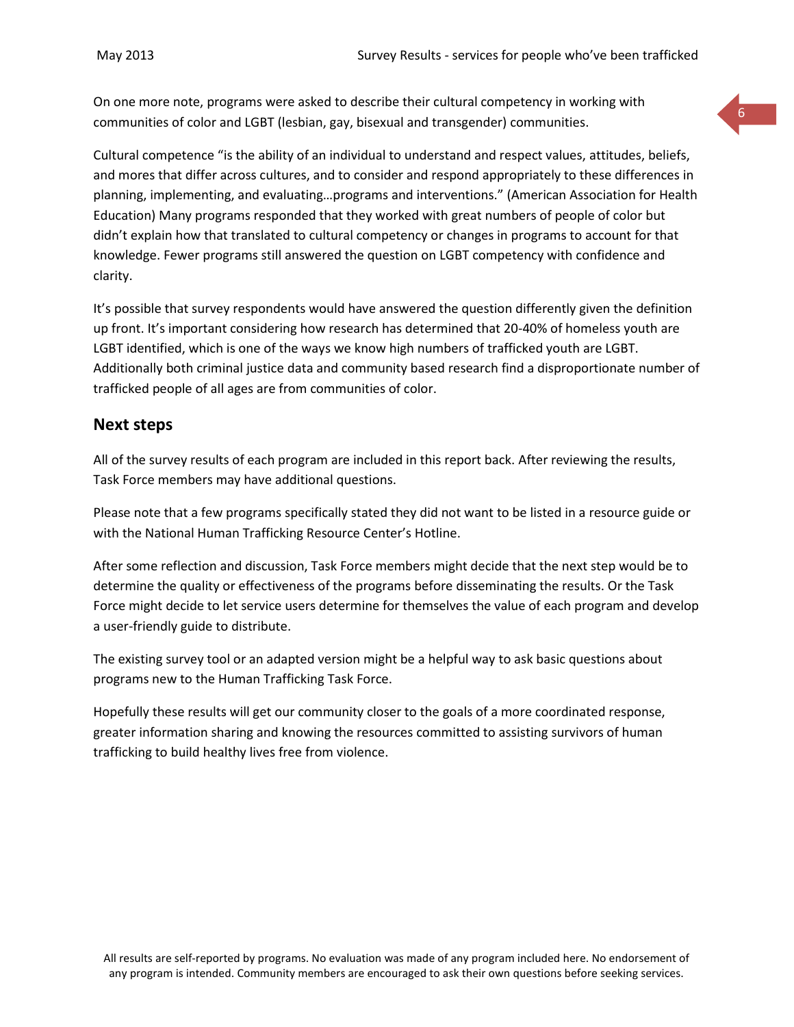On one more note, programs were asked to describe their cultural competency in working with communities of color and LGBT (lesbian, gay, bisexual and transgender) communities.

Cultural competence "is the ability of an individual to understand and respect values, attitudes, beliefs, and mores that differ across cultures, and to consider and respond appropriately to these differences in planning, implementing, and evaluating…programs and interventions." (American Association for Health Education) Many programs responded that they worked with great numbers of people of color but didn't explain how that translated to cultural competency or changes in programs to account for that knowledge. Fewer programs still answered the question on LGBT competency with confidence and clarity.

It's possible that survey respondents would have answered the question differently given the definition up front. It's important considering how research has determined that 20-40% of homeless youth are LGBT identified, which is one of the ways we know high numbers of trafficked youth are LGBT. Additionally both criminal justice data and community based research find a disproportionate number of trafficked people of all ages are from communities of color.

## Next steps

All of the survey results of each program are included in this report back. After reviewing the results, Task Force members may have additional questions.

Please note that a few programs specifically stated they did not want to be listed in a resource guide or with the National Human Trafficking Resource Center's Hotline.

After some reflection and discussion, Task Force members might decide that the next step would be to determine the quality or effectiveness of the programs before disseminating the results. Or the Task Force might decide to let service users determine for themselves the value of each program and develop a user-friendly guide to distribute.

The existing survey tool or an adapted version might be a helpful way to ask basic questions about programs new to the Human Trafficking Task Force.

Hopefully these results will get our community closer to the goals of a more coordinated response, greater information sharing and knowing the resources committed to assisting survivors of human trafficking to build healthy lives free from violence.

All results are self-reported by programs. No evaluation was made of any program included here. No endorsement of any program is intended. Community members are encouraged to ask their own questions before seeking services.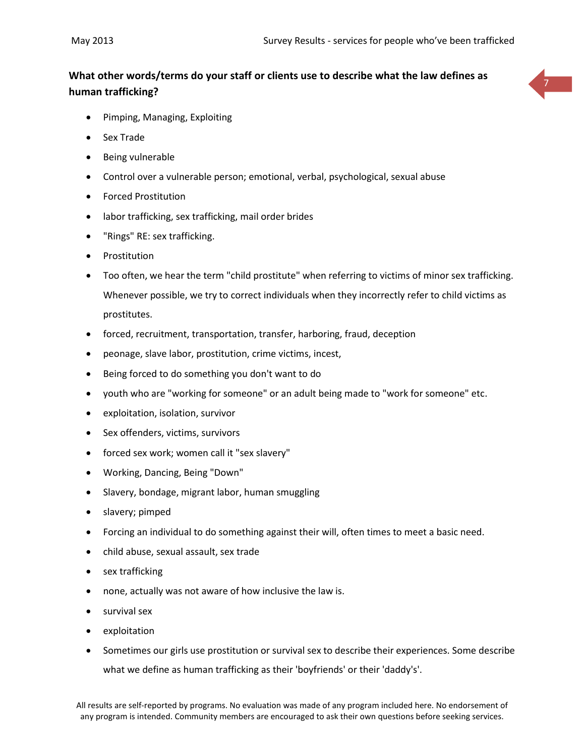**What other words/terms do your staff or clients use to describe what the law defines as human trafficking?**

- Pimping, Managing, Exploiting
- Sex Trade
- Being vulnerable
- Control over a vulnerable person; emotional, verbal, psychological, sexual abuse
- Forced Prostitution
- labor trafficking, sex trafficking, mail order brides
- "Rings" RE: sex trafficking.
- Prostitution
- Too often, we hear the term "child prostitute" when referring to victims of minor sex trafficking. Whenever possible, we try to correct individuals when they incorrectly refer to child victims as prostitutes.
- forced, recruitment, transportation, transfer, harboring, fraud, deception
- peonage, slave labor, prostitution, crime victims, incest,
- Being forced to do something you don't want to do
- youth who are "working for someone" or an adult being made to "work for someone" etc.
- exploitation, isolation, survivor
- Sex offenders, victims, survivors
- forced sex work; women call it "sex slavery"
- Working, Dancing, Being "Down"
- Slavery, bondage, migrant labor, human smuggling
- slavery; pimped
- Forcing an individual to do something against their will, often times to meet a basic need.
- child abuse, sexual assault, sex trade
- sex trafficking
- none, actually was not aware of how inclusive the law is.
- survival sex
- exploitation
- Sometimes our girls use prostitution or survival sex to describe their experiences. Some describe what we define as human trafficking as their 'boyfriends' or their 'daddy's'.

All results are self-reported by programs. No evaluation was made of any program included here. No endorsement of any program is intended. Community members are encouraged to ask their own questions before seeking services.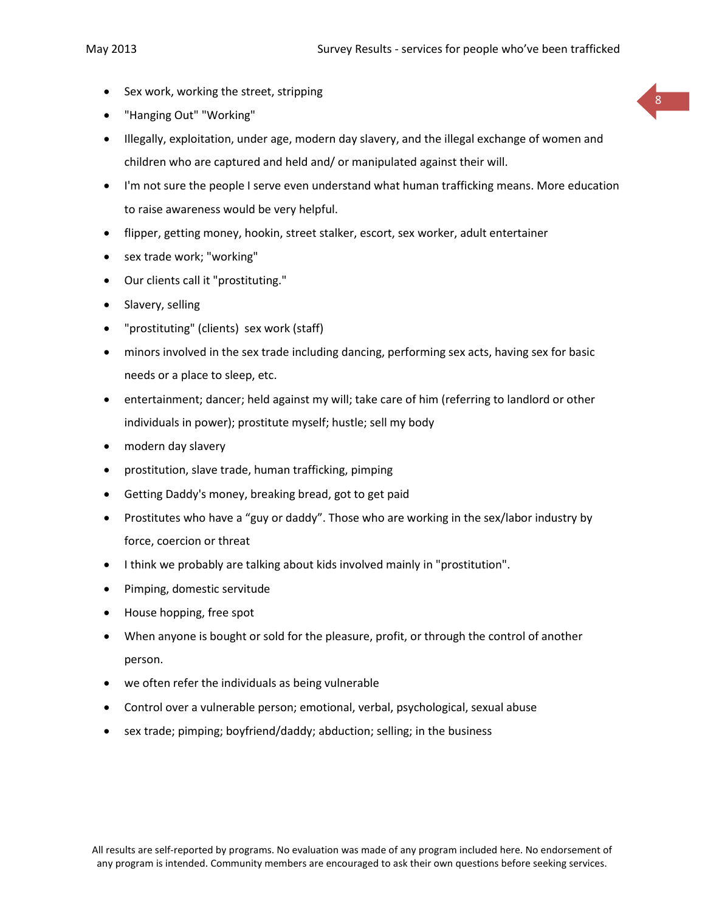- Sex work, working the street, stripping
- "Hanging Out" "Working"
- Illegally, exploitation, under age, modern day slavery, and the illegal exchange of women and children who are captured and held and/ or manipulated against their will.
- I'm not sure the people I serve even understand what human trafficking means. More education to raise awareness would be very helpful.
- flipper, getting money, hookin, street stalker, escort, sex worker, adult entertainer
- sex trade work; "working"
- Our clients call it "prostituting."
- Slavery, selling
- "prostituting" (clients) sex work (staff)
- minors involved in the sex trade including dancing, performing sex acts, having sex for basic needs or a place to sleep, etc.
- entertainment; dancer; held against my will; take care of him (referring to landlord or other individuals in power); prostitute myself; hustle; sell my body
- modern day slavery
- prostitution, slave trade, human trafficking, pimping
- Getting Daddy's money, breaking bread, got to get paid
- Prostitutes who have a "guy or daddy". Those who are working in the sex/labor industry by force, coercion or threat
- I think we probably are talking about kids involved mainly in "prostitution".
- Pimping, domestic servitude
- House hopping, free spot
- When anyone is bought or sold for the pleasure, profit, or through the control of another person.
- we often refer the individuals as being vulnerable
- Control over a vulnerable person; emotional, verbal, psychological, sexual abuse
- sex trade; pimping; boyfriend/daddy; abduction; selling; in the business

All results are self-reported by programs. No evaluation was made of any program included here. No endorsement of any program is intended. Community members are encouraged to ask their own questions before seeking services.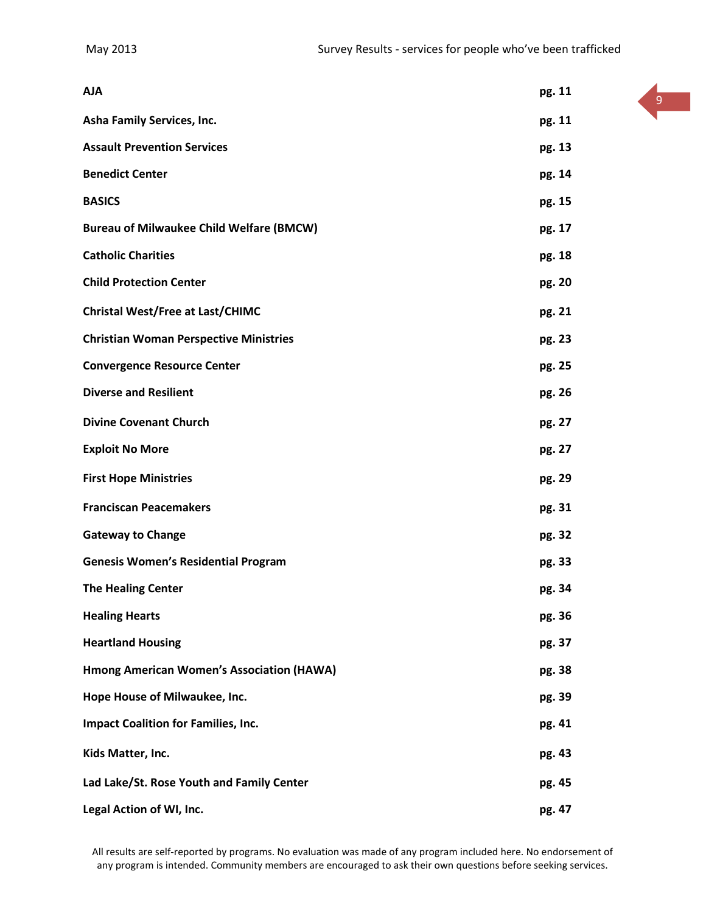| | |
|---|---|
| **AJA** | **pg. 11** |
| **Asha Family Services, Inc.** | **pg. 11** |
| **Assault Prevention Services** | **pg. 13** |
| **Benedict Center** | **pg. 14** |
| **BASICS** | **pg. 15** |
| **Bureau of Milwaukee Child Welfare (BMCW)** | **pg. 17** |
| **Catholic Charities** | **pg. 18** |
| **Child Protection Center** | **pg. 20** |
| **Christal West/Free at Last/CHIMC** | **pg. 21** |
| **Christian Woman Perspective Ministries** | **pg. 23** |
| **Convergence Resource Center** | **pg. 25** |
| **Diverse and Resilient** | **pg. 26** |
| **Divine Covenant Church** | **pg. 27** |
| **Exploit No More** | **pg. 27** |
| **First Hope Ministries** | **pg. 29** |
| **Franciscan Peacemakers** | **pg. 31** |
| **Gateway to Change** | **pg. 32** |
| **Genesis Women's Residential Program** | **pg. 33** |
| **The Healing Center** | **pg. 34** |
| **Healing Hearts** | **pg. 36** |
| **Heartland Housing** | **pg. 37** |
| **Hmong American Women's Association (HAWA)** | **pg. 38** |
| **Hope House of Milwaukee, Inc.** | **pg. 39** |
| **Impact Coalition for Families, Inc.** | **pg. 41** |
| **Kids Matter, Inc.** | **pg. 43** |
| **Lad Lake/St. Rose Youth and Family Center** | **pg. 45** |
| **Legal Action of WI, Inc.** | **pg. 47** |

All results are self-reported by programs. No evaluation was made of any program included here. No endorsement of any program is intended. Community members are encouraged to ask their own questions before seeking services.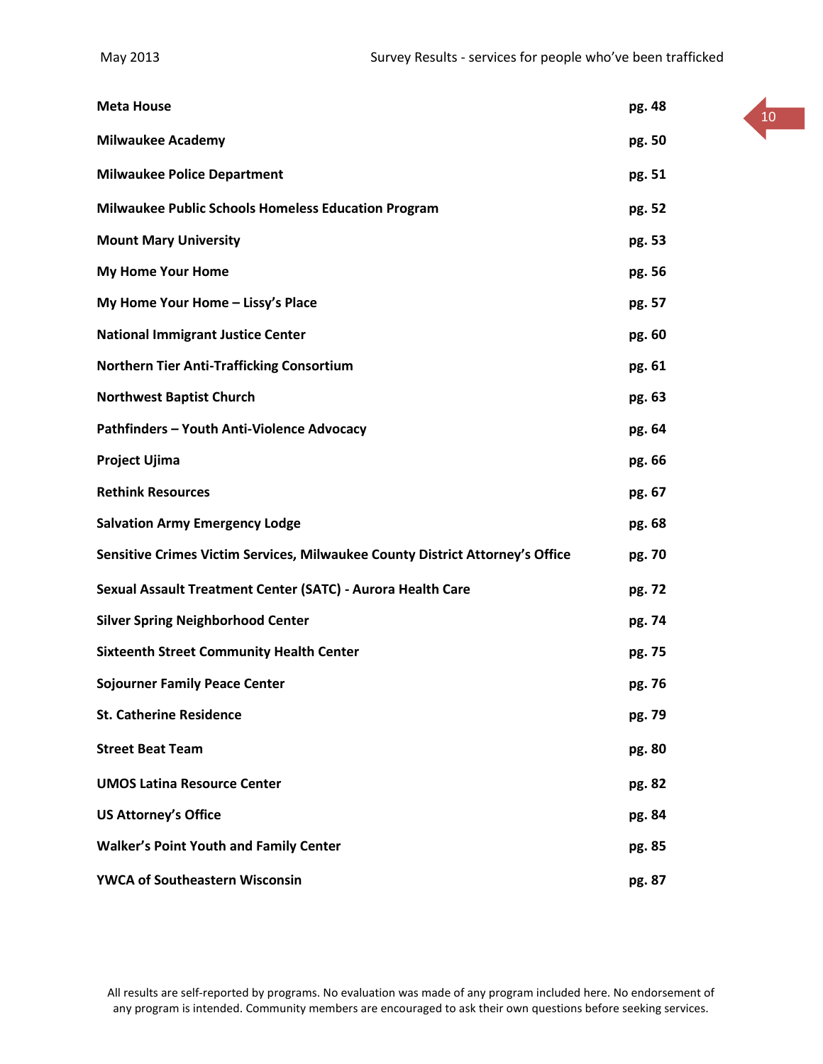| | |
|---|---|
| **Meta House** | **pg. 48** |
| **Milwaukee Academy** | **pg. 50** |
| **Milwaukee Police Department** | **pg. 51** |
| **Milwaukee Public Schools Homeless Education Program** | **pg. 52** |
| **Mount Mary University** | **pg. 53** |
| **My Home Your Home** | **pg. 56** |
| **My Home Your Home – Lissy's Place** | **pg. 57** |
| **National Immigrant Justice Center** | **pg. 60** |
| **Northern Tier Anti-Trafficking Consortium** | **pg. 61** |
| **Northwest Baptist Church** | **pg. 63** |
| **Pathfinders – Youth Anti-Violence Advocacy** | **pg. 64** |
| **Project Ujima** | **pg. 66** |
| **Rethink Resources** | **pg. 67** |
| **Salvation Army Emergency Lodge** | **pg. 68** |
| **Sensitive Crimes Victim Services, Milwaukee County District Attorney's Office** | **pg. 70** |
| **Sexual Assault Treatment Center (SATC) - Aurora Health Care** | **pg. 72** |
| **Silver Spring Neighborhood Center** | **pg. 74** |
| **Sixteenth Street Community Health Center** | **pg. 75** |
| **Sojourner Family Peace Center** | **pg. 76** |
| **St. Catherine Residence** | **pg. 79** |
| **Street Beat Team** | **pg. 80** |
| **UMOS Latina Resource Center** | **pg. 82** |
| **US Attorney's Office** | **pg. 84** |
| **Walker's Point Youth and Family Center** | **pg. 85** |
| **YWCA of Southeastern Wisconsin** | **pg. 87** |

All results are self-reported by programs. No evaluation was made of any program included here. No endorsement of any program is intended. Community members are encouraged to ask their own questions before seeking services.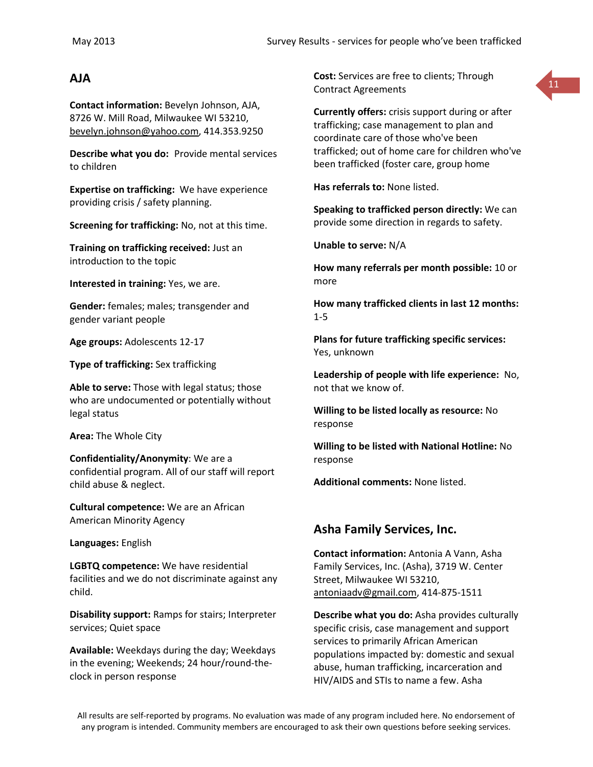## AJA

**Contact information:** Bevelyn Johnson, AJA, 8726 W. Mill Road, Milwaukee WI 53210, bevelyn.johnson@yahoo.com, 414.353.9250

**Describe what you do:** Provide mental services to children

**Expertise on trafficking:** We have experience providing crisis / safety planning.

**Screening for trafficking:** No, not at this time.

**Training on trafficking received:** Just an introduction to the topic

**Interested in training:** Yes, we are.

**Gender:** females; males; transgender and gender variant people

**Age groups:** Adolescents 12-17

**Type of trafficking:** Sex trafficking

**Able to serve:** Those with legal status; those who are undocumented or potentially without legal status

**Area:** The Whole City

**Confidentiality/Anonymity**: We are a confidential program. All of our staff will report child abuse & neglect.

**Cultural competence:** We are an African American Minority Agency

**Languages:** English

**LGBTQ competence:** We have residential facilities and we do not discriminate against any child.

**Disability support:** Ramps for stairs; Interpreter services; Quiet space

**Available:** Weekdays during the day; Weekdays in the evening; Weekends; 24 hour/round-the-clock in person response

**Cost:** Services are free to clients; Through Contract Agreements

**Currently offers:** crisis support during or after trafficking; case management to plan and coordinate care of those who've been trafficked; out of home care for children who've been trafficked (foster care, group home

**Has referrals to:** None listed.

**Speaking to trafficked person directly:** We can provide some direction in regards to safety.

**Unable to serve:** N/A

**How many referrals per month possible:** 10 or more

**How many trafficked clients in last 12 months:** 1-5

**Plans for future trafficking specific services:** Yes, unknown

**Leadership of people with life experience:** No, not that we know of.

**Willing to be listed locally as resource:** No response

**Willing to be listed with National Hotline:** No response

**Additional comments:** None listed.

## Asha Family Services, Inc.

**Contact information:** Antonia A Vann, Asha Family Services, Inc. (Asha), 3719 W. Center Street, Milwaukee WI 53210, antoniaadv@gmail.com, 414-875-1511

**Describe what you do:** Asha provides culturally specific crisis, case management and support services to primarily African American populations impacted by: domestic and sexual abuse, human trafficking, incarceration and HIV/AIDS and STIs to name a few. Asha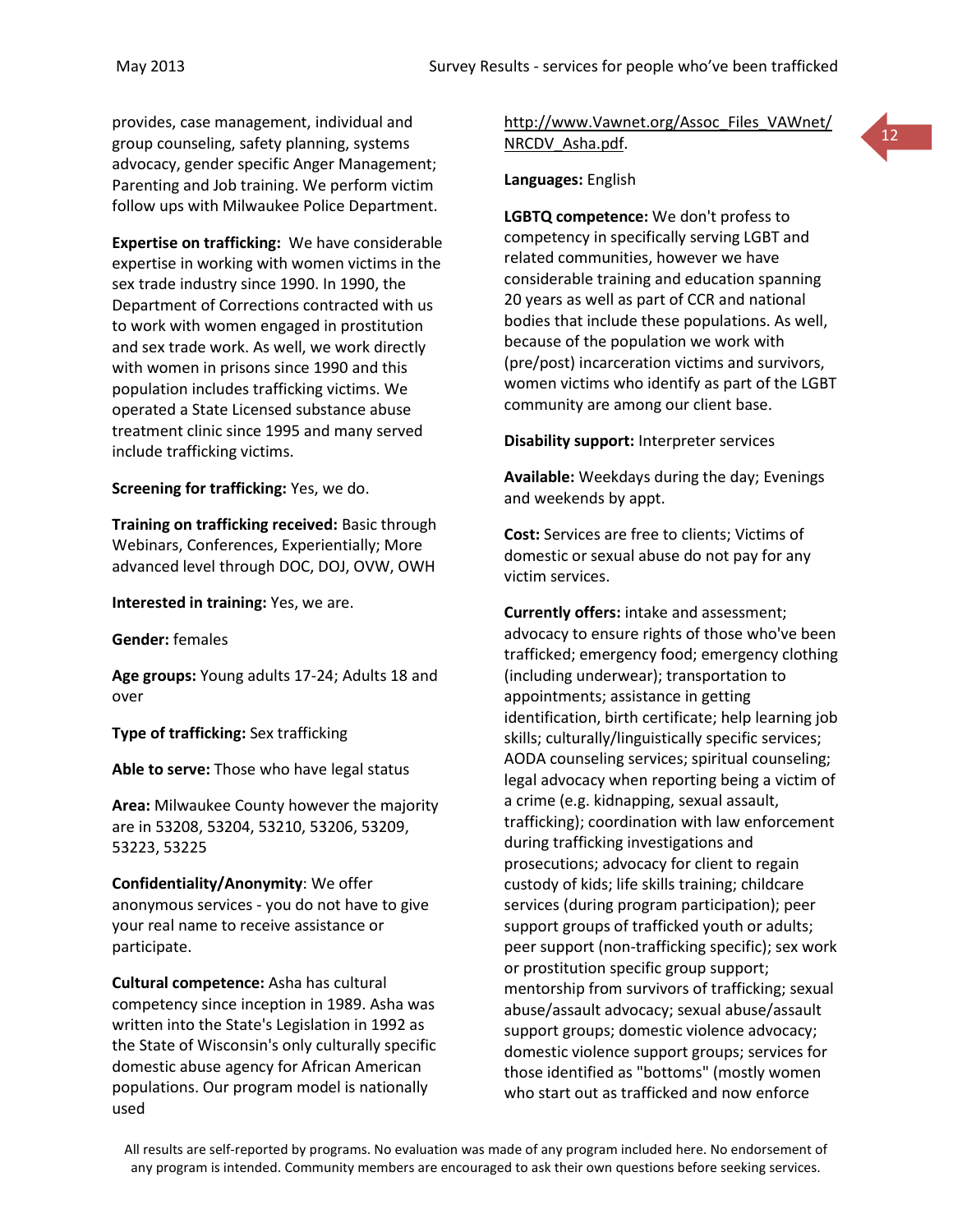provides, case management, individual and group counseling, safety planning, systems advocacy, gender specific Anger Management; Parenting and Job training. We perform victim follow ups with Milwaukee Police Department.

**Expertise on trafficking:** We have considerable expertise in working with women victims in the sex trade industry since 1990. In 1990, the Department of Corrections contracted with us to work with women engaged in prostitution and sex trade work. As well, we work directly with women in prisons since 1990 and this population includes trafficking victims. We operated a State Licensed substance abuse treatment clinic since 1995 and many served include trafficking victims.

**Screening for trafficking:** Yes, we do.

**Training on trafficking received:** Basic through Webinars, Conferences, Experientially; More advanced level through DOC, DOJ, OVW, OWH

**Interested in training:** Yes, we are.

**Gender:** females

**Age groups:** Young adults 17-24; Adults 18 and over

**Type of trafficking:** Sex trafficking

**Able to serve:** Those who have legal status

**Area:** Milwaukee County however the majority are in 53208, 53204, 53210, 53206, 53209, 53223, 53225

**Confidentiality/Anonymity**: We offer anonymous services - you do not have to give your real name to receive assistance or participate.

**Cultural competence:** Asha has cultural competency since inception in 1989. Asha was written into the State's Legislation in 1992 as the State of Wisconsin's only culturally specific domestic abuse agency for African American populations. Our program model is nationally used http://www.Vawnet.org/Assoc_Files_VAWnet/NRCDV_Asha.pdf.

**Languages:** English

**LGBTQ competence:** We don't profess to competency in specifically serving LGBT and related communities, however we have considerable training and education spanning 20 years as well as part of CCR and national bodies that include these populations. As well, because of the population we work with (pre/post) incarceration victims and survivors, women victims who identify as part of the LGBT community are among our client base.

**Disability support:** Interpreter services

**Available:** Weekdays during the day; Evenings and weekends by appt.

**Cost:** Services are free to clients; Victims of domestic or sexual abuse do not pay for any victim services.

**Currently offers:** intake and assessment; advocacy to ensure rights of those who've been trafficked; emergency food; emergency clothing (including underwear); transportation to appointments; assistance in getting identification, birth certificate; help learning job skills; culturally/linguistically specific services; AODA counseling services; spiritual counseling; legal advocacy when reporting being a victim of a crime (e.g. kidnapping, sexual assault, trafficking); coordination with law enforcement during trafficking investigations and prosecutions; advocacy for client to regain custody of kids; life skills training; childcare services (during program participation); peer support groups of trafficked youth or adults; peer support (non-trafficking specific); sex work or prostitution specific group support; mentorship from survivors of trafficking; sexual abuse/assault advocacy; sexual abuse/assault support groups; domestic violence advocacy; domestic violence support groups; services for those identified as "bottoms" (mostly women who start out as trafficked and now enforce

All results are self-reported by programs. No evaluation was made of any program included here. No endorsement of any program is intended. Community members are encouraged to ask their own questions before seeking services.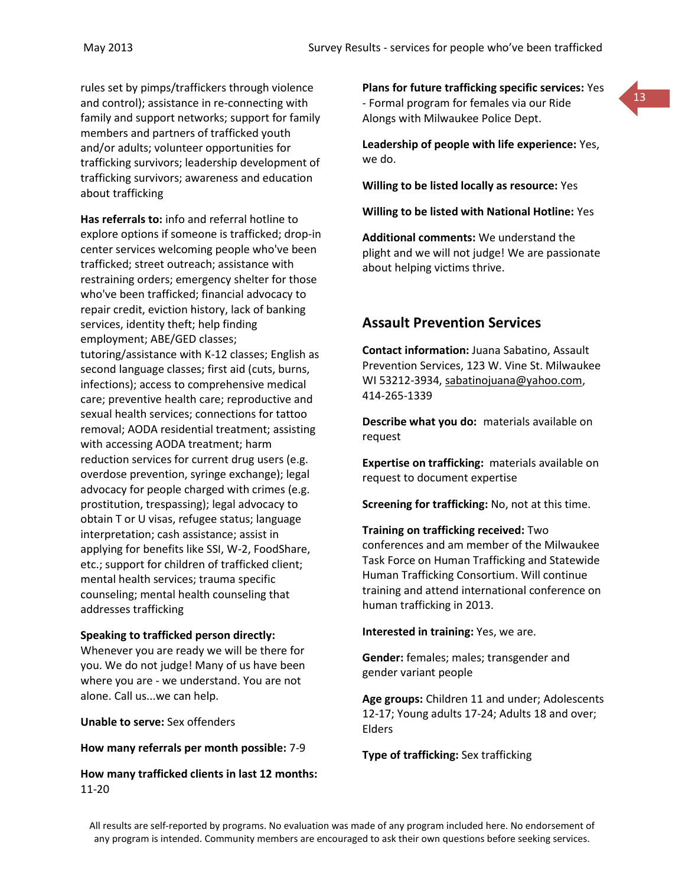rules set by pimps/traffickers through violence and control); assistance in re-connecting with family and support networks; support for family members and partners of trafficked youth and/or adults; volunteer opportunities for trafficking survivors; leadership development of trafficking survivors; awareness and education about trafficking

**Has referrals to:** info and referral hotline to explore options if someone is trafficked; drop-in center services welcoming people who've been trafficked; street outreach; assistance with restraining orders; emergency shelter for those who've been trafficked; financial advocacy to repair credit, eviction history, lack of banking services, identity theft; help finding employment; ABE/GED classes; tutoring/assistance with K-12 classes; English as second language classes; first aid (cuts, burns, infections); access to comprehensive medical care; preventive health care; reproductive and sexual health services; connections for tattoo removal; AODA residential treatment; assisting with accessing AODA treatment; harm reduction services for current drug users (e.g. overdose prevention, syringe exchange); legal advocacy for people charged with crimes (e.g. prostitution, trespassing); legal advocacy to obtain T or U visas, refugee status; language interpretation; cash assistance; assist in applying for benefits like SSI, W-2, FoodShare, etc.; support for children of trafficked client; mental health services; trauma specific counseling; mental health counseling that addresses trafficking

**Speaking to trafficked person directly:** Whenever you are ready we will be there for you. We do not judge! Many of us have been where you are - we understand. You are not alone. Call us...we can help.

**Unable to serve:** Sex offenders

**How many referrals per month possible:** 7-9

**How many trafficked clients in last 12 months:** 11-20

**Plans for future trafficking specific services:** Yes - Formal program for females via our Ride Alongs with Milwaukee Police Dept.

**Leadership of people with life experience:** Yes, we do.

**Willing to be listed locally as resource:** Yes

**Willing to be listed with National Hotline:** Yes

**Additional comments:** We understand the plight and we will not judge! We are passionate about helping victims thrive.

## Assault Prevention Services

**Contact information:** Juana Sabatino, Assault Prevention Services, 123 W. Vine St. Milwaukee WI 53212-3934, sabatinojuana@yahoo.com, 414-265-1339

**Describe what you do:** materials available on request

**Expertise on trafficking:** materials available on request to document expertise

**Screening for trafficking:** No, not at this time.

**Training on trafficking received:** Two conferences and am member of the Milwaukee Task Force on Human Trafficking and Statewide Human Trafficking Consortium. Will continue training and attend international conference on human trafficking in 2013.

**Interested in training:** Yes, we are.

**Gender:** females; males; transgender and gender variant people

**Age groups:** Children 11 and under; Adolescents 12-17; Young adults 17-24; Adults 18 and over; Elders

**Type of trafficking:** Sex trafficking

All results are self-reported by programs. No evaluation was made of any program included here. No endorsement of any program is intended. Community members are encouraged to ask their own questions before seeking services.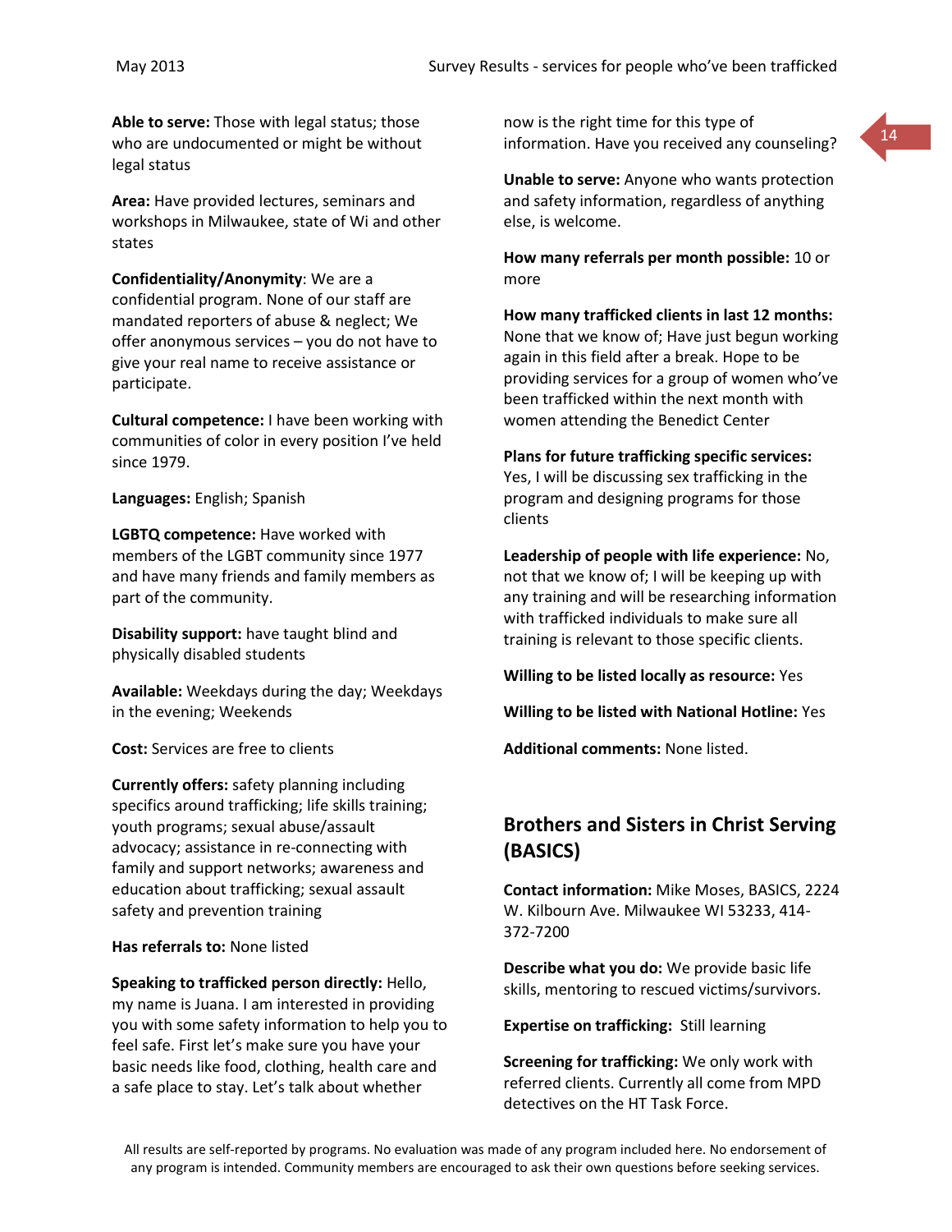**Able to serve:** Those with legal status; those who are undocumented or might be without legal status

**Area:** Have provided lectures, seminars and workshops in Milwaukee, state of Wi and other states

**Confidentiality/Anonymity**: We are a confidential program. None of our staff are mandated reporters of abuse & neglect; We offer anonymous services – you do not have to give your real name to receive assistance or participate.

**Cultural competence:** I have been working with communities of color in every position I've held since 1979.

**Languages:** English; Spanish

**LGBTQ competence:** Have worked with members of the LGBT community since 1977 and have many friends and family members as part of the community.

**Disability support:** have taught blind and physically disabled students

**Available:** Weekdays during the day; Weekdays in the evening; Weekends

**Cost:** Services are free to clients

**Currently offers:** safety planning including specifics around trafficking; life skills training; youth programs; sexual abuse/assault advocacy; assistance in re-connecting with family and support networks; awareness and education about trafficking; sexual assault safety and prevention training

**Has referrals to:** None listed

**Speaking to trafficked person directly:** Hello, my name is Juana. I am interested in providing you with some safety information to help you to feel safe. First let's make sure you have your basic needs like food, clothing, health care and a safe place to stay. Let's talk about whether now is the right time for this type of information. Have you received any counseling?

**Unable to serve:** Anyone who wants protection and safety information, regardless of anything else, is welcome.

**How many referrals per month possible:** 10 or more

**How many trafficked clients in last 12 months:** None that we know of; Have just begun working again in this field after a break. Hope to be providing services for a group of women who've been trafficked within the next month with women attending the Benedict Center

**Plans for future trafficking specific services:** Yes, I will be discussing sex trafficking in the program and designing programs for those clients

**Leadership of people with life experience:** No, not that we know of; I will be keeping up with any training and will be researching information with trafficked individuals to make sure all training is relevant to those specific clients.

**Willing to be listed locally as resource:** Yes

**Willing to be listed with National Hotline:** Yes

**Additional comments:** None listed.

## Brothers and Sisters in Christ Serving (BASICS)

**Contact information:** Mike Moses, BASICS, 2224 W. Kilbourn Ave. Milwaukee WI 53233, 414-372-7200

**Describe what you do:** We provide basic life skills, mentoring to rescued victims/survivors.

**Expertise on trafficking:** Still learning

**Screening for trafficking:** We only work with referred clients. Currently all come from MPD detectives on the HT Task Force.

All results are self-reported by programs. No evaluation was made of any program included here. No endorsement of any program is intended. Community members are encouraged to ask their own questions before seeking services.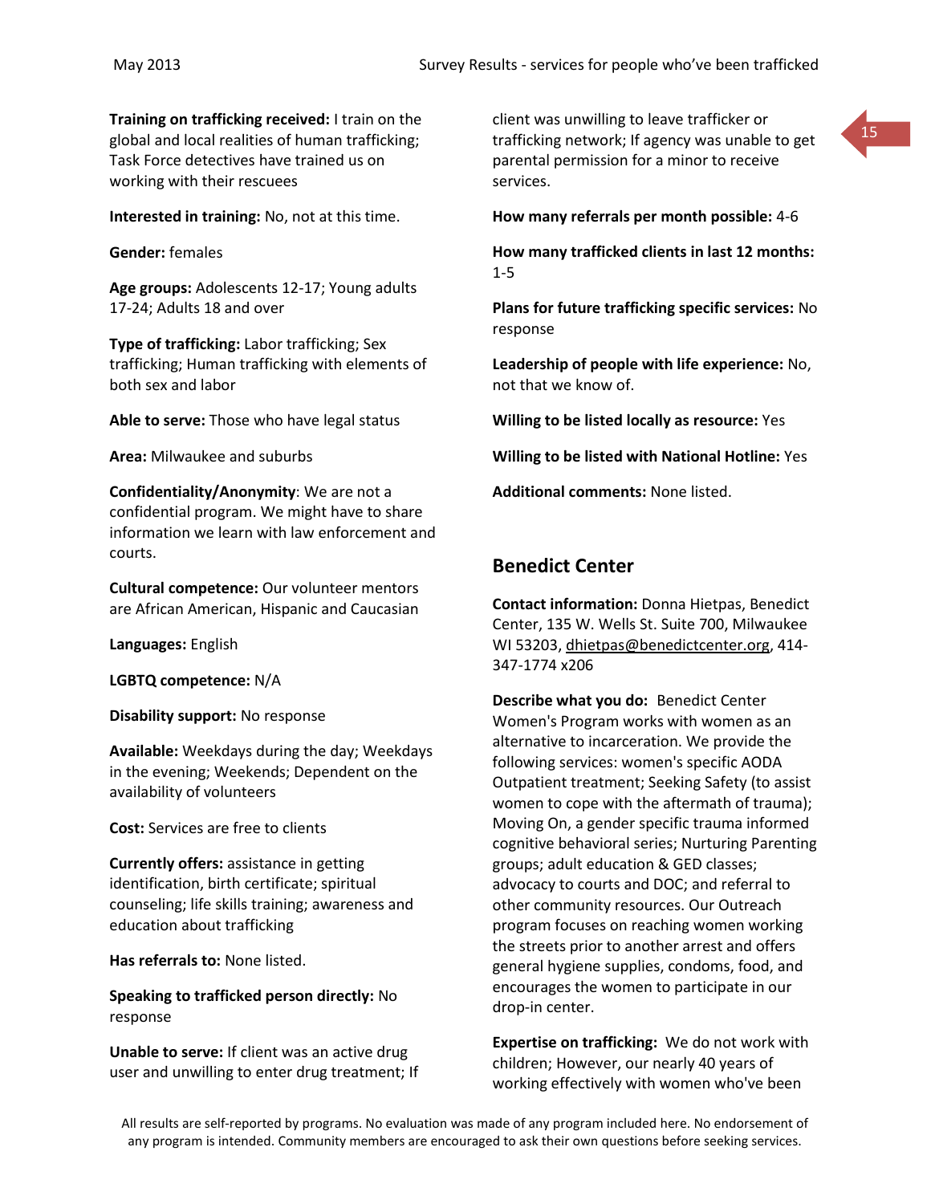**Training on trafficking received:** I train on the global and local realities of human trafficking; Task Force detectives have trained us on working with their rescuees

**Interested in training:** No, not at this time.

**Gender:** females

**Age groups:** Adolescents 12-17; Young adults 17-24; Adults 18 and over

**Type of trafficking:** Labor trafficking; Sex trafficking; Human trafficking with elements of both sex and labor

**Able to serve:** Those who have legal status

**Area:** Milwaukee and suburbs

**Confidentiality/Anonymity**: We are not a confidential program. We might have to share information we learn with law enforcement and courts.

**Cultural competence:** Our volunteer mentors are African American, Hispanic and Caucasian

**Languages:** English

**LGBTQ competence:** N/A

**Disability support:** No response

**Available:** Weekdays during the day; Weekdays in the evening; Weekends; Dependent on the availability of volunteers

**Cost:** Services are free to clients

**Currently offers:** assistance in getting identification, birth certificate; spiritual counseling; life skills training; awareness and education about trafficking

**Has referrals to:** None listed.

**Speaking to trafficked person directly:** No response

**Unable to serve:** If client was an active drug user and unwilling to enter drug treatment; If client was unwilling to leave trafficker or trafficking network; If agency was unable to get parental permission for a minor to receive services.

**How many referrals per month possible:** 4-6

**How many trafficked clients in last 12 months:** 1-5

**Plans for future trafficking specific services:** No response

**Leadership of people with life experience:** No, not that we know of.

**Willing to be listed locally as resource:** Yes

**Willing to be listed with National Hotline:** Yes

**Additional comments:** None listed.

## Benedict Center

**Contact information:** Donna Hietpas, Benedict Center, 135 W. Wells St. Suite 700, Milwaukee WI 53203, dhietpas@benedictcenter.org, 414-347-1774 x206

**Describe what you do:** Benedict Center Women's Program works with women as an alternative to incarceration. We provide the following services: women's specific AODA Outpatient treatment; Seeking Safety (to assist women to cope with the aftermath of trauma); Moving On, a gender specific trauma informed cognitive behavioral series; Nurturing Parenting groups; adult education & GED classes; advocacy to courts and DOC; and referral to other community resources. Our Outreach program focuses on reaching women working the streets prior to another arrest and offers general hygiene supplies, condoms, food, and encourages the women to participate in our drop-in center.

**Expertise on trafficking:** We do not work with children; However, our nearly 40 years of working effectively with women who've been

All results are self-reported by programs. No evaluation was made of any program included here. No endorsement of any program is intended. Community members are encouraged to ask their own questions before seeking services.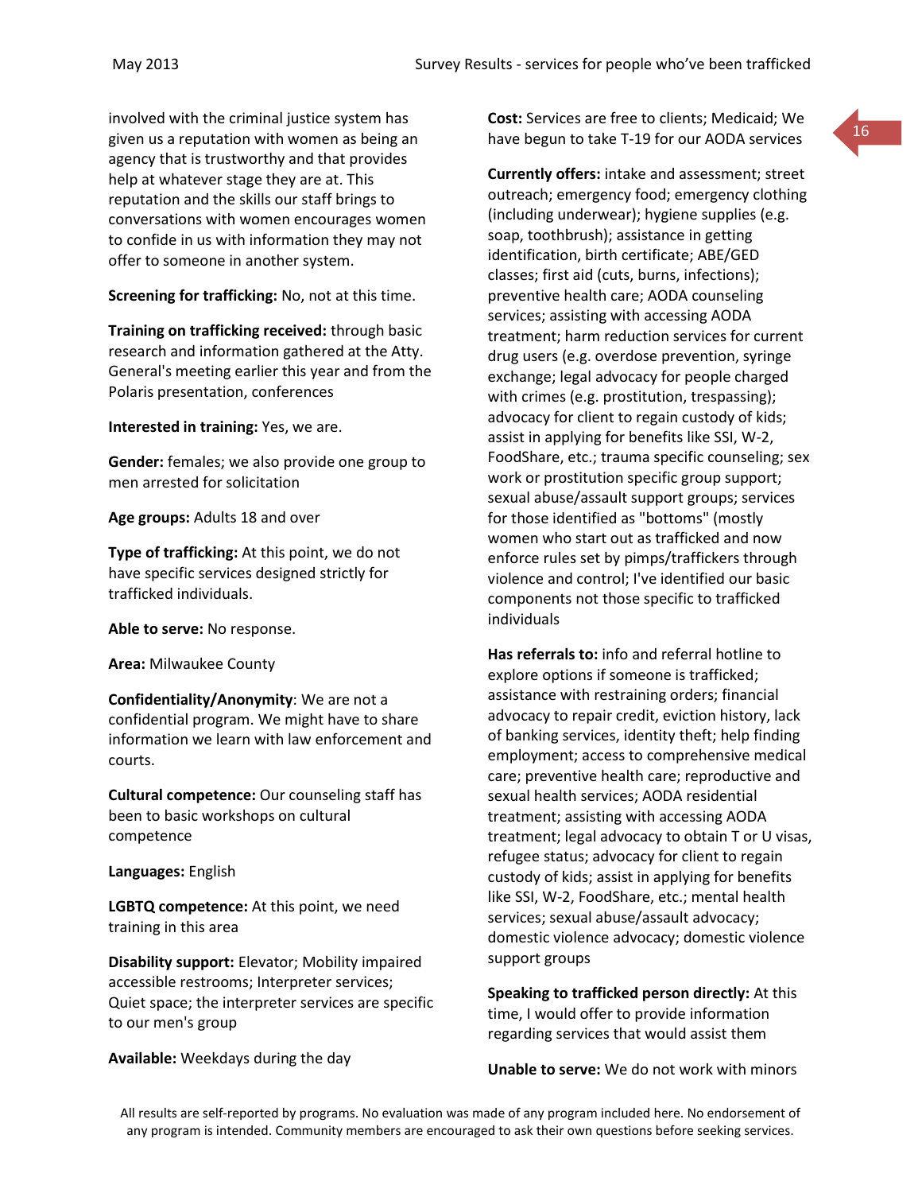involved with the criminal justice system has given us a reputation with women as being an agency that is trustworthy and that provides help at whatever stage they are at. This reputation and the skills our staff brings to conversations with women encourages women to confide in us with information they may not offer to someone in another system.

**Screening for trafficking:** No, not at this time.

**Training on trafficking received:** through basic research and information gathered at the Atty. General's meeting earlier this year and from the Polaris presentation, conferences

**Interested in training:** Yes, we are.

**Gender:** females; we also provide one group to men arrested for solicitation

**Age groups:** Adults 18 and over

**Type of trafficking:** At this point, we do not have specific services designed strictly for trafficked individuals.

**Able to serve:** No response.

**Area:** Milwaukee County

**Confidentiality/Anonymity**: We are not a confidential program. We might have to share information we learn with law enforcement and courts.

**Cultural competence:** Our counseling staff has been to basic workshops on cultural competence

**Languages:** English

**LGBTQ competence:** At this point, we need training in this area

**Disability support:** Elevator; Mobility impaired accessible restrooms; Interpreter services; Quiet space; the interpreter services are specific to our men's group

**Available:** Weekdays during the day

**Cost:** Services are free to clients; Medicaid; We have begun to take T-19 for our AODA services

**Currently offers:** intake and assessment; street outreach; emergency food; emergency clothing (including underwear); hygiene supplies (e.g. soap, toothbrush); assistance in getting identification, birth certificate; ABE/GED classes; first aid (cuts, burns, infections); preventive health care; AODA counseling services; assisting with accessing AODA treatment; harm reduction services for current drug users (e.g. overdose prevention, syringe exchange; legal advocacy for people charged with crimes (e.g. prostitution, trespassing); advocacy for client to regain custody of kids; assist in applying for benefits like SSI, W-2, FoodShare, etc.; trauma specific counseling; sex work or prostitution specific group support; sexual abuse/assault support groups; services for those identified as "bottoms" (mostly women who start out as trafficked and now enforce rules set by pimps/traffickers through violence and control; I've identified our basic components not those specific to trafficked individuals

**Has referrals to:** info and referral hotline to explore options if someone is trafficked; assistance with restraining orders; financial advocacy to repair credit, eviction history, lack of banking services, identity theft; help finding employment; access to comprehensive medical care; preventive health care; reproductive and sexual health services; AODA residential treatment; assisting with accessing AODA treatment; legal advocacy to obtain T or U visas, refugee status; advocacy for client to regain custody of kids; assist in applying for benefits like SSI, W-2, FoodShare, etc.; mental health services; sexual abuse/assault advocacy; domestic violence advocacy; domestic violence support groups

**Speaking to trafficked person directly:** At this time, I would offer to provide information regarding services that would assist them

**Unable to serve:** We do not work with minors

All results are self-reported by programs. No evaluation was made of any program included here. No endorsement of any program is intended. Community members are encouraged to ask their own questions before seeking services.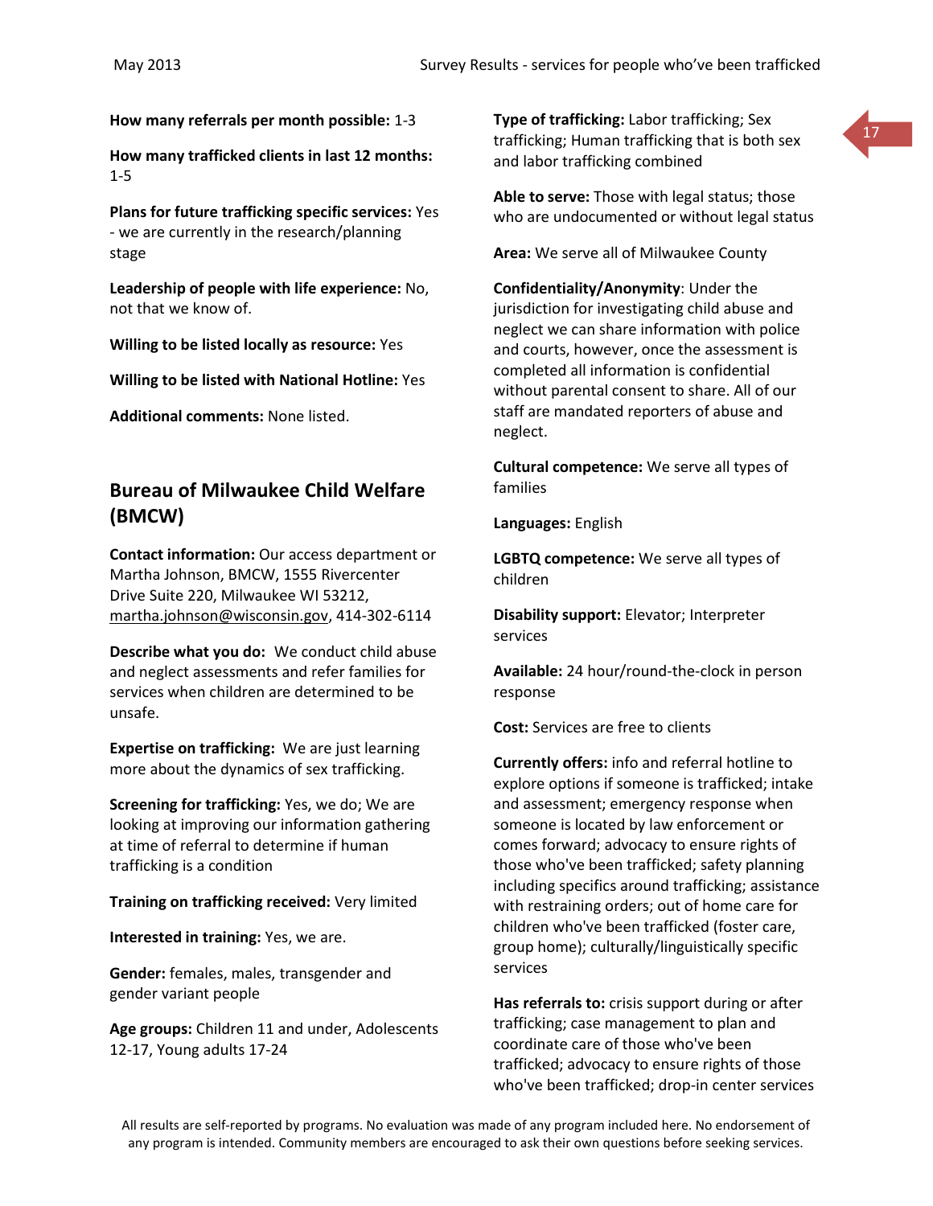**How many referrals per month possible:** 1-3

**How many trafficked clients in last 12 months:** 1-5

**Plans for future trafficking specific services:** Yes - we are currently in the research/planning stage

**Leadership of people with life experience:** No, not that we know of.

**Willing to be listed locally as resource:** Yes

**Willing to be listed with National Hotline:** Yes

**Additional comments:** None listed.

## Bureau of Milwaukee Child Welfare (BMCW)

**Contact information:** Our access department or Martha Johnson, BMCW, 1555 Rivercenter Drive Suite 220, Milwaukee WI 53212, martha.johnson@wisconsin.gov, 414-302-6114

**Describe what you do:** We conduct child abuse and neglect assessments and refer families for services when children are determined to be unsafe.

**Expertise on trafficking:** We are just learning more about the dynamics of sex trafficking.

**Screening for trafficking:** Yes, we do; We are looking at improving our information gathering at time of referral to determine if human trafficking is a condition

**Training on trafficking received:** Very limited

**Interested in training:** Yes, we are.

**Gender:** females, males, transgender and gender variant people

**Age groups:** Children 11 and under, Adolescents 12-17, Young adults 17-24

**Type of trafficking:** Labor trafficking; Sex trafficking; Human trafficking that is both sex and labor trafficking combined

**Able to serve:** Those with legal status; those who are undocumented or without legal status

**Area:** We serve all of Milwaukee County

**Confidentiality/Anonymity**: Under the jurisdiction for investigating child abuse and neglect we can share information with police and courts, however, once the assessment is completed all information is confidential without parental consent to share. All of our staff are mandated reporters of abuse and neglect.

**Cultural competence:** We serve all types of families

**Languages:** English

**LGBTQ competence:** We serve all types of children

**Disability support:** Elevator; Interpreter services

**Available:** 24 hour/round-the-clock in person response

**Cost:** Services are free to clients

**Currently offers:** info and referral hotline to explore options if someone is trafficked; intake and assessment; emergency response when someone is located by law enforcement or comes forward; advocacy to ensure rights of those who've been trafficked; safety planning including specifics around trafficking; assistance with restraining orders; out of home care for children who've been trafficked (foster care, group home); culturally/linguistically specific services

**Has referrals to:** crisis support during or after trafficking; case management to plan and coordinate care of those who've been trafficked; advocacy to ensure rights of those who've been trafficked; drop-in center services

All results are self-reported by programs. No evaluation was made of any program included here. No endorsement of any program is intended. Community members are encouraged to ask their own questions before seeking services.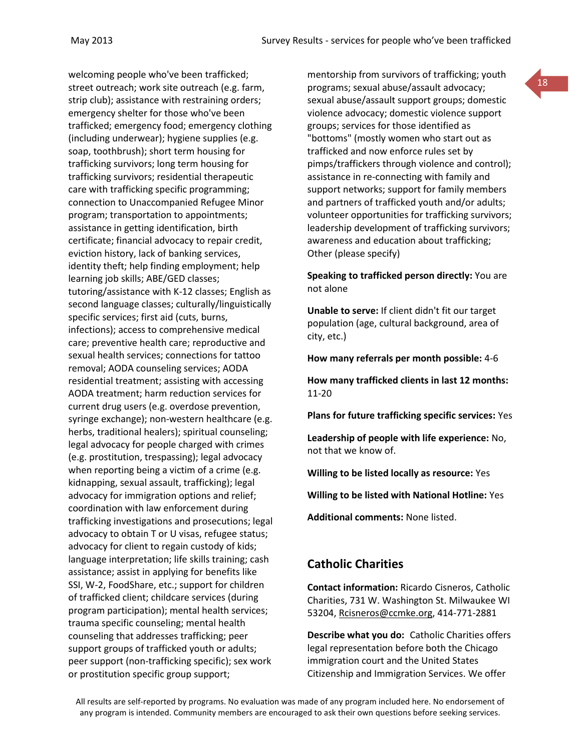welcoming people who've been trafficked; street outreach; work site outreach (e.g. farm, strip club); assistance with restraining orders; emergency shelter for those who've been trafficked; emergency food; emergency clothing (including underwear); hygiene supplies (e.g. soap, toothbrush); short term housing for trafficking survivors; long term housing for trafficking survivors; residential therapeutic care with trafficking specific programming; connection to Unaccompanied Refugee Minor program; transportation to appointments; assistance in getting identification, birth certificate; financial advocacy to repair credit, eviction history, lack of banking services, identity theft; help finding employment; help learning job skills; ABE/GED classes; tutoring/assistance with K-12 classes; English as second language classes; culturally/linguistically specific services; first aid (cuts, burns, infections); access to comprehensive medical care; preventive health care; reproductive and sexual health services; connections for tattoo removal; AODA counseling services; AODA residential treatment; assisting with accessing AODA treatment; harm reduction services for current drug users (e.g. overdose prevention, syringe exchange); non-western healthcare (e.g. herbs, traditional healers); spiritual counseling; legal advocacy for people charged with crimes (e.g. prostitution, trespassing); legal advocacy when reporting being a victim of a crime (e.g. kidnapping, sexual assault, trafficking); legal advocacy for immigration options and relief; coordination with law enforcement during trafficking investigations and prosecutions; legal advocacy to obtain T or U visas, refugee status; advocacy for client to regain custody of kids; language interpretation; life skills training; cash assistance; assist in applying for benefits like SSI, W-2, FoodShare, etc.; support for children of trafficked client; childcare services (during program participation); mental health services; trauma specific counseling; mental health counseling that addresses trafficking; peer support groups of trafficked youth or adults; peer support (non-trafficking specific); sex work or prostitution specific group support; mentorship from survivors of trafficking; youth programs; sexual abuse/assault advocacy; sexual abuse/assault support groups; domestic violence advocacy; domestic violence support groups; services for those identified as "bottoms" (mostly women who start out as trafficked and now enforce rules set by pimps/traffickers through violence and control); assistance in re-connecting with family and support networks; support for family members and partners of trafficked youth and/or adults; volunteer opportunities for trafficking survivors; leadership development of trafficking survivors; awareness and education about trafficking; Other (please specify)

**Speaking to trafficked person directly:** You are not alone

**Unable to serve:** If client didn't fit our target population (age, cultural background, area of city, etc.)

**How many referrals per month possible:** 4-6

**How many trafficked clients in last 12 months:** 11-20

**Plans for future trafficking specific services:** Yes

**Leadership of people with life experience:** No, not that we know of.

**Willing to be listed locally as resource:** Yes

**Willing to be listed with National Hotline:** Yes

**Additional comments:** None listed.

## Catholic Charities

**Contact information:** Ricardo Cisneros, Catholic Charities, 731 W. Washington St. Milwaukee WI 53204, Rcisneros@ccmke.org, 414-771-2881

**Describe what you do:** Catholic Charities offers legal representation before both the Chicago immigration court and the United States Citizenship and Immigration Services. We offer

All results are self-reported by programs. No evaluation was made of any program included here. No endorsement of any program is intended. Community members are encouraged to ask their own questions before seeking services.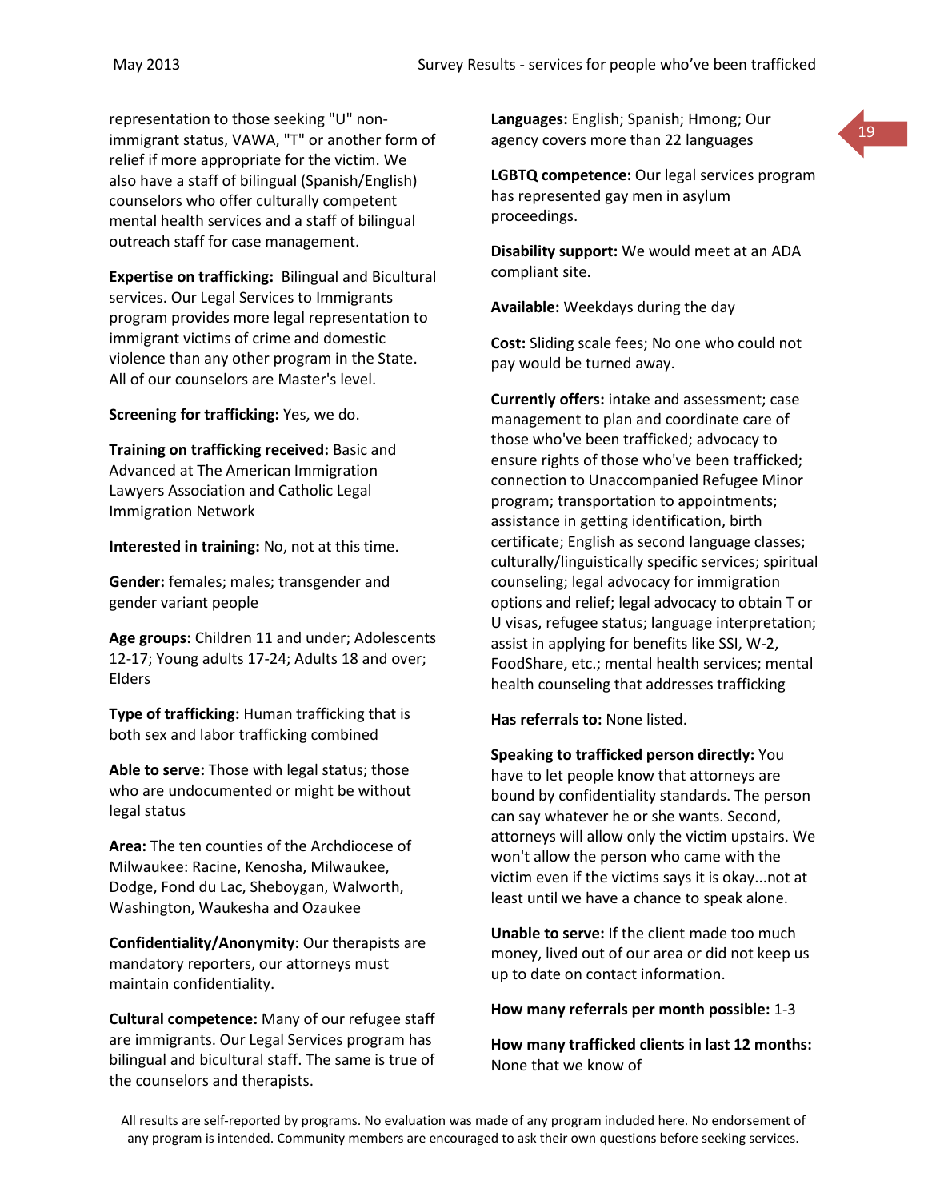representation to those seeking "U" non-immigrant status, VAWA, "T" or another form of relief if more appropriate for the victim. We also have a staff of bilingual (Spanish/English) counselors who offer culturally competent mental health services and a staff of bilingual outreach staff for case management.

**Expertise on trafficking:** Bilingual and Bicultural services. Our Legal Services to Immigrants program provides more legal representation to immigrant victims of crime and domestic violence than any other program in the State. All of our counselors are Master's level.

**Screening for trafficking:** Yes, we do.

**Training on trafficking received:** Basic and Advanced at The American Immigration Lawyers Association and Catholic Legal Immigration Network

**Interested in training:** No, not at this time.

**Gender:** females; males; transgender and gender variant people

**Age groups:** Children 11 and under; Adolescents 12-17; Young adults 17-24; Adults 18 and over; Elders

**Type of trafficking:** Human trafficking that is both sex and labor trafficking combined

**Able to serve:** Those with legal status; those who are undocumented or might be without legal status

**Area:** The ten counties of the Archdiocese of Milwaukee: Racine, Kenosha, Milwaukee, Dodge, Fond du Lac, Sheboygan, Walworth, Washington, Waukesha and Ozaukee

**Confidentiality/Anonymity**: Our therapists are mandatory reporters, our attorneys must maintain confidentiality.

**Cultural competence:** Many of our refugee staff are immigrants. Our Legal Services program has bilingual and bicultural staff. The same is true of the counselors and therapists.

**Languages:** English; Spanish; Hmong; Our agency covers more than 22 languages

**LGBTQ competence:** Our legal services program has represented gay men in asylum proceedings.

**Disability support:** We would meet at an ADA compliant site.

**Available:** Weekdays during the day

**Cost:** Sliding scale fees; No one who could not pay would be turned away.

**Currently offers:** intake and assessment; case management to plan and coordinate care of those who've been trafficked; advocacy to ensure rights of those who've been trafficked; connection to Unaccompanied Refugee Minor program; transportation to appointments; assistance in getting identification, birth certificate; English as second language classes; culturally/linguistically specific services; spiritual counseling; legal advocacy for immigration options and relief; legal advocacy to obtain T or U visas, refugee status; language interpretation; assist in applying for benefits like SSI, W-2, FoodShare, etc.; mental health services; mental health counseling that addresses trafficking

**Has referrals to:** None listed.

**Speaking to trafficked person directly:** You have to let people know that attorneys are bound by confidentiality standards. The person can say whatever he or she wants. Second, attorneys will allow only the victim upstairs. We won't allow the person who came with the victim even if the victims says it is okay...not at least until we have a chance to speak alone.

**Unable to serve:** If the client made too much money, lived out of our area or did not keep us up to date on contact information.

**How many referrals per month possible:** 1-3

**How many trafficked clients in last 12 months:** None that we know of

All results are self-reported by programs. No evaluation was made of any program included here. No endorsement of any program is intended. Community members are encouraged to ask their own questions before seeking services.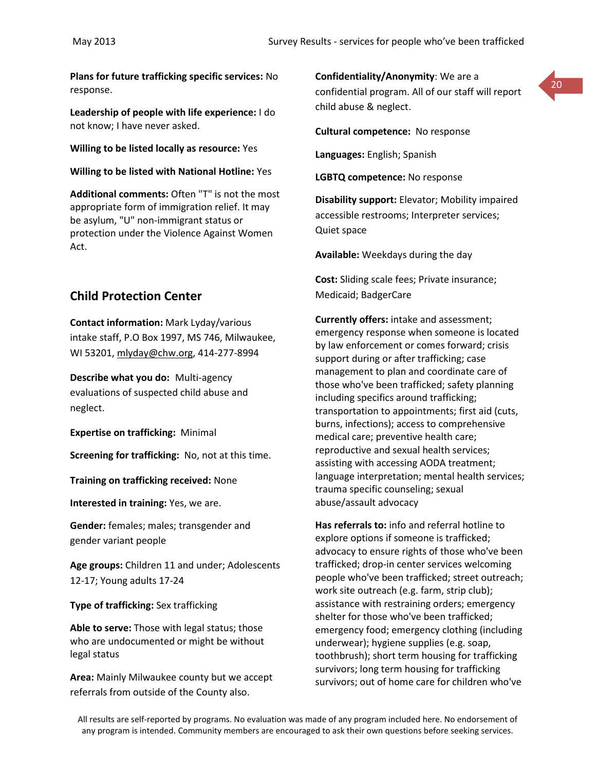**Plans for future trafficking specific services:** No response.

**Leadership of people with life experience:** I do not know; I have never asked.

**Willing to be listed locally as resource:** Yes

**Willing to be listed with National Hotline:** Yes

**Additional comments:** Often "T" is not the most appropriate form of immigration relief. It may be asylum, "U" non-immigrant status or protection under the Violence Against Women Act.

## Child Protection Center

**Contact information:** Mark Lyday/various intake staff, P.O Box 1997, MS 746, Milwaukee, WI 53201, mlyday@chw.org, 414-277-8994

**Describe what you do:** Multi-agency evaluations of suspected child abuse and neglect.

**Expertise on trafficking:** Minimal

**Screening for trafficking:** No, not at this time.

**Training on trafficking received:** None

**Interested in training:** Yes, we are.

**Gender:** females; males; transgender and gender variant people

**Age groups:** Children 11 and under; Adolescents 12-17; Young adults 17-24

**Type of trafficking:** Sex trafficking

**Able to serve:** Those with legal status; those who are undocumented or might be without legal status

**Area:** Mainly Milwaukee county but we accept referrals from outside of the County also.

**Confidentiality/Anonymity**: We are a confidential program. All of our staff will report child abuse & neglect.

**Cultural competence:** No response

**Languages:** English; Spanish

**LGBTQ competence:** No response

**Disability support:** Elevator; Mobility impaired accessible restrooms; Interpreter services; Quiet space

**Available:** Weekdays during the day

**Cost:** Sliding scale fees; Private insurance; Medicaid; BadgerCare

**Currently offers:** intake and assessment; emergency response when someone is located by law enforcement or comes forward; crisis support during or after trafficking; case management to plan and coordinate care of those who've been trafficked; safety planning including specifics around trafficking; transportation to appointments; first aid (cuts, burns, infections); access to comprehensive medical care; preventive health care; reproductive and sexual health services; assisting with accessing AODA treatment; language interpretation; mental health services; trauma specific counseling; sexual abuse/assault advocacy

**Has referrals to:** info and referral hotline to explore options if someone is trafficked; advocacy to ensure rights of those who've been trafficked; drop-in center services welcoming people who've been trafficked; street outreach; work site outreach (e.g. farm, strip club); assistance with restraining orders; emergency shelter for those who've been trafficked; emergency food; emergency clothing (including underwear); hygiene supplies (e.g. soap, toothbrush); short term housing for trafficking survivors; long term housing for trafficking survivors; out of home care for children who've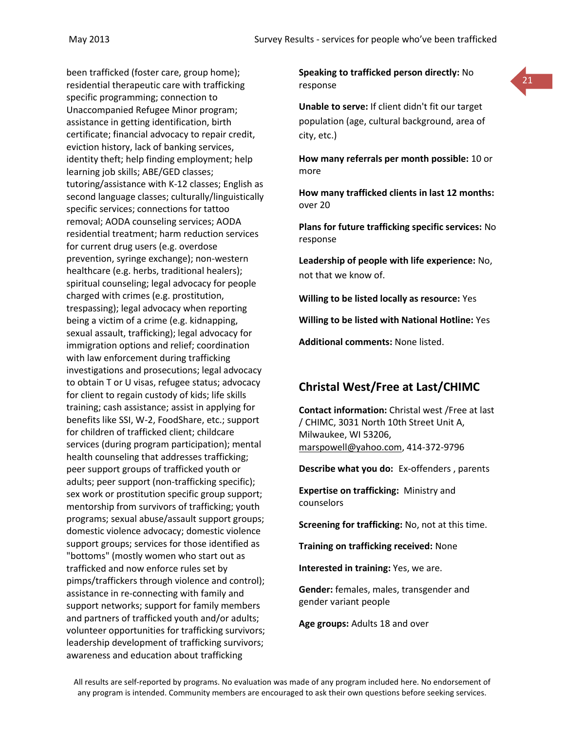been trafficked (foster care, group home); residential therapeutic care with trafficking specific programming; connection to Unaccompanied Refugee Minor program; assistance in getting identification, birth certificate; financial advocacy to repair credit, eviction history, lack of banking services, identity theft; help finding employment; help learning job skills; ABE/GED classes; tutoring/assistance with K-12 classes; English as second language classes; culturally/linguistically specific services; connections for tattoo removal; AODA counseling services; AODA residential treatment; harm reduction services for current drug users (e.g. overdose prevention, syringe exchange); non-western healthcare (e.g. herbs, traditional healers); spiritual counseling; legal advocacy for people charged with crimes (e.g. prostitution, trespassing); legal advocacy when reporting being a victim of a crime (e.g. kidnapping, sexual assault, trafficking); legal advocacy for immigration options and relief; coordination with law enforcement during trafficking investigations and prosecutions; legal advocacy to obtain T or U visas, refugee status; advocacy for client to regain custody of kids; life skills training; cash assistance; assist in applying for benefits like SSI, W-2, FoodShare, etc.; support for children of trafficked client; childcare services (during program participation); mental health counseling that addresses trafficking; peer support groups of trafficked youth or adults; peer support (non-trafficking specific); sex work or prostitution specific group support; mentorship from survivors of trafficking; youth programs; sexual abuse/assault support groups; domestic violence advocacy; domestic violence support groups; services for those identified as "bottoms" (mostly women who start out as trafficked and now enforce rules set by pimps/traffickers through violence and control); assistance in re-connecting with family and support networks; support for family members and partners of trafficked youth and/or adults; volunteer opportunities for trafficking survivors; leadership development of trafficking survivors; awareness and education about trafficking

**Speaking to trafficked person directly:** No response

**Unable to serve:** If client didn't fit our target population (age, cultural background, area of city, etc.)

**How many referrals per month possible:** 10 or more

**How many trafficked clients in last 12 months:** over 20

**Plans for future trafficking specific services:** No response

**Leadership of people with life experience:** No, not that we know of.

**Willing to be listed locally as resource:** Yes

**Willing to be listed with National Hotline:** Yes

**Additional comments:** None listed.

## Christal West/Free at Last/CHIMC

**Contact information:** Christal west /Free at last / CHIMC, 3031 North 10th Street Unit A, Milwaukee, WI 53206, marspowell@yahoo.com, 414-372-9796

**Describe what you do:** Ex-offenders , parents

**Expertise on trafficking:** Ministry and counselors

**Screening for trafficking:** No, not at this time.

**Training on trafficking received:** None

**Interested in training:** Yes, we are.

**Gender:** females, males, transgender and gender variant people

**Age groups:** Adults 18 and over

All results are self-reported by programs. No evaluation was made of any program included here. No endorsement of any program is intended. Community members are encouraged to ask their own questions before seeking services.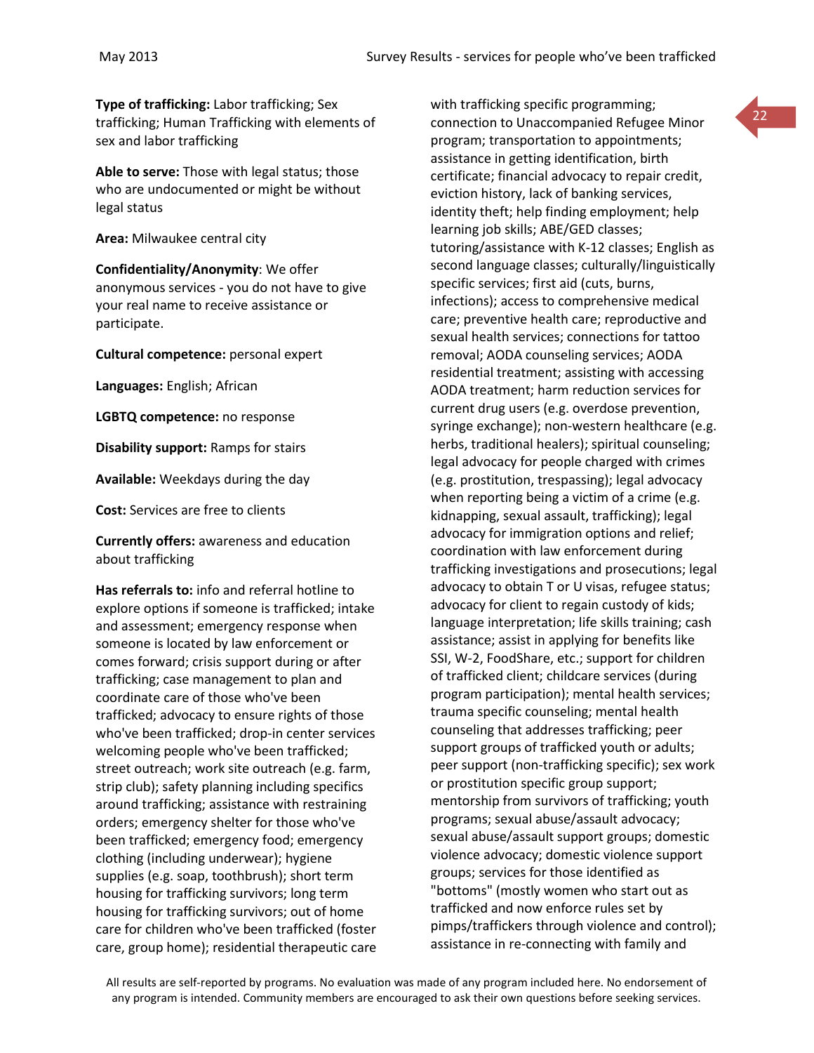**Type of trafficking:** Labor trafficking; Sex trafficking; Human Trafficking with elements of sex and labor trafficking

**Able to serve:** Those with legal status; those who are undocumented or might be without legal status

**Area:** Milwaukee central city

**Confidentiality/Anonymity**: We offer anonymous services - you do not have to give your real name to receive assistance or participate.

**Cultural competence:** personal expert

**Languages:** English; African

**LGBTQ competence:** no response

**Disability support:** Ramps for stairs

**Available:** Weekdays during the day

**Cost:** Services are free to clients

**Currently offers:** awareness and education about trafficking

**Has referrals to:** info and referral hotline to explore options if someone is trafficked; intake and assessment; emergency response when someone is located by law enforcement or comes forward; crisis support during or after trafficking; case management to plan and coordinate care of those who've been trafficked; advocacy to ensure rights of those who've been trafficked; drop-in center services welcoming people who've been trafficked; street outreach; work site outreach (e.g. farm, strip club); safety planning including specifics around trafficking; assistance with restraining orders; emergency shelter for those who've been trafficked; emergency food; emergency clothing (including underwear); hygiene supplies (e.g. soap, toothbrush); short term housing for trafficking survivors; long term housing for trafficking survivors; out of home care for children who've been trafficked (foster care, group home); residential therapeutic care with trafficking specific programming; connection to Unaccompanied Refugee Minor program; transportation to appointments; assistance in getting identification, birth certificate; financial advocacy to repair credit, eviction history, lack of banking services, identity theft; help finding employment; help learning job skills; ABE/GED classes; tutoring/assistance with K-12 classes; English as second language classes; culturally/linguistically specific services; first aid (cuts, burns, infections); access to comprehensive medical care; preventive health care; reproductive and sexual health services; connections for tattoo removal; AODA counseling services; AODA residential treatment; assisting with accessing AODA treatment; harm reduction services for current drug users (e.g. overdose prevention, syringe exchange); non-western healthcare (e.g. herbs, traditional healers); spiritual counseling; legal advocacy for people charged with crimes (e.g. prostitution, trespassing); legal advocacy when reporting being a victim of a crime (e.g. kidnapping, sexual assault, trafficking); legal advocacy for immigration options and relief; coordination with law enforcement during trafficking investigations and prosecutions; legal advocacy to obtain T or U visas, refugee status; advocacy for client to regain custody of kids; language interpretation; life skills training; cash assistance; assist in applying for benefits like SSI, W-2, FoodShare, etc.; support for children of trafficked client; childcare services (during program participation); mental health services; trauma specific counseling; mental health counseling that addresses trafficking; peer support groups of trafficked youth or adults; peer support (non-trafficking specific); sex work or prostitution specific group support; mentorship from survivors of trafficking; youth programs; sexual abuse/assault advocacy; sexual abuse/assault support groups; domestic violence advocacy; domestic violence support groups; services for those identified as "bottoms" (mostly women who start out as trafficked and now enforce rules set by pimps/traffickers through violence and control); assistance in re-connecting with family and

All results are self-reported by programs. No evaluation was made of any program included here. No endorsement of any program is intended. Community members are encouraged to ask their own questions before seeking services.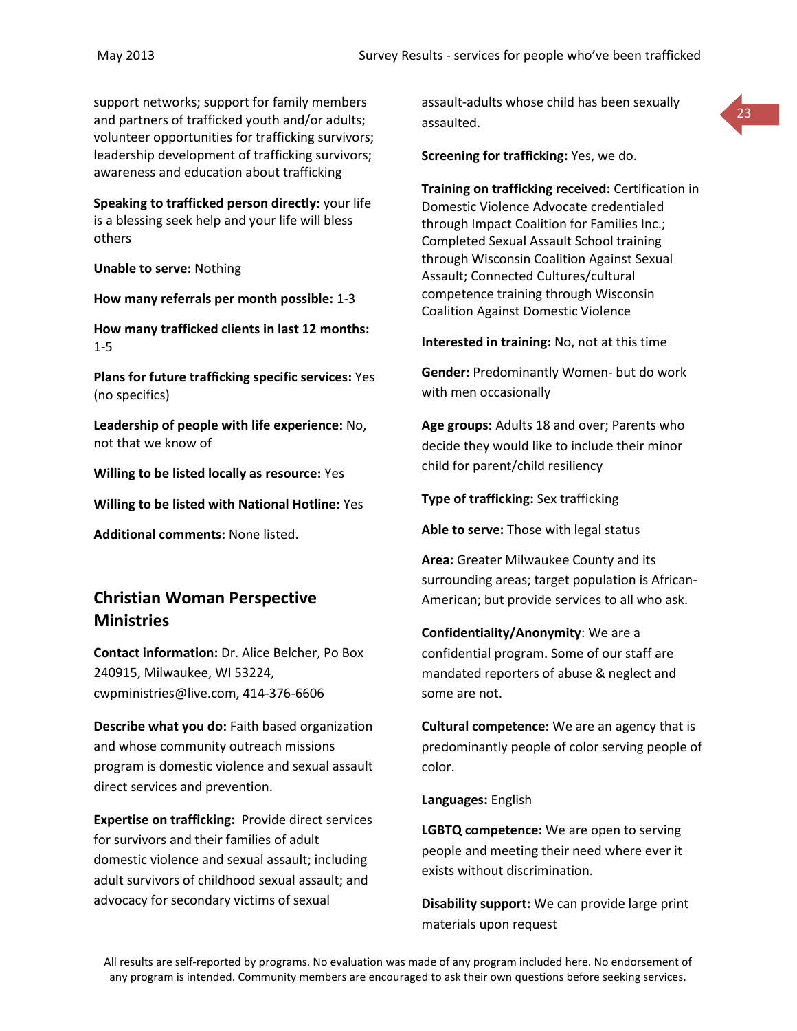support networks; support for family members and partners of trafficked youth and/or adults; volunteer opportunities for trafficking survivors; leadership development of trafficking survivors; awareness and education about trafficking

**Speaking to trafficked person directly:** your life is a blessing seek help and your life will bless others

**Unable to serve:** Nothing

**How many referrals per month possible:** 1-3

**How many trafficked clients in last 12 months:** 1-5

**Plans for future trafficking specific services:** Yes (no specifics)

**Leadership of people with life experience:** No, not that we know of

**Willing to be listed locally as resource:** Yes

**Willing to be listed with National Hotline:** Yes

**Additional comments:** None listed.

## Christian Woman Perspective Ministries

**Contact information:** Dr. Alice Belcher, Po Box 240915, Milwaukee, WI 53224, cwpministries@live.com, 414-376-6606

**Describe what you do:** Faith based organization and whose community outreach missions program is domestic violence and sexual assault direct services and prevention.

**Expertise on trafficking:** Provide direct services for survivors and their families of adult domestic violence and sexual assault; including adult survivors of childhood sexual assault; and advocacy for secondary victims of sexual assault-adults whose child has been sexually assaulted.

**Screening for trafficking:** Yes, we do.

**Training on trafficking received:** Certification in Domestic Violence Advocate credentialed through Impact Coalition for Families Inc.; Completed Sexual Assault School training through Wisconsin Coalition Against Sexual Assault; Connected Cultures/cultural competence training through Wisconsin Coalition Against Domestic Violence

**Interested in training:** No, not at this time

**Gender:** Predominantly Women- but do work with men occasionally

**Age groups:** Adults 18 and over; Parents who decide they would like to include their minor child for parent/child resiliency

**Type of trafficking:** Sex trafficking

**Able to serve:** Those with legal status

**Area:** Greater Milwaukee County and its surrounding areas; target population is African-American; but provide services to all who ask.

**Confidentiality/Anonymity**: We are a confidential program. Some of our staff are mandated reporters of abuse & neglect and some are not.

**Cultural competence:** We are an agency that is predominantly people of color serving people of color.

**Languages:** English

**LGBTQ competence:** We are open to serving people and meeting their need where ever it exists without discrimination.

**Disability support:** We can provide large print materials upon request

All results are self-reported by programs. No evaluation was made of any program included here. No endorsement of any program is intended. Community members are encouraged to ask their own questions before seeking services.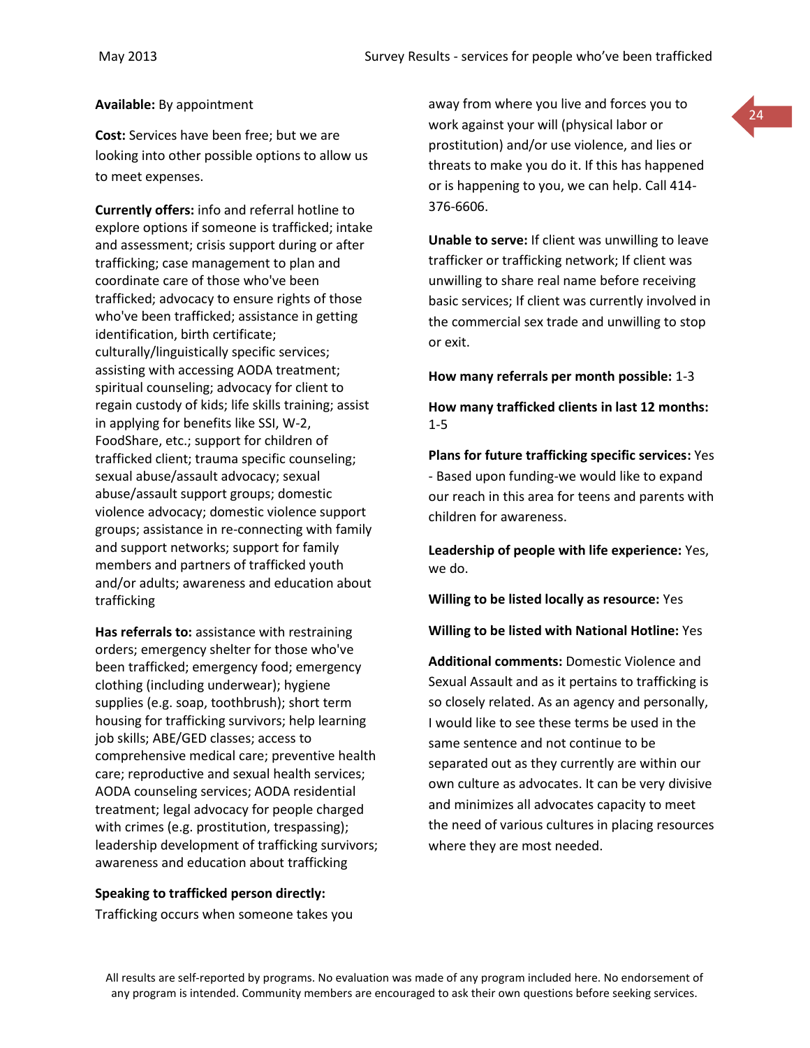**Available:** By appointment

**Cost:** Services have been free; but we are looking into other possible options to allow us to meet expenses.

**Currently offers:** info and referral hotline to explore options if someone is trafficked; intake and assessment; crisis support during or after trafficking; case management to plan and coordinate care of those who've been trafficked; advocacy to ensure rights of those who've been trafficked; assistance in getting identification, birth certificate; culturally/linguistically specific services; assisting with accessing AODA treatment; spiritual counseling; advocacy for client to regain custody of kids; life skills training; assist in applying for benefits like SSI, W-2, FoodShare, etc.; support for children of trafficked client; trauma specific counseling; sexual abuse/assault advocacy; sexual abuse/assault support groups; domestic violence advocacy; domestic violence support groups; assistance in re-connecting with family and support networks; support for family members and partners of trafficked youth and/or adults; awareness and education about trafficking

**Has referrals to:** assistance with restraining orders; emergency shelter for those who've been trafficked; emergency food; emergency clothing (including underwear); hygiene supplies (e.g. soap, toothbrush); short term housing for trafficking survivors; help learning job skills; ABE/GED classes; access to comprehensive medical care; preventive health care; reproductive and sexual health services; AODA counseling services; AODA residential treatment; legal advocacy for people charged with crimes (e.g. prostitution, trespassing); leadership development of trafficking survivors; awareness and education about trafficking

**Speaking to trafficked person directly:** Trafficking occurs when someone takes you away from where you live and forces you to work against your will (physical labor or prostitution) and/or use violence, and lies or threats to make you do it. If this has happened or is happening to you, we can help. Call 414-376-6606.

**Unable to serve:** If client was unwilling to leave trafficker or trafficking network; If client was unwilling to share real name before receiving basic services; If client was currently involved in the commercial sex trade and unwilling to stop or exit.

**How many referrals per month possible:** 1-3

**How many trafficked clients in last 12 months:** 1-5

**Plans for future trafficking specific services:** Yes - Based upon funding-we would like to expand our reach in this area for teens and parents with children for awareness.

**Leadership of people with life experience:** Yes, we do.

**Willing to be listed locally as resource:** Yes

**Willing to be listed with National Hotline:** Yes

**Additional comments:** Domestic Violence and Sexual Assault and as it pertains to trafficking is so closely related. As an agency and personally, I would like to see these terms be used in the same sentence and not continue to be separated out as they currently are within our own culture as advocates. It can be very divisive and minimizes all advocates capacity to meet the need of various cultures in placing resources where they are most needed.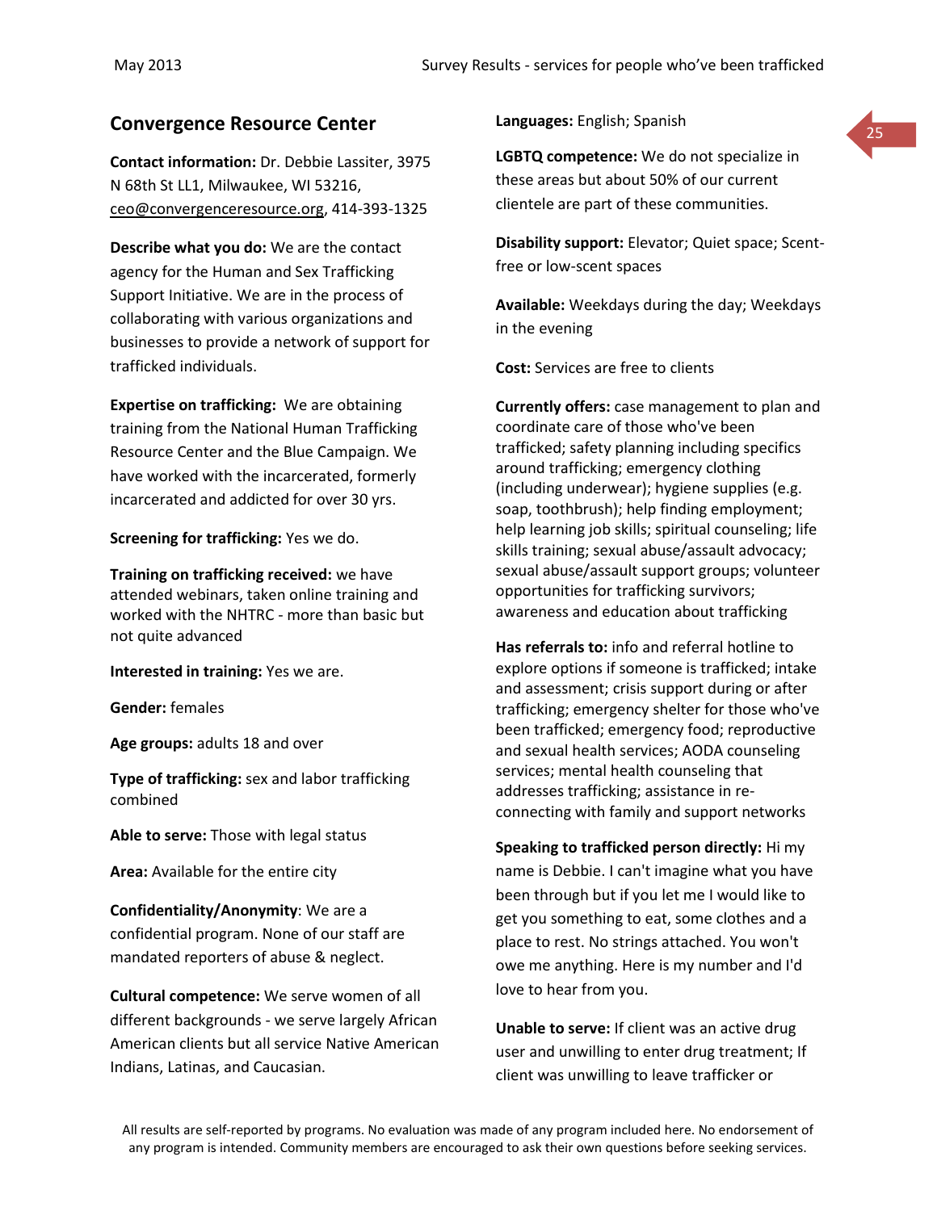## Convergence Resource Center

**Contact information:** Dr. Debbie Lassiter, 3975 N 68th St LL1, Milwaukee, WI 53216, ceo@convergenceresource.org, 414-393-1325

**Describe what you do:** We are the contact agency for the Human and Sex Trafficking Support Initiative. We are in the process of collaborating with various organizations and businesses to provide a network of support for trafficked individuals.

**Expertise on trafficking:** We are obtaining training from the National Human Trafficking Resource Center and the Blue Campaign. We have worked with the incarcerated, formerly incarcerated and addicted for over 30 yrs.

**Screening for trafficking:** Yes we do.

**Training on trafficking received:** we have attended webinars, taken online training and worked with the NHTRC - more than basic but not quite advanced

**Interested in training:** Yes we are.

**Gender:** females

**Age groups:** adults 18 and over

**Type of trafficking:** sex and labor trafficking combined

**Able to serve:** Those with legal status

**Area:** Available for the entire city

**Confidentiality/Anonymity**: We are a confidential program. None of our staff are mandated reporters of abuse & neglect.

**Cultural competence:** We serve women of all different backgrounds - we serve largely African American clients but all service Native American Indians, Latinas, and Caucasian.

**Languages:** English; Spanish

**LGBTQ competence:** We do not specialize in these areas but about 50% of our current clientele are part of these communities.

**Disability support:** Elevator; Quiet space; Scent-free or low-scent spaces

**Available:** Weekdays during the day; Weekdays in the evening

**Cost:** Services are free to clients

**Currently offers:** case management to plan and coordinate care of those who've been trafficked; safety planning including specifics around trafficking; emergency clothing (including underwear); hygiene supplies (e.g. soap, toothbrush); help finding employment; help learning job skills; spiritual counseling; life skills training; sexual abuse/assault advocacy; sexual abuse/assault support groups; volunteer opportunities for trafficking survivors; awareness and education about trafficking

**Has referrals to:** info and referral hotline to explore options if someone is trafficked; intake and assessment; crisis support during or after trafficking; emergency shelter for those who've been trafficked; emergency food; reproductive and sexual health services; AODA counseling services; mental health counseling that addresses trafficking; assistance in re-connecting with family and support networks

**Speaking to trafficked person directly:** Hi my name is Debbie. I can't imagine what you have been through but if you let me I would like to get you something to eat, some clothes and a place to rest. No strings attached. You won't owe me anything. Here is my number and I'd love to hear from you.

**Unable to serve:** If client was an active drug user and unwilling to enter drug treatment; If client was unwilling to leave trafficker or

All results are self-reported by programs. No evaluation was made of any program included here. No endorsement of any program is intended. Community members are encouraged to ask their own questions before seeking services.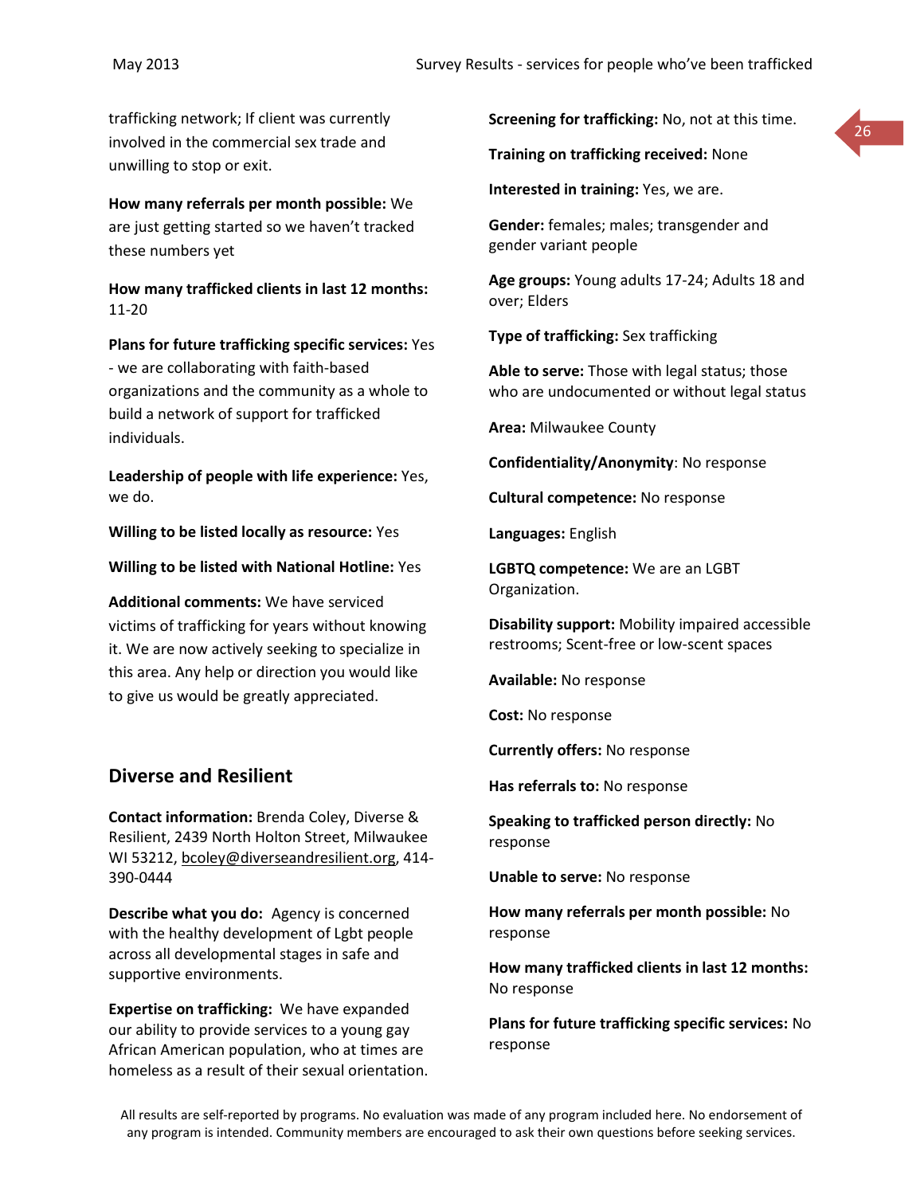trafficking network; If client was currently involved in the commercial sex trade and unwilling to stop or exit.

**How many referrals per month possible:** We are just getting started so we haven't tracked these numbers yet

**How many trafficked clients in last 12 months:** 11-20

**Plans for future trafficking specific services:** Yes - we are collaborating with faith-based organizations and the community as a whole to build a network of support for trafficked individuals.

**Leadership of people with life experience:** Yes, we do.

**Willing to be listed locally as resource:** Yes

**Willing to be listed with National Hotline:** Yes

**Additional comments:** We have serviced victims of trafficking for years without knowing it. We are now actively seeking to specialize in this area. Any help or direction you would like to give us would be greatly appreciated.

## Diverse and Resilient

**Contact information:** Brenda Coley, Diverse & Resilient, 2439 North Holton Street, Milwaukee WI 53212, bcoley@diverseandresilient.org, 414-390-0444

**Describe what you do:** Agency is concerned with the healthy development of Lgbt people across all developmental stages in safe and supportive environments.

**Expertise on trafficking:** We have expanded our ability to provide services to a young gay African American population, who at times are homeless as a result of their sexual orientation.

**Screening for trafficking:** No, not at this time.

**Training on trafficking received:** None

**Interested in training:** Yes, we are.

**Gender:** females; males; transgender and gender variant people

**Age groups:** Young adults 17-24; Adults 18 and over; Elders

**Type of trafficking:** Sex trafficking

**Able to serve:** Those with legal status; those who are undocumented or without legal status

**Area:** Milwaukee County

**Confidentiality/Anonymity**: No response

**Cultural competence:** No response

**Languages:** English

**LGBTQ competence:** We are an LGBT Organization.

**Disability support:** Mobility impaired accessible restrooms; Scent-free or low-scent spaces

**Available:** No response

**Cost:** No response

**Currently offers:** No response

**Has referrals to:** No response

**Speaking to trafficked person directly:** No response

**Unable to serve:** No response

**How many referrals per month possible:** No response

**How many trafficked clients in last 12 months:** No response

**Plans for future trafficking specific services:** No response

All results are self-reported by programs. No evaluation was made of any program included here. No endorsement of any program is intended. Community members are encouraged to ask their own questions before seeking services.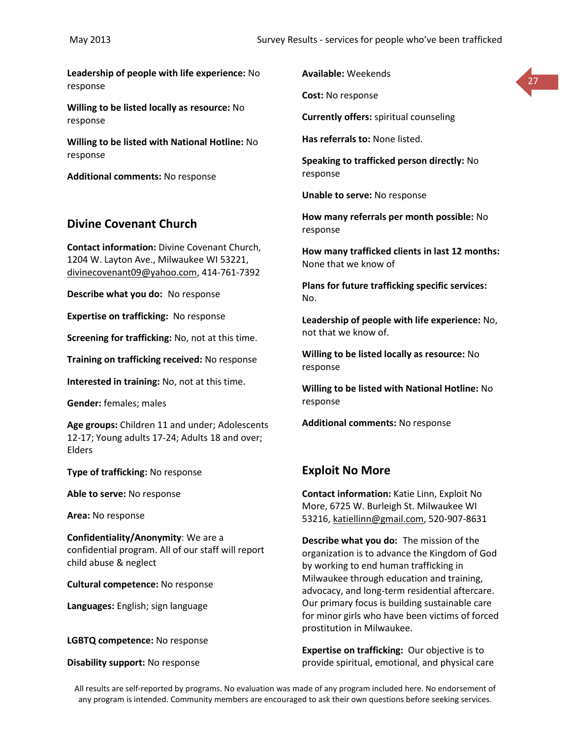**Leadership of people with life experience:** No response

**Willing to be listed locally as resource:** No response

**Willing to be listed with National Hotline:** No response

**Additional comments:** No response

## Divine Covenant Church

**Contact information:** Divine Covenant Church, 1204 W. Layton Ave., Milwaukee WI 53221, divinecovenant09@yahoo.com, 414-761-7392

**Describe what you do:** No response

**Expertise on trafficking:** No response

**Screening for trafficking:** No, not at this time.

**Training on trafficking received:** No response

**Interested in training:** No, not at this time.

**Gender:** females; males

**Age groups:** Children 11 and under; Adolescents 12-17; Young adults 17-24; Adults 18 and over; Elders

**Type of trafficking:** No response

**Able to serve:** No response

**Area:** No response

**Confidentiality/Anonymity**: We are a confidential program. All of our staff will report child abuse & neglect

**Cultural competence:** No response

**Languages:** English; sign language

**LGBTQ competence:** No response

**Disability support:** No response

**Available:** Weekends

**Cost:** No response

**Currently offers:** spiritual counseling

**Has referrals to:** None listed.

**Speaking to trafficked person directly:** No response

**Unable to serve:** No response

**How many referrals per month possible:** No response

**How many trafficked clients in last 12 months:** None that we know of

**Plans for future trafficking specific services:** No.

**Leadership of people with life experience:** No, not that we know of.

**Willing to be listed locally as resource:** No response

**Willing to be listed with National Hotline:** No response

**Additional comments:** No response

## Exploit No More

**Contact information:** Katie Linn, Exploit No More, 6725 W. Burleigh St. Milwaukee WI 53216, katiellinn@gmail.com, 520-907-8631

**Describe what you do:** The mission of the organization is to advance the Kingdom of God by working to end human trafficking in Milwaukee through education and training, advocacy, and long-term residential aftercare. Our primary focus is building sustainable care for minor girls who have been victims of forced prostitution in Milwaukee.

**Expertise on trafficking:** Our objective is to provide spiritual, emotional, and physical care

All results are self-reported by programs. No evaluation was made of any program included here. No endorsement of any program is intended. Community members are encouraged to ask their own questions before seeking services.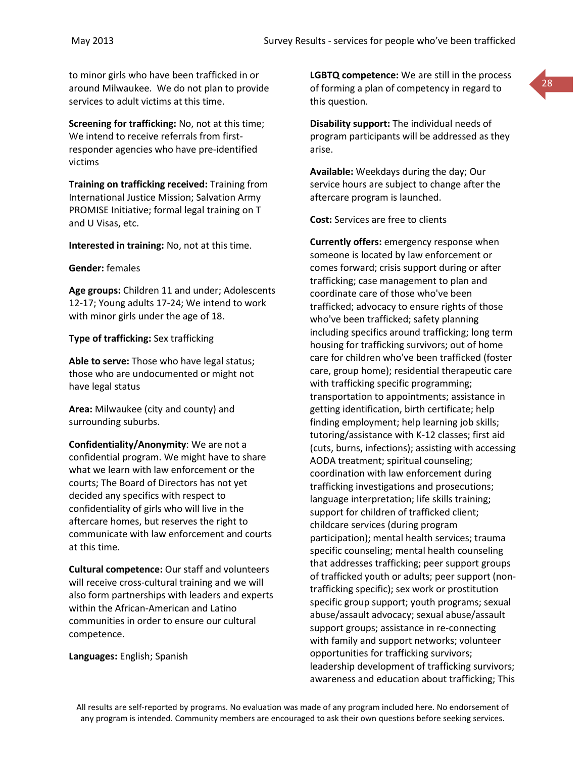to minor girls who have been trafficked in or around Milwaukee. We do not plan to provide services to adult victims at this time.

**Screening for trafficking:** No, not at this time; We intend to receive referrals from first-responder agencies who have pre-identified victims

**Training on trafficking received:** Training from International Justice Mission; Salvation Army PROMISE Initiative; formal legal training on T and U Visas, etc.

**Interested in training:** No, not at this time.

**Gender:** females

**Age groups:** Children 11 and under; Adolescents 12-17; Young adults 17-24; We intend to work with minor girls under the age of 18.

**Type of trafficking:** Sex trafficking

**Able to serve:** Those who have legal status; those who are undocumented or might not have legal status

**Area:** Milwaukee (city and county) and surrounding suburbs.

**Confidentiality/Anonymity**: We are not a confidential program. We might have to share what we learn with law enforcement or the courts; The Board of Directors has not yet decided any specifics with respect to confidentiality of girls who will live in the aftercare homes, but reserves the right to communicate with law enforcement and courts at this time.

**Cultural competence:** Our staff and volunteers will receive cross-cultural training and we will also form partnerships with leaders and experts within the African-American and Latino communities in order to ensure our cultural competence.

**Languages:** English; Spanish

**LGBTQ competence:** We are still in the process of forming a plan of competency in regard to this question.

**Disability support:** The individual needs of program participants will be addressed as they arise.

**Available:** Weekdays during the day; Our service hours are subject to change after the aftercare program is launched.

**Cost:** Services are free to clients

**Currently offers:** emergency response when someone is located by law enforcement or comes forward; crisis support during or after trafficking; case management to plan and coordinate care of those who've been trafficked; advocacy to ensure rights of those who've been trafficked; safety planning including specifics around trafficking; long term housing for trafficking survivors; out of home care for children who've been trafficked (foster care, group home); residential therapeutic care with trafficking specific programming; transportation to appointments; assistance in getting identification, birth certificate; help finding employment; help learning job skills; tutoring/assistance with K-12 classes; first aid (cuts, burns, infections); assisting with accessing AODA treatment; spiritual counseling; coordination with law enforcement during trafficking investigations and prosecutions; language interpretation; life skills training; support for children of trafficked client; childcare services (during program participation); mental health services; trauma specific counseling; mental health counseling that addresses trafficking; peer support groups of trafficked youth or adults; peer support (non-trafficking specific); sex work or prostitution specific group support; youth programs; sexual abuse/assault advocacy; sexual abuse/assault support groups; assistance in re-connecting with family and support networks; volunteer opportunities for trafficking survivors; leadership development of trafficking survivors; awareness and education about trafficking; This

All results are self-reported by programs. No evaluation was made of any program included here. No endorsement of any program is intended. Community members are encouraged to ask their own questions before seeking services.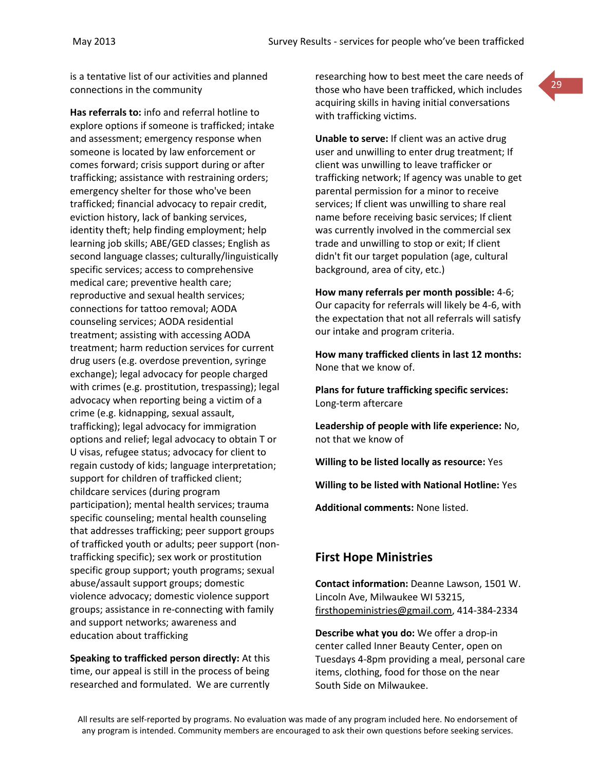is a tentative list of our activities and planned connections in the community

**Has referrals to:** info and referral hotline to explore options if someone is trafficked; intake and assessment; emergency response when someone is located by law enforcement or comes forward; crisis support during or after trafficking; assistance with restraining orders; emergency shelter for those who've been trafficked; financial advocacy to repair credit, eviction history, lack of banking services, identity theft; help finding employment; help learning job skills; ABE/GED classes; English as second language classes; culturally/linguistically specific services; access to comprehensive medical care; preventive health care; reproductive and sexual health services; connections for tattoo removal; AODA counseling services; AODA residential treatment; assisting with accessing AODA treatment; harm reduction services for current drug users (e.g. overdose prevention, syringe exchange); legal advocacy for people charged with crimes (e.g. prostitution, trespassing); legal advocacy when reporting being a victim of a crime (e.g. kidnapping, sexual assault, trafficking); legal advocacy for immigration options and relief; legal advocacy to obtain T or U visas, refugee status; advocacy for client to regain custody of kids; language interpretation; support for children of trafficked client; childcare services (during program participation); mental health services; trauma specific counseling; mental health counseling that addresses trafficking; peer support groups of trafficked youth or adults; peer support (non-trafficking specific); sex work or prostitution specific group support; youth programs; sexual abuse/assault support groups; domestic violence advocacy; domestic violence support groups; assistance in re-connecting with family and support networks; awareness and education about trafficking

**Speaking to trafficked person directly:** At this time, our appeal is still in the process of being researched and formulated. We are currently researching how to best meet the care needs of those who have been trafficked, which includes acquiring skills in having initial conversations with trafficking victims.

**Unable to serve:** If client was an active drug user and unwilling to enter drug treatment; If client was unwilling to leave trafficker or trafficking network; If agency was unable to get parental permission for a minor to receive services; If client was unwilling to share real name before receiving basic services; If client was currently involved in the commercial sex trade and unwilling to stop or exit; If client didn't fit our target population (age, cultural background, area of city, etc.)

**How many referrals per month possible:** 4-6; Our capacity for referrals will likely be 4-6, with the expectation that not all referrals will satisfy our intake and program criteria.

**How many trafficked clients in last 12 months:** None that we know of.

**Plans for future trafficking specific services:** Long-term aftercare

**Leadership of people with life experience:** No, not that we know of

**Willing to be listed locally as resource:** Yes

**Willing to be listed with National Hotline:** Yes

**Additional comments:** None listed.

## First Hope Ministries

**Contact information:** Deanne Lawson, 1501 W. Lincoln Ave, Milwaukee WI 53215, firsthopeministries@gmail.com, 414-384-2334

**Describe what you do:** We offer a drop-in center called Inner Beauty Center, open on Tuesdays 4-8pm providing a meal, personal care items, clothing, food for those on the near South Side on Milwaukee.

All results are self-reported by programs. No evaluation was made of any program included here. No endorsement of any program is intended. Community members are encouraged to ask their own questions before seeking services.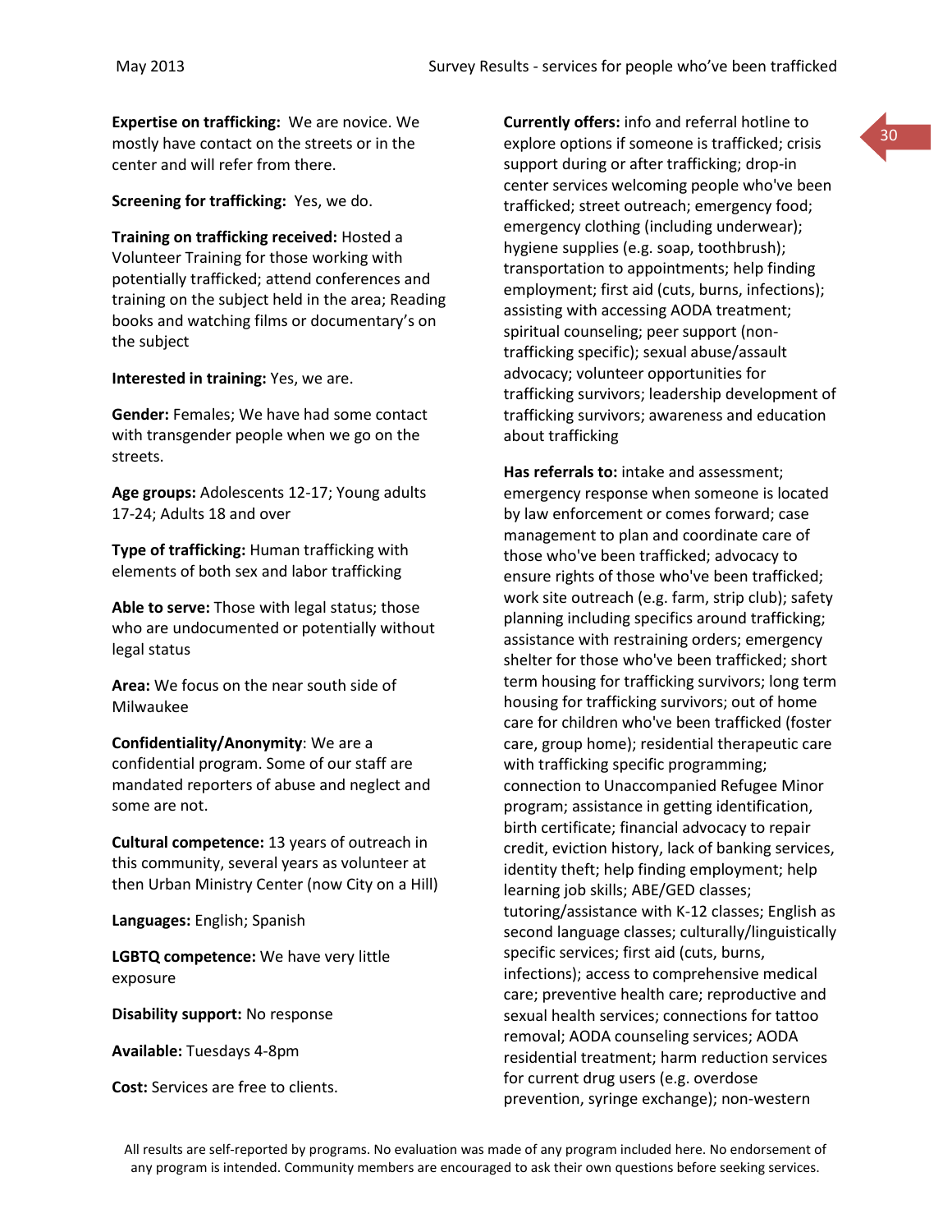**Expertise on trafficking:** We are novice. We mostly have contact on the streets or in the center and will refer from there.

**Screening for trafficking:** Yes, we do.

**Training on trafficking received:** Hosted a Volunteer Training for those working with potentially trafficked; attend conferences and training on the subject held in the area; Reading books and watching films or documentary's on the subject

**Interested in training:** Yes, we are.

**Gender:** Females; We have had some contact with transgender people when we go on the streets.

**Age groups:** Adolescents 12-17; Young adults 17-24; Adults 18 and over

**Type of trafficking:** Human trafficking with elements of both sex and labor trafficking

**Able to serve:** Those with legal status; those who are undocumented or potentially without legal status

**Area:** We focus on the near south side of Milwaukee

**Confidentiality/Anonymity**: We are a confidential program. Some of our staff are mandated reporters of abuse and neglect and some are not.

**Cultural competence:** 13 years of outreach in this community, several years as volunteer at then Urban Ministry Center (now City on a Hill)

**Languages:** English; Spanish

**LGBTQ competence:** We have very little exposure

**Disability support:** No response

**Available:** Tuesdays 4-8pm

**Cost:** Services are free to clients.

**Currently offers:** info and referral hotline to explore options if someone is trafficked; crisis support during or after trafficking; drop-in center services welcoming people who've been trafficked; street outreach; emergency food; emergency clothing (including underwear); hygiene supplies (e.g. soap, toothbrush); transportation to appointments; help finding employment; first aid (cuts, burns, infections); assisting with accessing AODA treatment; spiritual counseling; peer support (non-trafficking specific); sexual abuse/assault advocacy; volunteer opportunities for trafficking survivors; leadership development of trafficking survivors; awareness and education about trafficking

**Has referrals to:** intake and assessment; emergency response when someone is located by law enforcement or comes forward; case management to plan and coordinate care of those who've been trafficked; advocacy to ensure rights of those who've been trafficked; work site outreach (e.g. farm, strip club); safety planning including specifics around trafficking; assistance with restraining orders; emergency shelter for those who've been trafficked; short term housing for trafficking survivors; long term housing for trafficking survivors; out of home care for children who've been trafficked (foster care, group home); residential therapeutic care with trafficking specific programming; connection to Unaccompanied Refugee Minor program; assistance in getting identification, birth certificate; financial advocacy to repair credit, eviction history, lack of banking services, identity theft; help finding employment; help learning job skills; ABE/GED classes; tutoring/assistance with K-12 classes; English as second language classes; culturally/linguistically specific services; first aid (cuts, burns, infections); access to comprehensive medical care; preventive health care; reproductive and sexual health services; connections for tattoo removal; AODA counseling services; AODA residential treatment; harm reduction services for current drug users (e.g. overdose prevention, syringe exchange); non-western

All results are self-reported by programs. No evaluation was made of any program included here. No endorsement of any program is intended. Community members are encouraged to ask their own questions before seeking services.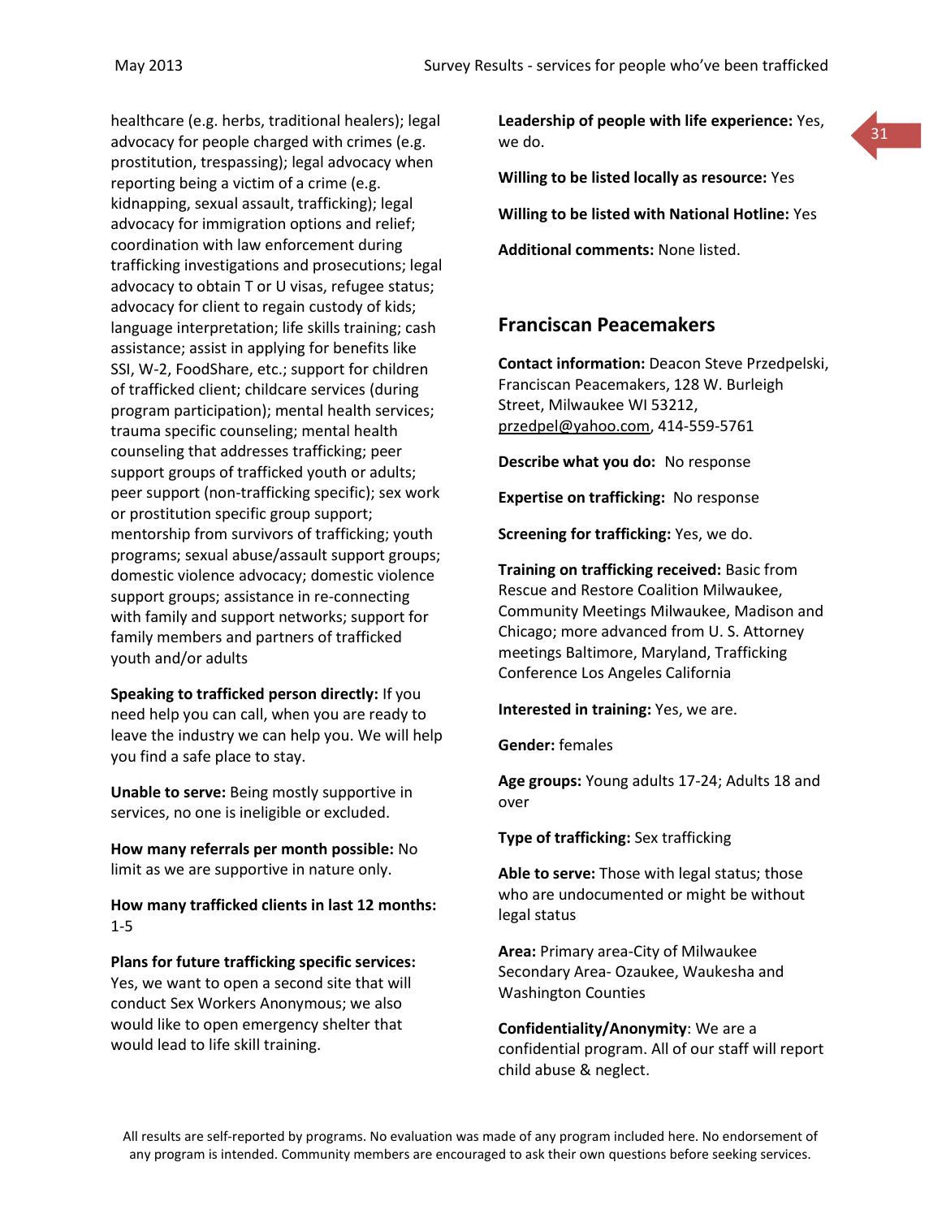healthcare (e.g. herbs, traditional healers); legal advocacy for people charged with crimes (e.g. prostitution, trespassing); legal advocacy when reporting being a victim of a crime (e.g. kidnapping, sexual assault, trafficking); legal advocacy for immigration options and relief; coordination with law enforcement during trafficking investigations and prosecutions; legal advocacy to obtain T or U visas, refugee status; advocacy for client to regain custody of kids; language interpretation; life skills training; cash assistance; assist in applying for benefits like SSI, W-2, FoodShare, etc.; support for children of trafficked client; childcare services (during program participation); mental health services; trauma specific counseling; mental health counseling that addresses trafficking; peer support groups of trafficked youth or adults; peer support (non-trafficking specific); sex work or prostitution specific group support; mentorship from survivors of trafficking; youth programs; sexual abuse/assault support groups; domestic violence advocacy; domestic violence support groups; assistance in re-connecting with family and support networks; support for family members and partners of trafficked youth and/or adults

**Speaking to trafficked person directly:** If you need help you can call, when you are ready to leave the industry we can help you. We will help you find a safe place to stay.

**Unable to serve:** Being mostly supportive in services, no one is ineligible or excluded.

**How many referrals per month possible:** No limit as we are supportive in nature only.

**How many trafficked clients in last 12 months:** 1-5

**Plans for future trafficking specific services:** Yes, we want to open a second site that will conduct Sex Workers Anonymous; we also would like to open emergency shelter that would lead to life skill training.

**Leadership of people with life experience:** Yes, we do.

**Willing to be listed locally as resource:** Yes

**Willing to be listed with National Hotline:** Yes

**Additional comments:** None listed.

## Franciscan Peacemakers

**Contact information:** Deacon Steve Przedpelski, Franciscan Peacemakers, 128 W. Burleigh Street, Milwaukee WI 53212, przedpel@yahoo.com, 414-559-5761

**Describe what you do:** No response

**Expertise on trafficking:** No response

**Screening for trafficking:** Yes, we do.

**Training on trafficking received:** Basic from Rescue and Restore Coalition Milwaukee, Community Meetings Milwaukee, Madison and Chicago; more advanced from U. S. Attorney meetings Baltimore, Maryland, Trafficking Conference Los Angeles California

**Interested in training:** Yes, we are.

**Gender:** females

**Age groups:** Young adults 17-24; Adults 18 and over

**Type of trafficking:** Sex trafficking

**Able to serve:** Those with legal status; those who are undocumented or might be without legal status

**Area:** Primary area-City of Milwaukee Secondary Area- Ozaukee, Waukesha and Washington Counties

**Confidentiality/Anonymity**: We are a confidential program. All of our staff will report child abuse & neglect.

All results are self-reported by programs. No evaluation was made of any program included here. No endorsement of any program is intended. Community members are encouraged to ask their own questions before seeking services.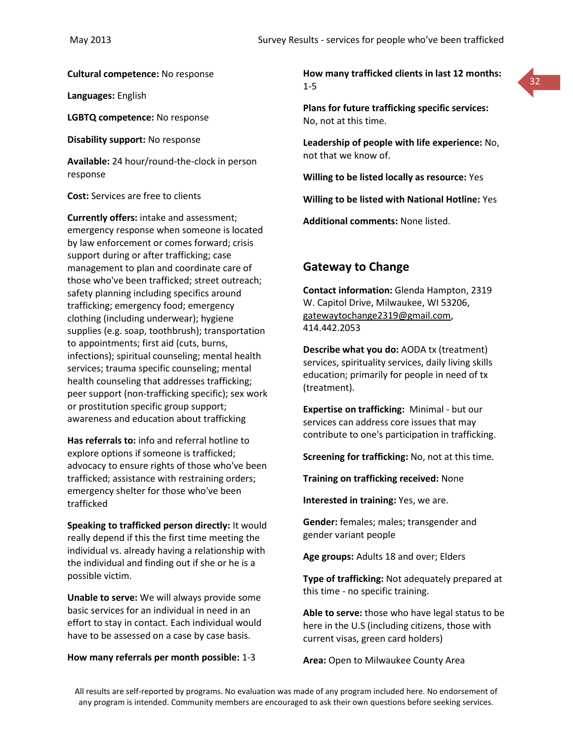**Cultural competence:** No response

**Languages:** English

**LGBTQ competence:** No response

**Disability support:** No response

**Available:** 24 hour/round-the-clock in person response

**Cost:** Services are free to clients

**Currently offers:** intake and assessment; emergency response when someone is located by law enforcement or comes forward; crisis support during or after trafficking; case management to plan and coordinate care of those who've been trafficked; street outreach; safety planning including specifics around trafficking; emergency food; emergency clothing (including underwear); hygiene supplies (e.g. soap, toothbrush); transportation to appointments; first aid (cuts, burns, infections); spiritual counseling; mental health services; trauma specific counseling; mental health counseling that addresses trafficking; peer support (non-trafficking specific); sex work or prostitution specific group support; awareness and education about trafficking

**Has referrals to:** info and referral hotline to explore options if someone is trafficked; advocacy to ensure rights of those who've been trafficked; assistance with restraining orders; emergency shelter for those who've been trafficked

**Speaking to trafficked person directly:** It would really depend if this the first time meeting the individual vs. already having a relationship with the individual and finding out if she or he is a possible victim.

**Unable to serve:** We will always provide some basic services for an individual in need in an effort to stay in contact. Each individual would have to be assessed on a case by case basis.

**How many referrals per month possible:** 1-3

**How many trafficked clients in last 12 months:** 1-5

**Plans for future trafficking specific services:** No, not at this time.

**Leadership of people with life experience:** No, not that we know of.

**Willing to be listed locally as resource:** Yes

**Willing to be listed with National Hotline:** Yes

**Additional comments:** None listed.

## Gateway to Change

**Contact information:** Glenda Hampton, 2319 W. Capitol Drive, Milwaukee, WI 53206, gatewaytochange2319@gmail.com, 414.442.2053

**Describe what you do:** AODA tx (treatment) services, spirituality services, daily living skills education; primarily for people in need of tx (treatment).

**Expertise on trafficking:** Minimal - but our services can address core issues that may contribute to one's participation in trafficking.

**Screening for trafficking:** No, not at this time.

**Training on trafficking received:** None

**Interested in training:** Yes, we are.

**Gender:** females; males; transgender and gender variant people

**Age groups:** Adults 18 and over; Elders

**Type of trafficking:** Not adequately prepared at this time - no specific training.

**Able to serve:** those who have legal status to be here in the U.S (including citizens, those with current visas, green card holders)

**Area:** Open to Milwaukee County Area

All results are self-reported by programs. No evaluation was made of any program included here. No endorsement of any program is intended. Community members are encouraged to ask their own questions before seeking services.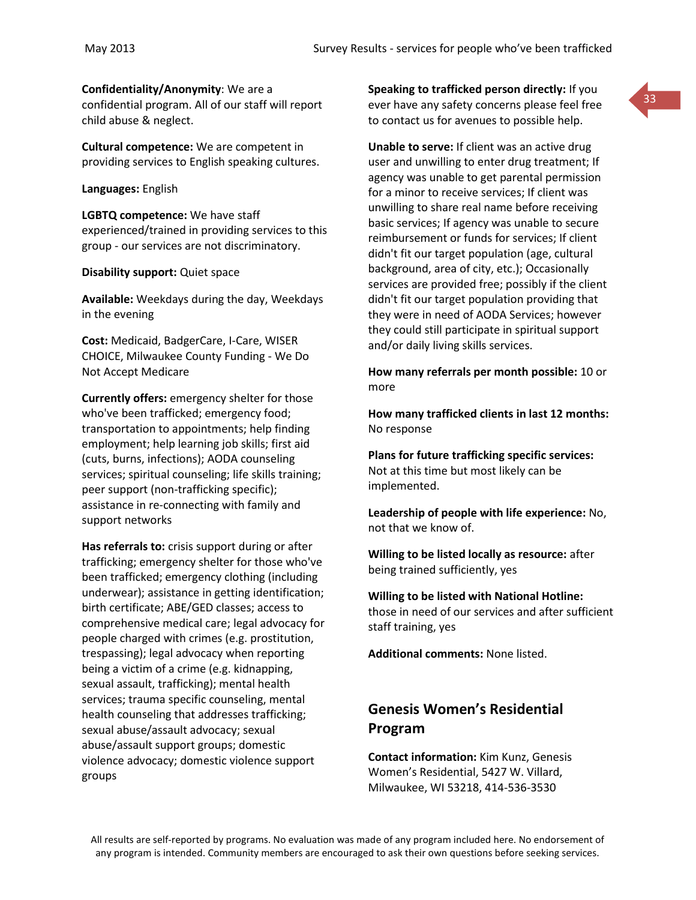**Confidentiality/Anonymity**: We are a confidential program. All of our staff will report child abuse & neglect.

**Cultural competence:** We are competent in providing services to English speaking cultures.

**Languages:** English

**LGBTQ competence:** We have staff experienced/trained in providing services to this group - our services are not discriminatory.

**Disability support:** Quiet space

**Available:** Weekdays during the day, Weekdays in the evening

**Cost:** Medicaid, BadgerCare, I-Care, WISER CHOICE, Milwaukee County Funding - We Do Not Accept Medicare

**Currently offers:** emergency shelter for those who've been trafficked; emergency food; transportation to appointments; help finding employment; help learning job skills; first aid (cuts, burns, infections); AODA counseling services; spiritual counseling; life skills training; peer support (non-trafficking specific); assistance in re-connecting with family and support networks

**Has referrals to:** crisis support during or after trafficking; emergency shelter for those who've been trafficked; emergency clothing (including underwear); assistance in getting identification; birth certificate; ABE/GED classes; access to comprehensive medical care; legal advocacy for people charged with crimes (e.g. prostitution, trespassing); legal advocacy when reporting being a victim of a crime (e.g. kidnapping, sexual assault, trafficking); mental health services; trauma specific counseling, mental health counseling that addresses trafficking; sexual abuse/assault advocacy; sexual abuse/assault support groups; domestic violence advocacy; domestic violence support groups

**Speaking to trafficked person directly:** If you ever have any safety concerns please feel free to contact us for avenues to possible help.

**Unable to serve:** If client was an active drug user and unwilling to enter drug treatment; If agency was unable to get parental permission for a minor to receive services; If client was unwilling to share real name before receiving basic services; If agency was unable to secure reimbursement or funds for services; If client didn't fit our target population (age, cultural background, area of city, etc.); Occasionally services are provided free; possibly if the client didn't fit our target population providing that they were in need of AODA Services; however they could still participate in spiritual support and/or daily living skills services.

**How many referrals per month possible:** 10 or more

**How many trafficked clients in last 12 months:** No response

**Plans for future trafficking specific services:** Not at this time but most likely can be implemented.

**Leadership of people with life experience:** No, not that we know of.

**Willing to be listed locally as resource:** after being trained sufficiently, yes

**Willing to be listed with National Hotline:** those in need of our services and after sufficient staff training, yes

**Additional comments:** None listed.

## Genesis Women's Residential Program

**Contact information:** Kim Kunz, Genesis Women's Residential, 5427 W. Villard, Milwaukee, WI 53218, 414-536-3530

All results are self-reported by programs. No evaluation was made of any program included here. No endorsement of any program is intended. Community members are encouraged to ask their own questions before seeking services.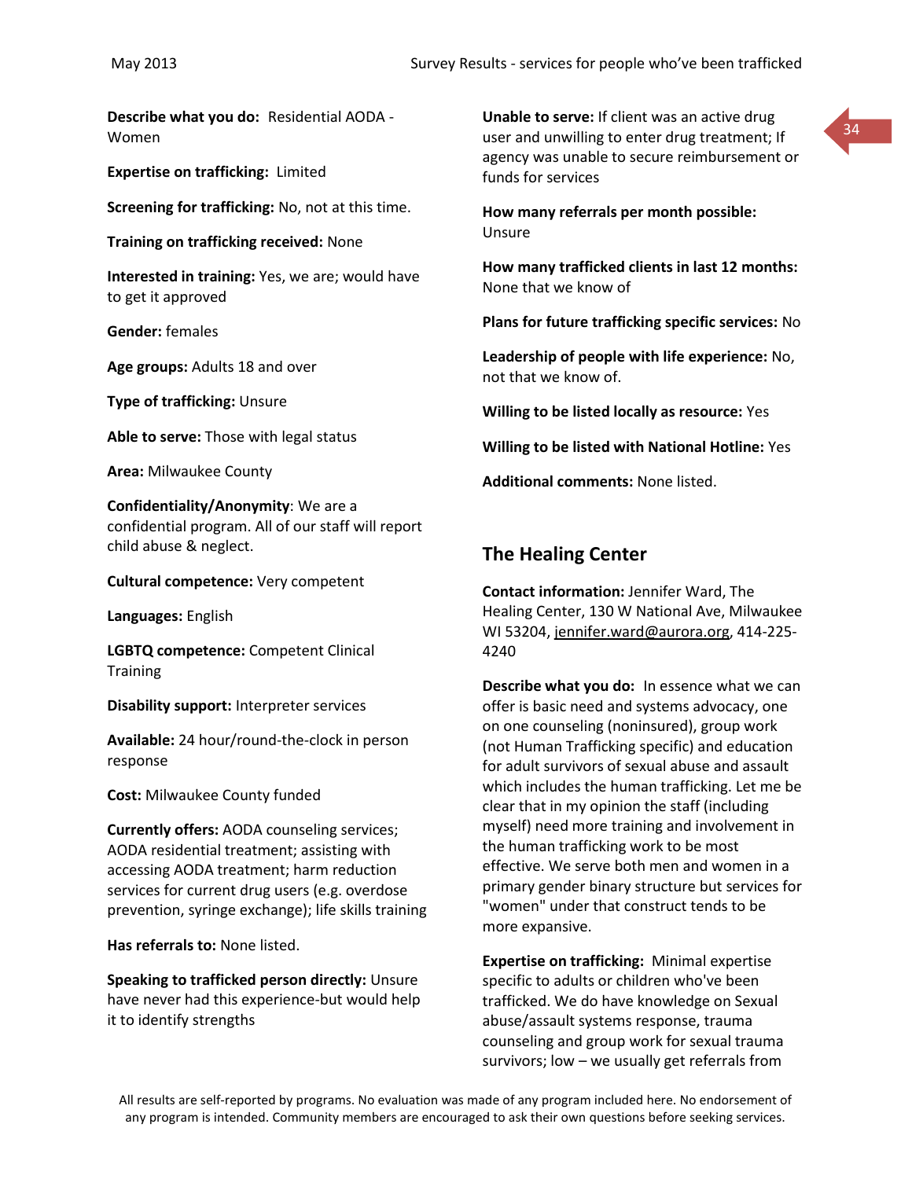**Describe what you do:** Residential AODA - Women

**Expertise on trafficking:** Limited

**Screening for trafficking:** No, not at this time.

**Training on trafficking received:** None

**Interested in training:** Yes, we are; would have to get it approved

**Gender:** females

**Age groups:** Adults 18 and over

**Type of trafficking:** Unsure

**Able to serve:** Those with legal status

**Area:** Milwaukee County

**Confidentiality/Anonymity**: We are a confidential program. All of our staff will report child abuse & neglect.

**Cultural competence:** Very competent

**Languages:** English

**LGBTQ competence:** Competent Clinical Training

**Disability support:** Interpreter services

**Available:** 24 hour/round-the-clock in person response

**Cost:** Milwaukee County funded

**Currently offers:** AODA counseling services; AODA residential treatment; assisting with accessing AODA treatment; harm reduction services for current drug users (e.g. overdose prevention, syringe exchange); life skills training

**Has referrals to:** None listed.

**Speaking to trafficked person directly:** Unsure have never had this experience-but would help it to identify strengths

**Unable to serve:** If client was an active drug user and unwilling to enter drug treatment; If agency was unable to secure reimbursement or funds for services

**How many referrals per month possible:** Unsure

**How many trafficked clients in last 12 months:** None that we know of

**Plans for future trafficking specific services:** No

**Leadership of people with life experience:** No, not that we know of.

**Willing to be listed locally as resource:** Yes

**Willing to be listed with National Hotline:** Yes

**Additional comments:** None listed.

## The Healing Center

**Contact information:** Jennifer Ward, The Healing Center, 130 W National Ave, Milwaukee WI 53204, jennifer.ward@aurora.org, 414-225-4240

**Describe what you do:** In essence what we can offer is basic need and systems advocacy, one on one counseling (noninsured), group work (not Human Trafficking specific) and education for adult survivors of sexual abuse and assault which includes the human trafficking. Let me be clear that in my opinion the staff (including myself) need more training and involvement in the human trafficking work to be most effective. We serve both men and women in a primary gender binary structure but services for "women" under that construct tends to be more expansive.

**Expertise on trafficking:** Minimal expertise specific to adults or children who've been trafficked. We do have knowledge on Sexual abuse/assault systems response, trauma counseling and group work for sexual trauma survivors; low – we usually get referrals from

All results are self-reported by programs. No evaluation was made of any program included here. No endorsement of any program is intended. Community members are encouraged to ask their own questions before seeking services.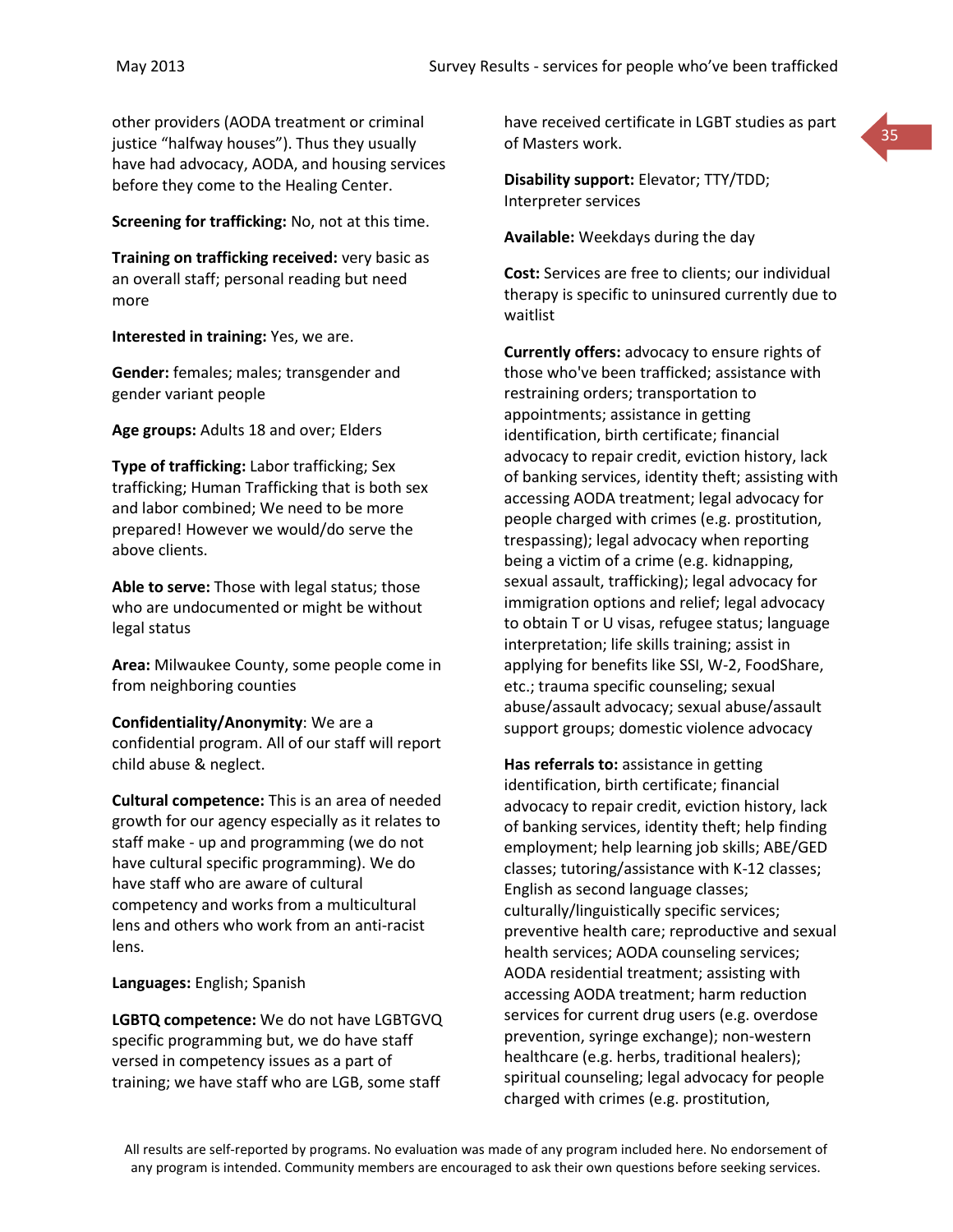other providers (AODA treatment or criminal justice "halfway houses"). Thus they usually have had advocacy, AODA, and housing services before they come to the Healing Center.

**Screening for trafficking:** No, not at this time.

**Training on trafficking received:** very basic as an overall staff; personal reading but need more

**Interested in training:** Yes, we are.

**Gender:** females; males; transgender and gender variant people

**Age groups:** Adults 18 and over; Elders

**Type of trafficking:** Labor trafficking; Sex trafficking; Human Trafficking that is both sex and labor combined; We need to be more prepared! However we would/do serve the above clients.

**Able to serve:** Those with legal status; those who are undocumented or might be without legal status

**Area:** Milwaukee County, some people come in from neighboring counties

**Confidentiality/Anonymity**: We are a confidential program. All of our staff will report child abuse & neglect.

**Cultural competence:** This is an area of needed growth for our agency especially as it relates to staff make - up and programming (we do not have cultural specific programming). We do have staff who are aware of cultural competency and works from a multicultural lens and others who work from an anti-racist lens.

**Languages:** English; Spanish

**LGBTQ competence:** We do not have LGBTGVQ specific programming but, we do have staff versed in competency issues as a part of training; we have staff who are LGB, some staff have received certificate in LGBT studies as part of Masters work.

**Disability support:** Elevator; TTY/TDD; Interpreter services

**Available:** Weekdays during the day

**Cost:** Services are free to clients; our individual therapy is specific to uninsured currently due to waitlist

**Currently offers:** advocacy to ensure rights of those who've been trafficked; assistance with restraining orders; transportation to appointments; assistance in getting identification, birth certificate; financial advocacy to repair credit, eviction history, lack of banking services, identity theft; assisting with accessing AODA treatment; legal advocacy for people charged with crimes (e.g. prostitution, trespassing); legal advocacy when reporting being a victim of a crime (e.g. kidnapping, sexual assault, trafficking); legal advocacy for immigration options and relief; legal advocacy to obtain T or U visas, refugee status; language interpretation; life skills training; assist in applying for benefits like SSI, W-2, FoodShare, etc.; trauma specific counseling; sexual abuse/assault advocacy; sexual abuse/assault support groups; domestic violence advocacy

**Has referrals to:** assistance in getting identification, birth certificate; financial advocacy to repair credit, eviction history, lack of banking services, identity theft; help finding employment; help learning job skills; ABE/GED classes; tutoring/assistance with K-12 classes; English as second language classes; culturally/linguistically specific services; preventive health care; reproductive and sexual health services; AODA counseling services; AODA residential treatment; assisting with accessing AODA treatment; harm reduction services for current drug users (e.g. overdose prevention, syringe exchange); non-western healthcare (e.g. herbs, traditional healers); spiritual counseling; legal advocacy for people charged with crimes (e.g. prostitution,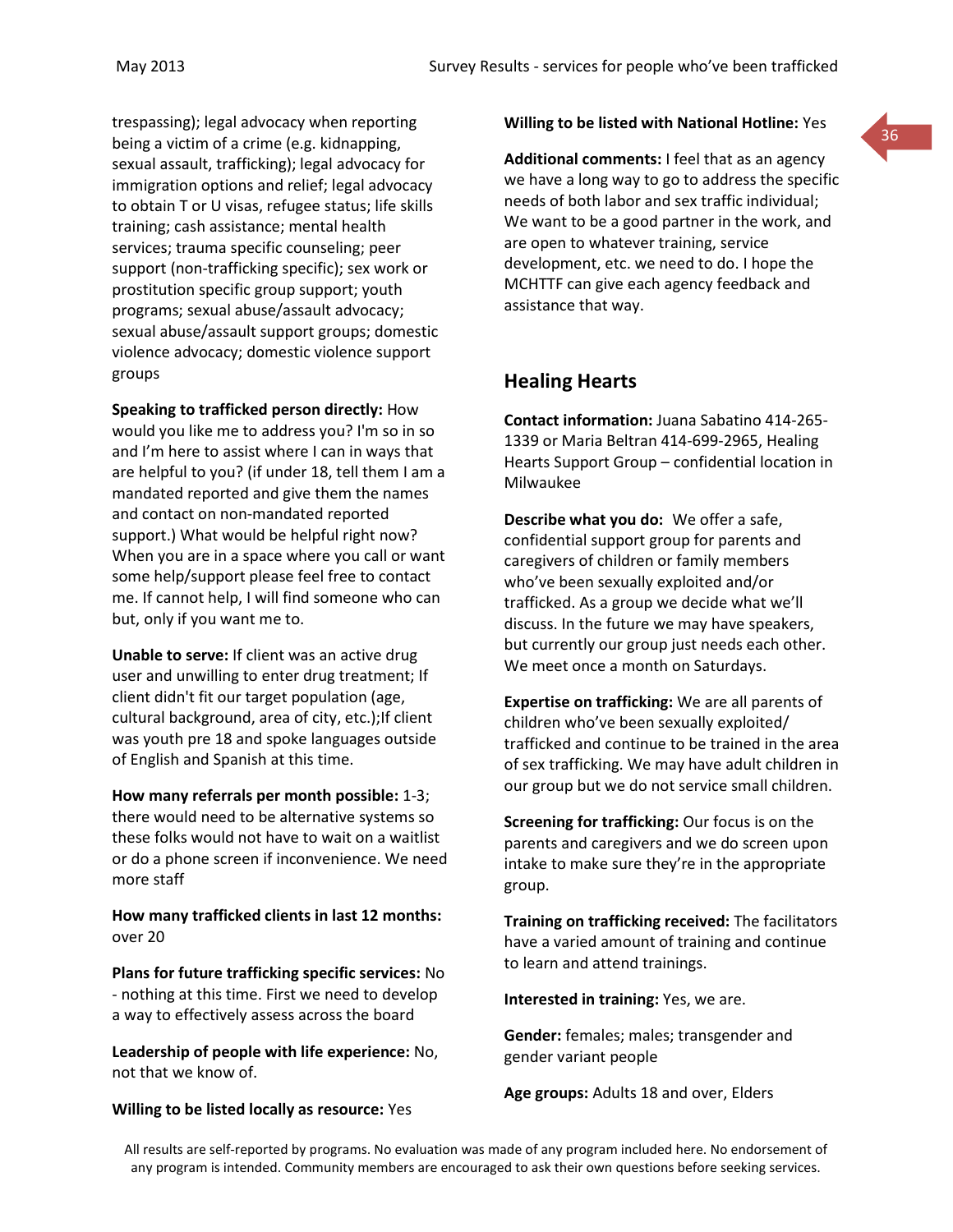trespassing); legal advocacy when reporting being a victim of a crime (e.g. kidnapping, sexual assault, trafficking); legal advocacy for immigration options and relief; legal advocacy to obtain T or U visas, refugee status; life skills training; cash assistance; mental health services; trauma specific counseling; peer support (non-trafficking specific); sex work or prostitution specific group support; youth programs; sexual abuse/assault advocacy; sexual abuse/assault support groups; domestic violence advocacy; domestic violence support groups

**Speaking to trafficked person directly:** How would you like me to address you? I'm so in so and I'm here to assist where I can in ways that are helpful to you? (if under 18, tell them I am a mandated reported and give them the names and contact on non-mandated reported support.) What would be helpful right now? When you are in a space where you call or want some help/support please feel free to contact me. If cannot help, I will find someone who can but, only if you want me to.

**Unable to serve:** If client was an active drug user and unwilling to enter drug treatment; If client didn't fit our target population (age, cultural background, area of city, etc.);If client was youth pre 18 and spoke languages outside of English and Spanish at this time.

**How many referrals per month possible:** 1-3; there would need to be alternative systems so these folks would not have to wait on a waitlist or do a phone screen if inconvenience. We need more staff

**How many trafficked clients in last 12 months:** over 20

**Plans for future trafficking specific services:** No - nothing at this time. First we need to develop a way to effectively assess across the board

**Leadership of people with life experience:** No, not that we know of.

**Willing to be listed locally as resource:** Yes

**Willing to be listed with National Hotline:** Yes

**Additional comments:** I feel that as an agency we have a long way to go to address the specific needs of both labor and sex traffic individual; We want to be a good partner in the work, and are open to whatever training, service development, etc. we need to do. I hope the MCHTTF can give each agency feedback and assistance that way.

## Healing Hearts

**Contact information:** Juana Sabatino 414-265-1339 or Maria Beltran 414-699-2965, Healing Hearts Support Group – confidential location in Milwaukee

**Describe what you do:** We offer a safe, confidential support group for parents and caregivers of children or family members who've been sexually exploited and/or trafficked. As a group we decide what we'll discuss. In the future we may have speakers, but currently our group just needs each other. We meet once a month on Saturdays.

**Expertise on trafficking:** We are all parents of children who've been sexually exploited/ trafficked and continue to be trained in the area of sex trafficking. We may have adult children in our group but we do not service small children.

**Screening for trafficking:** Our focus is on the parents and caregivers and we do screen upon intake to make sure they're in the appropriate group.

**Training on trafficking received:** The facilitators have a varied amount of training and continue to learn and attend trainings.

**Interested in training:** Yes, we are.

**Gender:** females; males; transgender and gender variant people

**Age groups:** Adults 18 and over, Elders

All results are self-reported by programs. No evaluation was made of any program included here. No endorsement of any program is intended. Community members are encouraged to ask their own questions before seeking services.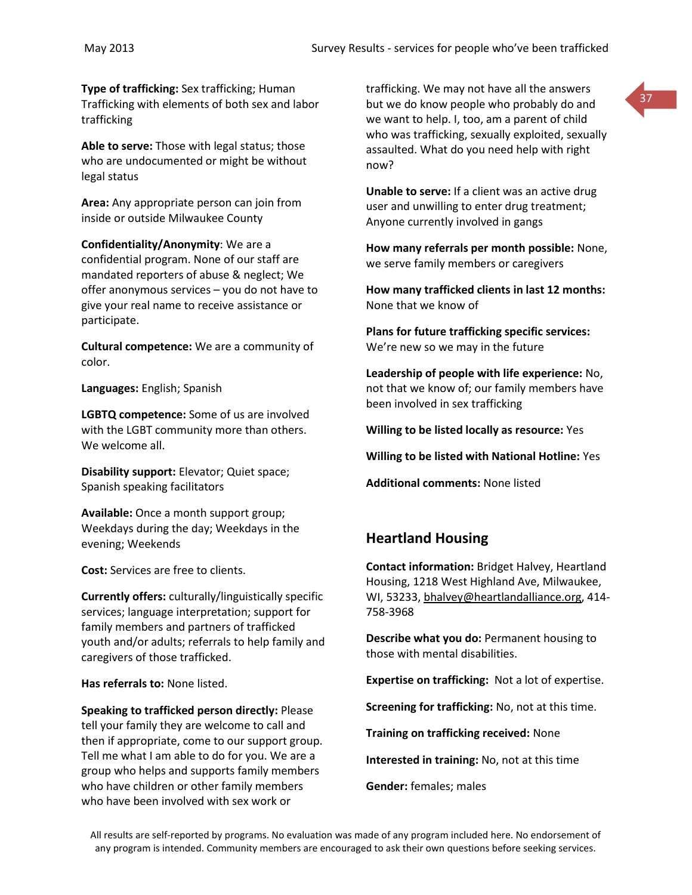**Type of trafficking:** Sex trafficking; Human Trafficking with elements of both sex and labor trafficking

**Able to serve:** Those with legal status; those who are undocumented or might be without legal status

**Area:** Any appropriate person can join from inside or outside Milwaukee County

**Confidentiality/Anonymity**: We are a confidential program. None of our staff are mandated reporters of abuse & neglect; We offer anonymous services – you do not have to give your real name to receive assistance or participate.

**Cultural competence:** We are a community of color.

**Languages:** English; Spanish

**LGBTQ competence:** Some of us are involved with the LGBT community more than others. We welcome all.

**Disability support:** Elevator; Quiet space; Spanish speaking facilitators

**Available:** Once a month support group; Weekdays during the day; Weekdays in the evening; Weekends

**Cost:** Services are free to clients.

**Currently offers:** culturally/linguistically specific services; language interpretation; support for family members and partners of trafficked youth and/or adults; referrals to help family and caregivers of those trafficked.

**Has referrals to:** None listed.

**Speaking to trafficked person directly:** Please tell your family they are welcome to call and then if appropriate, come to our support group. Tell me what I am able to do for you. We are a group who helps and supports family members who have children or other family members who have been involved with sex work or trafficking. We may not have all the answers but we do know people who probably do and we want to help. I, too, am a parent of child who was trafficking, sexually exploited, sexually assaulted. What do you need help with right now?

**Unable to serve:** If a client was an active drug user and unwilling to enter drug treatment; Anyone currently involved in gangs

**How many referrals per month possible:** None, we serve family members or caregivers

**How many trafficked clients in last 12 months:** None that we know of

**Plans for future trafficking specific services:** We're new so we may in the future

**Leadership of people with life experience:** No, not that we know of; our family members have been involved in sex trafficking

**Willing to be listed locally as resource:** Yes

**Willing to be listed with National Hotline:** Yes

**Additional comments:** None listed

## Heartland Housing

**Contact information:** Bridget Halvey, Heartland Housing, 1218 West Highland Ave, Milwaukee, WI, 53233, bhalvey@heartlandalliance.org, 414-758-3968

**Describe what you do:** Permanent housing to those with mental disabilities.

**Expertise on trafficking:** Not a lot of expertise.

**Screening for trafficking:** No, not at this time.

**Training on trafficking received:** None

**Interested in training:** No, not at this time

**Gender:** females; males

All results are self-reported by programs. No evaluation was made of any program included here. No endorsement of any program is intended. Community members are encouraged to ask their own questions before seeking services.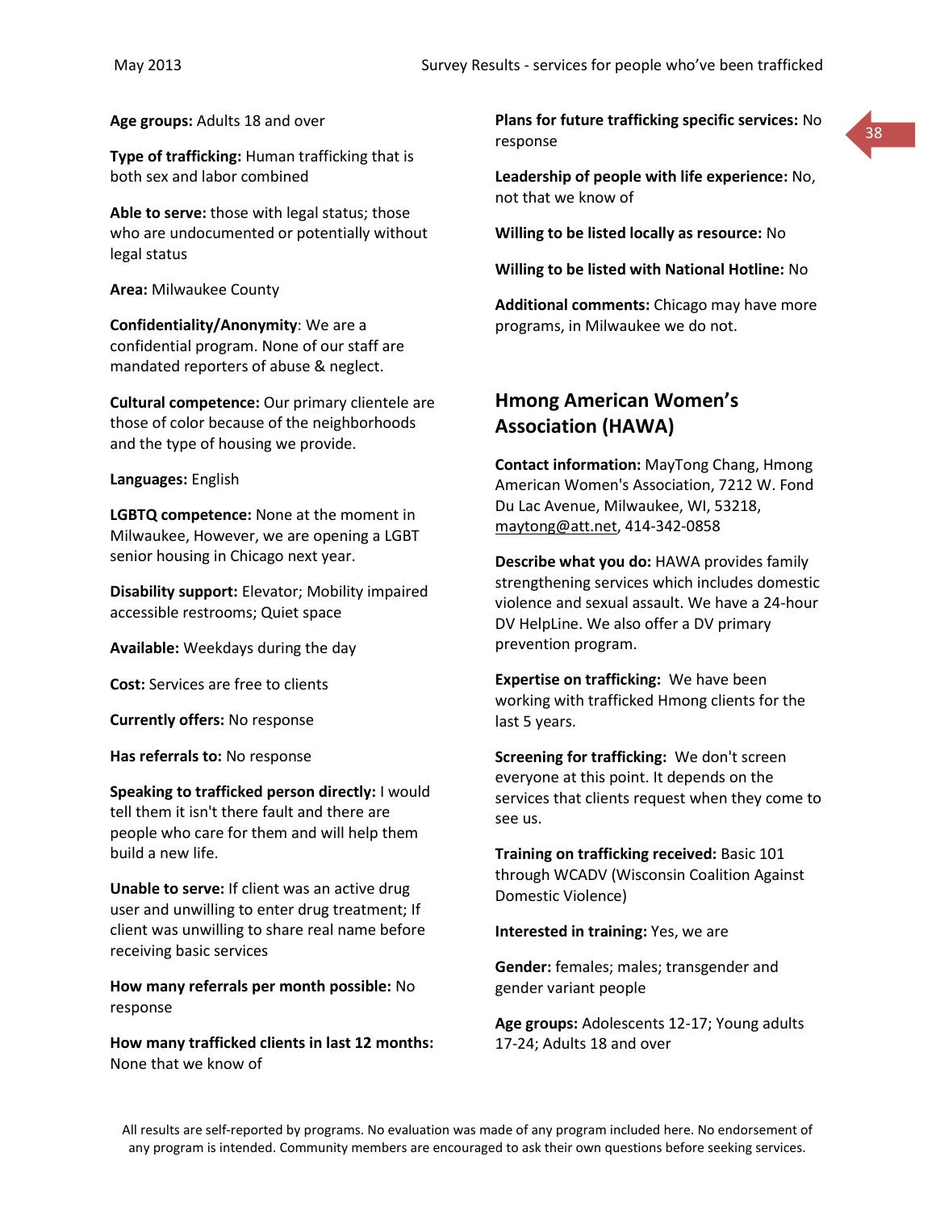**Age groups:** Adults 18 and over

**Type of trafficking:** Human trafficking that is both sex and labor combined

**Able to serve:** those with legal status; those who are undocumented or potentially without legal status

**Area:** Milwaukee County

**Confidentiality/Anonymity**: We are a confidential program. None of our staff are mandated reporters of abuse & neglect.

**Cultural competence:** Our primary clientele are those of color because of the neighborhoods and the type of housing we provide.

**Languages:** English

**LGBTQ competence:** None at the moment in Milwaukee, However, we are opening a LGBT senior housing in Chicago next year.

**Disability support:** Elevator; Mobility impaired accessible restrooms; Quiet space

**Available:** Weekdays during the day

**Cost:** Services are free to clients

**Currently offers:** No response

**Has referrals to:** No response

**Speaking to trafficked person directly:** I would tell them it isn't there fault and there are people who care for them and will help them build a new life.

**Unable to serve:** If client was an active drug user and unwilling to enter drug treatment; If client was unwilling to share real name before receiving basic services

**How many referrals per month possible:** No response

**How many trafficked clients in last 12 months:** None that we know of

**Plans for future trafficking specific services:** No response

**Leadership of people with life experience:** No, not that we know of

**Willing to be listed locally as resource:** No

**Willing to be listed with National Hotline:** No

**Additional comments:** Chicago may have more programs, in Milwaukee we do not.

## Hmong American Women's Association (HAWA)

**Contact information:** MayTong Chang, Hmong American Women's Association, 7212 W. Fond Du Lac Avenue, Milwaukee, WI, 53218, maytong@att.net, 414-342-0858

**Describe what you do:** HAWA provides family strengthening services which includes domestic violence and sexual assault. We have a 24-hour DV HelpLine. We also offer a DV primary prevention program.

**Expertise on trafficking:** We have been working with trafficked Hmong clients for the last 5 years.

**Screening for trafficking:** We don't screen everyone at this point. It depends on the services that clients request when they come to see us.

**Training on trafficking received:** Basic 101 through WCADV (Wisconsin Coalition Against Domestic Violence)

**Interested in training:** Yes, we are

**Gender:** females; males; transgender and gender variant people

**Age groups:** Adolescents 12-17; Young adults 17-24; Adults 18 and over

All results are self-reported by programs. No evaluation was made of any program included here. No endorsement of any program is intended. Community members are encouraged to ask their own questions before seeking services.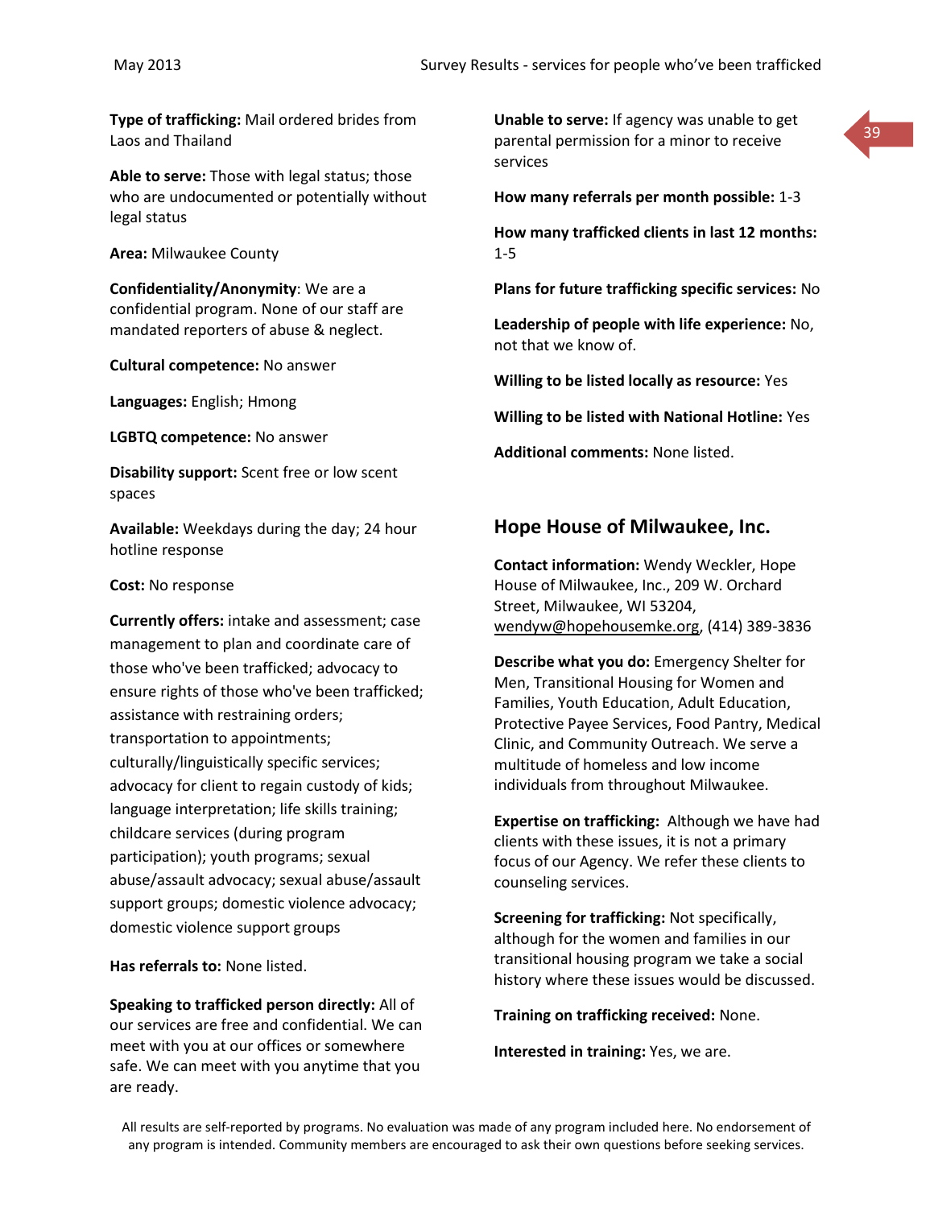**Type of trafficking:** Mail ordered brides from Laos and Thailand

**Able to serve:** Those with legal status; those who are undocumented or potentially without legal status

**Area:** Milwaukee County

**Confidentiality/Anonymity**: We are a confidential program. None of our staff are mandated reporters of abuse & neglect.

**Cultural competence:** No answer

**Languages:** English; Hmong

**LGBTQ competence:** No answer

**Disability support:** Scent free or low scent spaces

**Available:** Weekdays during the day; 24 hour hotline response

**Cost:** No response

**Currently offers:** intake and assessment; case management to plan and coordinate care of those who've been trafficked; advocacy to ensure rights of those who've been trafficked; assistance with restraining orders; transportation to appointments; culturally/linguistically specific services; advocacy for client to regain custody of kids; language interpretation; life skills training; childcare services (during program participation); youth programs; sexual abuse/assault advocacy; sexual abuse/assault support groups; domestic violence advocacy; domestic violence support groups

**Has referrals to:** None listed.

**Speaking to trafficked person directly:** All of our services are free and confidential. We can meet with you at our offices or somewhere safe. We can meet with you anytime that you are ready.

**Unable to serve:** If agency was unable to get parental permission for a minor to receive services

**How many referrals per month possible:** 1-3

**How many trafficked clients in last 12 months:** 1-5

**Plans for future trafficking specific services:** No

**Leadership of people with life experience:** No, not that we know of.

**Willing to be listed locally as resource:** Yes

**Willing to be listed with National Hotline:** Yes

**Additional comments:** None listed.

## Hope House of Milwaukee, Inc.

**Contact information:** Wendy Weckler, Hope House of Milwaukee, Inc., 209 W. Orchard Street, Milwaukee, WI 53204, wendyw@hopehousemke.org, (414) 389-3836

**Describe what you do:** Emergency Shelter for Men, Transitional Housing for Women and Families, Youth Education, Adult Education, Protective Payee Services, Food Pantry, Medical Clinic, and Community Outreach. We serve a multitude of homeless and low income individuals from throughout Milwaukee.

**Expertise on trafficking:** Although we have had clients with these issues, it is not a primary focus of our Agency. We refer these clients to counseling services.

**Screening for trafficking:** Not specifically, although for the women and families in our transitional housing program we take a social history where these issues would be discussed.

**Training on trafficking received:** None.

**Interested in training:** Yes, we are.

All results are self-reported by programs. No evaluation was made of any program included here. No endorsement of any program is intended. Community members are encouraged to ask their own questions before seeking services.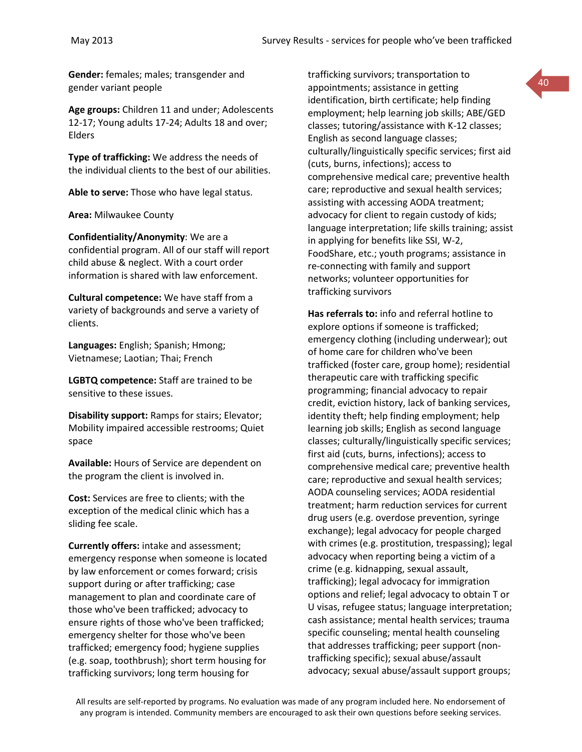**Gender:** females; males; transgender and gender variant people

**Age groups:** Children 11 and under; Adolescents 12-17; Young adults 17-24; Adults 18 and over; Elders

**Type of trafficking:** We address the needs of the individual clients to the best of our abilities.

**Able to serve:** Those who have legal status.

**Area:** Milwaukee County

**Confidentiality/Anonymity**: We are a confidential program. All of our staff will report child abuse & neglect. With a court order information is shared with law enforcement.

**Cultural competence:** We have staff from a variety of backgrounds and serve a variety of clients.

**Languages:** English; Spanish; Hmong; Vietnamese; Laotian; Thai; French

**LGBTQ competence:** Staff are trained to be sensitive to these issues.

**Disability support:** Ramps for stairs; Elevator; Mobility impaired accessible restrooms; Quiet space

**Available:** Hours of Service are dependent on the program the client is involved in.

**Cost:** Services are free to clients; with the exception of the medical clinic which has a sliding fee scale.

**Currently offers:** intake and assessment; emergency response when someone is located by law enforcement or comes forward; crisis support during or after trafficking; case management to plan and coordinate care of those who've been trafficked; advocacy to ensure rights of those who've been trafficked; emergency shelter for those who've been trafficked; emergency food; hygiene supplies (e.g. soap, toothbrush); short term housing for trafficking survivors; long term housing for trafficking survivors; transportation to appointments; assistance in getting identification, birth certificate; help finding employment; help learning job skills; ABE/GED classes; tutoring/assistance with K-12 classes; English as second language classes; culturally/linguistically specific services; first aid (cuts, burns, infections); access to comprehensive medical care; preventive health care; reproductive and sexual health services; assisting with accessing AODA treatment; advocacy for client to regain custody of kids; language interpretation; life skills training; assist in applying for benefits like SSI, W-2, FoodShare, etc.; youth programs; assistance in re-connecting with family and support networks; volunteer opportunities for trafficking survivors

**Has referrals to:** info and referral hotline to explore options if someone is trafficked; emergency clothing (including underwear); out of home care for children who've been trafficked (foster care, group home); residential therapeutic care with trafficking specific programming; financial advocacy to repair credit, eviction history, lack of banking services, identity theft; help finding employment; help learning job skills; English as second language classes; culturally/linguistically specific services; first aid (cuts, burns, infections); access to comprehensive medical care; preventive health care; reproductive and sexual health services; AODA counseling services; AODA residential treatment; harm reduction services for current drug users (e.g. overdose prevention, syringe exchange); legal advocacy for people charged with crimes (e.g. prostitution, trespassing); legal advocacy when reporting being a victim of a crime (e.g. kidnapping, sexual assault, trafficking); legal advocacy for immigration options and relief; legal advocacy to obtain T or U visas, refugee status; language interpretation; cash assistance; mental health services; trauma specific counseling; mental health counseling that addresses trafficking; peer support (non-trafficking specific); sexual abuse/assault advocacy; sexual abuse/assault support groups;

All results are self-reported by programs. No evaluation was made of any program included here. No endorsement of any program is intended. Community members are encouraged to ask their own questions before seeking services.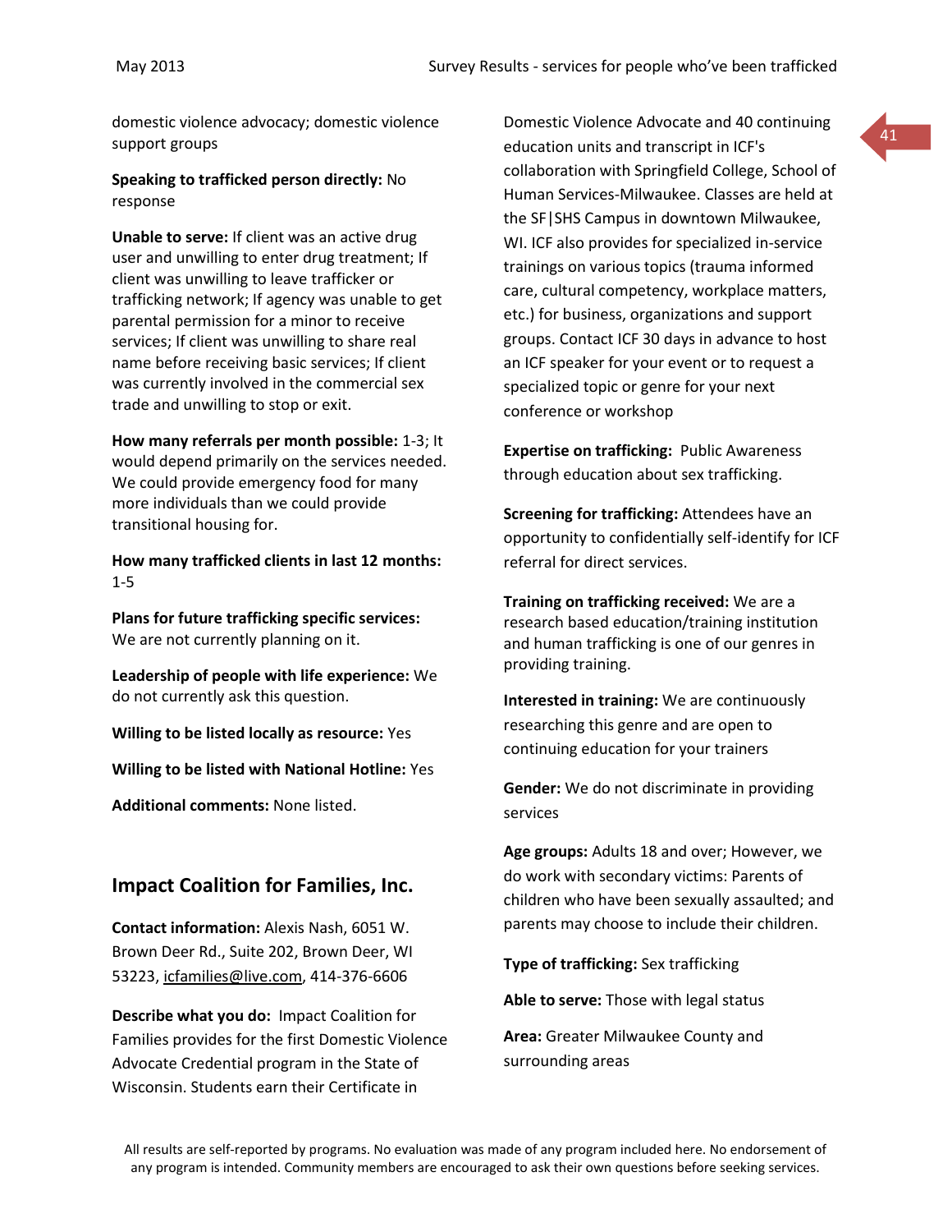domestic violence advocacy; domestic violence support groups

**Speaking to trafficked person directly:** No response

**Unable to serve:** If client was an active drug user and unwilling to enter drug treatment; If client was unwilling to leave trafficker or trafficking network; If agency was unable to get parental permission for a minor to receive services; If client was unwilling to share real name before receiving basic services; If client was currently involved in the commercial sex trade and unwilling to stop or exit.

**How many referrals per month possible:** 1-3; It would depend primarily on the services needed. We could provide emergency food for many more individuals than we could provide transitional housing for.

**How many trafficked clients in last 12 months:** 1-5

**Plans for future trafficking specific services:** We are not currently planning on it.

**Leadership of people with life experience:** We do not currently ask this question.

**Willing to be listed locally as resource:** Yes

**Willing to be listed with National Hotline:** Yes

**Additional comments:** None listed.

## Impact Coalition for Families, Inc.

**Contact information:** Alexis Nash, 6051 W. Brown Deer Rd., Suite 202, Brown Deer, WI 53223, icfamilies@live.com, 414-376-6606

**Describe what you do:** Impact Coalition for Families provides for the first Domestic Violence Advocate Credential program in the State of Wisconsin. Students earn their Certificate in Domestic Violence Advocate and 40 continuing education units and transcript in ICF's collaboration with Springfield College, School of Human Services-Milwaukee. Classes are held at the SF|SHS Campus in downtown Milwaukee, WI. ICF also provides for specialized in-service trainings on various topics (trauma informed care, cultural competency, workplace matters, etc.) for business, organizations and support groups. Contact ICF 30 days in advance to host an ICF speaker for your event or to request a specialized topic or genre for your next conference or workshop

**Expertise on trafficking:** Public Awareness through education about sex trafficking.

**Screening for trafficking:** Attendees have an opportunity to confidentially self-identify for ICF referral for direct services.

**Training on trafficking received:** We are a research based education/training institution and human trafficking is one of our genres in providing training.

**Interested in training:** We are continuously researching this genre and are open to continuing education for your trainers

**Gender:** We do not discriminate in providing services

**Age groups:** Adults 18 and over; However, we do work with secondary victims: Parents of children who have been sexually assaulted; and parents may choose to include their children.

**Type of trafficking:** Sex trafficking

**Able to serve:** Those with legal status

**Area:** Greater Milwaukee County and surrounding areas

All results are self-reported by programs. No evaluation was made of any program included here. No endorsement of any program is intended. Community members are encouraged to ask their own questions before seeking services.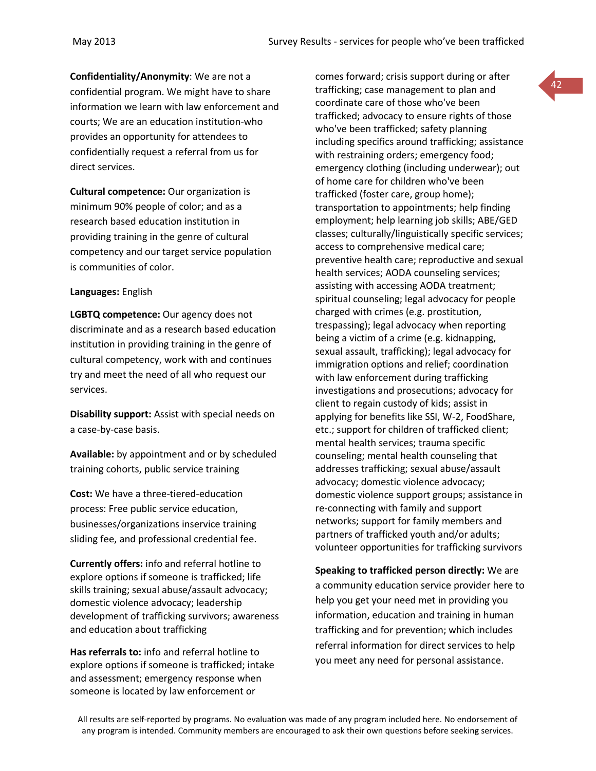**Confidentiality/Anonymity**: We are not a confidential program. We might have to share information we learn with law enforcement and courts; We are an education institution-who provides an opportunity for attendees to confidentially request a referral from us for direct services.

**Cultural competence:** Our organization is minimum 90% people of color; and as a research based education institution in providing training in the genre of cultural competency and our target service population is communities of color.

**Languages:** English

**LGBTQ competence:** Our agency does not discriminate and as a research based education institution in providing training in the genre of cultural competency, work with and continues try and meet the need of all who request our services.

**Disability support:** Assist with special needs on a case-by-case basis.

**Available:** by appointment and or by scheduled training cohorts, public service training

**Cost:** We have a three-tiered-education process: Free public service education, businesses/organizations inservice training sliding fee, and professional credential fee.

**Currently offers:** info and referral hotline to explore options if someone is trafficked; life skills training; sexual abuse/assault advocacy; domestic violence advocacy; leadership development of trafficking survivors; awareness and education about trafficking

**Has referrals to:** info and referral hotline to explore options if someone is trafficked; intake and assessment; emergency response when someone is located by law enforcement or comes forward; crisis support during or after trafficking; case management to plan and coordinate care of those who've been trafficked; advocacy to ensure rights of those who've been trafficked; safety planning including specifics around trafficking; assistance with restraining orders; emergency food; emergency clothing (including underwear); out of home care for children who've been trafficked (foster care, group home); transportation to appointments; help finding employment; help learning job skills; ABE/GED classes; culturally/linguistically specific services; access to comprehensive medical care; preventive health care; reproductive and sexual health services; AODA counseling services; assisting with accessing AODA treatment; spiritual counseling; legal advocacy for people charged with crimes (e.g. prostitution, trespassing); legal advocacy when reporting being a victim of a crime (e.g. kidnapping, sexual assault, trafficking); legal advocacy for immigration options and relief; coordination with law enforcement during trafficking investigations and prosecutions; advocacy for client to regain custody of kids; assist in applying for benefits like SSI, W-2, FoodShare, etc.; support for children of trafficked client; mental health services; trauma specific counseling; mental health counseling that addresses trafficking; sexual abuse/assault advocacy; domestic violence advocacy; domestic violence support groups; assistance in re-connecting with family and support networks; support for family members and partners of trafficked youth and/or adults; volunteer opportunities for trafficking survivors

**Speaking to trafficked person directly:** We are a community education service provider here to help you get your need met in providing you information, education and training in human trafficking and for prevention; which includes referral information for direct services to help you meet any need for personal assistance.

All results are self-reported by programs. No evaluation was made of any program included here. No endorsement of any program is intended. Community members are encouraged to ask their own questions before seeking services.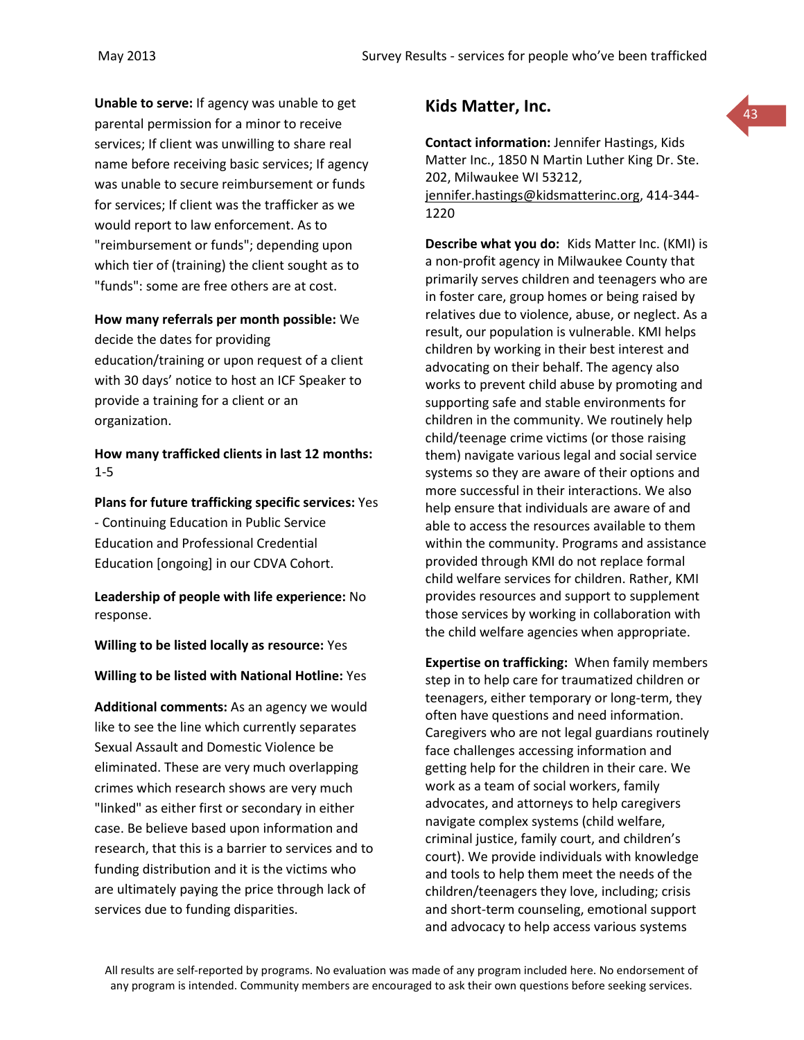**Unable to serve:** If agency was unable to get parental permission for a minor to receive services; If client was unwilling to share real name before receiving basic services; If agency was unable to secure reimbursement or funds for services; If client was the trafficker as we would report to law enforcement. As to "reimbursement or funds"; depending upon which tier of (training) the client sought as to "funds": some are free others are at cost.

**How many referrals per month possible:** We decide the dates for providing education/training or upon request of a client with 30 days' notice to host an ICF Speaker to provide a training for a client or an organization.

**How many trafficked clients in last 12 months:** 1-5

**Plans for future trafficking specific services:** Yes - Continuing Education in Public Service Education and Professional Credential Education [ongoing] in our CDVA Cohort.

**Leadership of people with life experience:** No response.

**Willing to be listed locally as resource:** Yes

**Willing to be listed with National Hotline:** Yes

**Additional comments:** As an agency we would like to see the line which currently separates Sexual Assault and Domestic Violence be eliminated. These are very much overlapping crimes which research shows are very much "linked" as either first or secondary in either case. Be believe based upon information and research, that this is a barrier to services and to funding distribution and it is the victims who are ultimately paying the price through lack of services due to funding disparities.

## Kids Matter, Inc.

**Contact information:** Jennifer Hastings, Kids Matter Inc., 1850 N Martin Luther King Dr. Ste. 202, Milwaukee WI 53212, jennifer.hastings@kidsmatterinc.org, 414-344-1220

**Describe what you do:** Kids Matter Inc. (KMI) is a non-profit agency in Milwaukee County that primarily serves children and teenagers who are in foster care, group homes or being raised by relatives due to violence, abuse, or neglect. As a result, our population is vulnerable. KMI helps children by working in their best interest and advocating on their behalf. The agency also works to prevent child abuse by promoting and supporting safe and stable environments for children in the community. We routinely help child/teenage crime victims (or those raising them) navigate various legal and social service systems so they are aware of their options and more successful in their interactions. We also help ensure that individuals are aware of and able to access the resources available to them within the community. Programs and assistance provided through KMI do not replace formal child welfare services for children. Rather, KMI provides resources and support to supplement those services by working in collaboration with the child welfare agencies when appropriate.

**Expertise on trafficking:** When family members step in to help care for traumatized children or teenagers, either temporary or long-term, they often have questions and need information. Caregivers who are not legal guardians routinely face challenges accessing information and getting help for the children in their care. We work as a team of social workers, family advocates, and attorneys to help caregivers navigate complex systems (child welfare, criminal justice, family court, and children's court). We provide individuals with knowledge and tools to help them meet the needs of the children/teenagers they love, including; crisis and short-term counseling, emotional support and advocacy to help access various systems

All results are self-reported by programs. No evaluation was made of any program included here. No endorsement of any program is intended. Community members are encouraged to ask their own questions before seeking services.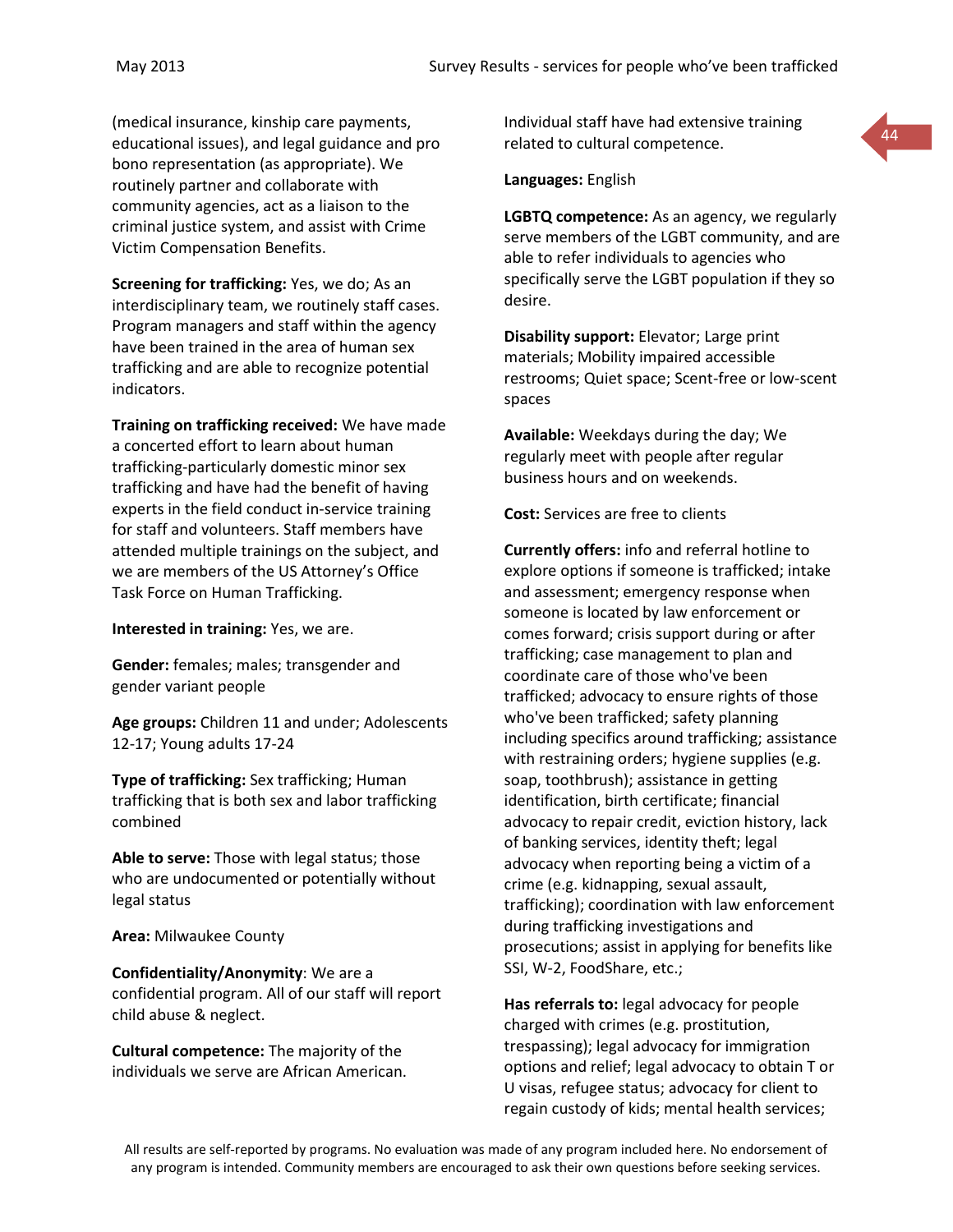(medical insurance, kinship care payments, educational issues), and legal guidance and pro bono representation (as appropriate). We routinely partner and collaborate with community agencies, act as a liaison to the criminal justice system, and assist with Crime Victim Compensation Benefits.

**Screening for trafficking:** Yes, we do; As an interdisciplinary team, we routinely staff cases. Program managers and staff within the agency have been trained in the area of human sex trafficking and are able to recognize potential indicators.

**Training on trafficking received:** We have made a concerted effort to learn about human trafficking-particularly domestic minor sex trafficking and have had the benefit of having experts in the field conduct in-service training for staff and volunteers. Staff members have attended multiple trainings on the subject, and we are members of the US Attorney's Office Task Force on Human Trafficking.

**Interested in training:** Yes, we are.

**Gender:** females; males; transgender and gender variant people

**Age groups:** Children 11 and under; Adolescents 12-17; Young adults 17-24

**Type of trafficking:** Sex trafficking; Human trafficking that is both sex and labor trafficking combined

**Able to serve:** Those with legal status; those who are undocumented or potentially without legal status

**Area:** Milwaukee County

**Confidentiality/Anonymity**: We are a confidential program. All of our staff will report child abuse & neglect.

**Cultural competence:** The majority of the individuals we serve are African American. Individual staff have had extensive training related to cultural competence.

**Languages:** English

**LGBTQ competence:** As an agency, we regularly serve members of the LGBT community, and are able to refer individuals to agencies who specifically serve the LGBT population if they so desire.

**Disability support:** Elevator; Large print materials; Mobility impaired accessible restrooms; Quiet space; Scent-free or low-scent spaces

**Available:** Weekdays during the day; We regularly meet with people after regular business hours and on weekends.

**Cost:** Services are free to clients

**Currently offers:** info and referral hotline to explore options if someone is trafficked; intake and assessment; emergency response when someone is located by law enforcement or comes forward; crisis support during or after trafficking; case management to plan and coordinate care of those who've been trafficked; advocacy to ensure rights of those who've been trafficked; safety planning including specifics around trafficking; assistance with restraining orders; hygiene supplies (e.g. soap, toothbrush); assistance in getting identification, birth certificate; financial advocacy to repair credit, eviction history, lack of banking services, identity theft; legal advocacy when reporting being a victim of a crime (e.g. kidnapping, sexual assault, trafficking); coordination with law enforcement during trafficking investigations and prosecutions; assist in applying for benefits like SSI, W-2, FoodShare, etc.;

**Has referrals to:** legal advocacy for people charged with crimes (e.g. prostitution, trespassing); legal advocacy for immigration options and relief; legal advocacy to obtain T or U visas, refugee status; advocacy for client to regain custody of kids; mental health services;

All results are self-reported by programs. No evaluation was made of any program included here. No endorsement of any program is intended. Community members are encouraged to ask their own questions before seeking services.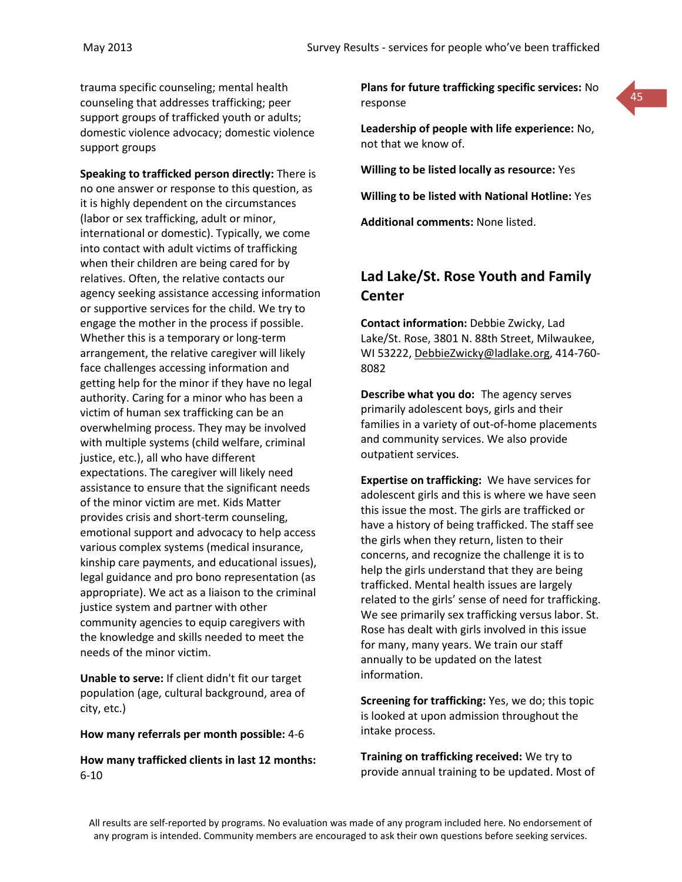trauma specific counseling; mental health counseling that addresses trafficking; peer support groups of trafficked youth or adults; domestic violence advocacy; domestic violence support groups

**Speaking to trafficked person directly:** There is no one answer or response to this question, as it is highly dependent on the circumstances (labor or sex trafficking, adult or minor, international or domestic). Typically, we come into contact with adult victims of trafficking when their children are being cared for by relatives. Often, the relative contacts our agency seeking assistance accessing information or supportive services for the child. We try to engage the mother in the process if possible. Whether this is a temporary or long-term arrangement, the relative caregiver will likely face challenges accessing information and getting help for the minor if they have no legal authority. Caring for a minor who has been a victim of human sex trafficking can be an overwhelming process. They may be involved with multiple systems (child welfare, criminal justice, etc.), all who have different expectations. The caregiver will likely need assistance to ensure that the significant needs of the minor victim are met. Kids Matter provides crisis and short-term counseling, emotional support and advocacy to help access various complex systems (medical insurance, kinship care payments, and educational issues), legal guidance and pro bono representation (as appropriate). We act as a liaison to the criminal justice system and partner with other community agencies to equip caregivers with the knowledge and skills needed to meet the needs of the minor victim.

**Unable to serve:** If client didn't fit our target population (age, cultural background, area of city, etc.)

**How many referrals per month possible:** 4-6

**How many trafficked clients in last 12 months:** 6-10

**Plans for future trafficking specific services:** No response

**Leadership of people with life experience:** No, not that we know of.

**Willing to be listed locally as resource:** Yes

**Willing to be listed with National Hotline:** Yes

**Additional comments:** None listed.

## Lad Lake/St. Rose Youth and Family Center

**Contact information:** Debbie Zwicky, Lad Lake/St. Rose, 3801 N. 88th Street, Milwaukee, WI 53222, DebbieZwicky@ladlake.org, 414-760-8082

**Describe what you do:** The agency serves primarily adolescent boys, girls and their families in a variety of out-of-home placements and community services. We also provide outpatient services.

**Expertise on trafficking:** We have services for adolescent girls and this is where we have seen this issue the most. The girls are trafficked or have a history of being trafficked. The staff see the girls when they return, listen to their concerns, and recognize the challenge it is to help the girls understand that they are being trafficked. Mental health issues are largely related to the girls' sense of need for trafficking. We see primarily sex trafficking versus labor. St. Rose has dealt with girls involved in this issue for many, many years. We train our staff annually to be updated on the latest information.

**Screening for trafficking:** Yes, we do; this topic is looked at upon admission throughout the intake process.

**Training on trafficking received:** We try to provide annual training to be updated. Most of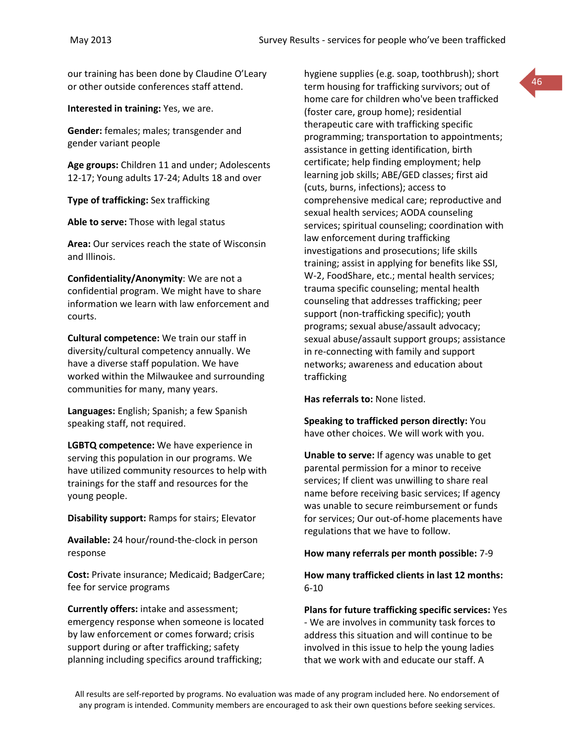our training has been done by Claudine O'Leary or other outside conferences staff attend.

**Interested in training:** Yes, we are.

**Gender:** females; males; transgender and gender variant people

**Age groups:** Children 11 and under; Adolescents 12-17; Young adults 17-24; Adults 18 and over

**Type of trafficking:** Sex trafficking

**Able to serve:** Those with legal status

**Area:** Our services reach the state of Wisconsin and Illinois.

**Confidentiality/Anonymity**: We are not a confidential program. We might have to share information we learn with law enforcement and courts.

**Cultural competence:** We train our staff in diversity/cultural competency annually. We have a diverse staff population. We have worked within the Milwaukee and surrounding communities for many, many years.

**Languages:** English; Spanish; a few Spanish speaking staff, not required.

**LGBTQ competence:** We have experience in serving this population in our programs. We have utilized community resources to help with trainings for the staff and resources for the young people.

**Disability support:** Ramps for stairs; Elevator

**Available:** 24 hour/round-the-clock in person response

**Cost:** Private insurance; Medicaid; BadgerCare; fee for service programs

**Currently offers:** intake and assessment; emergency response when someone is located by law enforcement or comes forward; crisis support during or after trafficking; safety planning including specifics around trafficking; hygiene supplies (e.g. soap, toothbrush); short term housing for trafficking survivors; out of home care for children who've been trafficked (foster care, group home); residential therapeutic care with trafficking specific programming; transportation to appointments; assistance in getting identification, birth certificate; help finding employment; help learning job skills; ABE/GED classes; first aid (cuts, burns, infections); access to comprehensive medical care; reproductive and sexual health services; AODA counseling services; spiritual counseling; coordination with law enforcement during trafficking investigations and prosecutions; life skills training; assist in applying for benefits like SSI, W-2, FoodShare, etc.; mental health services; trauma specific counseling; mental health counseling that addresses trafficking; peer support (non-trafficking specific); youth programs; sexual abuse/assault advocacy; sexual abuse/assault support groups; assistance in re-connecting with family and support networks; awareness and education about trafficking

**Has referrals to:** None listed.

**Speaking to trafficked person directly:** You have other choices. We will work with you.

**Unable to serve:** If agency was unable to get parental permission for a minor to receive services; If client was unwilling to share real name before receiving basic services; If agency was unable to secure reimbursement or funds for services; Our out-of-home placements have regulations that we have to follow.

**How many referrals per month possible:** 7-9

**How many trafficked clients in last 12 months:** 6-10

**Plans for future trafficking specific services:** Yes - We are involves in community task forces to address this situation and will continue to be involved in this issue to help the young ladies that we work with and educate our staff. A

All results are self-reported by programs. No evaluation was made of any program included here. No endorsement of any program is intended. Community members are encouraged to ask their own questions before seeking services.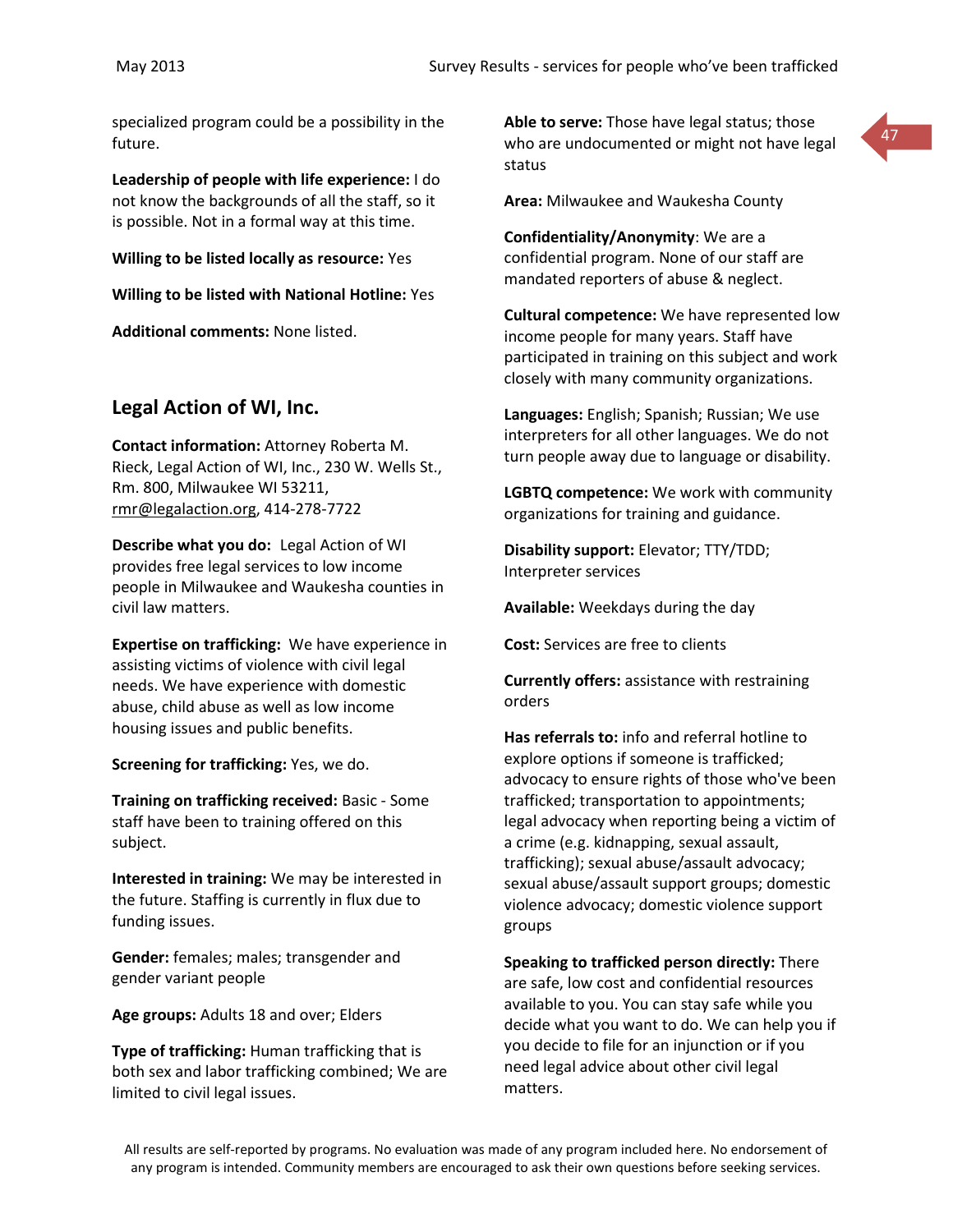specialized program could be a possibility in the future.

**Leadership of people with life experience:** I do not know the backgrounds of all the staff, so it is possible. Not in a formal way at this time.

**Willing to be listed locally as resource:** Yes

**Willing to be listed with National Hotline:** Yes

**Additional comments:** None listed.

## Legal Action of WI, Inc.

**Contact information:** Attorney Roberta M. Rieck, Legal Action of WI, Inc., 230 W. Wells St., Rm. 800, Milwaukee WI 53211, rmr@legalaction.org, 414-278-7722

**Describe what you do:** Legal Action of WI provides free legal services to low income people in Milwaukee and Waukesha counties in civil law matters.

**Expertise on trafficking:** We have experience in assisting victims of violence with civil legal needs. We have experience with domestic abuse, child abuse as well as low income housing issues and public benefits.

**Screening for trafficking:** Yes, we do.

**Training on trafficking received:** Basic - Some staff have been to training offered on this subject.

**Interested in training:** We may be interested in the future. Staffing is currently in flux due to funding issues.

**Gender:** females; males; transgender and gender variant people

**Age groups:** Adults 18 and over; Elders

**Type of trafficking:** Human trafficking that is both sex and labor trafficking combined; We are limited to civil legal issues.

**Able to serve:** Those have legal status; those who are undocumented or might not have legal status

**Area:** Milwaukee and Waukesha County

**Confidentiality/Anonymity**: We are a confidential program. None of our staff are mandated reporters of abuse & neglect.

**Cultural competence:** We have represented low income people for many years. Staff have participated in training on this subject and work closely with many community organizations.

**Languages:** English; Spanish; Russian; We use interpreters for all other languages. We do not turn people away due to language or disability.

**LGBTQ competence:** We work with community organizations for training and guidance.

**Disability support:** Elevator; TTY/TDD; Interpreter services

**Available:** Weekdays during the day

**Cost:** Services are free to clients

**Currently offers:** assistance with restraining orders

**Has referrals to:** info and referral hotline to explore options if someone is trafficked; advocacy to ensure rights of those who've been trafficked; transportation to appointments; legal advocacy when reporting being a victim of a crime (e.g. kidnapping, sexual assault, trafficking); sexual abuse/assault advocacy; sexual abuse/assault support groups; domestic violence advocacy; domestic violence support groups

**Speaking to trafficked person directly:** There are safe, low cost and confidential resources available to you. You can stay safe while you decide what you want to do. We can help you if you decide to file for an injunction or if you need legal advice about other civil legal matters.

All results are self-reported by programs. No evaluation was made of any program included here. No endorsement of any program is intended. Community members are encouraged to ask their own questions before seeking services.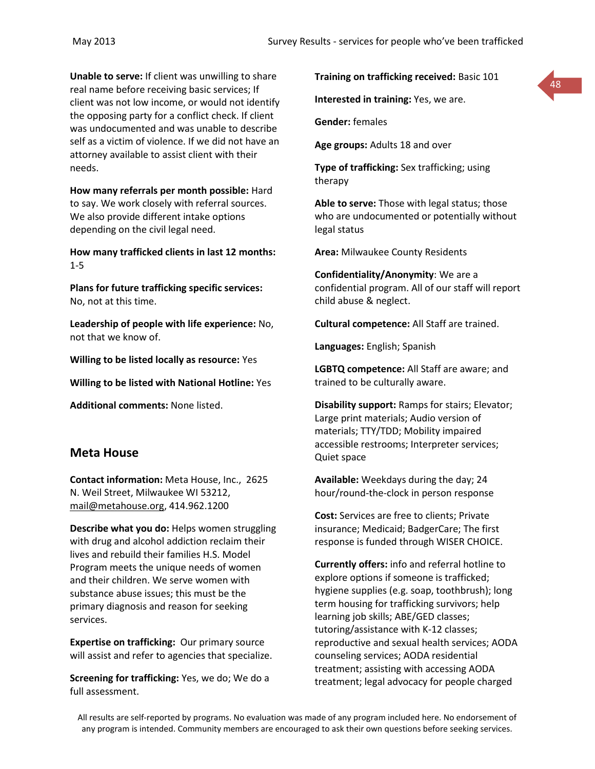**Unable to serve:** If client was unwilling to share real name before receiving basic services; If client was not low income, or would not identify the opposing party for a conflict check. If client was undocumented and was unable to describe self as a victim of violence. If we did not have an attorney available to assist client with their needs.

**How many referrals per month possible:** Hard to say. We work closely with referral sources. We also provide different intake options depending on the civil legal need.

**How many trafficked clients in last 12 months:** 1-5

**Plans for future trafficking specific services:** No, not at this time.

**Leadership of people with life experience:** No, not that we know of.

**Willing to be listed locally as resource:** Yes

**Willing to be listed with National Hotline:** Yes

**Additional comments:** None listed.

## Meta House

**Contact information:** Meta House, Inc., 2625 N. Weil Street, Milwaukee WI 53212, mail@metahouse.org, 414.962.1200

**Describe what you do:** Helps women struggling with drug and alcohol addiction reclaim their lives and rebuild their families H.S. Model Program meets the unique needs of women and their children. We serve women with substance abuse issues; this must be the primary diagnosis and reason for seeking services.

**Expertise on trafficking:** Our primary source will assist and refer to agencies that specialize.

**Screening for trafficking:** Yes, we do; We do a full assessment.

**Training on trafficking received:** Basic 101

**Interested in training:** Yes, we are.

**Gender:** females

**Age groups:** Adults 18 and over

**Type of trafficking:** Sex trafficking; using therapy

**Able to serve:** Those with legal status; those who are undocumented or potentially without legal status

**Area:** Milwaukee County Residents

**Confidentiality/Anonymity**: We are a confidential program. All of our staff will report child abuse & neglect.

**Cultural competence:** All Staff are trained.

**Languages:** English; Spanish

**LGBTQ competence:** All Staff are aware; and trained to be culturally aware.

**Disability support:** Ramps for stairs; Elevator; Large print materials; Audio version of materials; TTY/TDD; Mobility impaired accessible restrooms; Interpreter services; Quiet space

**Available:** Weekdays during the day; 24 hour/round-the-clock in person response

**Cost:** Services are free to clients; Private insurance; Medicaid; BadgerCare; The first response is funded through WISER CHOICE.

**Currently offers:** info and referral hotline to explore options if someone is trafficked; hygiene supplies (e.g. soap, toothbrush); long term housing for trafficking survivors; help learning job skills; ABE/GED classes; tutoring/assistance with K-12 classes; reproductive and sexual health services; AODA counseling services; AODA residential treatment; assisting with accessing AODA treatment; legal advocacy for people charged

All results are self-reported by programs. No evaluation was made of any program included here. No endorsement of any program is intended. Community members are encouraged to ask their own questions before seeking services.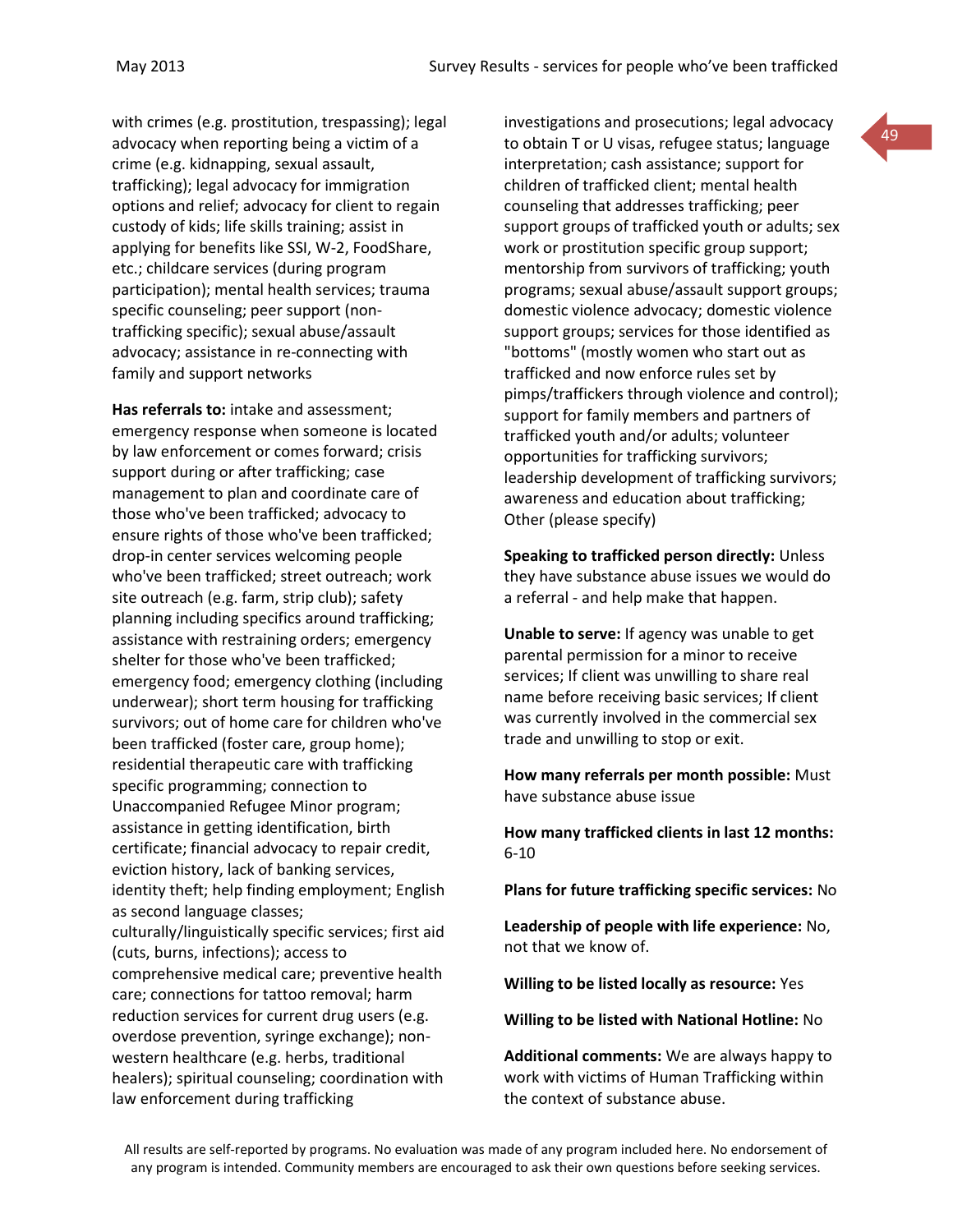with crimes (e.g. prostitution, trespassing); legal advocacy when reporting being a victim of a crime (e.g. kidnapping, sexual assault, trafficking); legal advocacy for immigration options and relief; advocacy for client to regain custody of kids; life skills training; assist in applying for benefits like SSI, W-2, FoodShare, etc.; childcare services (during program participation); mental health services; trauma specific counseling; peer support (non-trafficking specific); sexual abuse/assault advocacy; assistance in re-connecting with family and support networks

**Has referrals to:** intake and assessment; emergency response when someone is located by law enforcement or comes forward; crisis support during or after trafficking; case management to plan and coordinate care of those who've been trafficked; advocacy to ensure rights of those who've been trafficked; drop-in center services welcoming people who've been trafficked; street outreach; work site outreach (e.g. farm, strip club); safety planning including specifics around trafficking; assistance with restraining orders; emergency shelter for those who've been trafficked; emergency food; emergency clothing (including underwear); short term housing for trafficking survivors; out of home care for children who've been trafficked (foster care, group home); residential therapeutic care with trafficking specific programming; connection to Unaccompanied Refugee Minor program; assistance in getting identification, birth certificate; financial advocacy to repair credit, eviction history, lack of banking services, identity theft; help finding employment; English as second language classes; culturally/linguistically specific services; first aid (cuts, burns, infections); access to comprehensive medical care; preventive health care; connections for tattoo removal; harm reduction services for current drug users (e.g. overdose prevention, syringe exchange); non-western healthcare (e.g. herbs, traditional healers); spiritual counseling; coordination with law enforcement during trafficking investigations and prosecutions; legal advocacy to obtain T or U visas, refugee status; language interpretation; cash assistance; support for children of trafficked client; mental health counseling that addresses trafficking; peer support groups of trafficked youth or adults; sex work or prostitution specific group support; mentorship from survivors of trafficking; youth programs; sexual abuse/assault support groups; domestic violence advocacy; domestic violence support groups; services for those identified as "bottoms" (mostly women who start out as trafficked and now enforce rules set by pimps/traffickers through violence and control); support for family members and partners of trafficked youth and/or adults; volunteer opportunities for trafficking survivors; leadership development of trafficking survivors; awareness and education about trafficking; Other (please specify)

**Speaking to trafficked person directly:** Unless they have substance abuse issues we would do a referral - and help make that happen.

**Unable to serve:** If agency was unable to get parental permission for a minor to receive services; If client was unwilling to share real name before receiving basic services; If client was currently involved in the commercial sex trade and unwilling to stop or exit.

**How many referrals per month possible:** Must have substance abuse issue

**How many trafficked clients in last 12 months:** 6-10

**Plans for future trafficking specific services:** No

**Leadership of people with life experience:** No, not that we know of.

**Willing to be listed locally as resource:** Yes

**Willing to be listed with National Hotline:** No

**Additional comments:** We are always happy to work with victims of Human Trafficking within the context of substance abuse.

All results are self-reported by programs. No evaluation was made of any program included here. No endorsement of any program is intended. Community members are encouraged to ask their own questions before seeking services.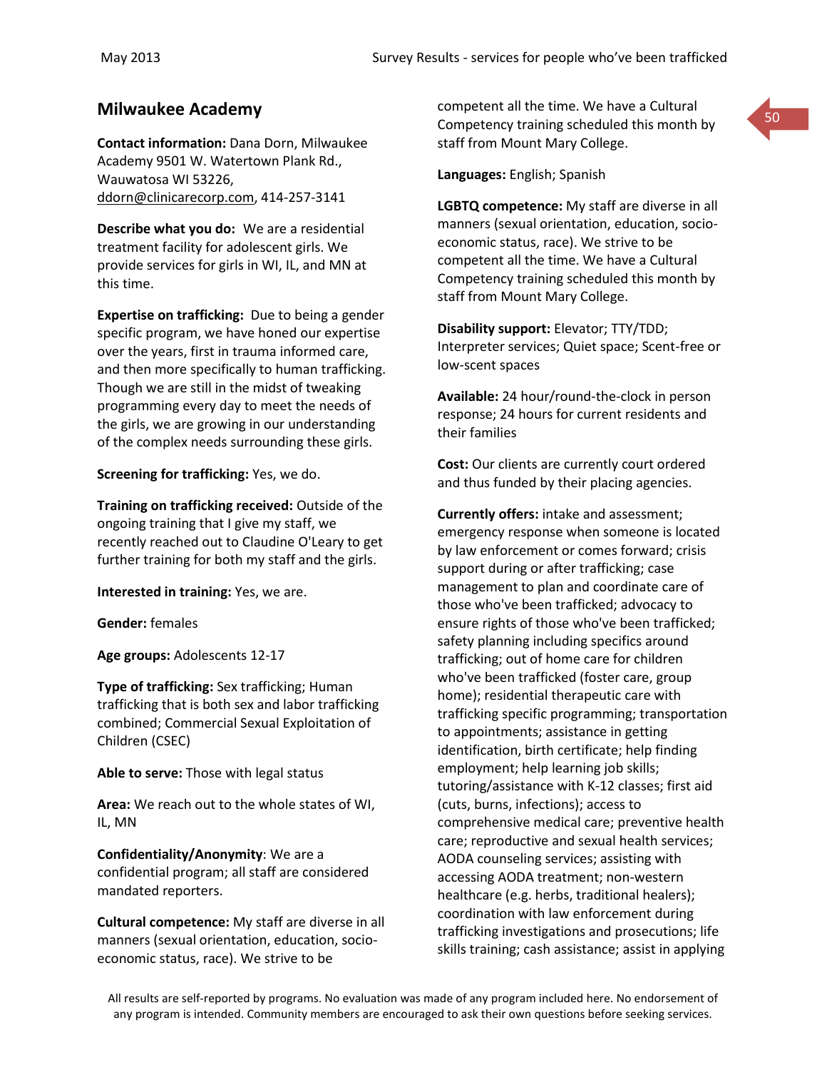## Milwaukee Academy

**Contact information:** Dana Dorn, Milwaukee Academy 9501 W. Watertown Plank Rd., Wauwatosa WI 53226, ddorn@clinicarecorp.com, 414-257-3141

**Describe what you do:** We are a residential treatment facility for adolescent girls. We provide services for girls in WI, IL, and MN at this time.

**Expertise on trafficking:** Due to being a gender specific program, we have honed our expertise over the years, first in trauma informed care, and then more specifically to human trafficking. Though we are still in the midst of tweaking programming every day to meet the needs of the girls, we are growing in our understanding of the complex needs surrounding these girls.

**Screening for trafficking:** Yes, we do.

**Training on trafficking received:** Outside of the ongoing training that I give my staff, we recently reached out to Claudine O'Leary to get further training for both my staff and the girls.

**Interested in training:** Yes, we are.

**Gender:** females

**Age groups:** Adolescents 12-17

**Type of trafficking:** Sex trafficking; Human trafficking that is both sex and labor trafficking combined; Commercial Sexual Exploitation of Children (CSEC)

**Able to serve:** Those with legal status

**Area:** We reach out to the whole states of WI, IL, MN

**Confidentiality/Anonymity**: We are a confidential program; all staff are considered mandated reporters.

**Cultural competence:** My staff are diverse in all manners (sexual orientation, education, socio-economic status, race). We strive to be competent all the time. We have a Cultural Competency training scheduled this month by staff from Mount Mary College.

**Languages:** English; Spanish

**LGBTQ competence:** My staff are diverse in all manners (sexual orientation, education, socio-economic status, race). We strive to be competent all the time. We have a Cultural Competency training scheduled this month by staff from Mount Mary College.

**Disability support:** Elevator; TTY/TDD; Interpreter services; Quiet space; Scent-free or low-scent spaces

**Available:** 24 hour/round-the-clock in person response; 24 hours for current residents and their families

**Cost:** Our clients are currently court ordered and thus funded by their placing agencies.

**Currently offers:** intake and assessment; emergency response when someone is located by law enforcement or comes forward; crisis support during or after trafficking; case management to plan and coordinate care of those who've been trafficked; advocacy to ensure rights of those who've been trafficked; safety planning including specifics around trafficking; out of home care for children who've been trafficked (foster care, group home); residential therapeutic care with trafficking specific programming; transportation to appointments; assistance in getting identification, birth certificate; help finding employment; help learning job skills; tutoring/assistance with K-12 classes; first aid (cuts, burns, infections); access to comprehensive medical care; preventive health care; reproductive and sexual health services; AODA counseling services; assisting with accessing AODA treatment; non-western healthcare (e.g. herbs, traditional healers); coordination with law enforcement during trafficking investigations and prosecutions; life skills training; cash assistance; assist in applying

All results are self-reported by programs. No evaluation was made of any program included here. No endorsement of any program is intended. Community members are encouraged to ask their own questions before seeking services.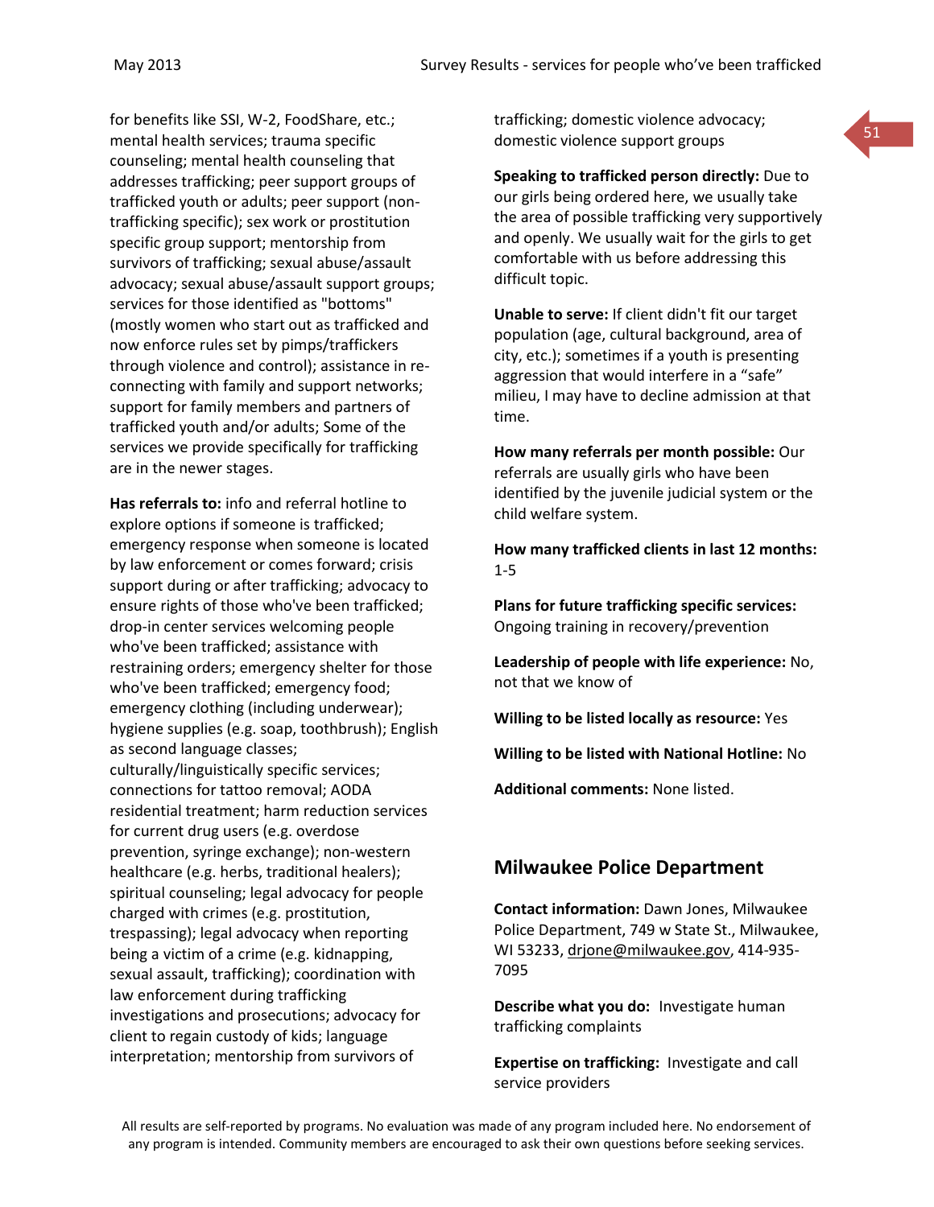for benefits like SSI, W-2, FoodShare, etc.; mental health services; trauma specific counseling; mental health counseling that addresses trafficking; peer support groups of trafficked youth or adults; peer support (non-trafficking specific); sex work or prostitution specific group support; mentorship from survivors of trafficking; sexual abuse/assault advocacy; sexual abuse/assault support groups; services for those identified as "bottoms" (mostly women who start out as trafficked and now enforce rules set by pimps/traffickers through violence and control); assistance in re-connecting with family and support networks; support for family members and partners of trafficked youth and/or adults; Some of the services we provide specifically for trafficking are in the newer stages.

**Has referrals to:** info and referral hotline to explore options if someone is trafficked; emergency response when someone is located by law enforcement or comes forward; crisis support during or after trafficking; advocacy to ensure rights of those who've been trafficked; drop-in center services welcoming people who've been trafficked; assistance with restraining orders; emergency shelter for those who've been trafficked; emergency food; emergency clothing (including underwear); hygiene supplies (e.g. soap, toothbrush); English as second language classes; culturally/linguistically specific services; connections for tattoo removal; AODA residential treatment; harm reduction services for current drug users (e.g. overdose prevention, syringe exchange); non-western healthcare (e.g. herbs, traditional healers); spiritual counseling; legal advocacy for people charged with crimes (e.g. prostitution, trespassing); legal advocacy when reporting being a victim of a crime (e.g. kidnapping, sexual assault, trafficking); coordination with law enforcement during trafficking investigations and prosecutions; advocacy for client to regain custody of kids; language interpretation; mentorship from survivors of trafficking; domestic violence advocacy; domestic violence support groups

**Speaking to trafficked person directly:** Due to our girls being ordered here, we usually take the area of possible trafficking very supportively and openly. We usually wait for the girls to get comfortable with us before addressing this difficult topic.

**Unable to serve:** If client didn't fit our target population (age, cultural background, area of city, etc.); sometimes if a youth is presenting aggression that would interfere in a "safe" milieu, I may have to decline admission at that time.

**How many referrals per month possible:** Our referrals are usually girls who have been identified by the juvenile judicial system or the child welfare system.

**How many trafficked clients in last 12 months:** 1-5

**Plans for future trafficking specific services:** Ongoing training in recovery/prevention

**Leadership of people with life experience:** No, not that we know of

**Willing to be listed locally as resource:** Yes

**Willing to be listed with National Hotline:** No

**Additional comments:** None listed.

## Milwaukee Police Department

**Contact information:** Dawn Jones, Milwaukee Police Department, 749 w State St., Milwaukee, WI 53233, drjone@milwaukee.gov, 414-935-7095

**Describe what you do:** Investigate human trafficking complaints

**Expertise on trafficking:** Investigate and call service providers

All results are self-reported by programs. No evaluation was made of any program included here. No endorsement of any program is intended. Community members are encouraged to ask their own questions before seeking services.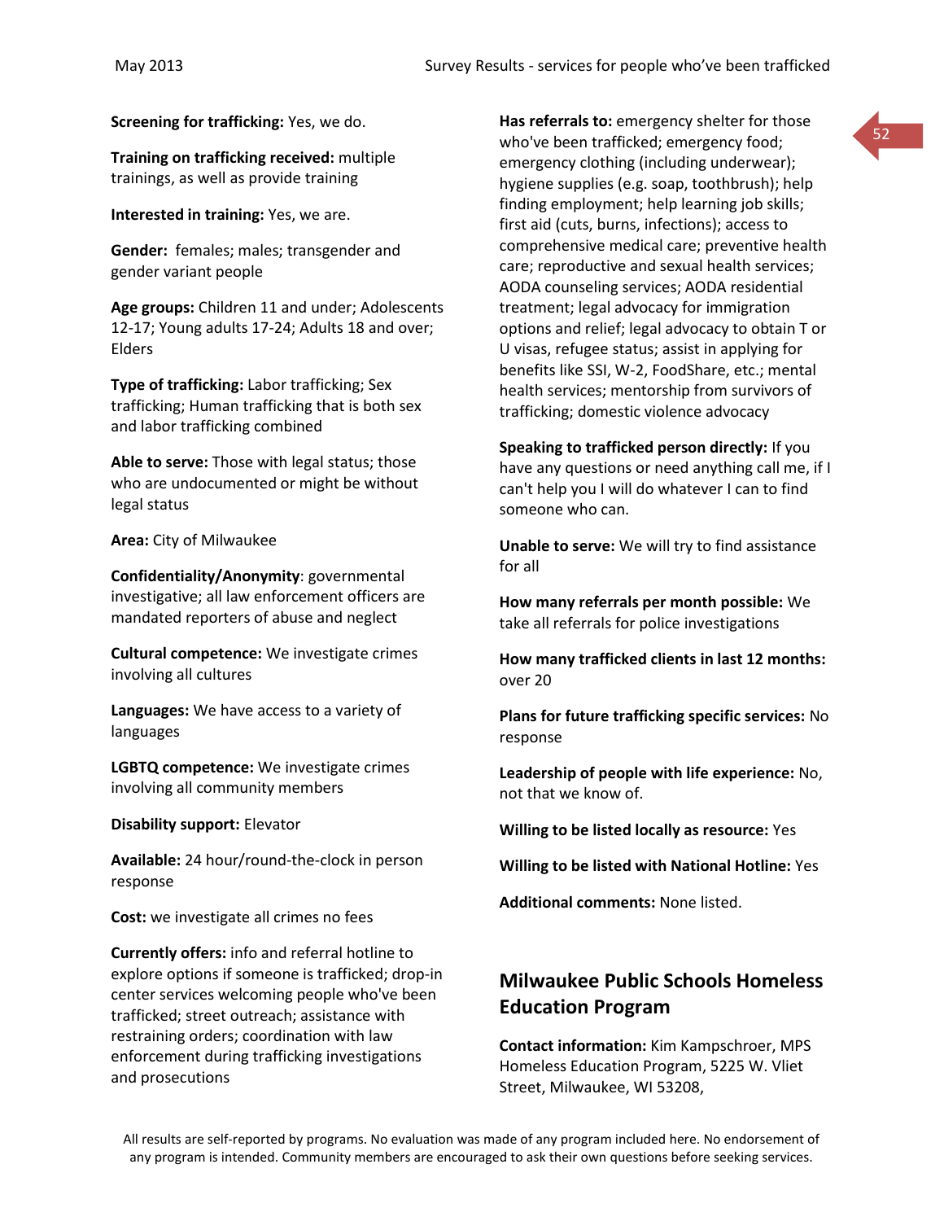**Screening for trafficking:** Yes, we do.

**Training on trafficking received:** multiple trainings, as well as provide training

**Interested in training:** Yes, we are.

**Gender:** females; males; transgender and gender variant people

**Age groups:** Children 11 and under; Adolescents 12-17; Young adults 17-24; Adults 18 and over; Elders

**Type of trafficking:** Labor trafficking; Sex trafficking; Human trafficking that is both sex and labor trafficking combined

**Able to serve:** Those with legal status; those who are undocumented or might be without legal status

**Area:** City of Milwaukee

**Confidentiality/Anonymity**: governmental investigative; all law enforcement officers are mandated reporters of abuse and neglect

**Cultural competence:** We investigate crimes involving all cultures

**Languages:** We have access to a variety of languages

**LGBTQ competence:** We investigate crimes involving all community members

**Disability support:** Elevator

**Available:** 24 hour/round-the-clock in person response

**Cost:** we investigate all crimes no fees

**Currently offers:** info and referral hotline to explore options if someone is trafficked; drop-in center services welcoming people who've been trafficked; street outreach; assistance with restraining orders; coordination with law enforcement during trafficking investigations and prosecutions

**Has referrals to:** emergency shelter for those who've been trafficked; emergency food; emergency clothing (including underwear); hygiene supplies (e.g. soap, toothbrush); help finding employment; help learning job skills; first aid (cuts, burns, infections); access to comprehensive medical care; preventive health care; reproductive and sexual health services; AODA counseling services; AODA residential treatment; legal advocacy for immigration options and relief; legal advocacy to obtain T or U visas, refugee status; assist in applying for benefits like SSI, W-2, FoodShare, etc.; mental health services; mentorship from survivors of trafficking; domestic violence advocacy

**Speaking to trafficked person directly:** If you have any questions or need anything call me, if I can't help you I will do whatever I can to find someone who can.

**Unable to serve:** We will try to find assistance for all

**How many referrals per month possible:** We take all referrals for police investigations

**How many trafficked clients in last 12 months:** over 20

**Plans for future trafficking specific services:** No response

**Leadership of people with life experience:** No, not that we know of.

**Willing to be listed locally as resource:** Yes

**Willing to be listed with National Hotline:** Yes

**Additional comments:** None listed.

## Milwaukee Public Schools Homeless Education Program

**Contact information:** Kim Kampschroer, MPS Homeless Education Program, 5225 W. Vliet Street, Milwaukee, WI 53208,

All results are self-reported by programs. No evaluation was made of any program included here. No endorsement of any program is intended. Community members are encouraged to ask their own questions before seeking services.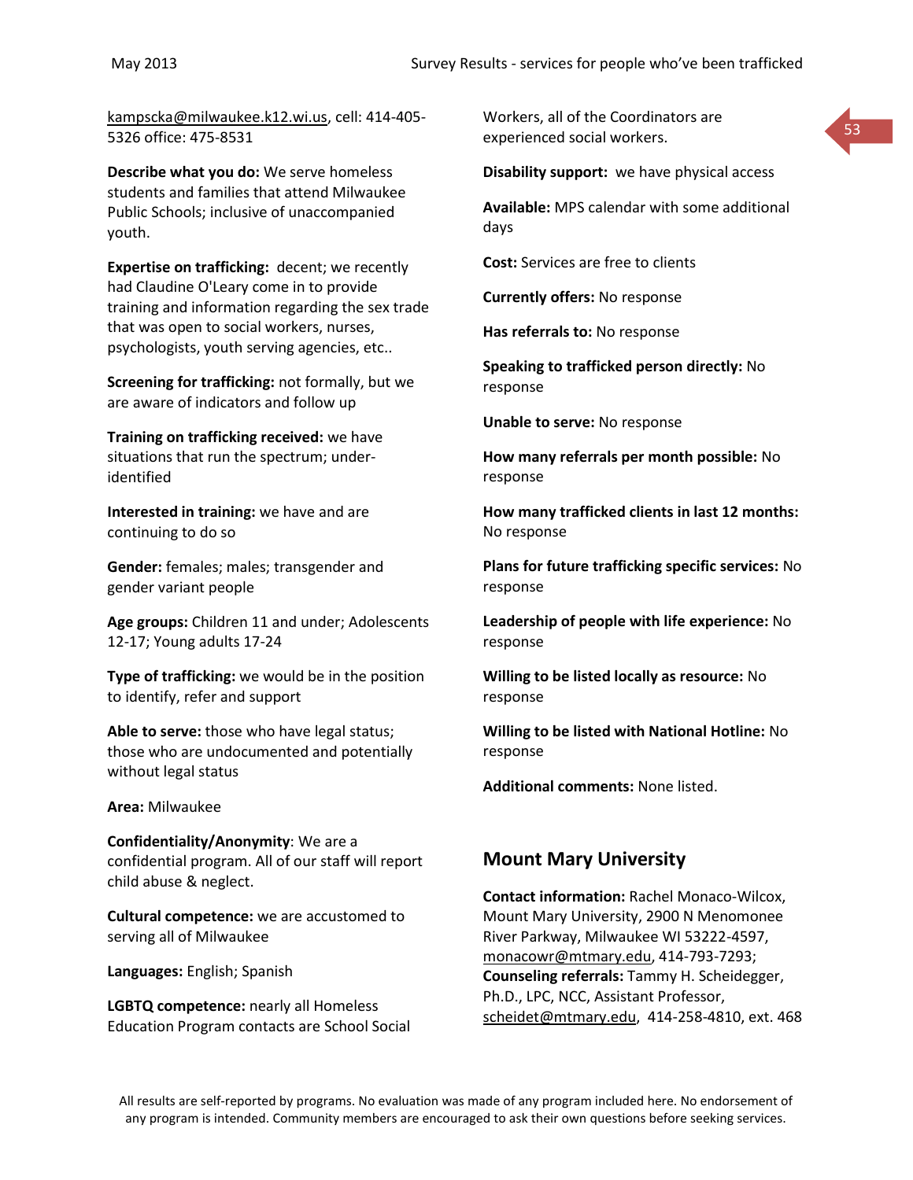kampscka@milwaukee.k12.wi.us, cell: 414-405-5326 office: 475-8531

**Describe what you do:** We serve homeless students and families that attend Milwaukee Public Schools; inclusive of unaccompanied youth.

**Expertise on trafficking:** decent; we recently had Claudine O'Leary come in to provide training and information regarding the sex trade that was open to social workers, nurses, psychologists, youth serving agencies, etc..

**Screening for trafficking:** not formally, but we are aware of indicators and follow up

**Training on trafficking received:** we have situations that run the spectrum; under-identified

**Interested in training:** we have and are continuing to do so

**Gender:** females; males; transgender and gender variant people

**Age groups:** Children 11 and under; Adolescents 12-17; Young adults 17-24

**Type of trafficking:** we would be in the position to identify, refer and support

**Able to serve:** those who have legal status; those who are undocumented and potentially without legal status

**Area:** Milwaukee

**Confidentiality/Anonymity**: We are a confidential program. All of our staff will report child abuse & neglect.

**Cultural competence:** we are accustomed to serving all of Milwaukee

**Languages:** English; Spanish

**LGBTQ competence:** nearly all Homeless Education Program contacts are School Social Workers, all of the Coordinators are experienced social workers.

**Disability support:** we have physical access

**Available:** MPS calendar with some additional days

**Cost:** Services are free to clients

**Currently offers:** No response

**Has referrals to:** No response

**Speaking to trafficked person directly:** No response

**Unable to serve:** No response

**How many referrals per month possible:** No response

**How many trafficked clients in last 12 months:** No response

**Plans for future trafficking specific services:** No response

**Leadership of people with life experience:** No response

**Willing to be listed locally as resource:** No response

**Willing to be listed with National Hotline:** No response

**Additional comments:** None listed.

## Mount Mary University

**Contact information:** Rachel Monaco-Wilcox, Mount Mary University, 2900 N Menomonee River Parkway, Milwaukee WI 53222-4597, monacowr@mtmary.edu, 414-793-7293; **Counseling referrals:** Tammy H. Scheidegger, Ph.D., LPC, NCC, Assistant Professor, scheidet@mtmary.edu, 414-258-4810, ext. 468

All results are self-reported by programs. No evaluation was made of any program included here. No endorsement of any program is intended. Community members are encouraged to ask their own questions before seeking services.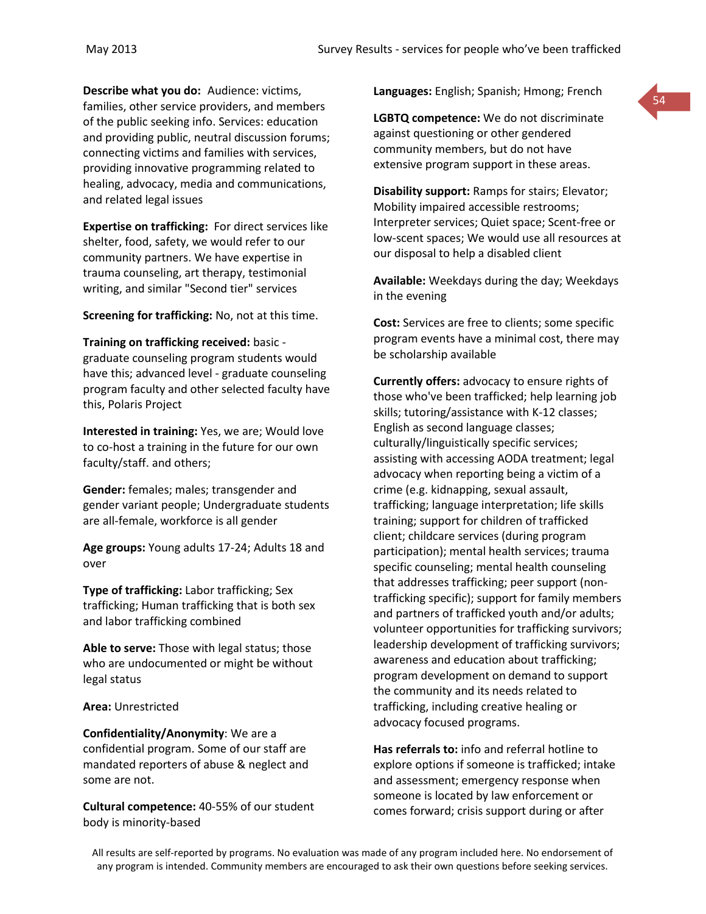**Describe what you do:** Audience: victims, families, other service providers, and members of the public seeking info. Services: education and providing public, neutral discussion forums; connecting victims and families with services, providing innovative programming related to healing, advocacy, media and communications, and related legal issues

**Expertise on trafficking:** For direct services like shelter, food, safety, we would refer to our community partners. We have expertise in trauma counseling, art therapy, testimonial writing, and similar "Second tier" services

**Screening for trafficking:** No, not at this time.

**Training on trafficking received:** basic - graduate counseling program students would have this; advanced level - graduate counseling program faculty and other selected faculty have this, Polaris Project

**Interested in training:** Yes, we are; Would love to co-host a training in the future for our own faculty/staff. and others;

**Gender:** females; males; transgender and gender variant people; Undergraduate students are all-female, workforce is all gender

**Age groups:** Young adults 17-24; Adults 18 and over

**Type of trafficking:** Labor trafficking; Sex trafficking; Human trafficking that is both sex and labor trafficking combined

**Able to serve:** Those with legal status; those who are undocumented or might be without legal status

**Area:** Unrestricted

**Confidentiality/Anonymity**: We are a confidential program. Some of our staff are mandated reporters of abuse & neglect and some are not.

**Cultural competence:** 40-55% of our student body is minority-based

**Languages:** English; Spanish; Hmong; French

**LGBTQ competence:** We do not discriminate against questioning or other gendered community members, but do not have extensive program support in these areas.

**Disability support:** Ramps for stairs; Elevator; Mobility impaired accessible restrooms; Interpreter services; Quiet space; Scent-free or low-scent spaces; We would use all resources at our disposal to help a disabled client

**Available:** Weekdays during the day; Weekdays in the evening

**Cost:** Services are free to clients; some specific program events have a minimal cost, there may be scholarship available

**Currently offers:** advocacy to ensure rights of those who've been trafficked; help learning job skills; tutoring/assistance with K-12 classes; English as second language classes; culturally/linguistically specific services; assisting with accessing AODA treatment; legal advocacy when reporting being a victim of a crime (e.g. kidnapping, sexual assault, trafficking; language interpretation; life skills training; support for children of trafficked client; childcare services (during program participation); mental health services; trauma specific counseling; mental health counseling that addresses trafficking; peer support (non-trafficking specific); support for family members and partners of trafficked youth and/or adults; volunteer opportunities for trafficking survivors; leadership development of trafficking survivors; awareness and education about trafficking; program development on demand to support the community and its needs related to trafficking, including creative healing or advocacy focused programs.

**Has referrals to:** info and referral hotline to explore options if someone is trafficked; intake and assessment; emergency response when someone is located by law enforcement or comes forward; crisis support during or after

All results are self-reported by programs. No evaluation was made of any program included here. No endorsement of any program is intended. Community members are encouraged to ask their own questions before seeking services.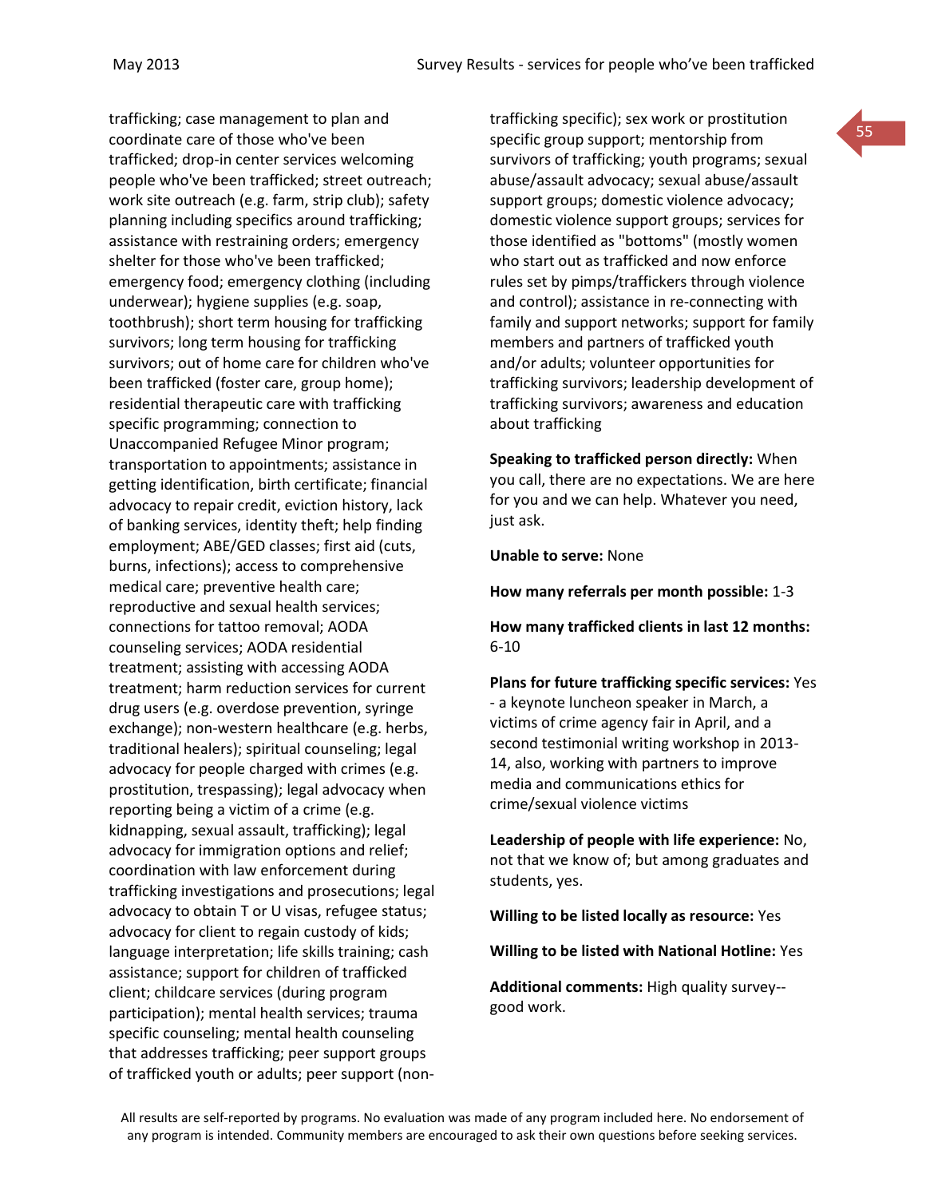trafficking; case management to plan and coordinate care of those who've been trafficked; drop-in center services welcoming people who've been trafficked; street outreach; work site outreach (e.g. farm, strip club); safety planning including specifics around trafficking; assistance with restraining orders; emergency shelter for those who've been trafficked; emergency food; emergency clothing (including underwear); hygiene supplies (e.g. soap, toothbrush); short term housing for trafficking survivors; long term housing for trafficking survivors; out of home care for children who've been trafficked (foster care, group home); residential therapeutic care with trafficking specific programming; connection to Unaccompanied Refugee Minor program; transportation to appointments; assistance in getting identification, birth certificate; financial advocacy to repair credit, eviction history, lack of banking services, identity theft; help finding employment; ABE/GED classes; first aid (cuts, burns, infections); access to comprehensive medical care; preventive health care; reproductive and sexual health services; connections for tattoo removal; AODA counseling services; AODA residential treatment; assisting with accessing AODA treatment; harm reduction services for current drug users (e.g. overdose prevention, syringe exchange); non-western healthcare (e.g. herbs, traditional healers); spiritual counseling; legal advocacy for people charged with crimes (e.g. prostitution, trespassing); legal advocacy when reporting being a victim of a crime (e.g. kidnapping, sexual assault, trafficking); legal advocacy for immigration options and relief; coordination with law enforcement during trafficking investigations and prosecutions; legal advocacy to obtain T or U visas, refugee status; advocacy for client to regain custody of kids; language interpretation; life skills training; cash assistance; support for children of trafficked client; childcare services (during program participation); mental health services; trauma specific counseling; mental health counseling that addresses trafficking; peer support groups of trafficked youth or adults; peer support (non-trafficking specific); sex work or prostitution specific group support; mentorship from survivors of trafficking; youth programs; sexual abuse/assault advocacy; sexual abuse/assault support groups; domestic violence advocacy; domestic violence support groups; services for those identified as "bottoms" (mostly women who start out as trafficked and now enforce rules set by pimps/traffickers through violence and control); assistance in re-connecting with family and support networks; support for family members and partners of trafficked youth and/or adults; volunteer opportunities for trafficking survivors; leadership development of trafficking survivors; awareness and education about trafficking

**Speaking to trafficked person directly:** When you call, there are no expectations. We are here for you and we can help. Whatever you need, just ask.

**Unable to serve:** None

**How many referrals per month possible:** 1-3

**How many trafficked clients in last 12 months:** 6-10

**Plans for future trafficking specific services:** Yes - a keynote luncheon speaker in March, a victims of crime agency fair in April, and a second testimonial writing workshop in 2013-14, also, working with partners to improve media and communications ethics for crime/sexual violence victims

**Leadership of people with life experience:** No, not that we know of; but among graduates and students, yes.

**Willing to be listed locally as resource:** Yes

**Willing to be listed with National Hotline:** Yes

**Additional comments:** High quality survey--good work.

All results are self-reported by programs. No evaluation was made of any program included here. No endorsement of any program is intended. Community members are encouraged to ask their own questions before seeking services.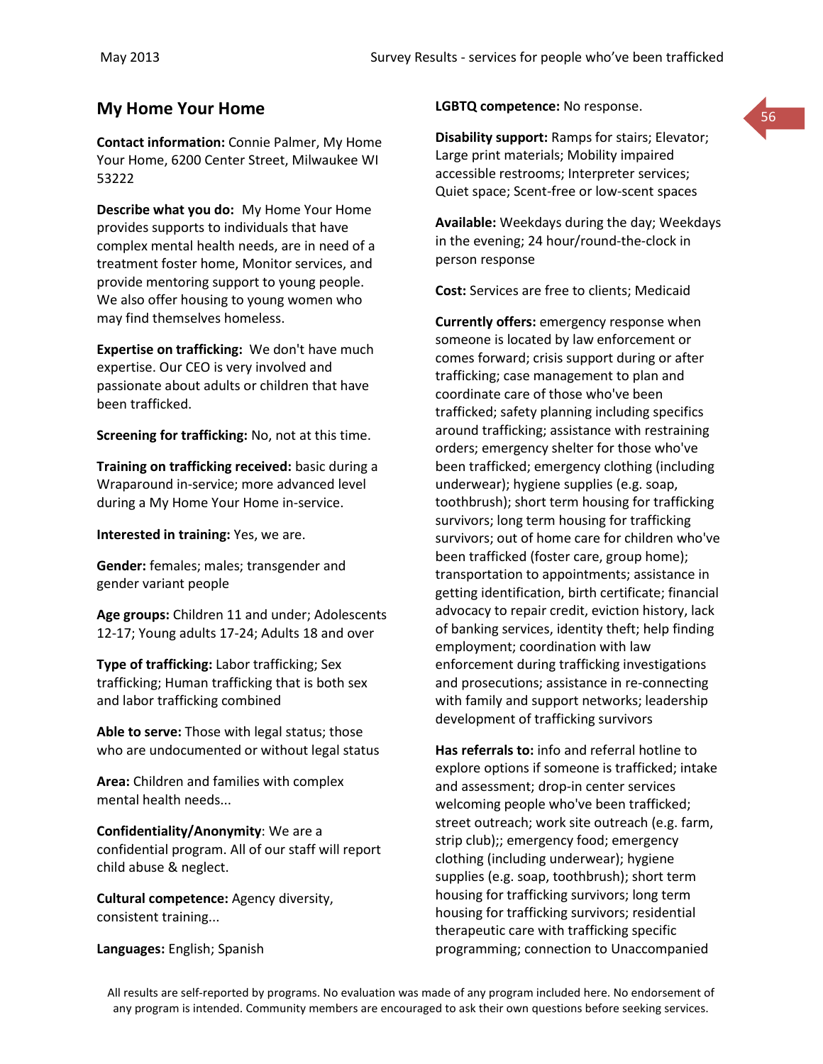## My Home Your Home

**Contact information:** Connie Palmer, My Home Your Home, 6200 Center Street, Milwaukee WI 53222

**Describe what you do:** My Home Your Home provides supports to individuals that have complex mental health needs, are in need of a treatment foster home, Monitor services, and provide mentoring support to young people. We also offer housing to young women who may find themselves homeless.

**Expertise on trafficking:** We don't have much expertise. Our CEO is very involved and passionate about adults or children that have been trafficked.

**Screening for trafficking:** No, not at this time.

**Training on trafficking received:** basic during a Wraparound in-service; more advanced level during a My Home Your Home in-service.

**Interested in training:** Yes, we are.

**Gender:** females; males; transgender and gender variant people

**Age groups:** Children 11 and under; Adolescents 12-17; Young adults 17-24; Adults 18 and over

**Type of trafficking:** Labor trafficking; Sex trafficking; Human trafficking that is both sex and labor trafficking combined

**Able to serve:** Those with legal status; those who are undocumented or without legal status

**Area:** Children and families with complex mental health needs...

**Confidentiality/Anonymity**: We are a confidential program. All of our staff will report child abuse & neglect.

**Cultural competence:** Agency diversity, consistent training...

**Languages:** English; Spanish

**LGBTQ competence:** No response.

**Disability support:** Ramps for stairs; Elevator; Large print materials; Mobility impaired accessible restrooms; Interpreter services; Quiet space; Scent-free or low-scent spaces

**Available:** Weekdays during the day; Weekdays in the evening; 24 hour/round-the-clock in person response

**Cost:** Services are free to clients; Medicaid

**Currently offers:** emergency response when someone is located by law enforcement or comes forward; crisis support during or after trafficking; case management to plan and coordinate care of those who've been trafficked; safety planning including specifics around trafficking; assistance with restraining orders; emergency shelter for those who've been trafficked; emergency clothing (including underwear); hygiene supplies (e.g. soap, toothbrush); short term housing for trafficking survivors; long term housing for trafficking survivors; out of home care for children who've been trafficked (foster care, group home); transportation to appointments; assistance in getting identification, birth certificate; financial advocacy to repair credit, eviction history, lack of banking services, identity theft; help finding employment; coordination with law enforcement during trafficking investigations and prosecutions; assistance in re-connecting with family and support networks; leadership development of trafficking survivors

**Has referrals to:** info and referral hotline to explore options if someone is trafficked; intake and assessment; drop-in center services welcoming people who've been trafficked; street outreach; work site outreach (e.g. farm, strip club);; emergency food; emergency clothing (including underwear); hygiene supplies (e.g. soap, toothbrush); short term housing for trafficking survivors; long term housing for trafficking survivors; residential therapeutic care with trafficking specific programming; connection to Unaccompanied

All results are self-reported by programs. No evaluation was made of any program included here. No endorsement of any program is intended. Community members are encouraged to ask their own questions before seeking services.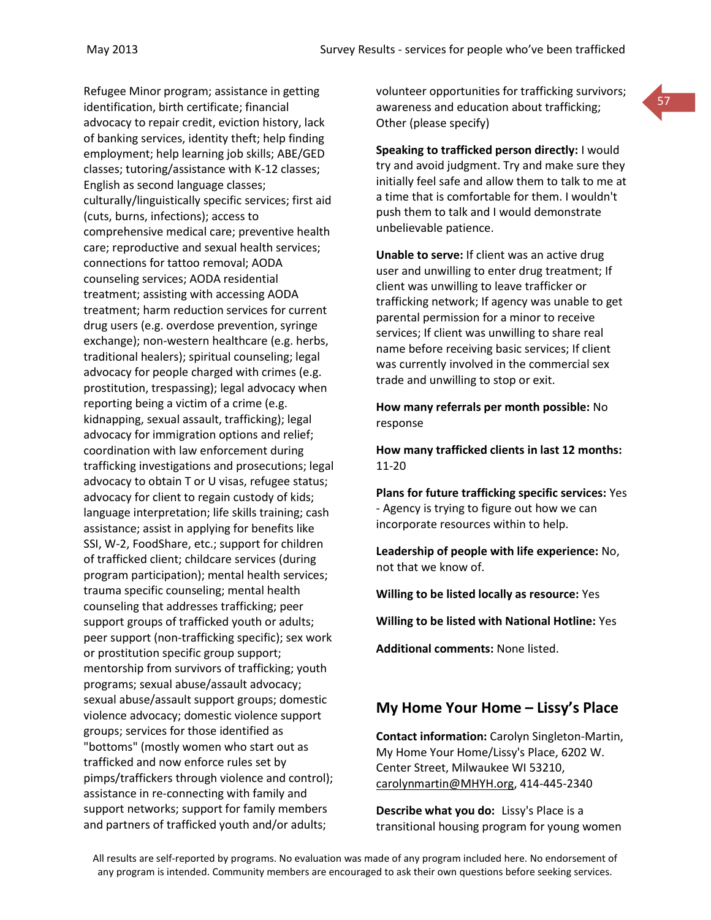Refugee Minor program; assistance in getting identification, birth certificate; financial advocacy to repair credit, eviction history, lack of banking services, identity theft; help finding employment; help learning job skills; ABE/GED classes; tutoring/assistance with K-12 classes; English as second language classes; culturally/linguistically specific services; first aid (cuts, burns, infections); access to comprehensive medical care; preventive health care; reproductive and sexual health services; connections for tattoo removal; AODA counseling services; AODA residential treatment; assisting with accessing AODA treatment; harm reduction services for current drug users (e.g. overdose prevention, syringe exchange); non-western healthcare (e.g. herbs, traditional healers); spiritual counseling; legal advocacy for people charged with crimes (e.g. prostitution, trespassing); legal advocacy when reporting being a victim of a crime (e.g. kidnapping, sexual assault, trafficking); legal advocacy for immigration options and relief; coordination with law enforcement during trafficking investigations and prosecutions; legal advocacy to obtain T or U visas, refugee status; advocacy for client to regain custody of kids; language interpretation; life skills training; cash assistance; assist in applying for benefits like SSI, W-2, FoodShare, etc.; support for children of trafficked client; childcare services (during program participation); mental health services; trauma specific counseling; mental health counseling that addresses trafficking; peer support groups of trafficked youth or adults; peer support (non-trafficking specific); sex work or prostitution specific group support; mentorship from survivors of trafficking; youth programs; sexual abuse/assault advocacy; sexual abuse/assault support groups; domestic violence advocacy; domestic violence support groups; services for those identified as "bottoms" (mostly women who start out as trafficked and now enforce rules set by pimps/traffickers through violence and control); assistance in re-connecting with family and support networks; support for family members and partners of trafficked youth and/or adults; volunteer opportunities for trafficking survivors; awareness and education about trafficking; Other (please specify)

**Speaking to trafficked person directly:** I would try and avoid judgment. Try and make sure they initially feel safe and allow them to talk to me at a time that is comfortable for them. I wouldn't push them to talk and I would demonstrate unbelievable patience.

**Unable to serve:** If client was an active drug user and unwilling to enter drug treatment; If client was unwilling to leave trafficker or trafficking network; If agency was unable to get parental permission for a minor to receive services; If client was unwilling to share real name before receiving basic services; If client was currently involved in the commercial sex trade and unwilling to stop or exit.

**How many referrals per month possible:** No response

**How many trafficked clients in last 12 months:** 11-20

**Plans for future trafficking specific services:** Yes - Agency is trying to figure out how we can incorporate resources within to help.

**Leadership of people with life experience:** No, not that we know of.

**Willing to be listed locally as resource:** Yes

**Willing to be listed with National Hotline:** Yes

**Additional comments:** None listed.

## My Home Your Home – Lissy's Place

**Contact information:** Carolyn Singleton-Martin, My Home Your Home/Lissy's Place, 6202 W. Center Street, Milwaukee WI 53210, carolynmartin@MHYH.org, 414-445-2340

**Describe what you do:** Lissy's Place is a transitional housing program for young women

All results are self-reported by programs. No evaluation was made of any program included here. No endorsement of any program is intended. Community members are encouraged to ask their own questions before seeking services.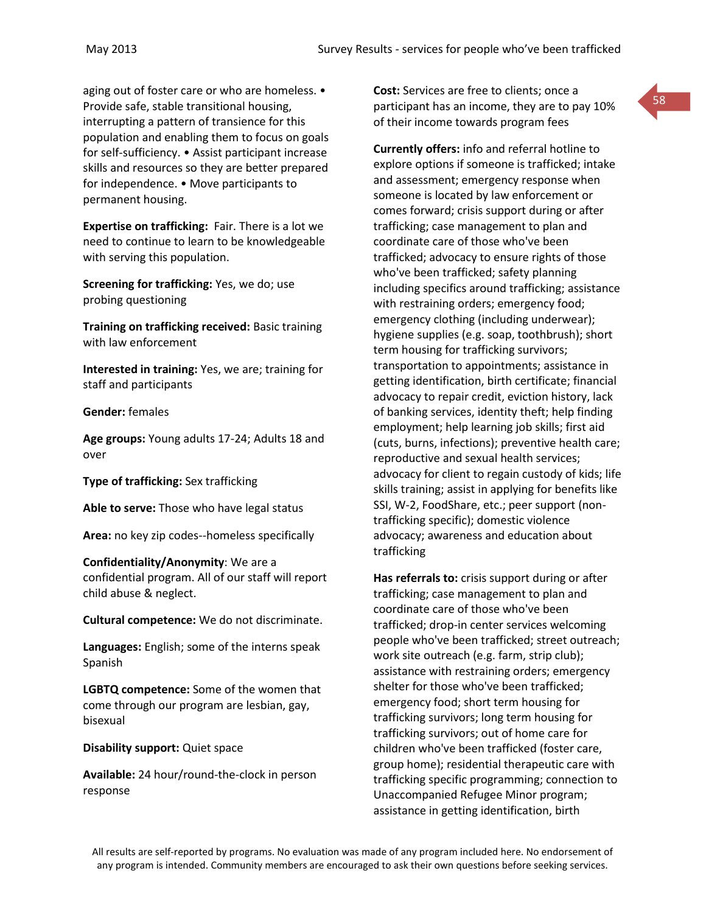aging out of foster care or who are homeless. • Provide safe, stable transitional housing, interrupting a pattern of transience for this population and enabling them to focus on goals for self-sufficiency. • Assist participant increase skills and resources so they are better prepared for independence. • Move participants to permanent housing.

**Expertise on trafficking:** Fair. There is a lot we need to continue to learn to be knowledgeable with serving this population.

**Screening for trafficking:** Yes, we do; use probing questioning

**Training on trafficking received:** Basic training with law enforcement

**Interested in training:** Yes, we are; training for staff and participants

**Gender:** females

**Age groups:** Young adults 17-24; Adults 18 and over

**Type of trafficking:** Sex trafficking

**Able to serve:** Those who have legal status

**Area:** no key zip codes--homeless specifically

**Confidentiality/Anonymity**: We are a confidential program. All of our staff will report child abuse & neglect.

**Cultural competence:** We do not discriminate.

**Languages:** English; some of the interns speak Spanish

**LGBTQ competence:** Some of the women that come through our program are lesbian, gay, bisexual

**Disability support:** Quiet space

**Available:** 24 hour/round-the-clock in person response

**Cost:** Services are free to clients; once a participant has an income, they are to pay 10% of their income towards program fees

**Currently offers:** info and referral hotline to explore options if someone is trafficked; intake and assessment; emergency response when someone is located by law enforcement or comes forward; crisis support during or after trafficking; case management to plan and coordinate care of those who've been trafficked; advocacy to ensure rights of those who've been trafficked; safety planning including specifics around trafficking; assistance with restraining orders; emergency food; emergency clothing (including underwear); hygiene supplies (e.g. soap, toothbrush); short term housing for trafficking survivors; transportation to appointments; assistance in getting identification, birth certificate; financial advocacy to repair credit, eviction history, lack of banking services, identity theft; help finding employment; help learning job skills; first aid (cuts, burns, infections); preventive health care; reproductive and sexual health services; advocacy for client to regain custody of kids; life skills training; assist in applying for benefits like SSI, W-2, FoodShare, etc.; peer support (non-trafficking specific); domestic violence advocacy; awareness and education about trafficking

**Has referrals to:** crisis support during or after trafficking; case management to plan and coordinate care of those who've been trafficked; drop-in center services welcoming people who've been trafficked; street outreach; work site outreach (e.g. farm, strip club); assistance with restraining orders; emergency shelter for those who've been trafficked; emergency food; short term housing for trafficking survivors; long term housing for trafficking survivors; out of home care for children who've been trafficked (foster care, group home); residential therapeutic care with trafficking specific programming; connection to Unaccompanied Refugee Minor program; assistance in getting identification, birth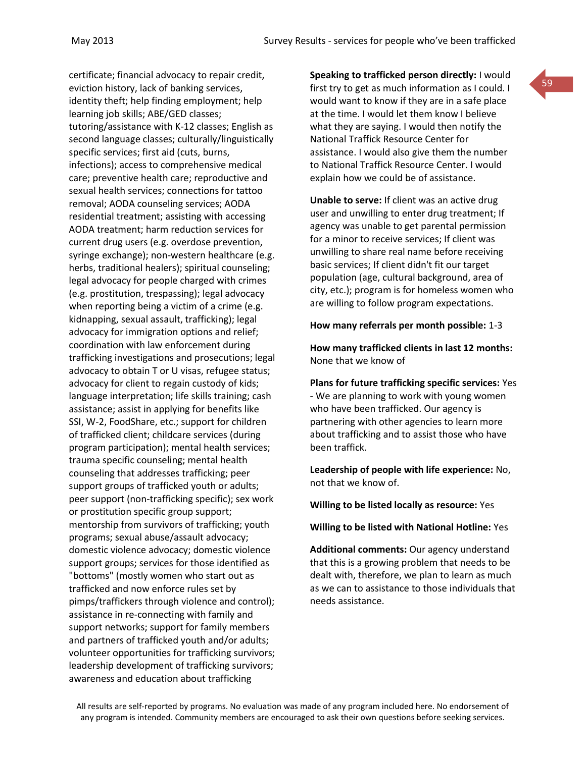certificate; financial advocacy to repair credit, eviction history, lack of banking services, identity theft; help finding employment; help learning job skills; ABE/GED classes; tutoring/assistance with K-12 classes; English as second language classes; culturally/linguistically specific services; first aid (cuts, burns, infections); access to comprehensive medical care; preventive health care; reproductive and sexual health services; connections for tattoo removal; AODA counseling services; AODA residential treatment; assisting with accessing AODA treatment; harm reduction services for current drug users (e.g. overdose prevention, syringe exchange); non-western healthcare (e.g. herbs, traditional healers); spiritual counseling; legal advocacy for people charged with crimes (e.g. prostitution, trespassing); legal advocacy when reporting being a victim of a crime (e.g. kidnapping, sexual assault, trafficking); legal advocacy for immigration options and relief; coordination with law enforcement during trafficking investigations and prosecutions; legal advocacy to obtain T or U visas, refugee status; advocacy for client to regain custody of kids; language interpretation; life skills training; cash assistance; assist in applying for benefits like SSI, W-2, FoodShare, etc.; support for children of trafficked client; childcare services (during program participation); mental health services; trauma specific counseling; mental health counseling that addresses trafficking; peer support groups of trafficked youth or adults; peer support (non-trafficking specific); sex work or prostitution specific group support; mentorship from survivors of trafficking; youth programs; sexual abuse/assault advocacy; domestic violence advocacy; domestic violence support groups; services for those identified as "bottoms" (mostly women who start out as trafficked and now enforce rules set by pimps/traffickers through violence and control); assistance in re-connecting with family and support networks; support for family members and partners of trafficked youth and/or adults; volunteer opportunities for trafficking survivors; leadership development of trafficking survivors; awareness and education about trafficking

**Speaking to trafficked person directly:** I would first try to get as much information as I could. I would want to know if they are in a safe place at the time. I would let them know I believe what they are saying. I would then notify the National Traffick Resource Center for assistance. I would also give them the number to National Traffick Resource Center. I would explain how we could be of assistance.

**Unable to serve:** If client was an active drug user and unwilling to enter drug treatment; If agency was unable to get parental permission for a minor to receive services; If client was unwilling to share real name before receiving basic services; If client didn't fit our target population (age, cultural background, area of city, etc.); program is for homeless women who are willing to follow program expectations.

**How many referrals per month possible:** 1-3

**How many trafficked clients in last 12 months:** None that we know of

**Plans for future trafficking specific services:** Yes - We are planning to work with young women who have been trafficked. Our agency is partnering with other agencies to learn more about trafficking and to assist those who have been traffick.

**Leadership of people with life experience:** No, not that we know of.

**Willing to be listed locally as resource:** Yes

**Willing to be listed with National Hotline:** Yes

**Additional comments:** Our agency understand that this is a growing problem that needs to be dealt with, therefore, we plan to learn as much as we can to assistance to those individuals that needs assistance.

All results are self-reported by programs. No evaluation was made of any program included here. No endorsement of any program is intended. Community members are encouraged to ask their own questions before seeking services.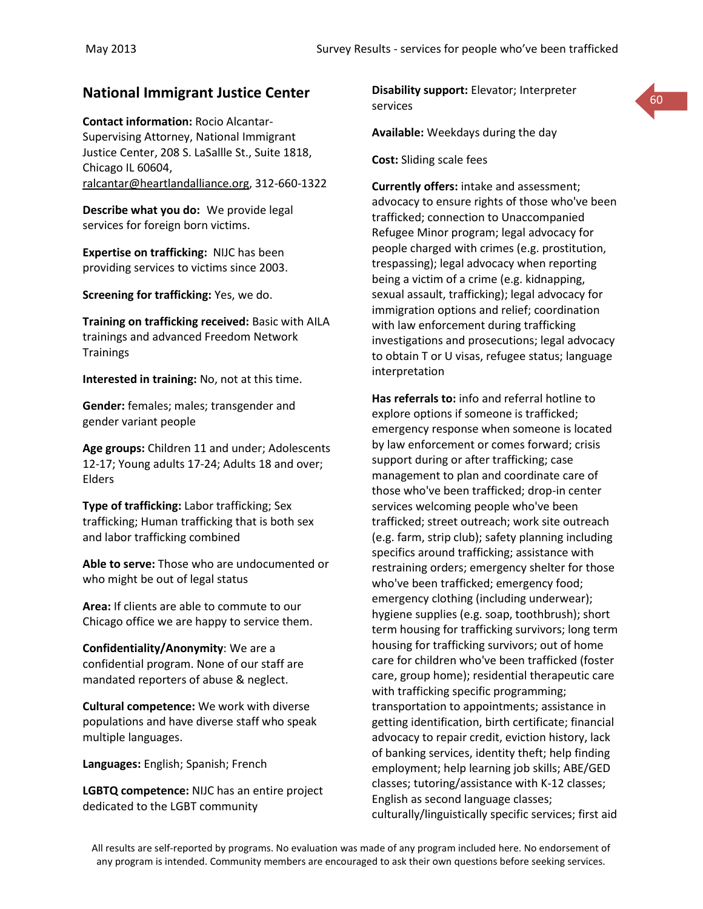## National Immigrant Justice Center

**Contact information:** Rocio Alcantar-Supervising Attorney, National Immigrant Justice Center, 208 S. LaSallle St., Suite 1818, Chicago IL 60604, ralcantar@heartlandalliance.org, 312-660-1322

**Describe what you do:** We provide legal services for foreign born victims.

**Expertise on trafficking:** NIJC has been providing services to victims since 2003.

**Screening for trafficking:** Yes, we do.

**Training on trafficking received:** Basic with AILA trainings and advanced Freedom Network Trainings

**Interested in training:** No, not at this time.

**Gender:** females; males; transgender and gender variant people

**Age groups:** Children 11 and under; Adolescents 12-17; Young adults 17-24; Adults 18 and over; Elders

**Type of trafficking:** Labor trafficking; Sex trafficking; Human trafficking that is both sex and labor trafficking combined

**Able to serve:** Those who are undocumented or who might be out of legal status

**Area:** If clients are able to commute to our Chicago office we are happy to service them.

**Confidentiality/Anonymity**: We are a confidential program. None of our staff are mandated reporters of abuse & neglect.

**Cultural competence:** We work with diverse populations and have diverse staff who speak multiple languages.

**Languages:** English; Spanish; French

**LGBTQ competence:** NIJC has an entire project dedicated to the LGBT community

**Disability support:** Elevator; Interpreter services

**Available:** Weekdays during the day

**Cost:** Sliding scale fees

**Currently offers:** intake and assessment; advocacy to ensure rights of those who've been trafficked; connection to Unaccompanied Refugee Minor program; legal advocacy for people charged with crimes (e.g. prostitution, trespassing); legal advocacy when reporting being a victim of a crime (e.g. kidnapping, sexual assault, trafficking); legal advocacy for immigration options and relief; coordination with law enforcement during trafficking investigations and prosecutions; legal advocacy to obtain T or U visas, refugee status; language interpretation

**Has referrals to:** info and referral hotline to explore options if someone is trafficked; emergency response when someone is located by law enforcement or comes forward; crisis support during or after trafficking; case management to plan and coordinate care of those who've been trafficked; drop-in center services welcoming people who've been trafficked; street outreach; work site outreach (e.g. farm, strip club); safety planning including specifics around trafficking; assistance with restraining orders; emergency shelter for those who've been trafficked; emergency food; emergency clothing (including underwear); hygiene supplies (e.g. soap, toothbrush); short term housing for trafficking survivors; long term housing for trafficking survivors; out of home care for children who've been trafficked (foster care, group home); residential therapeutic care with trafficking specific programming; transportation to appointments; assistance in getting identification, birth certificate; financial advocacy to repair credit, eviction history, lack of banking services, identity theft; help finding employment; help learning job skills; ABE/GED classes; tutoring/assistance with K-12 classes; English as second language classes; culturally/linguistically specific services; first aid

All results are self-reported by programs. No evaluation was made of any program included here. No endorsement of any program is intended. Community members are encouraged to ask their own questions before seeking services.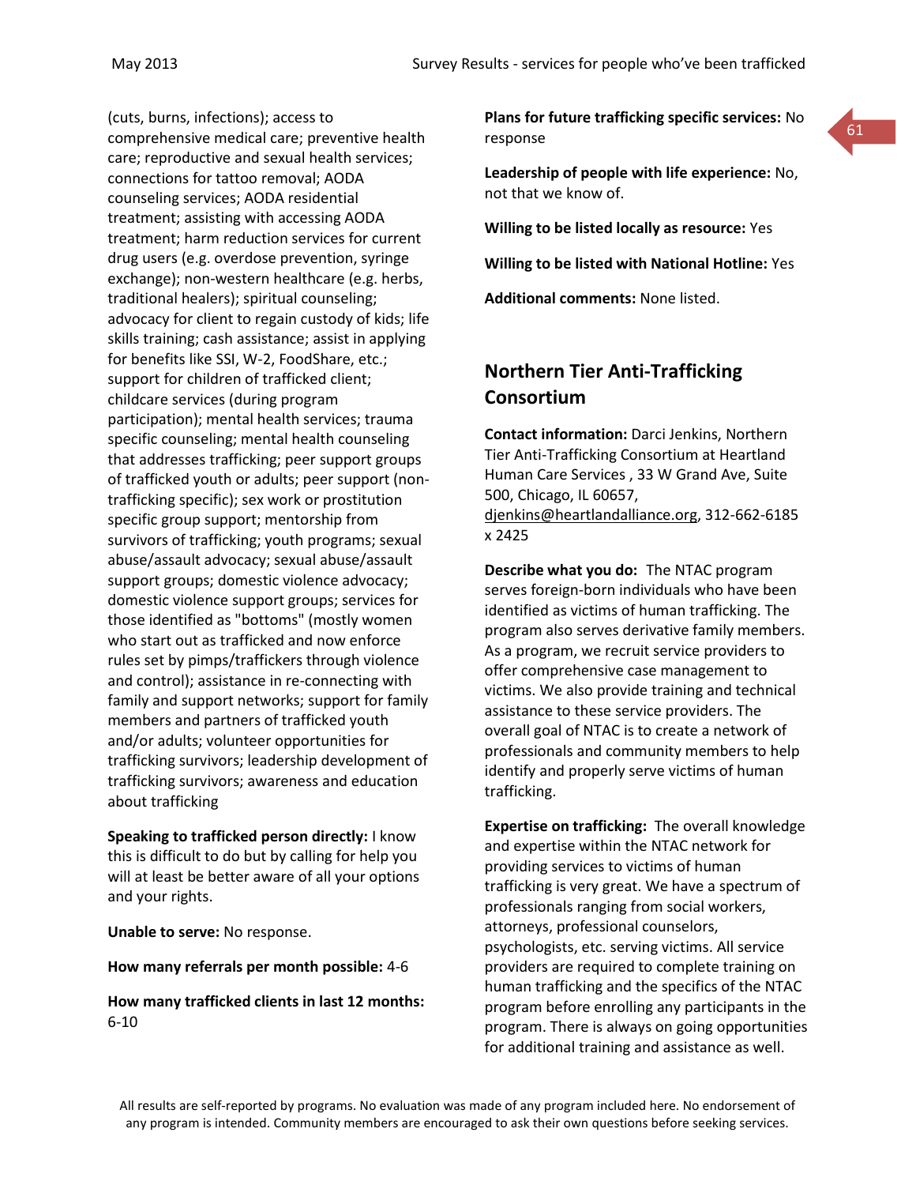(cuts, burns, infections); access to comprehensive medical care; preventive health care; reproductive and sexual health services; connections for tattoo removal; AODA counseling services; AODA residential treatment; assisting with accessing AODA treatment; harm reduction services for current drug users (e.g. overdose prevention, syringe exchange); non-western healthcare (e.g. herbs, traditional healers); spiritual counseling; advocacy for client to regain custody of kids; life skills training; cash assistance; assist in applying for benefits like SSI, W-2, FoodShare, etc.; support for children of trafficked client; childcare services (during program participation); mental health services; trauma specific counseling; mental health counseling that addresses trafficking; peer support groups of trafficked youth or adults; peer support (non-trafficking specific); sex work or prostitution specific group support; mentorship from survivors of trafficking; youth programs; sexual abuse/assault advocacy; sexual abuse/assault support groups; domestic violence advocacy; domestic violence support groups; services for those identified as "bottoms" (mostly women who start out as trafficked and now enforce rules set by pimps/traffickers through violence and control); assistance in re-connecting with family and support networks; support for family members and partners of trafficked youth and/or adults; volunteer opportunities for trafficking survivors; leadership development of trafficking survivors; awareness and education about trafficking

**Speaking to trafficked person directly:** I know this is difficult to do but by calling for help you will at least be better aware of all your options and your rights.

**Unable to serve:** No response.

**How many referrals per month possible:** 4-6

**How many trafficked clients in last 12 months:** 6-10

**Plans for future trafficking specific services:** No response

**Leadership of people with life experience:** No, not that we know of.

**Willing to be listed locally as resource:** Yes

**Willing to be listed with National Hotline:** Yes

**Additional comments:** None listed.

## Northern Tier Anti-Trafficking Consortium

**Contact information:** Darci Jenkins, Northern Tier Anti-Trafficking Consortium at Heartland Human Care Services , 33 W Grand Ave, Suite 500, Chicago, IL 60657, djenkins@heartlandalliance.org, 312-662-6185 x 2425

**Describe what you do:** The NTAC program serves foreign-born individuals who have been identified as victims of human trafficking. The program also serves derivative family members. As a program, we recruit service providers to offer comprehensive case management to victims. We also provide training and technical assistance to these service providers. The overall goal of NTAC is to create a network of professionals and community members to help identify and properly serve victims of human trafficking.

**Expertise on trafficking:** The overall knowledge and expertise within the NTAC network for providing services to victims of human trafficking is very great. We have a spectrum of professionals ranging from social workers, attorneys, professional counselors, psychologists, etc. serving victims. All service providers are required to complete training on human trafficking and the specifics of the NTAC program before enrolling any participants in the program. There is always on going opportunities for additional training and assistance as well.

All results are self-reported by programs. No evaluation was made of any program included here. No endorsement of any program is intended. Community members are encouraged to ask their own questions before seeking services.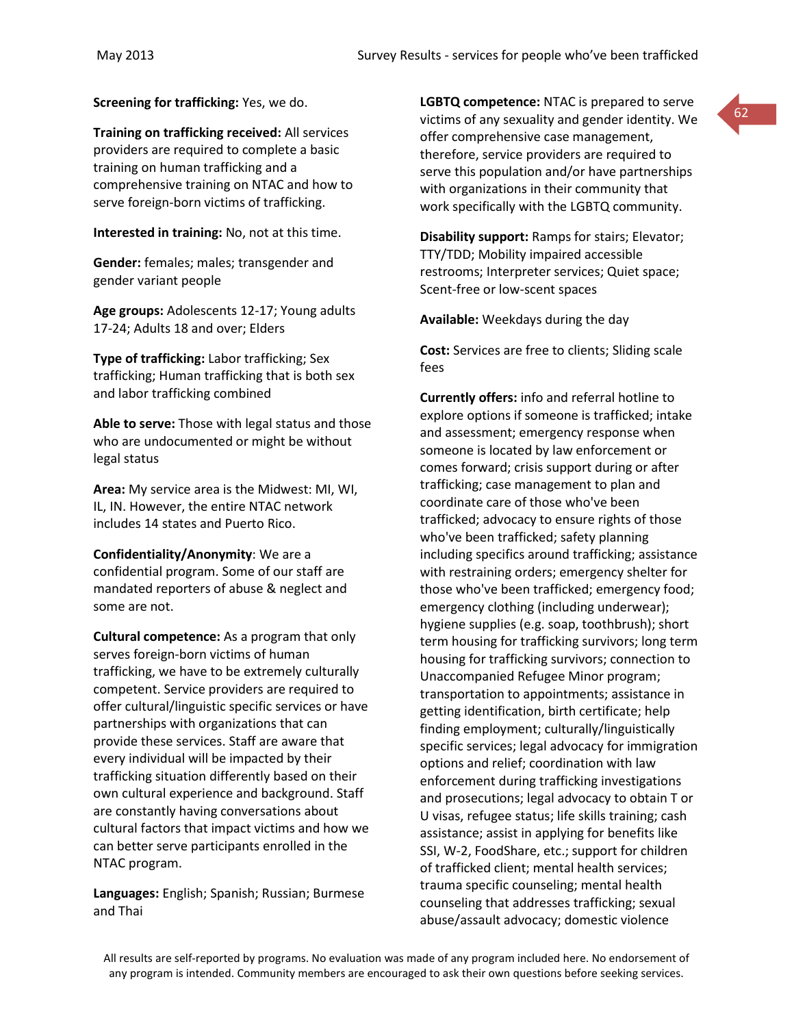**Screening for trafficking:** Yes, we do.

**Training on trafficking received:** All services providers are required to complete a basic training on human trafficking and a comprehensive training on NTAC and how to serve foreign-born victims of trafficking.

**Interested in training:** No, not at this time.

**Gender:** females; males; transgender and gender variant people

**Age groups:** Adolescents 12-17; Young adults 17-24; Adults 18 and over; Elders

**Type of trafficking:** Labor trafficking; Sex trafficking; Human trafficking that is both sex and labor trafficking combined

**Able to serve:** Those with legal status and those who are undocumented or might be without legal status

**Area:** My service area is the Midwest: MI, WI, IL, IN. However, the entire NTAC network includes 14 states and Puerto Rico.

**Confidentiality/Anonymity**: We are a confidential program. Some of our staff are mandated reporters of abuse & neglect and some are not.

**Cultural competence:** As a program that only serves foreign-born victims of human trafficking, we have to be extremely culturally competent. Service providers are required to offer cultural/linguistic specific services or have partnerships with organizations that can provide these services. Staff are aware that every individual will be impacted by their trafficking situation differently based on their own cultural experience and background. Staff are constantly having conversations about cultural factors that impact victims and how we can better serve participants enrolled in the NTAC program.

**Languages:** English; Spanish; Russian; Burmese and Thai

**LGBTQ competence:** NTAC is prepared to serve victims of any sexuality and gender identity. We offer comprehensive case management, therefore, service providers are required to serve this population and/or have partnerships with organizations in their community that work specifically with the LGBTQ community.

**Disability support:** Ramps for stairs; Elevator; TTY/TDD; Mobility impaired accessible restrooms; Interpreter services; Quiet space; Scent-free or low-scent spaces

**Available:** Weekdays during the day

**Cost:** Services are free to clients; Sliding scale fees

**Currently offers:** info and referral hotline to explore options if someone is trafficked; intake and assessment; emergency response when someone is located by law enforcement or comes forward; crisis support during or after trafficking; case management to plan and coordinate care of those who've been trafficked; advocacy to ensure rights of those who've been trafficked; safety planning including specifics around trafficking; assistance with restraining orders; emergency shelter for those who've been trafficked; emergency food; emergency clothing (including underwear); hygiene supplies (e.g. soap, toothbrush); short term housing for trafficking survivors; long term housing for trafficking survivors; connection to Unaccompanied Refugee Minor program; transportation to appointments; assistance in getting identification, birth certificate; help finding employment; culturally/linguistically specific services; legal advocacy for immigration options and relief; coordination with law enforcement during trafficking investigations and prosecutions; legal advocacy to obtain T or U visas, refugee status; life skills training; cash assistance; assist in applying for benefits like SSI, W-2, FoodShare, etc.; support for children of trafficked client; mental health services; trauma specific counseling; mental health counseling that addresses trafficking; sexual abuse/assault advocacy; domestic violence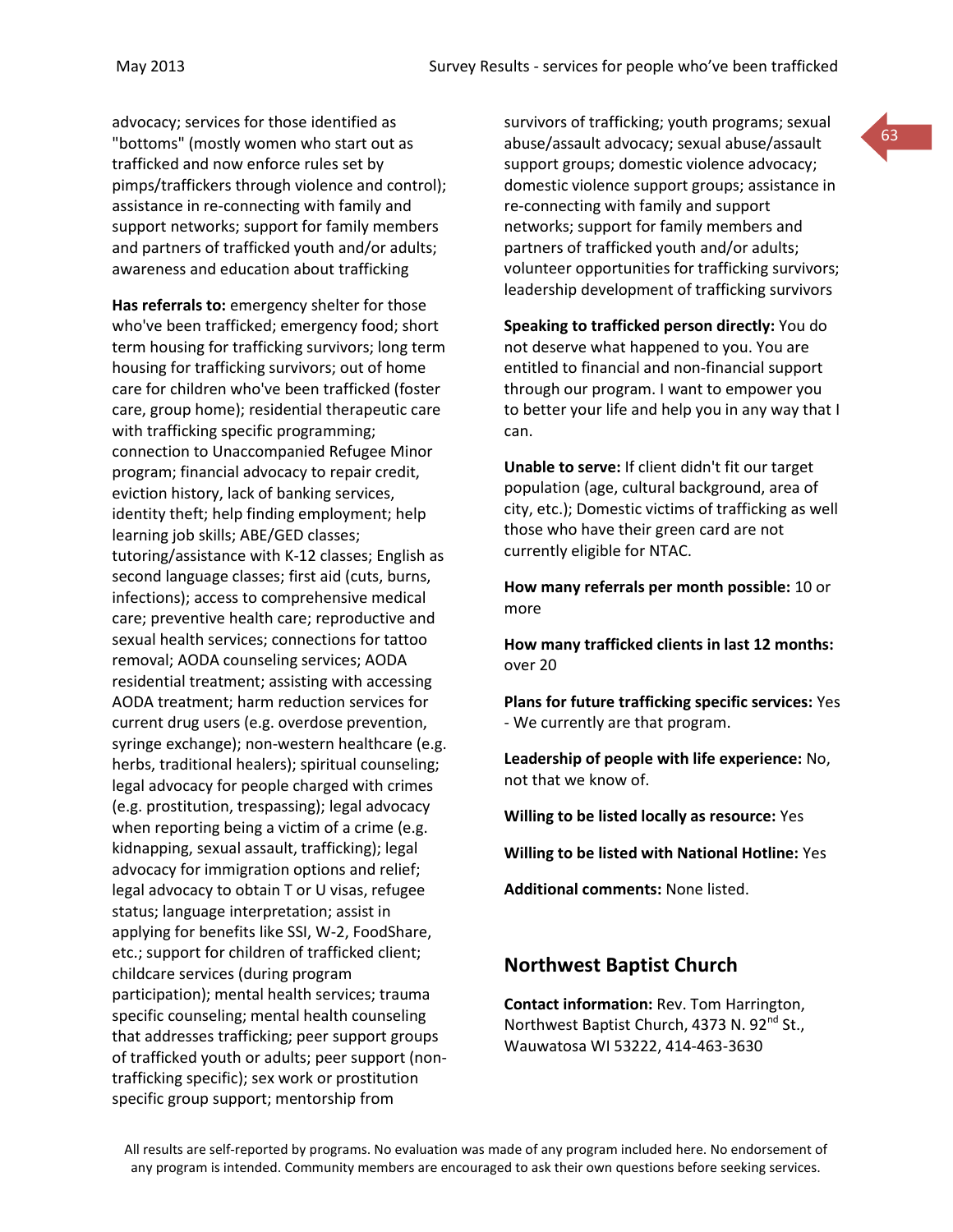advocacy; services for those identified as "bottoms" (mostly women who start out as trafficked and now enforce rules set by pimps/traffickers through violence and control); assistance in re-connecting with family and support networks; support for family members and partners of trafficked youth and/or adults; awareness and education about trafficking

**Has referrals to:** emergency shelter for those who've been trafficked; emergency food; short term housing for trafficking survivors; long term housing for trafficking survivors; out of home care for children who've been trafficked (foster care, group home); residential therapeutic care with trafficking specific programming; connection to Unaccompanied Refugee Minor program; financial advocacy to repair credit, eviction history, lack of banking services, identity theft; help finding employment; help learning job skills; ABE/GED classes; tutoring/assistance with K-12 classes; English as second language classes; first aid (cuts, burns, infections); access to comprehensive medical care; preventive health care; reproductive and sexual health services; connections for tattoo removal; AODA counseling services; AODA residential treatment; assisting with accessing AODA treatment; harm reduction services for current drug users (e.g. overdose prevention, syringe exchange); non-western healthcare (e.g. herbs, traditional healers); spiritual counseling; legal advocacy for people charged with crimes (e.g. prostitution, trespassing); legal advocacy when reporting being a victim of a crime (e.g. kidnapping, sexual assault, trafficking); legal advocacy for immigration options and relief; legal advocacy to obtain T or U visas, refugee status; language interpretation; assist in applying for benefits like SSI, W-2, FoodShare, etc.; support for children of trafficked client; childcare services (during program participation); mental health services; trauma specific counseling; mental health counseling that addresses trafficking; peer support groups of trafficked youth or adults; peer support (non-trafficking specific); sex work or prostitution specific group support; mentorship from survivors of trafficking; youth programs; sexual abuse/assault advocacy; sexual abuse/assault support groups; domestic violence advocacy; domestic violence support groups; assistance in re-connecting with family and support networks; support for family members and partners of trafficked youth and/or adults; volunteer opportunities for trafficking survivors; leadership development of trafficking survivors

**Speaking to trafficked person directly:** You do not deserve what happened to you. You are entitled to financial and non-financial support through our program. I want to empower you to better your life and help you in any way that I can.

**Unable to serve:** If client didn't fit our target population (age, cultural background, area of city, etc.); Domestic victims of trafficking as well those who have their green card are not currently eligible for NTAC.

**How many referrals per month possible:** 10 or more

**How many trafficked clients in last 12 months:** over 20

**Plans for future trafficking specific services:** Yes - We currently are that program.

**Leadership of people with life experience:** No, not that we know of.

**Willing to be listed locally as resource:** Yes

**Willing to be listed with National Hotline:** Yes

**Additional comments:** None listed.

## Northwest Baptist Church

**Contact information:** Rev. Tom Harrington, Northwest Baptist Church, 4373 N. 92nd St., Wauwatosa WI 53222, 414-463-3630

All results are self-reported by programs. No evaluation was made of any program included here. No endorsement of any program is intended. Community members are encouraged to ask their own questions before seeking services.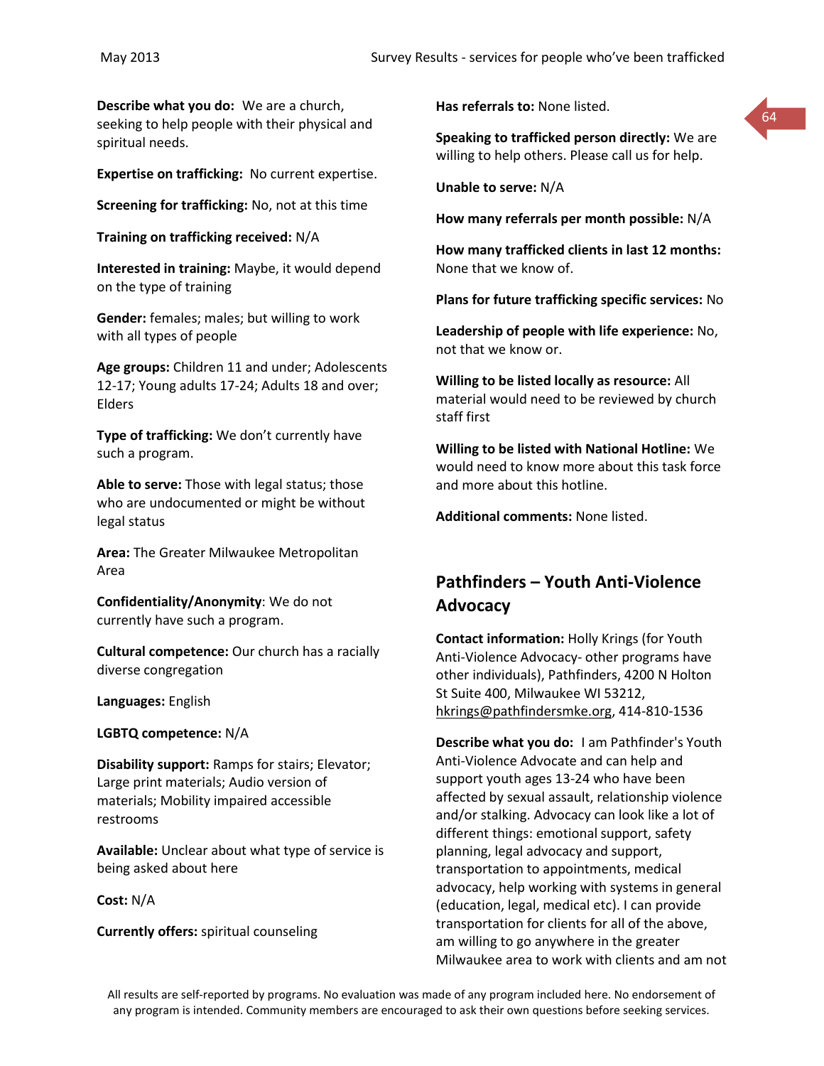**Describe what you do:** We are a church, seeking to help people with their physical and spiritual needs.

**Expertise on trafficking:** No current expertise.

**Screening for trafficking:** No, not at this time

**Training on trafficking received:** N/A

**Interested in training:** Maybe, it would depend on the type of training

**Gender:** females; males; but willing to work with all types of people

**Age groups:** Children 11 and under; Adolescents 12-17; Young adults 17-24; Adults 18 and over; Elders

**Type of trafficking:** We don't currently have such a program.

**Able to serve:** Those with legal status; those who are undocumented or might be without legal status

**Area:** The Greater Milwaukee Metropolitan Area

**Confidentiality/Anonymity**: We do not currently have such a program.

**Cultural competence:** Our church has a racially diverse congregation

**Languages:** English

**LGBTQ competence:** N/A

**Disability support:** Ramps for stairs; Elevator; Large print materials; Audio version of materials; Mobility impaired accessible restrooms

**Available:** Unclear about what type of service is being asked about here

**Cost:** N/A

**Currently offers:** spiritual counseling

**Has referrals to:** None listed.

**Speaking to trafficked person directly:** We are willing to help others. Please call us for help.

**Unable to serve:** N/A

**How many referrals per month possible:** N/A

**How many trafficked clients in last 12 months:** None that we know of.

**Plans for future trafficking specific services:** No

**Leadership of people with life experience:** No, not that we know or.

**Willing to be listed locally as resource:** All material would need to be reviewed by church staff first

**Willing to be listed with National Hotline:** We would need to know more about this task force and more about this hotline.

**Additional comments:** None listed.

## Pathfinders – Youth Anti-Violence Advocacy

**Contact information:** Holly Krings (for Youth Anti-Violence Advocacy- other programs have other individuals), Pathfinders, 4200 N Holton St Suite 400, Milwaukee WI 53212, hkrings@pathfindersmke.org, 414-810-1536

**Describe what you do:** I am Pathfinder's Youth Anti-Violence Advocate and can help and support youth ages 13-24 who have been affected by sexual assault, relationship violence and/or stalking. Advocacy can look like a lot of different things: emotional support, safety planning, legal advocacy and support, transportation to appointments, medical advocacy, help working with systems in general (education, legal, medical etc). I can provide transportation for clients for all of the above, am willing to go anywhere in the greater Milwaukee area to work with clients and am not

All results are self-reported by programs. No evaluation was made of any program included here. No endorsement of any program is intended. Community members are encouraged to ask their own questions before seeking services.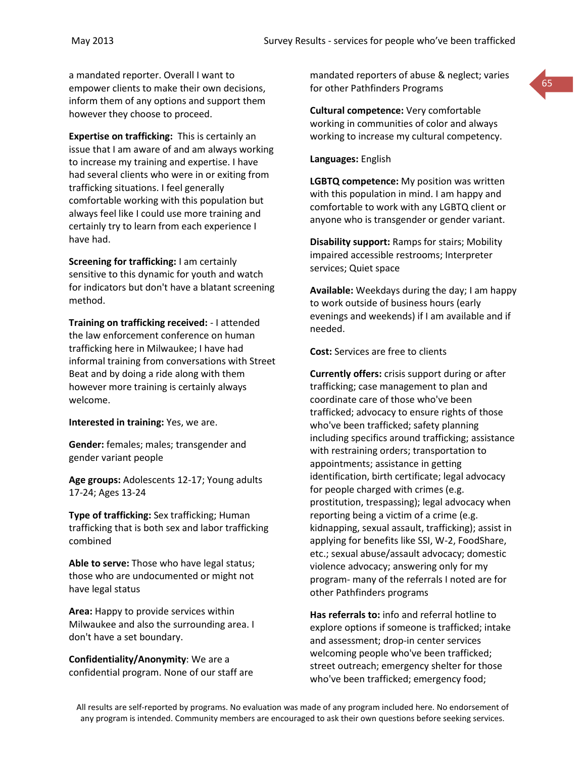a mandated reporter. Overall I want to empower clients to make their own decisions, inform them of any options and support them however they choose to proceed.

**Expertise on trafficking:** This is certainly an issue that I am aware of and am always working to increase my training and expertise. I have had several clients who were in or exiting from trafficking situations. I feel generally comfortable working with this population but always feel like I could use more training and certainly try to learn from each experience I have had.

**Screening for trafficking:** I am certainly sensitive to this dynamic for youth and watch for indicators but don't have a blatant screening method.

**Training on trafficking received:** - I attended the law enforcement conference on human trafficking here in Milwaukee; I have had informal training from conversations with Street Beat and by doing a ride along with them however more training is certainly always welcome.

**Interested in training:** Yes, we are.

**Gender:** females; males; transgender and gender variant people

**Age groups:** Adolescents 12-17; Young adults 17-24; Ages 13-24

**Type of trafficking:** Sex trafficking; Human trafficking that is both sex and labor trafficking combined

**Able to serve:** Those who have legal status; those who are undocumented or might not have legal status

**Area:** Happy to provide services within Milwaukee and also the surrounding area. I don't have a set boundary.

**Confidentiality/Anonymity**: We are a confidential program. None of our staff are mandated reporters of abuse & neglect; varies for other Pathfinders Programs

**Cultural competence:** Very comfortable working in communities of color and always working to increase my cultural competency.

**Languages:** English

**LGBTQ competence:** My position was written with this population in mind. I am happy and comfortable to work with any LGBTQ client or anyone who is transgender or gender variant.

**Disability support:** Ramps for stairs; Mobility impaired accessible restrooms; Interpreter services; Quiet space

**Available:** Weekdays during the day; I am happy to work outside of business hours (early evenings and weekends) if I am available and if needed.

**Cost:** Services are free to clients

**Currently offers:** crisis support during or after trafficking; case management to plan and coordinate care of those who've been trafficked; advocacy to ensure rights of those who've been trafficked; safety planning including specifics around trafficking; assistance with restraining orders; transportation to appointments; assistance in getting identification, birth certificate; legal advocacy for people charged with crimes (e.g. prostitution, trespassing); legal advocacy when reporting being a victim of a crime (e.g. kidnapping, sexual assault, trafficking); assist in applying for benefits like SSI, W-2, FoodShare, etc.; sexual abuse/assault advocacy; domestic violence advocacy; answering only for my program- many of the referrals I noted are for other Pathfinders programs

**Has referrals to:** info and referral hotline to explore options if someone is trafficked; intake and assessment; drop-in center services welcoming people who've been trafficked; street outreach; emergency shelter for those who've been trafficked; emergency food;

All results are self-reported by programs. No evaluation was made of any program included here. No endorsement of any program is intended. Community members are encouraged to ask their own questions before seeking services.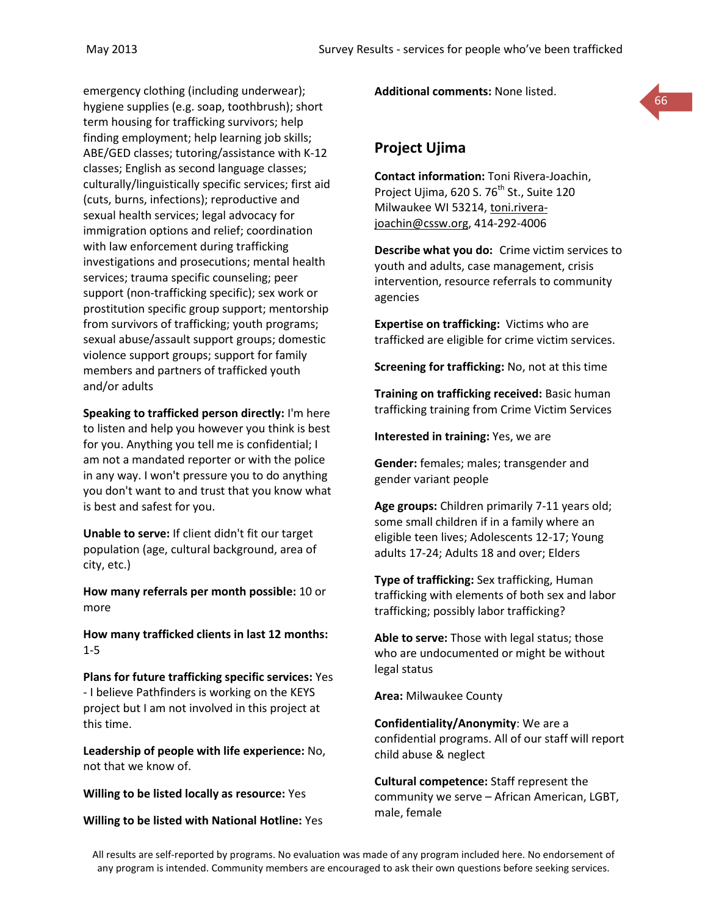emergency clothing (including underwear); hygiene supplies (e.g. soap, toothbrush); short term housing for trafficking survivors; help finding employment; help learning job skills; ABE/GED classes; tutoring/assistance with K-12 classes; English as second language classes; culturally/linguistically specific services; first aid (cuts, burns, infections); reproductive and sexual health services; legal advocacy for immigration options and relief; coordination with law enforcement during trafficking investigations and prosecutions; mental health services; trauma specific counseling; peer support (non-trafficking specific); sex work or prostitution specific group support; mentorship from survivors of trafficking; youth programs; sexual abuse/assault support groups; domestic violence support groups; support for family members and partners of trafficked youth and/or adults

**Speaking to trafficked person directly:** I'm here to listen and help you however you think is best for you. Anything you tell me is confidential; I am not a mandated reporter or with the police in any way. I won't pressure you to do anything you don't want to and trust that you know what is best and safest for you.

**Unable to serve:** If client didn't fit our target population (age, cultural background, area of city, etc.)

**How many referrals per month possible:** 10 or more

**How many trafficked clients in last 12 months:** 1-5

**Plans for future trafficking specific services:** Yes - I believe Pathfinders is working on the KEYS project but I am not involved in this project at this time.

**Leadership of people with life experience:** No, not that we know of.

**Willing to be listed locally as resource:** Yes

**Willing to be listed with National Hotline:** Yes

**Additional comments:** None listed.

## Project Ujima

**Contact information:** Toni Rivera-Joachin, Project Ujima, 620 S. 76th St., Suite 120 Milwaukee WI 53214, toni.rivera-joachin@cssw.org, 414-292-4006

**Describe what you do:** Crime victim services to youth and adults, case management, crisis intervention, resource referrals to community agencies

**Expertise on trafficking:** Victims who are trafficked are eligible for crime victim services.

**Screening for trafficking:** No, not at this time

**Training on trafficking received:** Basic human trafficking training from Crime Victim Services

**Interested in training:** Yes, we are

**Gender:** females; males; transgender and gender variant people

**Age groups:** Children primarily 7-11 years old; some small children if in a family where an eligible teen lives; Adolescents 12-17; Young adults 17-24; Adults 18 and over; Elders

**Type of trafficking:** Sex trafficking, Human trafficking with elements of both sex and labor trafficking; possibly labor trafficking?

**Able to serve:** Those with legal status; those who are undocumented or might be without legal status

**Area:** Milwaukee County

**Confidentiality/Anonymity**: We are a confidential programs. All of our staff will report child abuse & neglect

**Cultural competence:** Staff represent the community we serve – African American, LGBT, male, female

All results are self-reported by programs. No evaluation was made of any program included here. No endorsement of any program is intended. Community members are encouraged to ask their own questions before seeking services.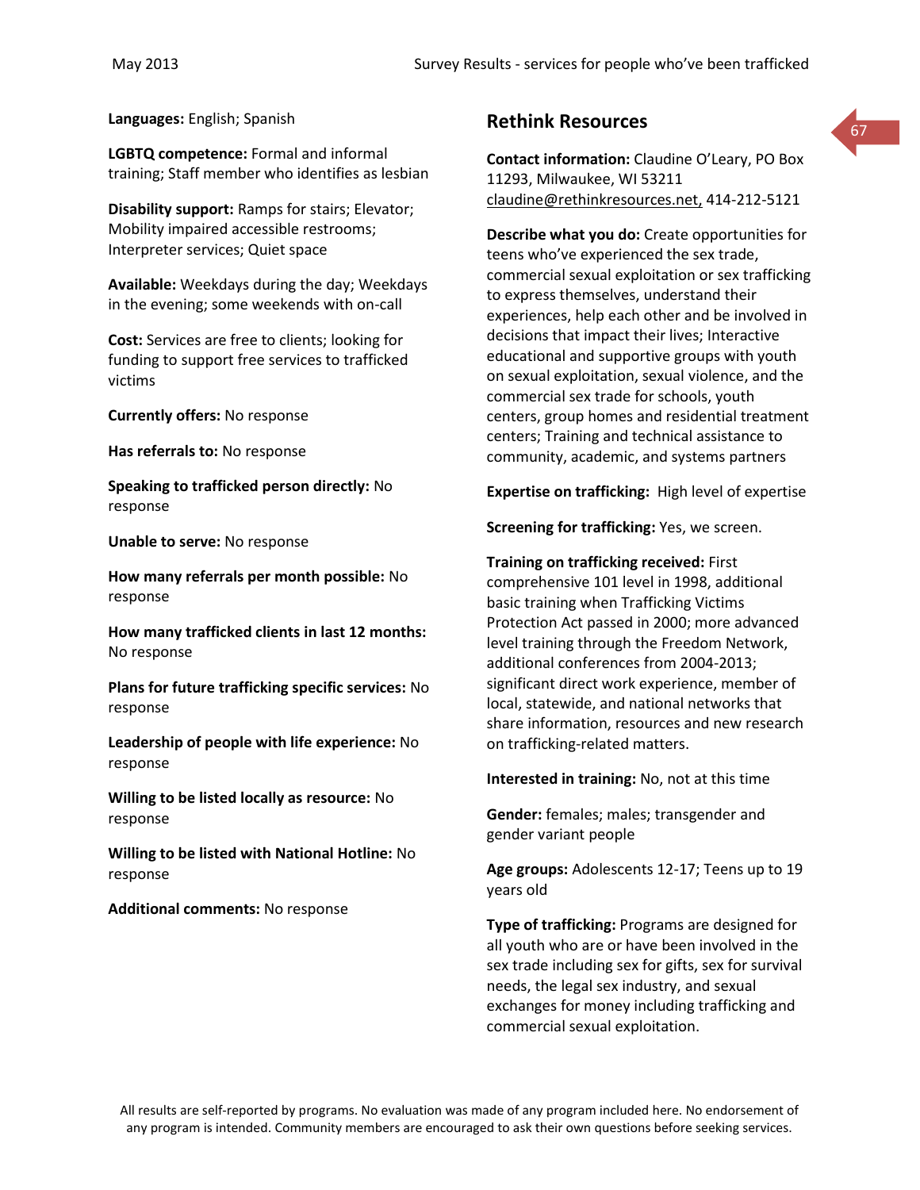**Languages:** English; Spanish

**LGBTQ competence:** Formal and informal training; Staff member who identifies as lesbian

**Disability support:** Ramps for stairs; Elevator; Mobility impaired accessible restrooms; Interpreter services; Quiet space

**Available:** Weekdays during the day; Weekdays in the evening; some weekends with on-call

**Cost:** Services are free to clients; looking for funding to support free services to trafficked victims

**Currently offers:** No response

**Has referrals to:** No response

**Speaking to trafficked person directly:** No response

**Unable to serve:** No response

**How many referrals per month possible:** No response

**How many trafficked clients in last 12 months:** No response

**Plans for future trafficking specific services:** No response

**Leadership of people with life experience:** No response

**Willing to be listed locally as resource:** No response

**Willing to be listed with National Hotline:** No response

**Additional comments:** No response

## Rethink Resources

**Contact information:** Claudine O'Leary, PO Box 11293, Milwaukee, WI 53211 claudine@rethinkresources.net, 414-212-5121

**Describe what you do:** Create opportunities for teens who've experienced the sex trade, commercial sexual exploitation or sex trafficking to express themselves, understand their experiences, help each other and be involved in decisions that impact their lives; Interactive educational and supportive groups with youth on sexual exploitation, sexual violence, and the commercial sex trade for schools, youth centers, group homes and residential treatment centers; Training and technical assistance to community, academic, and systems partners

**Expertise on trafficking:** High level of expertise

**Screening for trafficking:** Yes, we screen.

**Training on trafficking received:** First comprehensive 101 level in 1998, additional basic training when Trafficking Victims Protection Act passed in 2000; more advanced level training through the Freedom Network, additional conferences from 2004-2013; significant direct work experience, member of local, statewide, and national networks that share information, resources and new research on trafficking-related matters.

**Interested in training:** No, not at this time

**Gender:** females; males; transgender and gender variant people

**Age groups:** Adolescents 12-17; Teens up to 19 years old

**Type of trafficking:** Programs are designed for all youth who are or have been involved in the sex trade including sex for gifts, sex for survival needs, the legal sex industry, and sexual exchanges for money including trafficking and commercial sexual exploitation.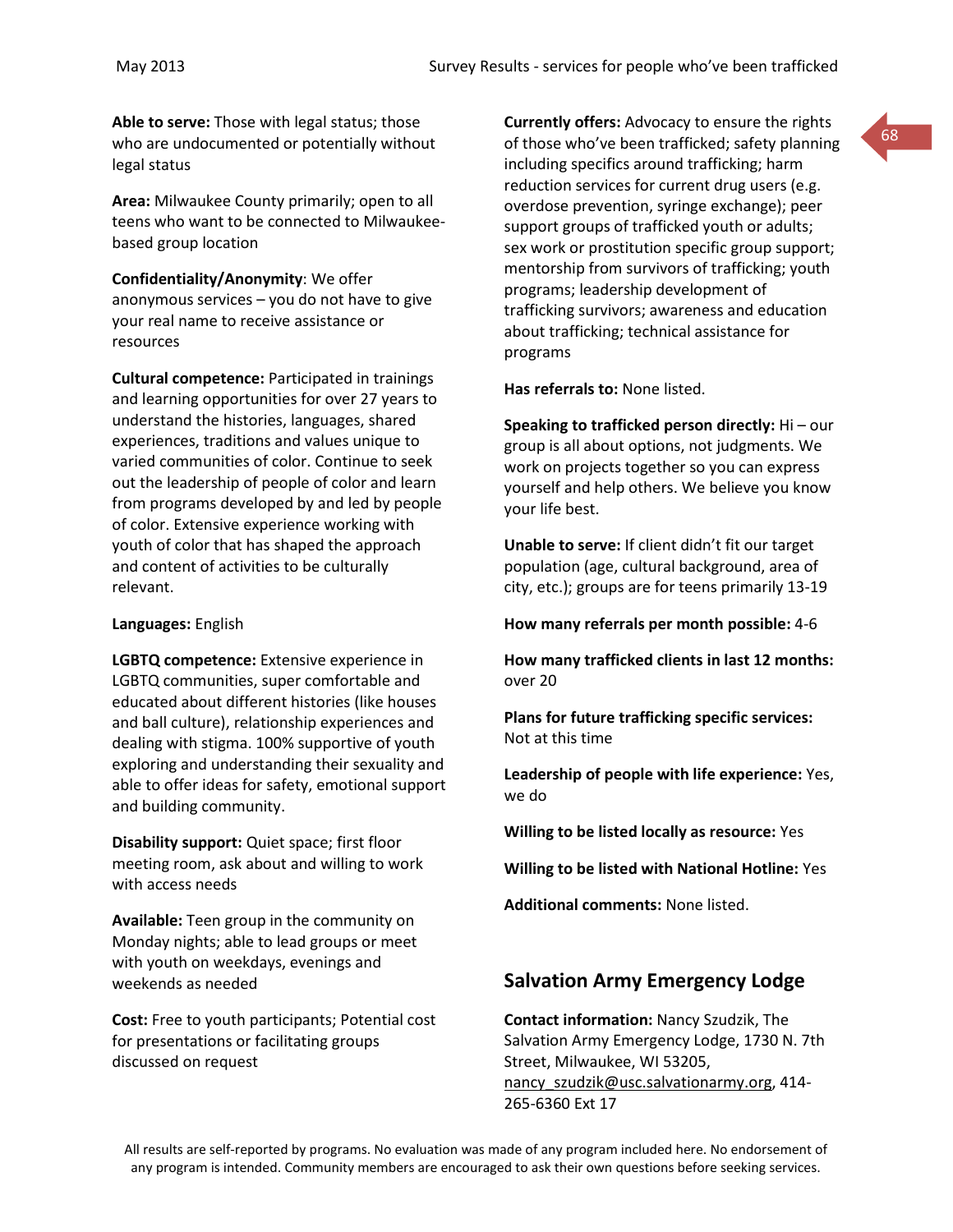**Able to serve:** Those with legal status; those who are undocumented or potentially without legal status

**Area:** Milwaukee County primarily; open to all teens who want to be connected to Milwaukee-based group location

**Confidentiality/Anonymity**: We offer anonymous services – you do not have to give your real name to receive assistance or resources

**Cultural competence:** Participated in trainings and learning opportunities for over 27 years to understand the histories, languages, shared experiences, traditions and values unique to varied communities of color. Continue to seek out the leadership of people of color and learn from programs developed by and led by people of color. Extensive experience working with youth of color that has shaped the approach and content of activities to be culturally relevant.

**Languages:** English

**LGBTQ competence:** Extensive experience in LGBTQ communities, super comfortable and educated about different histories (like houses and ball culture), relationship experiences and dealing with stigma. 100% supportive of youth exploring and understanding their sexuality and able to offer ideas for safety, emotional support and building community.

**Disability support:** Quiet space; first floor meeting room, ask about and willing to work with access needs

**Available:** Teen group in the community on Monday nights; able to lead groups or meet with youth on weekdays, evenings and weekends as needed

**Cost:** Free to youth participants; Potential cost for presentations or facilitating groups discussed on request

**Currently offers:** Advocacy to ensure the rights of those who've been trafficked; safety planning including specifics around trafficking; harm reduction services for current drug users (e.g. overdose prevention, syringe exchange); peer support groups of trafficked youth or adults; sex work or prostitution specific group support; mentorship from survivors of trafficking; youth programs; leadership development of trafficking survivors; awareness and education about trafficking; technical assistance for programs

**Has referrals to:** None listed.

**Speaking to trafficked person directly:** Hi – our group is all about options, not judgments. We work on projects together so you can express yourself and help others. We believe you know your life best.

**Unable to serve:** If client didn't fit our target population (age, cultural background, area of city, etc.); groups are for teens primarily 13-19

**How many referrals per month possible:** 4-6

**How many trafficked clients in last 12 months:** over 20

**Plans for future trafficking specific services:** Not at this time

**Leadership of people with life experience:** Yes, we do

**Willing to be listed locally as resource:** Yes

**Willing to be listed with National Hotline:** Yes

**Additional comments:** None listed.

## Salvation Army Emergency Lodge

**Contact information:** Nancy Szudzik, The Salvation Army Emergency Lodge, 1730 N. 7th Street, Milwaukee, WI 53205, nancy_szudzik@usc.salvationarmy.org, 414-265-6360 Ext 17

All results are self-reported by programs. No evaluation was made of any program included here. No endorsement of any program is intended. Community members are encouraged to ask their own questions before seeking services.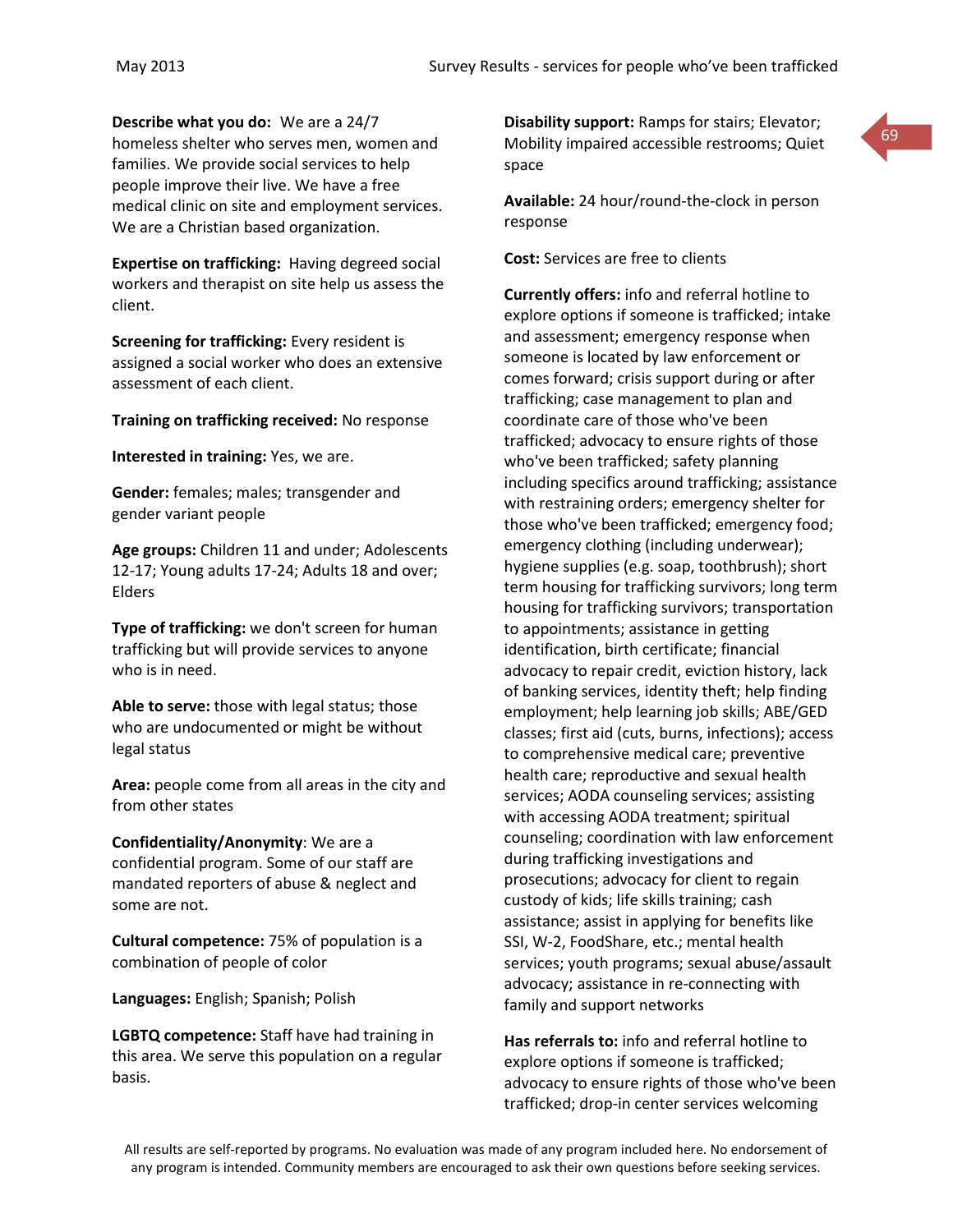**Describe what you do:** We are a 24/7 homeless shelter who serves men, women and families. We provide social services to help people improve their live. We have a free medical clinic on site and employment services. We are a Christian based organization.

**Expertise on trafficking:** Having degreed social workers and therapist on site help us assess the client.

**Screening for trafficking:** Every resident is assigned a social worker who does an extensive assessment of each client.

**Training on trafficking received:** No response

**Interested in training:** Yes, we are.

**Gender:** females; males; transgender and gender variant people

**Age groups:** Children 11 and under; Adolescents 12-17; Young adults 17-24; Adults 18 and over; Elders

**Type of trafficking:** we don't screen for human trafficking but will provide services to anyone who is in need.

**Able to serve:** those with legal status; those who are undocumented or might be without legal status

**Area:** people come from all areas in the city and from other states

**Confidentiality/Anonymity**: We are a confidential program. Some of our staff are mandated reporters of abuse & neglect and some are not.

**Cultural competence:** 75% of population is a combination of people of color

**Languages:** English; Spanish; Polish

**LGBTQ competence:** Staff have had training in this area. We serve this population on a regular basis.

**Disability support:** Ramps for stairs; Elevator; Mobility impaired accessible restrooms; Quiet space

**Available:** 24 hour/round-the-clock in person response

**Cost:** Services are free to clients

**Currently offers:** info and referral hotline to explore options if someone is trafficked; intake and assessment; emergency response when someone is located by law enforcement or comes forward; crisis support during or after trafficking; case management to plan and coordinate care of those who've been trafficked; advocacy to ensure rights of those who've been trafficked; safety planning including specifics around trafficking; assistance with restraining orders; emergency shelter for those who've been trafficked; emergency food; emergency clothing (including underwear); hygiene supplies (e.g. soap, toothbrush); short term housing for trafficking survivors; long term housing for trafficking survivors; transportation to appointments; assistance in getting identification, birth certificate; financial advocacy to repair credit, eviction history, lack of banking services, identity theft; help finding employment; help learning job skills; ABE/GED classes; first aid (cuts, burns, infections); access to comprehensive medical care; preventive health care; reproductive and sexual health services; AODA counseling services; assisting with accessing AODA treatment; spiritual counseling; coordination with law enforcement during trafficking investigations and prosecutions; advocacy for client to regain custody of kids; life skills training; cash assistance; assist in applying for benefits like SSI, W-2, FoodShare, etc.; mental health services; youth programs; sexual abuse/assault advocacy; assistance in re-connecting with family and support networks

**Has referrals to:** info and referral hotline to explore options if someone is trafficked; advocacy to ensure rights of those who've been trafficked; drop-in center services welcoming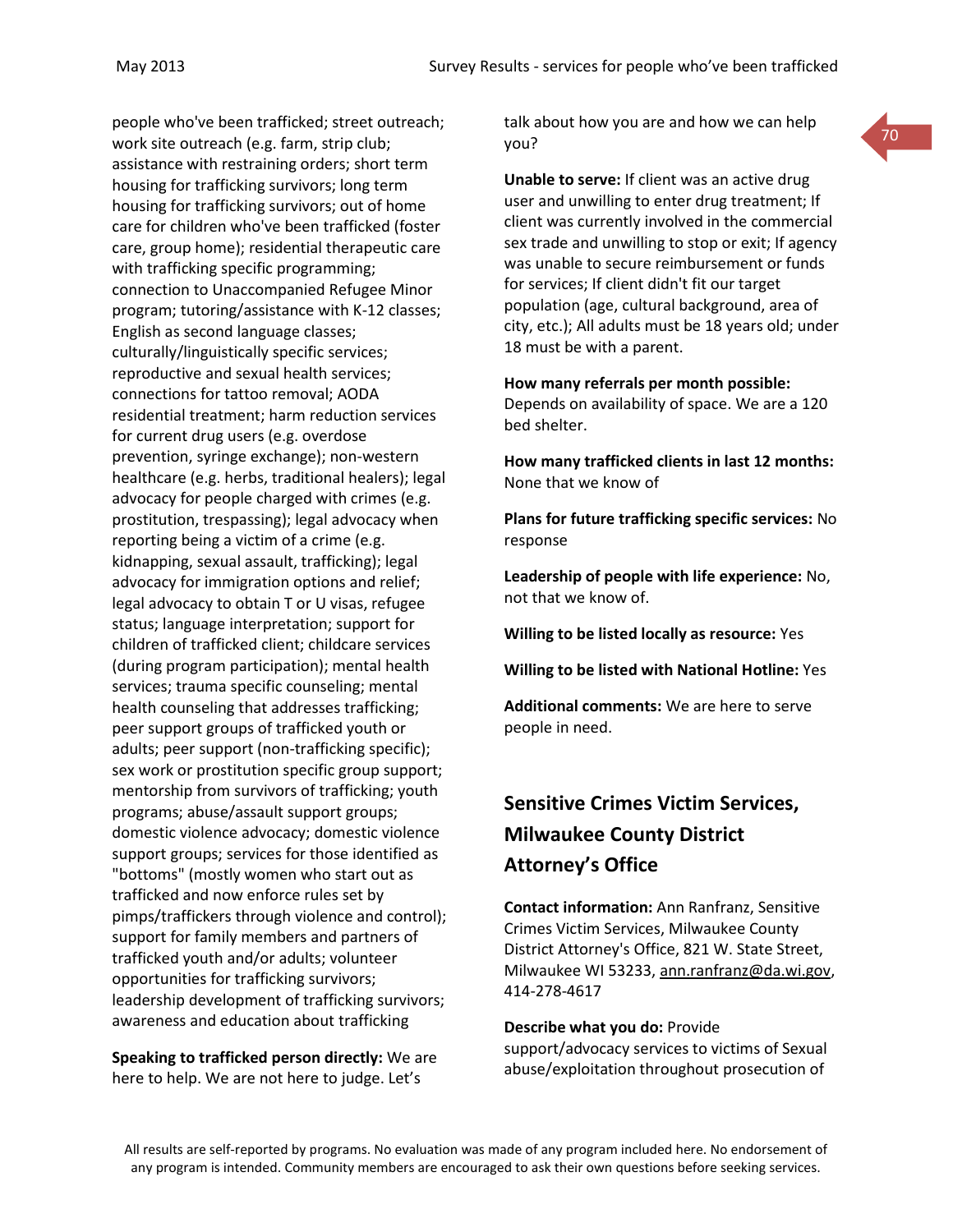people who've been trafficked; street outreach; work site outreach (e.g. farm, strip club; assistance with restraining orders; short term housing for trafficking survivors; long term housing for trafficking survivors; out of home care for children who've been trafficked (foster care, group home); residential therapeutic care with trafficking specific programming; connection to Unaccompanied Refugee Minor program; tutoring/assistance with K-12 classes; English as second language classes; culturally/linguistically specific services; reproductive and sexual health services; connections for tattoo removal; AODA residential treatment; harm reduction services for current drug users (e.g. overdose prevention, syringe exchange); non-western healthcare (e.g. herbs, traditional healers); legal advocacy for people charged with crimes (e.g. prostitution, trespassing); legal advocacy when reporting being a victim of a crime (e.g. kidnapping, sexual assault, trafficking); legal advocacy for immigration options and relief; legal advocacy to obtain T or U visas, refugee status; language interpretation; support for children of trafficked client; childcare services (during program participation); mental health services; trauma specific counseling; mental health counseling that addresses trafficking; peer support groups of trafficked youth or adults; peer support (non-trafficking specific); sex work or prostitution specific group support; mentorship from survivors of trafficking; youth programs; abuse/assault support groups; domestic violence advocacy; domestic violence support groups; services for those identified as "bottoms" (mostly women who start out as trafficked and now enforce rules set by pimps/traffickers through violence and control); support for family members and partners of trafficked youth and/or adults; volunteer opportunities for trafficking survivors; leadership development of trafficking survivors; awareness and education about trafficking

**Speaking to trafficked person directly:** We are here to help. We are not here to judge. Let's talk about how you are and how we can help you?

**Unable to serve:** If client was an active drug user and unwilling to enter drug treatment; If client was currently involved in the commercial sex trade and unwilling to stop or exit; If agency was unable to secure reimbursement or funds for services; If client didn't fit our target population (age, cultural background, area of city, etc.); All adults must be 18 years old; under 18 must be with a parent.

**How many referrals per month possible:** Depends on availability of space. We are a 120 bed shelter.

**How many trafficked clients in last 12 months:** None that we know of

**Plans for future trafficking specific services:** No response

**Leadership of people with life experience:** No, not that we know of.

**Willing to be listed locally as resource:** Yes

**Willing to be listed with National Hotline:** Yes

**Additional comments:** We are here to serve people in need.

## Sensitive Crimes Victim Services, Milwaukee County District Attorney's Office

**Contact information:** Ann Ranfranz, Sensitive Crimes Victim Services, Milwaukee County District Attorney's Office, 821 W. State Street, Milwaukee WI 53233, ann.ranfranz@da.wi.gov, 414-278-4617

**Describe what you do:** Provide support/advocacy services to victims of Sexual abuse/exploitation throughout prosecution of

All results are self-reported by programs. No evaluation was made of any program included here. No endorsement of any program is intended. Community members are encouraged to ask their own questions before seeking services.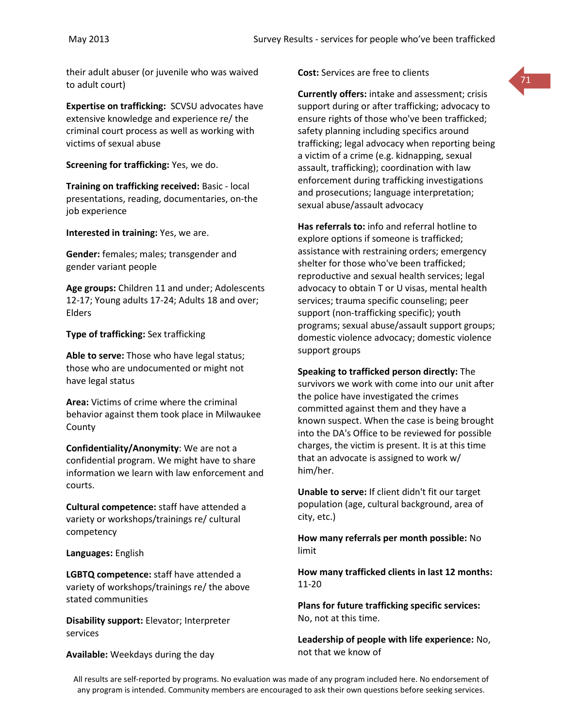their adult abuser (or juvenile who was waived to adult court)

**Expertise on trafficking:** SCVSU advocates have extensive knowledge and experience re/ the criminal court process as well as working with victims of sexual abuse

**Screening for trafficking:** Yes, we do.

**Training on trafficking received:** Basic - local presentations, reading, documentaries, on-the job experience

**Interested in training:** Yes, we are.

**Gender:** females; males; transgender and gender variant people

**Age groups:** Children 11 and under; Adolescents 12-17; Young adults 17-24; Adults 18 and over; Elders

**Type of trafficking:** Sex trafficking

**Able to serve:** Those who have legal status; those who are undocumented or might not have legal status

**Area:** Victims of crime where the criminal behavior against them took place in Milwaukee County

**Confidentiality/Anonymity**: We are not a confidential program. We might have to share information we learn with law enforcement and courts.

**Cultural competence:** staff have attended a variety or workshops/trainings re/ cultural competency

**Languages:** English

**LGBTQ competence:** staff have attended a variety of workshops/trainings re/ the above stated communities

**Disability support:** Elevator; Interpreter services

**Available:** Weekdays during the day

**Cost:** Services are free to clients

**Currently offers:** intake and assessment; crisis support during or after trafficking; advocacy to ensure rights of those who've been trafficked; safety planning including specifics around trafficking; legal advocacy when reporting being a victim of a crime (e.g. kidnapping, sexual assault, trafficking); coordination with law enforcement during trafficking investigations and prosecutions; language interpretation; sexual abuse/assault advocacy

**Has referrals to:** info and referral hotline to explore options if someone is trafficked; assistance with restraining orders; emergency shelter for those who've been trafficked; reproductive and sexual health services; legal advocacy to obtain T or U visas, mental health services; trauma specific counseling; peer support (non-trafficking specific); youth programs; sexual abuse/assault support groups; domestic violence advocacy; domestic violence support groups

**Speaking to trafficked person directly:** The survivors we work with come into our unit after the police have investigated the crimes committed against them and they have a known suspect. When the case is being brought into the DA's Office to be reviewed for possible charges, the victim is present. It is at this time that an advocate is assigned to work w/ him/her.

**Unable to serve:** If client didn't fit our target population (age, cultural background, area of city, etc.)

**How many referrals per month possible:** No limit

**How many trafficked clients in last 12 months:** 11-20

**Plans for future trafficking specific services:** No, not at this time.

**Leadership of people with life experience:** No, not that we know of

All results are self-reported by programs. No evaluation was made of any program included here. No endorsement of any program is intended. Community members are encouraged to ask their own questions before seeking services.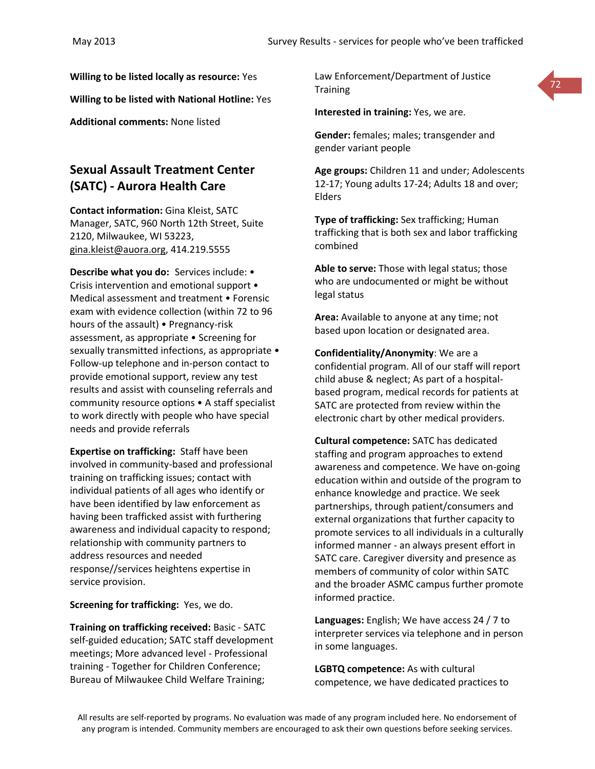**Willing to be listed locally as resource:** Yes

**Willing to be listed with National Hotline:** Yes

**Additional comments:** None listed

## Sexual Assault Treatment Center (SATC) - Aurora Health Care

**Contact information:** Gina Kleist, SATC Manager, SATC, 960 North 12th Street, Suite 2120, Milwaukee, WI 53223, gina.kleist@auora.org, 414.219.5555

**Describe what you do:** Services include: • Crisis intervention and emotional support • Medical assessment and treatment • Forensic exam with evidence collection (within 72 to 96 hours of the assault) • Pregnancy-risk assessment, as appropriate • Screening for sexually transmitted infections, as appropriate • Follow-up telephone and in-person contact to provide emotional support, review any test results and assist with counseling referrals and community resource options • A staff specialist to work directly with people who have special needs and provide referrals

**Expertise on trafficking:** Staff have been involved in community-based and professional training on trafficking issues; contact with individual patients of all ages who identify or have been identified by law enforcement as having been trafficked assist with furthering awareness and individual capacity to respond; relationship with community partners to address resources and needed response//services heightens expertise in service provision.

**Screening for trafficking:** Yes, we do.

**Training on trafficking received:** Basic - SATC self-guided education; SATC staff development meetings; More advanced level - Professional training - Together for Children Conference; Bureau of Milwaukee Child Welfare Training; Law Enforcement/Department of Justice Training

**Interested in training:** Yes, we are.

**Gender:** females; males; transgender and gender variant people

**Age groups:** Children 11 and under; Adolescents 12-17; Young adults 17-24; Adults 18 and over; Elders

**Type of trafficking:** Sex trafficking; Human trafficking that is both sex and labor trafficking combined

**Able to serve:** Those with legal status; those who are undocumented or might be without legal status

**Area:** Available to anyone at any time; not based upon location or designated area.

**Confidentiality/Anonymity**: We are a confidential program. All of our staff will report child abuse & neglect; As part of a hospital-based program, medical records for patients at SATC are protected from review within the electronic chart by other medical providers.

**Cultural competence:** SATC has dedicated staffing and program approaches to extend awareness and competence. We have on-going education within and outside of the program to enhance knowledge and practice. We seek partnerships, through patient/consumers and external organizations that further capacity to promote services to all individuals in a culturally informed manner - an always present effort in SATC care. Caregiver diversity and presence as members of community of color within SATC and the broader ASMC campus further promote informed practice.

**Languages:** English; We have access 24 / 7 to interpreter services via telephone and in person in some languages.

**LGBTQ competence:** As with cultural competence, we have dedicated practices to

All results are self-reported by programs. No evaluation was made of any program included here. No endorsement of any program is intended. Community members are encouraged to ask their own questions before seeking services.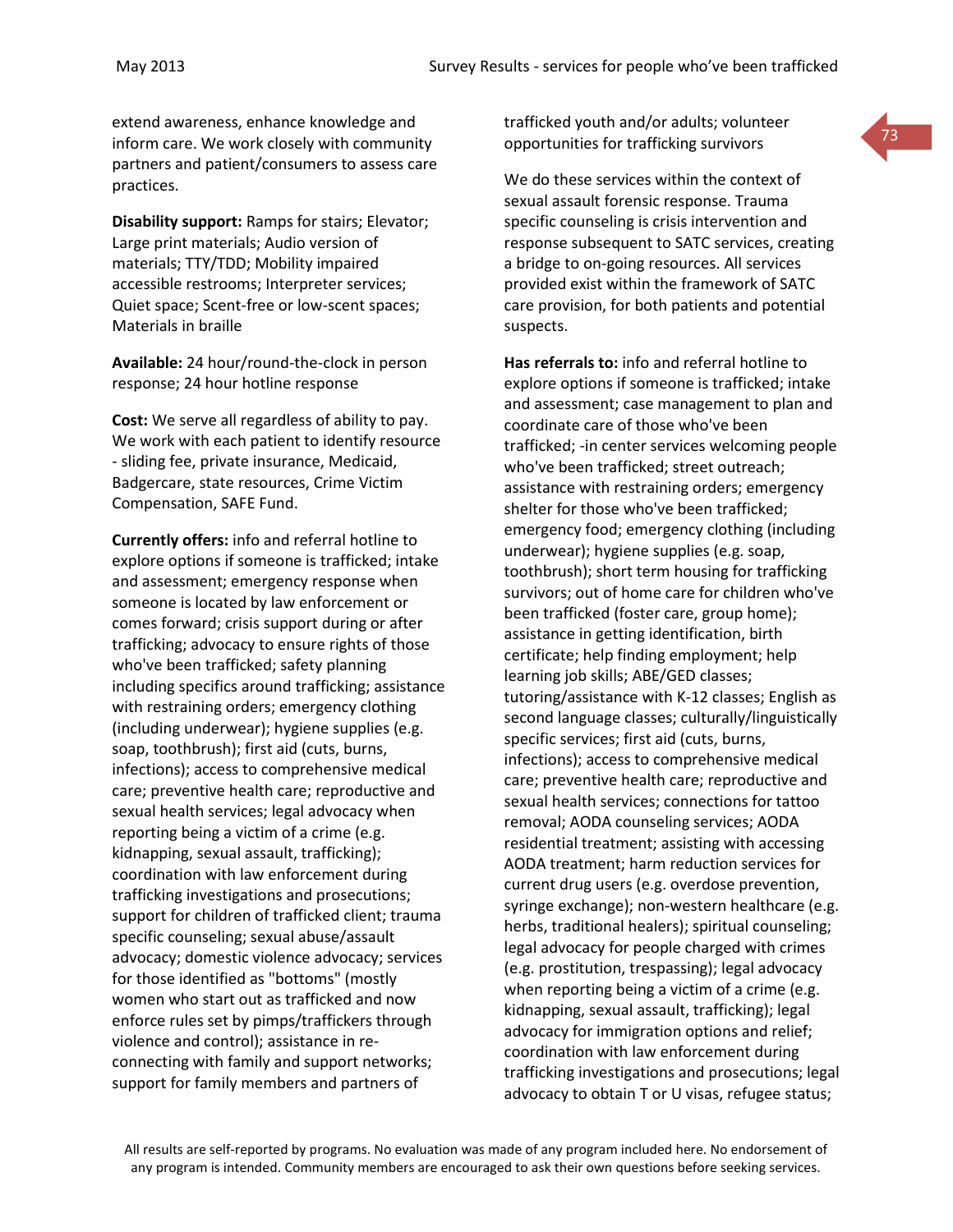extend awareness, enhance knowledge and inform care. We work closely with community partners and patient/consumers to assess care practices.

**Disability support:** Ramps for stairs; Elevator; Large print materials; Audio version of materials; TTY/TDD; Mobility impaired accessible restrooms; Interpreter services; Quiet space; Scent-free or low-scent spaces; Materials in braille

**Available:** 24 hour/round-the-clock in person response; 24 hour hotline response

**Cost:** We serve all regardless of ability to pay. We work with each patient to identify resource - sliding fee, private insurance, Medicaid, Badgercare, state resources, Crime Victim Compensation, SAFE Fund.

**Currently offers:** info and referral hotline to explore options if someone is trafficked; intake and assessment; emergency response when someone is located by law enforcement or comes forward; crisis support during or after trafficking; advocacy to ensure rights of those who've been trafficked; safety planning including specifics around trafficking; assistance with restraining orders; emergency clothing (including underwear); hygiene supplies (e.g. soap, toothbrush); first aid (cuts, burns, infections); access to comprehensive medical care; preventive health care; reproductive and sexual health services; legal advocacy when reporting being a victim of a crime (e.g. kidnapping, sexual assault, trafficking); coordination with law enforcement during trafficking investigations and prosecutions; support for children of trafficked client; trauma specific counseling; sexual abuse/assault advocacy; domestic violence advocacy; services for those identified as "bottoms" (mostly women who start out as trafficked and now enforce rules set by pimps/traffickers through violence and control); assistance in re-connecting with family and support networks; support for family members and partners of trafficked youth and/or adults; volunteer opportunities for trafficking survivors

We do these services within the context of sexual assault forensic response. Trauma specific counseling is crisis intervention and response subsequent to SATC services, creating a bridge to on-going resources. All services provided exist within the framework of SATC care provision, for both patients and potential suspects.

**Has referrals to:** info and referral hotline to explore options if someone is trafficked; intake and assessment; case management to plan and coordinate care of those who've been trafficked; -in center services welcoming people who've been trafficked; street outreach; assistance with restraining orders; emergency shelter for those who've been trafficked; emergency food; emergency clothing (including underwear); hygiene supplies (e.g. soap, toothbrush); short term housing for trafficking survivors; out of home care for children who've been trafficked (foster care, group home); assistance in getting identification, birth certificate; help finding employment; help learning job skills; ABE/GED classes; tutoring/assistance with K-12 classes; English as second language classes; culturally/linguistically specific services; first aid (cuts, burns, infections); access to comprehensive medical care; preventive health care; reproductive and sexual health services; connections for tattoo removal; AODA counseling services; AODA residential treatment; assisting with accessing AODA treatment; harm reduction services for current drug users (e.g. overdose prevention, syringe exchange); non-western healthcare (e.g. herbs, traditional healers); spiritual counseling; legal advocacy for people charged with crimes (e.g. prostitution, trespassing); legal advocacy when reporting being a victim of a crime (e.g. kidnapping, sexual assault, trafficking); legal advocacy for immigration options and relief; coordination with law enforcement during trafficking investigations and prosecutions; legal advocacy to obtain T or U visas, refugee status;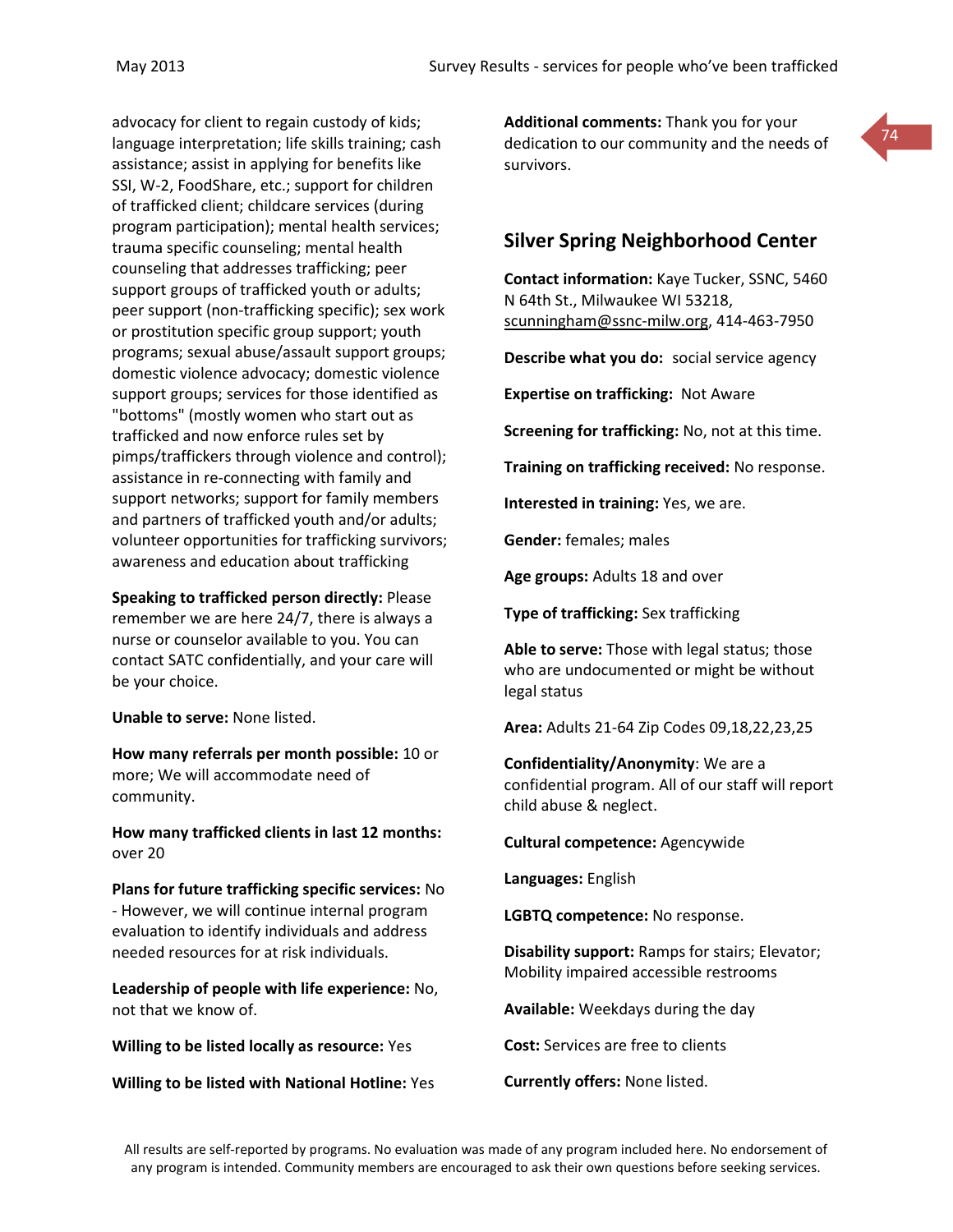advocacy for client to regain custody of kids; language interpretation; life skills training; cash assistance; assist in applying for benefits like SSI, W-2, FoodShare, etc.; support for children of trafficked client; childcare services (during program participation); mental health services; trauma specific counseling; mental health counseling that addresses trafficking; peer support groups of trafficked youth or adults; peer support (non-trafficking specific); sex work or prostitution specific group support; youth programs; sexual abuse/assault support groups; domestic violence advocacy; domestic violence support groups; services for those identified as "bottoms" (mostly women who start out as trafficked and now enforce rules set by pimps/traffickers through violence and control); assistance in re-connecting with family and support networks; support for family members and partners of trafficked youth and/or adults; volunteer opportunities for trafficking survivors; awareness and education about trafficking

**Speaking to trafficked person directly:** Please remember we are here 24/7, there is always a nurse or counselor available to you. You can contact SATC confidentially, and your care will be your choice.

**Unable to serve:** None listed.

**How many referrals per month possible:** 10 or more; We will accommodate need of community.

**How many trafficked clients in last 12 months:** over 20

**Plans for future trafficking specific services:** No - However, we will continue internal program evaluation to identify individuals and address needed resources for at risk individuals.

**Leadership of people with life experience:** No, not that we know of.

**Willing to be listed locally as resource:** Yes

**Willing to be listed with National Hotline:** Yes

**Additional comments:** Thank you for your dedication to our community and the needs of survivors.

## Silver Spring Neighborhood Center

**Contact information:** Kaye Tucker, SSNC, 5460 N 64th St., Milwaukee WI 53218, scunningham@ssnc-milw.org, 414-463-7950

**Describe what you do:** social service agency

**Expertise on trafficking:** Not Aware

**Screening for trafficking:** No, not at this time.

**Training on trafficking received:** No response.

**Interested in training:** Yes, we are.

**Gender:** females; males

**Age groups:** Adults 18 and over

**Type of trafficking:** Sex trafficking

**Able to serve:** Those with legal status; those who are undocumented or might be without legal status

**Area:** Adults 21-64 Zip Codes 09,18,22,23,25

**Confidentiality/Anonymity**: We are a confidential program. All of our staff will report child abuse & neglect.

**Cultural competence:** Agencywide

**Languages:** English

**LGBTQ competence:** No response.

**Disability support:** Ramps for stairs; Elevator; Mobility impaired accessible restrooms

**Available:** Weekdays during the day

**Cost:** Services are free to clients

**Currently offers:** None listed.

All results are self-reported by programs. No evaluation was made of any program included here. No endorsement of any program is intended. Community members are encouraged to ask their own questions before seeking services.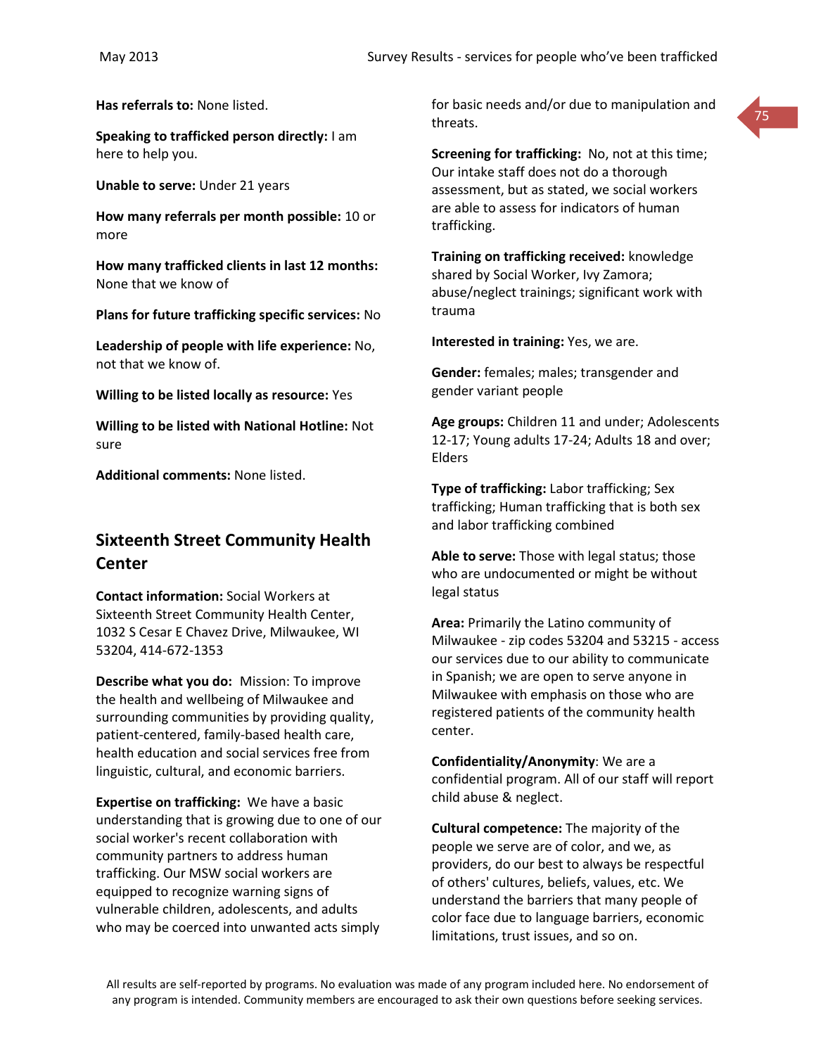**Has referrals to:** None listed.

**Speaking to trafficked person directly:** I am here to help you.

**Unable to serve:** Under 21 years

**How many referrals per month possible:** 10 or more

**How many trafficked clients in last 12 months:** None that we know of

**Plans for future trafficking specific services:** No

**Leadership of people with life experience:** No, not that we know of.

**Willing to be listed locally as resource:** Yes

**Willing to be listed with National Hotline:** Not sure

**Additional comments:** None listed.

## Sixteenth Street Community Health Center

**Contact information:** Social Workers at Sixteenth Street Community Health Center, 1032 S Cesar E Chavez Drive, Milwaukee, WI 53204, 414-672-1353

**Describe what you do:** Mission: To improve the health and wellbeing of Milwaukee and surrounding communities by providing quality, patient-centered, family-based health care, health education and social services free from linguistic, cultural, and economic barriers.

**Expertise on trafficking:** We have a basic understanding that is growing due to one of our social worker's recent collaboration with community partners to address human trafficking. Our MSW social workers are equipped to recognize warning signs of vulnerable children, adolescents, and adults who may be coerced into unwanted acts simply for basic needs and/or due to manipulation and threats.

**Screening for trafficking:** No, not at this time; Our intake staff does not do a thorough assessment, but as stated, we social workers are able to assess for indicators of human trafficking.

**Training on trafficking received:** knowledge shared by Social Worker, Ivy Zamora; abuse/neglect trainings; significant work with trauma

**Interested in training:** Yes, we are.

**Gender:** females; males; transgender and gender variant people

**Age groups:** Children 11 and under; Adolescents 12-17; Young adults 17-24; Adults 18 and over; Elders

**Type of trafficking:** Labor trafficking; Sex trafficking; Human trafficking that is both sex and labor trafficking combined

**Able to serve:** Those with legal status; those who are undocumented or might be without legal status

**Area:** Primarily the Latino community of Milwaukee - zip codes 53204 and 53215 - access our services due to our ability to communicate in Spanish; we are open to serve anyone in Milwaukee with emphasis on those who are registered patients of the community health center.

**Confidentiality/Anonymity**: We are a confidential program. All of our staff will report child abuse & neglect.

**Cultural competence:** The majority of the people we serve are of color, and we, as providers, do our best to always be respectful of others' cultures, beliefs, values, etc. We understand the barriers that many people of color face due to language barriers, economic limitations, trust issues, and so on.

All results are self-reported by programs. No evaluation was made of any program included here. No endorsement of any program is intended. Community members are encouraged to ask their own questions before seeking services.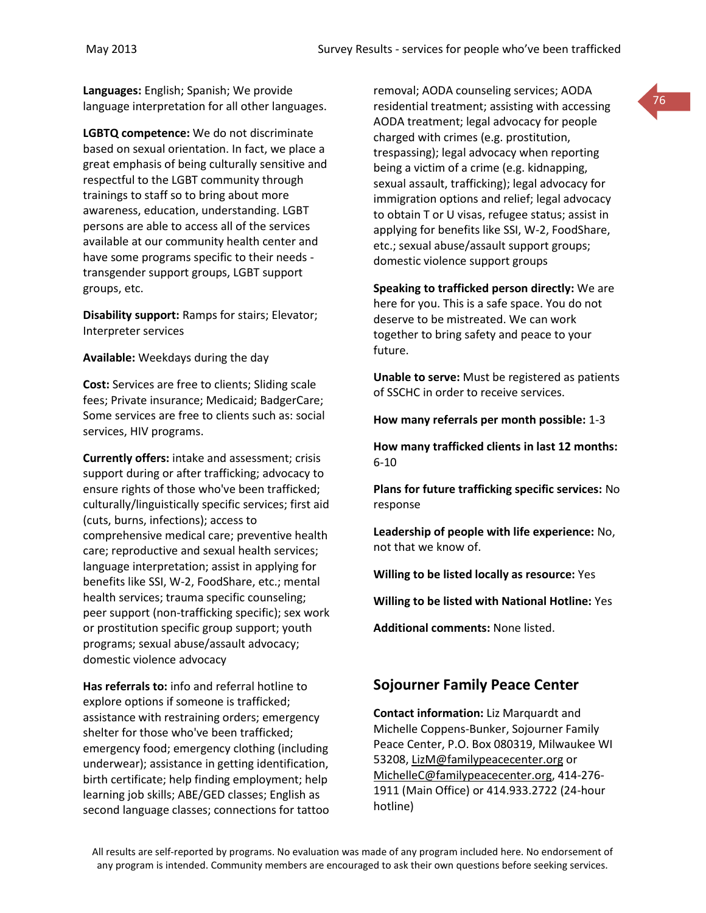**Languages:** English; Spanish; We provide language interpretation for all other languages.

**LGBTQ competence:** We do not discriminate based on sexual orientation. In fact, we place a great emphasis of being culturally sensitive and respectful to the LGBT community through trainings to staff so to bring about more awareness, education, understanding. LGBT persons are able to access all of the services available at our community health center and have some programs specific to their needs - transgender support groups, LGBT support groups, etc.

**Disability support:** Ramps for stairs; Elevator; Interpreter services

**Available:** Weekdays during the day

**Cost:** Services are free to clients; Sliding scale fees; Private insurance; Medicaid; BadgerCare; Some services are free to clients such as: social services, HIV programs.

**Currently offers:** intake and assessment; crisis support during or after trafficking; advocacy to ensure rights of those who've been trafficked; culturally/linguistically specific services; first aid (cuts, burns, infections); access to comprehensive medical care; preventive health care; reproductive and sexual health services; language interpretation; assist in applying for benefits like SSI, W-2, FoodShare, etc.; mental health services; trauma specific counseling; peer support (non-trafficking specific); sex work or prostitution specific group support; youth programs; sexual abuse/assault advocacy; domestic violence advocacy

**Has referrals to:** info and referral hotline to explore options if someone is trafficked; assistance with restraining orders; emergency shelter for those who've been trafficked; emergency food; emergency clothing (including underwear); assistance in getting identification, birth certificate; help finding employment; help learning job skills; ABE/GED classes; English as second language classes; connections for tattoo removal; AODA counseling services; AODA residential treatment; assisting with accessing AODA treatment; legal advocacy for people charged with crimes (e.g. prostitution, trespassing); legal advocacy when reporting being a victim of a crime (e.g. kidnapping, sexual assault, trafficking); legal advocacy for immigration options and relief; legal advocacy to obtain T or U visas, refugee status; assist in applying for benefits like SSI, W-2, FoodShare, etc.; sexual abuse/assault support groups; domestic violence support groups

**Speaking to trafficked person directly:** We are here for you. This is a safe space. You do not deserve to be mistreated. We can work together to bring safety and peace to your future.

**Unable to serve:** Must be registered as patients of SSCHC in order to receive services.

**How many referrals per month possible:** 1-3

**How many trafficked clients in last 12 months:** 6-10

**Plans for future trafficking specific services:** No response

**Leadership of people with life experience:** No, not that we know of.

**Willing to be listed locally as resource:** Yes

**Willing to be listed with National Hotline:** Yes

**Additional comments:** None listed.

## Sojourner Family Peace Center

**Contact information:** Liz Marquardt and Michelle Coppens-Bunker, Sojourner Family Peace Center, P.O. Box 080319, Milwaukee WI 53208, LizM@familypeacecenter.org or MichelleC@familypeacecenter.org, 414-276-1911 (Main Office) or 414.933.2722 (24-hour hotline)

All results are self-reported by programs. No evaluation was made of any program included here. No endorsement of any program is intended. Community members are encouraged to ask their own questions before seeking services.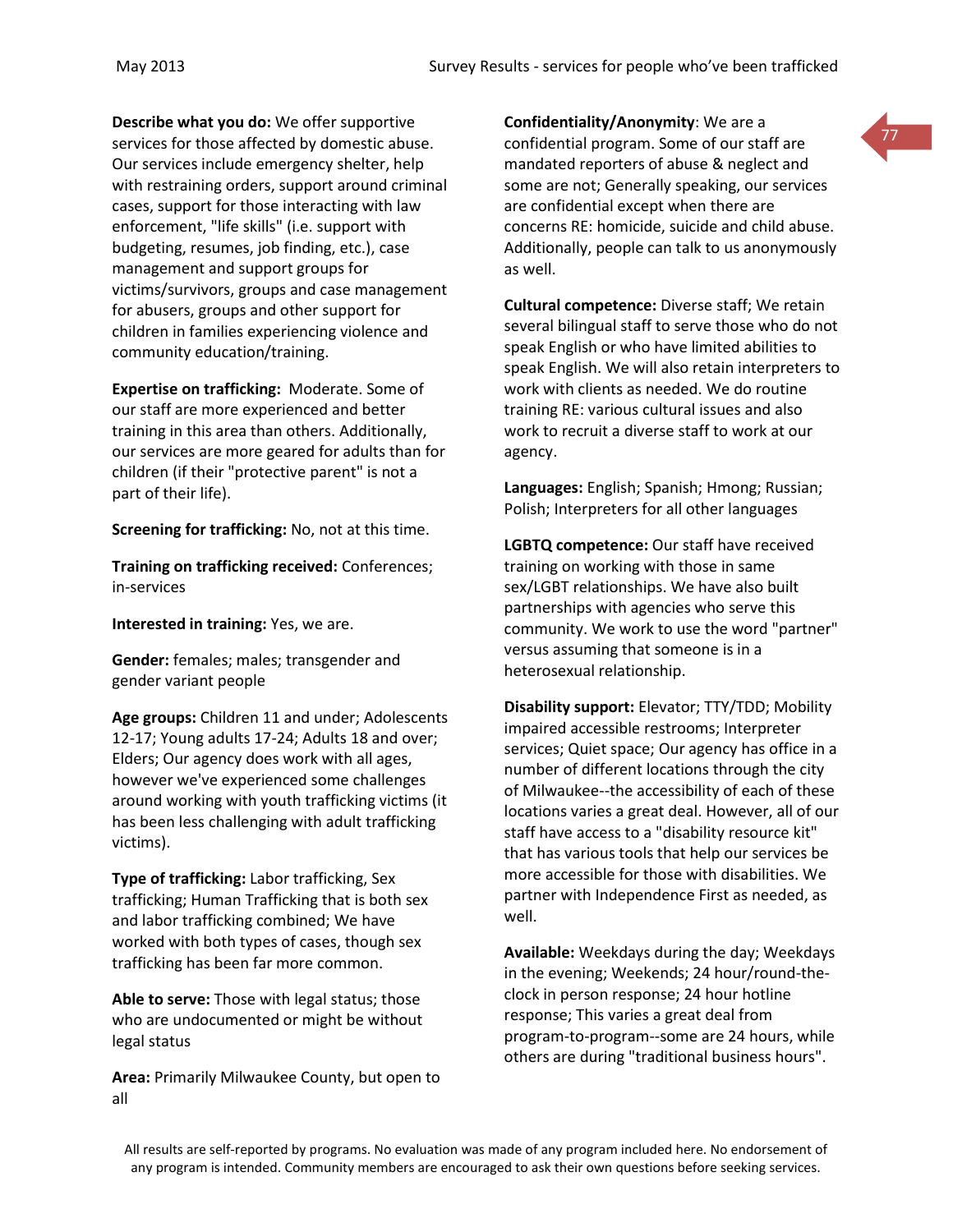**Describe what you do:** We offer supportive services for those affected by domestic abuse. Our services include emergency shelter, help with restraining orders, support around criminal cases, support for those interacting with law enforcement, "life skills" (i.e. support with budgeting, resumes, job finding, etc.), case management and support groups for victims/survivors, groups and case management for abusers, groups and other support for children in families experiencing violence and community education/training.

**Expertise on trafficking:** Moderate. Some of our staff are more experienced and better training in this area than others. Additionally, our services are more geared for adults than for children (if their "protective parent" is not a part of their life).

**Screening for trafficking:** No, not at this time.

**Training on trafficking received:** Conferences; in-services

**Interested in training:** Yes, we are.

**Gender:** females; males; transgender and gender variant people

**Age groups:** Children 11 and under; Adolescents 12-17; Young adults 17-24; Adults 18 and over; Elders; Our agency does work with all ages, however we've experienced some challenges around working with youth trafficking victims (it has been less challenging with adult trafficking victims).

**Type of trafficking:** Labor trafficking, Sex trafficking; Human Trafficking that is both sex and labor trafficking combined; We have worked with both types of cases, though sex trafficking has been far more common.

**Able to serve:** Those with legal status; those who are undocumented or might be without legal status

**Area:** Primarily Milwaukee County, but open to all

**Confidentiality/Anonymity**: We are a confidential program. Some of our staff are mandated reporters of abuse & neglect and some are not; Generally speaking, our services are confidential except when there are concerns RE: homicide, suicide and child abuse. Additionally, people can talk to us anonymously as well.

**Cultural competence:** Diverse staff; We retain several bilingual staff to serve those who do not speak English or who have limited abilities to speak English. We will also retain interpreters to work with clients as needed. We do routine training RE: various cultural issues and also work to recruit a diverse staff to work at our agency.

**Languages:** English; Spanish; Hmong; Russian; Polish; Interpreters for all other languages

**LGBTQ competence:** Our staff have received training on working with those in same sex/LGBT relationships. We have also built partnerships with agencies who serve this community. We work to use the word "partner" versus assuming that someone is in a heterosexual relationship.

**Disability support:** Elevator; TTY/TDD; Mobility impaired accessible restrooms; Interpreter services; Quiet space; Our agency has office in a number of different locations through the city of Milwaukee--the accessibility of each of these locations varies a great deal. However, all of our staff have access to a "disability resource kit" that has various tools that help our services be more accessible for those with disabilities. We partner with Independence First as needed, as well.

**Available:** Weekdays during the day; Weekdays in the evening; Weekends; 24 hour/round-the-clock in person response; 24 hour hotline response; This varies a great deal from program-to-program--some are 24 hours, while others are during "traditional business hours".

All results are self-reported by programs. No evaluation was made of any program included here. No endorsement of any program is intended. Community members are encouraged to ask their own questions before seeking services.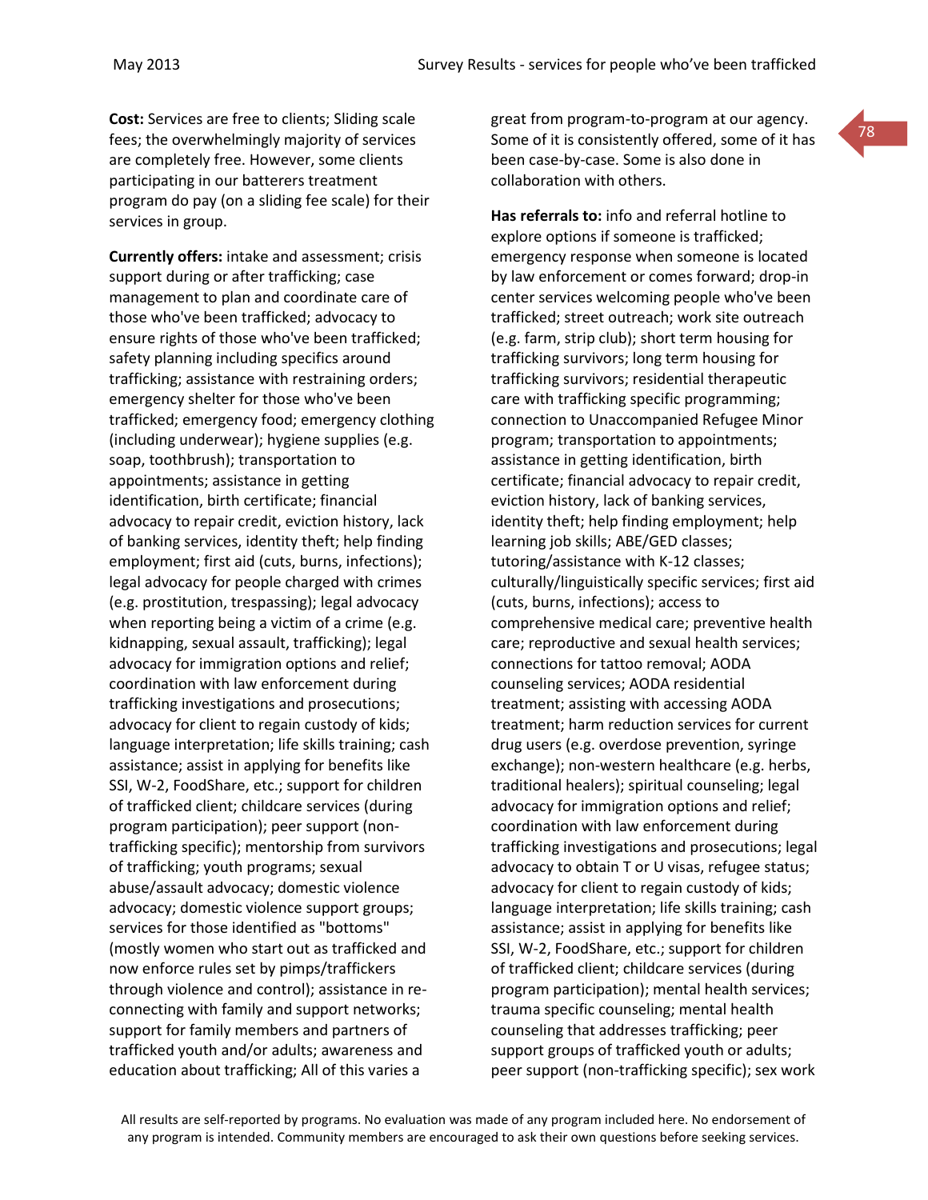**Cost:** Services are free to clients; Sliding scale fees; the overwhelmingly majority of services are completely free. However, some clients participating in our batterers treatment program do pay (on a sliding fee scale) for their services in group.

**Currently offers:** intake and assessment; crisis support during or after trafficking; case management to plan and coordinate care of those who've been trafficked; advocacy to ensure rights of those who've been trafficked; safety planning including specifics around trafficking; assistance with restraining orders; emergency shelter for those who've been trafficked; emergency food; emergency clothing (including underwear); hygiene supplies (e.g. soap, toothbrush); transportation to appointments; assistance in getting identification, birth certificate; financial advocacy to repair credit, eviction history, lack of banking services, identity theft; help finding employment; first aid (cuts, burns, infections); legal advocacy for people charged with crimes (e.g. prostitution, trespassing); legal advocacy when reporting being a victim of a crime (e.g. kidnapping, sexual assault, trafficking); legal advocacy for immigration options and relief; coordination with law enforcement during trafficking investigations and prosecutions; advocacy for client to regain custody of kids; language interpretation; life skills training; cash assistance; assist in applying for benefits like SSI, W-2, FoodShare, etc.; support for children of trafficked client; childcare services (during program participation); peer support (non-trafficking specific); mentorship from survivors of trafficking; youth programs; sexual abuse/assault advocacy; domestic violence advocacy; domestic violence support groups; services for those identified as "bottoms" (mostly women who start out as trafficked and now enforce rules set by pimps/traffickers through violence and control); assistance in re-connecting with family and support networks; support for family members and partners of trafficked youth and/or adults; awareness and education about trafficking; All of this varies a great from program-to-program at our agency. Some of it is consistently offered, some of it has been case-by-case. Some is also done in collaboration with others.

**Has referrals to:** info and referral hotline to explore options if someone is trafficked; emergency response when someone is located by law enforcement or comes forward; drop-in center services welcoming people who've been trafficked; street outreach; work site outreach (e.g. farm, strip club); short term housing for trafficking survivors; long term housing for trafficking survivors; residential therapeutic care with trafficking specific programming; connection to Unaccompanied Refugee Minor program; transportation to appointments; assistance in getting identification, birth certificate; financial advocacy to repair credit, eviction history, lack of banking services, identity theft; help finding employment; help learning job skills; ABE/GED classes; tutoring/assistance with K-12 classes; culturally/linguistically specific services; first aid (cuts, burns, infections); access to comprehensive medical care; preventive health care; reproductive and sexual health services; connections for tattoo removal; AODA counseling services; AODA residential treatment; assisting with accessing AODA treatment; harm reduction services for current drug users (e.g. overdose prevention, syringe exchange); non-western healthcare (e.g. herbs, traditional healers); spiritual counseling; legal advocacy for immigration options and relief; coordination with law enforcement during trafficking investigations and prosecutions; legal advocacy to obtain T or U visas, refugee status; advocacy for client to regain custody of kids; language interpretation; life skills training; cash assistance; assist in applying for benefits like SSI, W-2, FoodShare, etc.; support for children of trafficked client; childcare services (during program participation); mental health services; trauma specific counseling; mental health counseling that addresses trafficking; peer support groups of trafficked youth or adults; peer support (non-trafficking specific); sex work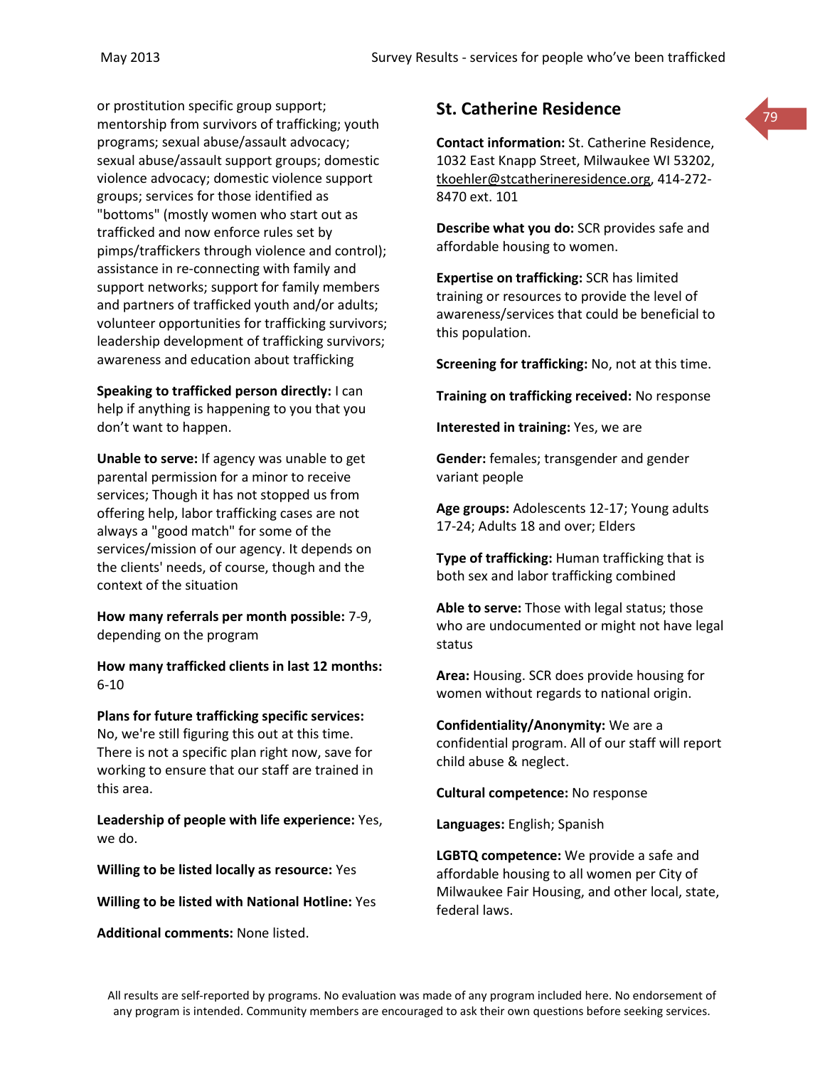or prostitution specific group support; mentorship from survivors of trafficking; youth programs; sexual abuse/assault advocacy; sexual abuse/assault support groups; domestic violence advocacy; domestic violence support groups; services for those identified as "bottoms" (mostly women who start out as trafficked and now enforce rules set by pimps/traffickers through violence and control); assistance in re-connecting with family and support networks; support for family members and partners of trafficked youth and/or adults; volunteer opportunities for trafficking survivors; leadership development of trafficking survivors; awareness and education about trafficking

**Speaking to trafficked person directly:** I can help if anything is happening to you that you don't want to happen.

**Unable to serve:** If agency was unable to get parental permission for a minor to receive services; Though it has not stopped us from offering help, labor trafficking cases are not always a "good match" for some of the services/mission of our agency. It depends on the clients' needs, of course, though and the context of the situation

**How many referrals per month possible:** 7-9, depending on the program

**How many trafficked clients in last 12 months:** 6-10

**Plans for future trafficking specific services:** No, we're still figuring this out at this time. There is not a specific plan right now, save for working to ensure that our staff are trained in this area.

**Leadership of people with life experience:** Yes, we do.

**Willing to be listed locally as resource:** Yes

**Willing to be listed with National Hotline:** Yes

**Additional comments:** None listed.

## St. Catherine Residence

**Contact information:** St. Catherine Residence, 1032 East Knapp Street, Milwaukee WI 53202, tkoehler@stcatherineresidence.org, 414-272-8470 ext. 101

**Describe what you do:** SCR provides safe and affordable housing to women.

**Expertise on trafficking:** SCR has limited training or resources to provide the level of awareness/services that could be beneficial to this population.

**Screening for trafficking:** No, not at this time.

**Training on trafficking received:** No response

**Interested in training:** Yes, we are

**Gender:** females; transgender and gender variant people

**Age groups:** Adolescents 12-17; Young adults 17-24; Adults 18 and over; Elders

**Type of trafficking:** Human trafficking that is both sex and labor trafficking combined

**Able to serve:** Those with legal status; those who are undocumented or might not have legal status

**Area:** Housing. SCR does provide housing for women without regards to national origin.

**Confidentiality/Anonymity:** We are a confidential program. All of our staff will report child abuse & neglect.

**Cultural competence:** No response

**Languages:** English; Spanish

**LGBTQ competence:** We provide a safe and affordable housing to all women per City of Milwaukee Fair Housing, and other local, state, federal laws.

All results are self-reported by programs. No evaluation was made of any program included here. No endorsement of any program is intended. Community members are encouraged to ask their own questions before seeking services.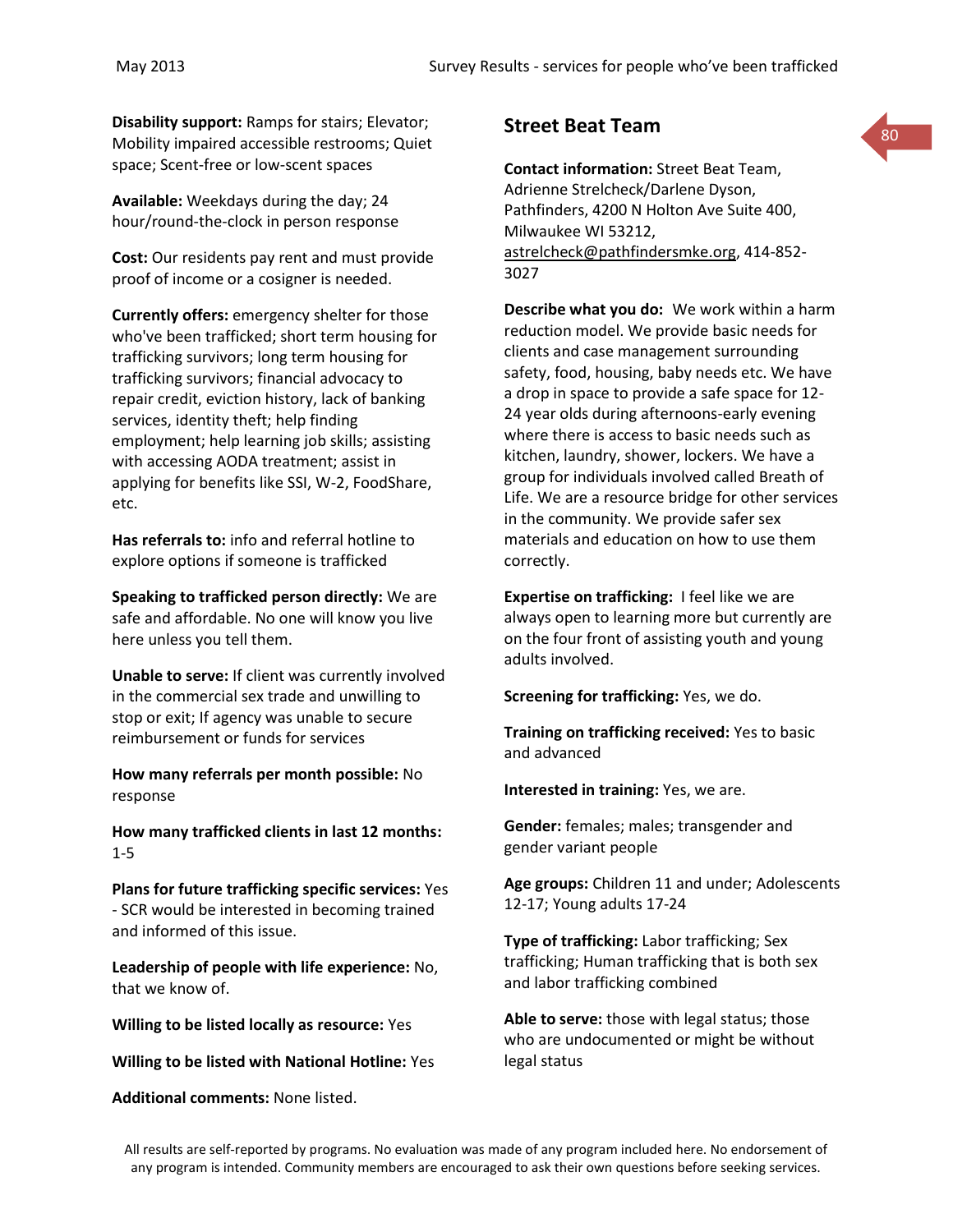**Disability support:** Ramps for stairs; Elevator; Mobility impaired accessible restrooms; Quiet space; Scent-free or low-scent spaces

**Available:** Weekdays during the day; 24 hour/round-the-clock in person response

**Cost:** Our residents pay rent and must provide proof of income or a cosigner is needed.

**Currently offers:** emergency shelter for those who've been trafficked; short term housing for trafficking survivors; long term housing for trafficking survivors; financial advocacy to repair credit, eviction history, lack of banking services, identity theft; help finding employment; help learning job skills; assisting with accessing AODA treatment; assist in applying for benefits like SSI, W-2, FoodShare, etc.

**Has referrals to:** info and referral hotline to explore options if someone is trafficked

**Speaking to trafficked person directly:** We are safe and affordable. No one will know you live here unless you tell them.

**Unable to serve:** If client was currently involved in the commercial sex trade and unwilling to stop or exit; If agency was unable to secure reimbursement or funds for services

**How many referrals per month possible:** No response

**How many trafficked clients in last 12 months:** 1-5

**Plans for future trafficking specific services:** Yes - SCR would be interested in becoming trained and informed of this issue.

**Leadership of people with life experience:** No, that we know of.

**Willing to be listed locally as resource:** Yes

**Willing to be listed with National Hotline:** Yes

**Additional comments:** None listed.

## Street Beat Team

**Contact information:** Street Beat Team, Adrienne Strelcheck/Darlene Dyson, Pathfinders, 4200 N Holton Ave Suite 400, Milwaukee WI 53212, astrelcheck@pathfindersmke.org, 414-852-3027

**Describe what you do:** We work within a harm reduction model. We provide basic needs for clients and case management surrounding safety, food, housing, baby needs etc. We have a drop in space to provide a safe space for 12-24 year olds during afternoons-early evening where there is access to basic needs such as kitchen, laundry, shower, lockers. We have a group for individuals involved called Breath of Life. We are a resource bridge for other services in the community. We provide safer sex materials and education on how to use them correctly.

**Expertise on trafficking:** I feel like we are always open to learning more but currently are on the four front of assisting youth and young adults involved.

**Screening for trafficking:** Yes, we do.

**Training on trafficking received:** Yes to basic and advanced

**Interested in training:** Yes, we are.

**Gender:** females; males; transgender and gender variant people

**Age groups:** Children 11 and under; Adolescents 12-17; Young adults 17-24

**Type of trafficking:** Labor trafficking; Sex trafficking; Human trafficking that is both sex and labor trafficking combined

**Able to serve:** those with legal status; those who are undocumented or might be without legal status

All results are self-reported by programs. No evaluation was made of any program included here. No endorsement of any program is intended. Community members are encouraged to ask their own questions before seeking services.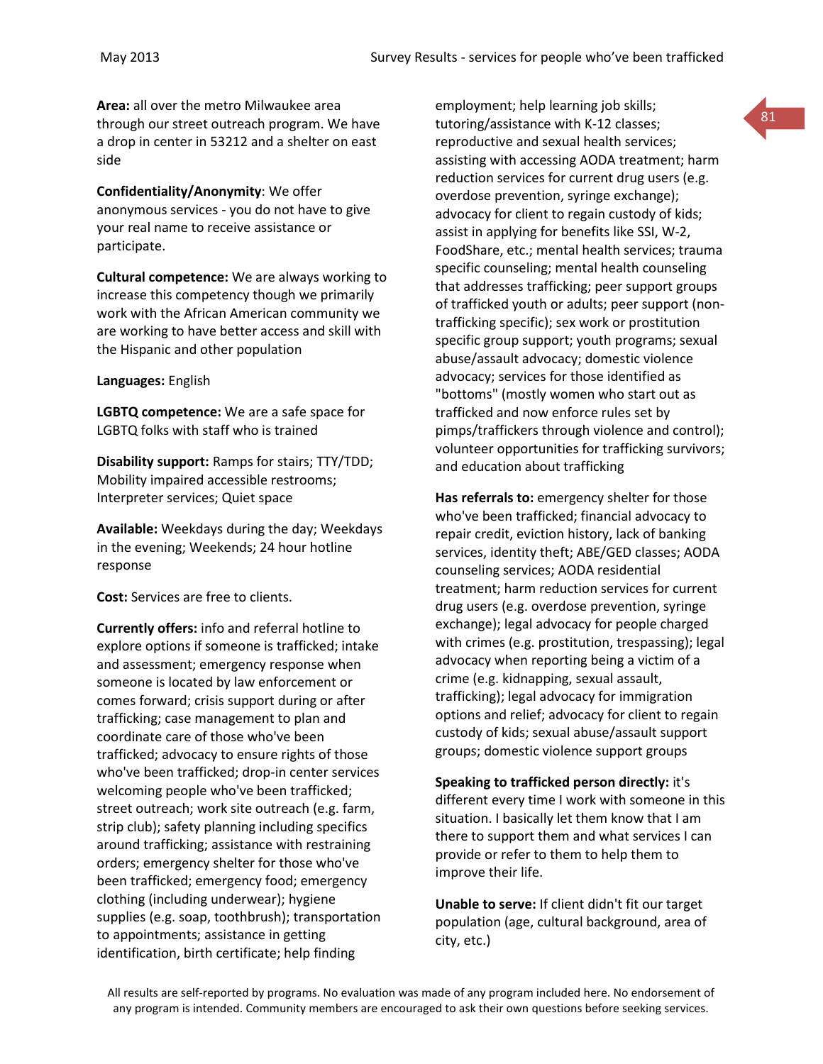**Area:** all over the metro Milwaukee area through our street outreach program. We have a drop in center in 53212 and a shelter on east side

**Confidentiality/Anonymity**: We offer anonymous services - you do not have to give your real name to receive assistance or participate.

**Cultural competence:** We are always working to increase this competency though we primarily work with the African American community we are working to have better access and skill with the Hispanic and other population

**Languages:** English

**LGBTQ competence:** We are a safe space for LGBTQ folks with staff who is trained

**Disability support:** Ramps for stairs; TTY/TDD; Mobility impaired accessible restrooms; Interpreter services; Quiet space

**Available:** Weekdays during the day; Weekdays in the evening; Weekends; 24 hour hotline response

**Cost:** Services are free to clients.

**Currently offers:** info and referral hotline to explore options if someone is trafficked; intake and assessment; emergency response when someone is located by law enforcement or comes forward; crisis support during or after trafficking; case management to plan and coordinate care of those who've been trafficked; advocacy to ensure rights of those who've been trafficked; drop-in center services welcoming people who've been trafficked; street outreach; work site outreach (e.g. farm, strip club); safety planning including specifics around trafficking; assistance with restraining orders; emergency shelter for those who've been trafficked; emergency food; emergency clothing (including underwear); hygiene supplies (e.g. soap, toothbrush); transportation to appointments; assistance in getting identification, birth certificate; help finding employment; help learning job skills; tutoring/assistance with K-12 classes; reproductive and sexual health services; assisting with accessing AODA treatment; harm reduction services for current drug users (e.g. overdose prevention, syringe exchange); advocacy for client to regain custody of kids; assist in applying for benefits like SSI, W-2, FoodShare, etc.; mental health services; trauma specific counseling; mental health counseling that addresses trafficking; peer support groups of trafficked youth or adults; peer support (non-trafficking specific); sex work or prostitution specific group support; youth programs; sexual abuse/assault advocacy; domestic violence advocacy; services for those identified as "bottoms" (mostly women who start out as trafficked and now enforce rules set by pimps/traffickers through violence and control); volunteer opportunities for trafficking survivors; and education about trafficking

**Has referrals to:** emergency shelter for those who've been trafficked; financial advocacy to repair credit, eviction history, lack of banking services, identity theft; ABE/GED classes; AODA counseling services; AODA residential treatment; harm reduction services for current drug users (e.g. overdose prevention, syringe exchange); legal advocacy for people charged with crimes (e.g. prostitution, trespassing); legal advocacy when reporting being a victim of a crime (e.g. kidnapping, sexual assault, trafficking); legal advocacy for immigration options and relief; advocacy for client to regain custody of kids; sexual abuse/assault support groups; domestic violence support groups

**Speaking to trafficked person directly:** it's different every time I work with someone in this situation. I basically let them know that I am there to support them and what services I can provide or refer to them to help them to improve their life.

**Unable to serve:** If client didn't fit our target population (age, cultural background, area of city, etc.)

All results are self-reported by programs. No evaluation was made of any program included here. No endorsement of any program is intended. Community members are encouraged to ask their own questions before seeking services.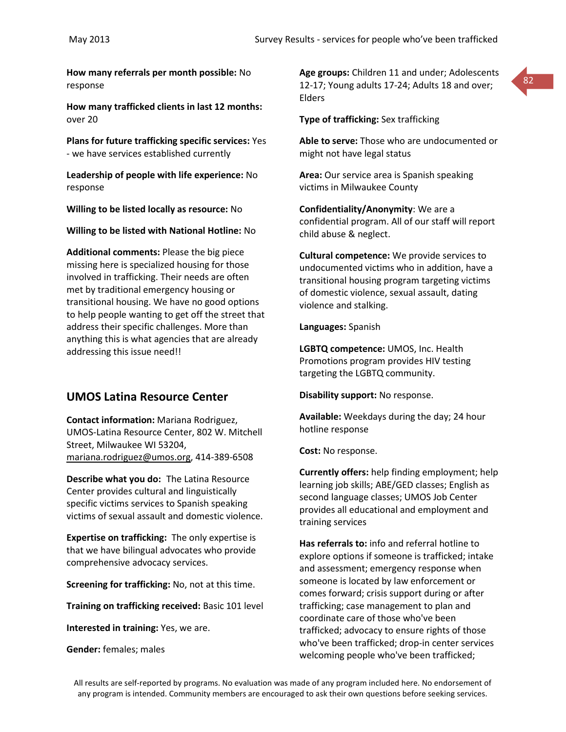**How many referrals per month possible:** No response

**How many trafficked clients in last 12 months:** over 20

**Plans for future trafficking specific services:** Yes - we have services established currently

**Leadership of people with life experience:** No response

**Willing to be listed locally as resource:** No

**Willing to be listed with National Hotline:** No

**Additional comments:** Please the big piece missing here is specialized housing for those involved in trafficking. Their needs are often met by traditional emergency housing or transitional housing. We have no good options to help people wanting to get off the street that address their specific challenges. More than anything this is what agencies that are already addressing this issue need!!

## UMOS Latina Resource Center

**Contact information:** Mariana Rodriguez, UMOS-Latina Resource Center, 802 W. Mitchell Street, Milwaukee WI 53204, mariana.rodriguez@umos.org, 414-389-6508

**Describe what you do:** The Latina Resource Center provides cultural and linguistically specific victims services to Spanish speaking victims of sexual assault and domestic violence.

**Expertise on trafficking:** The only expertise is that we have bilingual advocates who provide comprehensive advocacy services.

**Screening for trafficking:** No, not at this time.

**Training on trafficking received:** Basic 101 level

**Interested in training:** Yes, we are.

**Gender:** females; males

**Age groups:** Children 11 and under; Adolescents 12-17; Young adults 17-24; Adults 18 and over; Elders

**Type of trafficking:** Sex trafficking

**Able to serve:** Those who are undocumented or might not have legal status

**Area:** Our service area is Spanish speaking victims in Milwaukee County

**Confidentiality/Anonymity**: We are a confidential program. All of our staff will report child abuse & neglect.

**Cultural competence:** We provide services to undocumented victims who in addition, have a transitional housing program targeting victims of domestic violence, sexual assault, dating violence and stalking.

**Languages:** Spanish

**LGBTQ competence:** UMOS, Inc. Health Promotions program provides HIV testing targeting the LGBTQ community.

**Disability support:** No response.

**Available:** Weekdays during the day; 24 hour hotline response

**Cost:** No response.

**Currently offers:** help finding employment; help learning job skills; ABE/GED classes; English as second language classes; UMOS Job Center provides all educational and employment and training services

**Has referrals to:** info and referral hotline to explore options if someone is trafficked; intake and assessment; emergency response when someone is located by law enforcement or comes forward; crisis support during or after trafficking; case management to plan and coordinate care of those who've been trafficked; advocacy to ensure rights of those who've been trafficked; drop-in center services welcoming people who've been trafficked;

All results are self-reported by programs. No evaluation was made of any program included here. No endorsement of any program is intended. Community members are encouraged to ask their own questions before seeking services.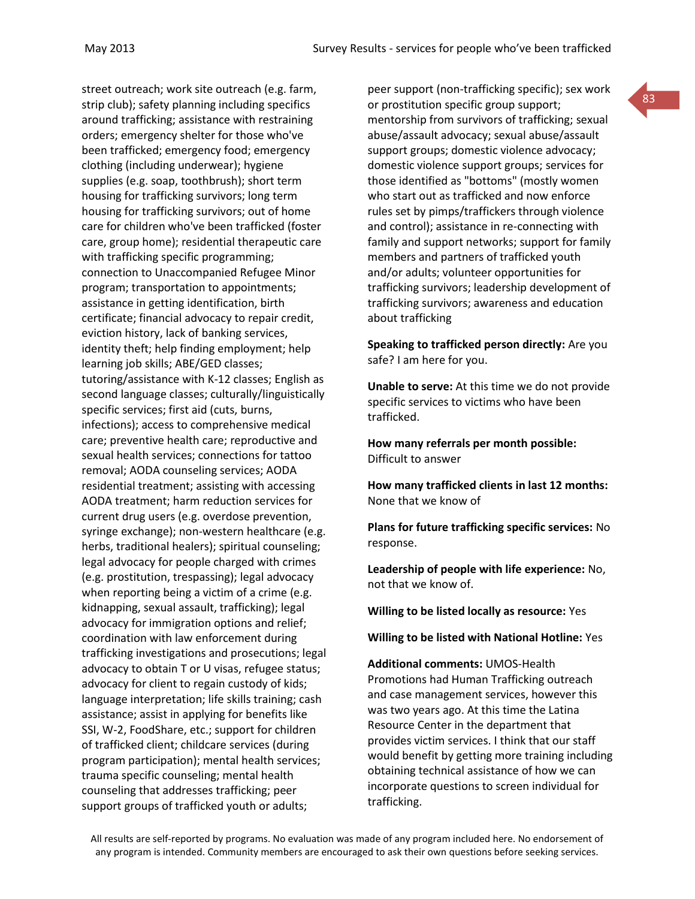street outreach; work site outreach (e.g. farm, strip club); safety planning including specifics around trafficking; assistance with restraining orders; emergency shelter for those who've been trafficked; emergency food; emergency clothing (including underwear); hygiene supplies (e.g. soap, toothbrush); short term housing for trafficking survivors; long term housing for trafficking survivors; out of home care for children who've been trafficked (foster care, group home); residential therapeutic care with trafficking specific programming; connection to Unaccompanied Refugee Minor program; transportation to appointments; assistance in getting identification, birth certificate; financial advocacy to repair credit, eviction history, lack of banking services, identity theft; help finding employment; help learning job skills; ABE/GED classes; tutoring/assistance with K-12 classes; English as second language classes; culturally/linguistically specific services; first aid (cuts, burns, infections); access to comprehensive medical care; preventive health care; reproductive and sexual health services; connections for tattoo removal; AODA counseling services; AODA residential treatment; assisting with accessing AODA treatment; harm reduction services for current drug users (e.g. overdose prevention, syringe exchange); non-western healthcare (e.g. herbs, traditional healers); spiritual counseling; legal advocacy for people charged with crimes (e.g. prostitution, trespassing); legal advocacy when reporting being a victim of a crime (e.g. kidnapping, sexual assault, trafficking); legal advocacy for immigration options and relief; coordination with law enforcement during trafficking investigations and prosecutions; legal advocacy to obtain T or U visas, refugee status; advocacy for client to regain custody of kids; language interpretation; life skills training; cash assistance; assist in applying for benefits like SSI, W-2, FoodShare, etc.; support for children of trafficked client; childcare services (during program participation); mental health services; trauma specific counseling; mental health counseling that addresses trafficking; peer support groups of trafficked youth or adults; peer support (non-trafficking specific); sex work or prostitution specific group support; mentorship from survivors of trafficking; sexual abuse/assault advocacy; sexual abuse/assault support groups; domestic violence advocacy; domestic violence support groups; services for those identified as "bottoms" (mostly women who start out as trafficked and now enforce rules set by pimps/traffickers through violence and control); assistance in re-connecting with family and support networks; support for family members and partners of trafficked youth and/or adults; volunteer opportunities for trafficking survivors; leadership development of trafficking survivors; awareness and education about trafficking

**Speaking to trafficked person directly:** Are you safe? I am here for you.

**Unable to serve:** At this time we do not provide specific services to victims who have been trafficked.

**How many referrals per month possible:** Difficult to answer

**How many trafficked clients in last 12 months:** None that we know of

**Plans for future trafficking specific services:** No response.

**Leadership of people with life experience:** No, not that we know of.

**Willing to be listed locally as resource:** Yes

**Willing to be listed with National Hotline:** Yes

**Additional comments:** UMOS-Health Promotions had Human Trafficking outreach and case management services, however this was two years ago. At this time the Latina Resource Center in the department that provides victim services. I think that our staff would benefit by getting more training including obtaining technical assistance of how we can incorporate questions to screen individual for trafficking.

All results are self-reported by programs. No evaluation was made of any program included here. No endorsement of any program is intended. Community members are encouraged to ask their own questions before seeking services.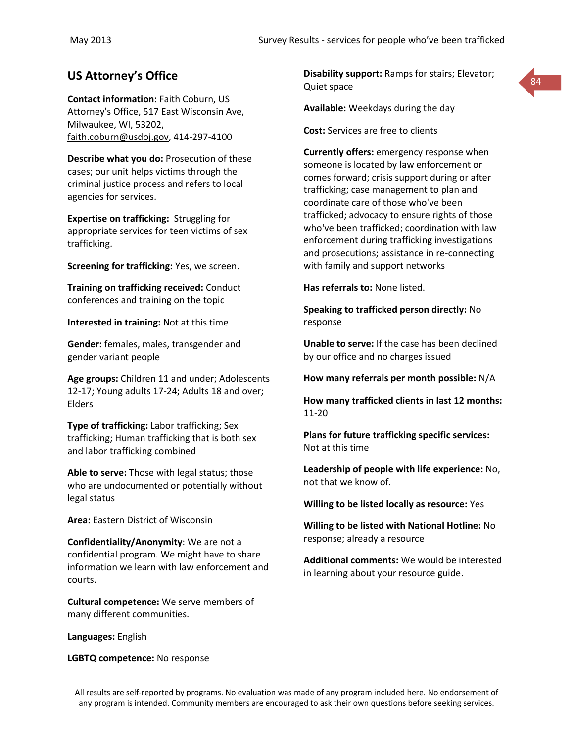## US Attorney's Office

**Contact information:** Faith Coburn, US Attorney's Office, 517 East Wisconsin Ave, Milwaukee, WI, 53202, faith.coburn@usdoj.gov, 414-297-4100

**Describe what you do:** Prosecution of these cases; our unit helps victims through the criminal justice process and refers to local agencies for services.

**Expertise on trafficking:** Struggling for appropriate services for teen victims of sex trafficking.

**Screening for trafficking:** Yes, we screen.

**Training on trafficking received:** Conduct conferences and training on the topic

**Interested in training:** Not at this time

**Gender:** females, males, transgender and gender variant people

**Age groups:** Children 11 and under; Adolescents 12-17; Young adults 17-24; Adults 18 and over; Elders

**Type of trafficking:** Labor trafficking; Sex trafficking; Human trafficking that is both sex and labor trafficking combined

**Able to serve:** Those with legal status; those who are undocumented or potentially without legal status

**Area:** Eastern District of Wisconsin

**Confidentiality/Anonymity**: We are not a confidential program. We might have to share information we learn with law enforcement and courts.

**Cultural competence:** We serve members of many different communities.

**Languages:** English

**LGBTQ competence:** No response

**Disability support:** Ramps for stairs; Elevator; Quiet space

**Available:** Weekdays during the day

**Cost:** Services are free to clients

**Currently offers:** emergency response when someone is located by law enforcement or comes forward; crisis support during or after trafficking; case management to plan and coordinate care of those who've been trafficked; advocacy to ensure rights of those who've been trafficked; coordination with law enforcement during trafficking investigations and prosecutions; assistance in re-connecting with family and support networks

**Has referrals to:** None listed.

**Speaking to trafficked person directly:** No response

**Unable to serve:** If the case has been declined by our office and no charges issued

**How many referrals per month possible:** N/A

**How many trafficked clients in last 12 months:** 11-20

**Plans for future trafficking specific services:** Not at this time

**Leadership of people with life experience:** No, not that we know of.

**Willing to be listed locally as resource:** Yes

**Willing to be listed with National Hotline:** No response; already a resource

**Additional comments:** We would be interested in learning about your resource guide.

All results are self-reported by programs. No evaluation was made of any program included here. No endorsement of any program is intended. Community members are encouraged to ask their own questions before seeking services.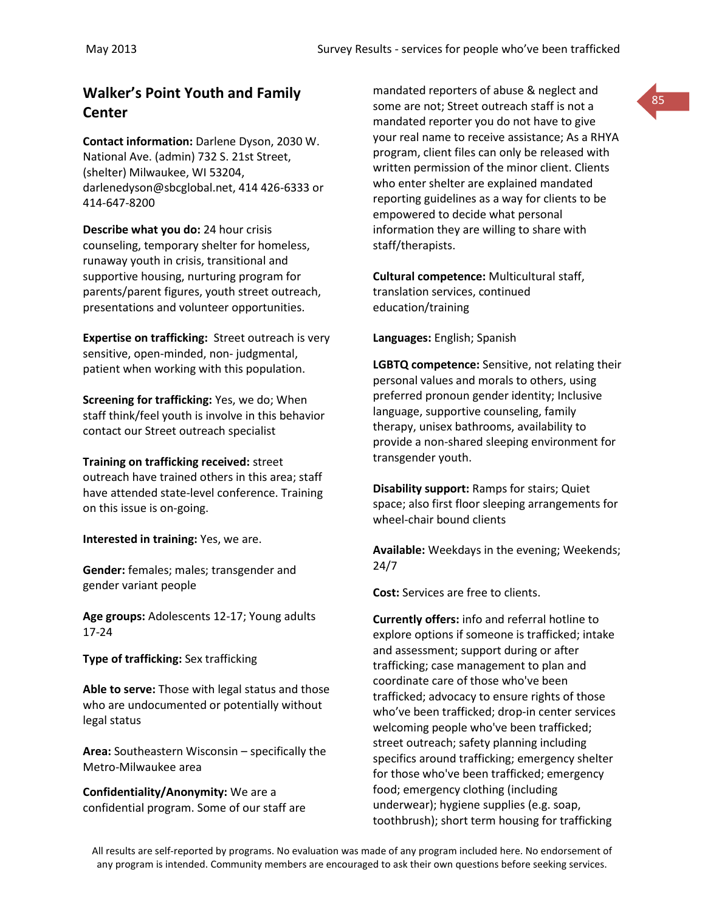## Walker's Point Youth and Family Center

**Contact information:** Darlene Dyson, 2030 W. National Ave. (admin) 732 S. 21st Street, (shelter) Milwaukee, WI 53204, darlenedyson@sbcglobal.net, 414 426-6333 or 414-647-8200

**Describe what you do:** 24 hour crisis counseling, temporary shelter for homeless, runaway youth in crisis, transitional and supportive housing, nurturing program for parents/parent figures, youth street outreach, presentations and volunteer opportunities.

**Expertise on trafficking:** Street outreach is very sensitive, open-minded, non- judgmental, patient when working with this population.

**Screening for trafficking:** Yes, we do; When staff think/feel youth is involve in this behavior contact our Street outreach specialist

**Training on trafficking received:** street outreach have trained others in this area; staff have attended state-level conference. Training on this issue is on-going.

**Interested in training:** Yes, we are.

**Gender:** females; males; transgender and gender variant people

**Age groups:** Adolescents 12-17; Young adults 17-24

**Type of trafficking:** Sex trafficking

**Able to serve:** Those with legal status and those who are undocumented or potentially without legal status

**Area:** Southeastern Wisconsin – specifically the Metro-Milwaukee area

**Confidentiality/Anonymity:** We are a confidential program. Some of our staff are mandated reporters of abuse & neglect and some are not; Street outreach staff is not a mandated reporter you do not have to give your real name to receive assistance; As a RHYA program, client files can only be released with written permission of the minor client. Clients who enter shelter are explained mandated reporting guidelines as a way for clients to be empowered to decide what personal information they are willing to share with staff/therapists.

**Cultural competence:** Multicultural staff, translation services, continued education/training

**Languages:** English; Spanish

**LGBTQ competence:** Sensitive, not relating their personal values and morals to others, using preferred pronoun gender identity; Inclusive language, supportive counseling, family therapy, unisex bathrooms, availability to provide a non-shared sleeping environment for transgender youth.

**Disability support:** Ramps for stairs; Quiet space; also first floor sleeping arrangements for wheel-chair bound clients

**Available:** Weekdays in the evening; Weekends; 24/7

**Cost:** Services are free to clients.

**Currently offers:** info and referral hotline to explore options if someone is trafficked; intake and assessment; support during or after trafficking; case management to plan and coordinate care of those who've been trafficked; advocacy to ensure rights of those who've been trafficked; drop-in center services welcoming people who've been trafficked; street outreach; safety planning including specifics around trafficking; emergency shelter for those who've been trafficked; emergency food; emergency clothing (including underwear); hygiene supplies (e.g. soap, toothbrush); short term housing for trafficking

All results are self-reported by programs. No evaluation was made of any program included here. No endorsement of any program is intended. Community members are encouraged to ask their own questions before seeking services.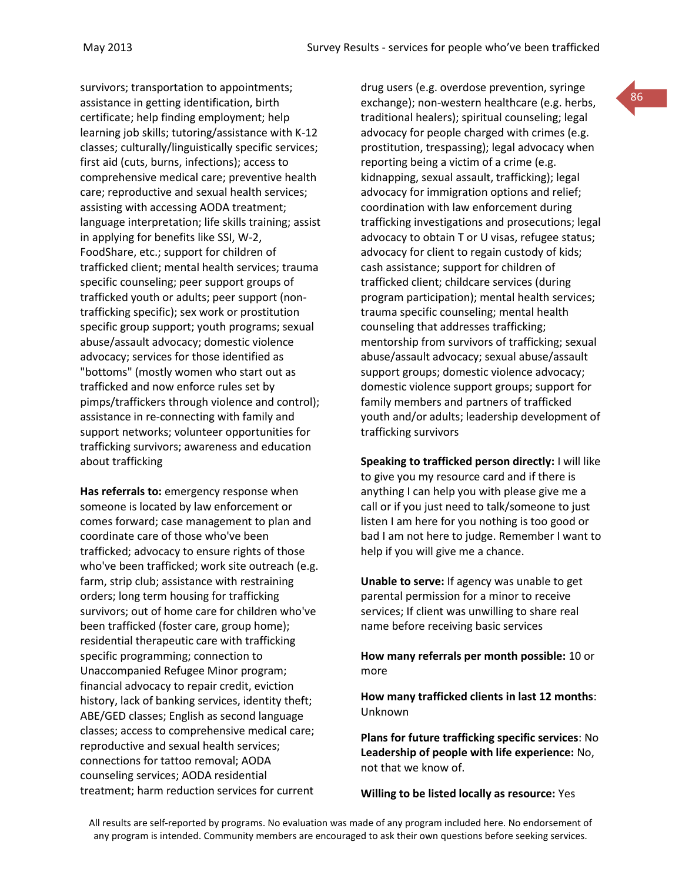survivors; transportation to appointments; assistance in getting identification, birth certificate; help finding employment; help learning job skills; tutoring/assistance with K-12 classes; culturally/linguistically specific services; first aid (cuts, burns, infections); access to comprehensive medical care; preventive health care; reproductive and sexual health services; assisting with accessing AODA treatment; language interpretation; life skills training; assist in applying for benefits like SSI, W-2, FoodShare, etc.; support for children of trafficked client; mental health services; trauma specific counseling; peer support groups of trafficked youth or adults; peer support (non-trafficking specific); sex work or prostitution specific group support; youth programs; sexual abuse/assault advocacy; domestic violence advocacy; services for those identified as "bottoms" (mostly women who start out as trafficked and now enforce rules set by pimps/traffickers through violence and control); assistance in re-connecting with family and support networks; volunteer opportunities for trafficking survivors; awareness and education about trafficking

**Has referrals to:** emergency response when someone is located by law enforcement or comes forward; case management to plan and coordinate care of those who've been trafficked; advocacy to ensure rights of those who've been trafficked; work site outreach (e.g. farm, strip club; assistance with restraining orders; long term housing for trafficking survivors; out of home care for children who've been trafficked (foster care, group home); residential therapeutic care with trafficking specific programming; connection to Unaccompanied Refugee Minor program; financial advocacy to repair credit, eviction history, lack of banking services, identity theft; ABE/GED classes; English as second language classes; access to comprehensive medical care; reproductive and sexual health services; connections for tattoo removal; AODA counseling services; AODA residential treatment; harm reduction services for current drug users (e.g. overdose prevention, syringe exchange); non-western healthcare (e.g. herbs, traditional healers); spiritual counseling; legal advocacy for people charged with crimes (e.g. prostitution, trespassing); legal advocacy when reporting being a victim of a crime (e.g. kidnapping, sexual assault, trafficking); legal advocacy for immigration options and relief; coordination with law enforcement during trafficking investigations and prosecutions; legal advocacy to obtain T or U visas, refugee status; advocacy for client to regain custody of kids; cash assistance; support for children of trafficked client; childcare services (during program participation); mental health services; trauma specific counseling; mental health counseling that addresses trafficking; mentorship from survivors of trafficking; sexual abuse/assault advocacy; sexual abuse/assault support groups; domestic violence advocacy; domestic violence support groups; support for family members and partners of trafficked youth and/or adults; leadership development of trafficking survivors

**Speaking to trafficked person directly:** I will like to give you my resource card and if there is anything I can help you with please give me a call or if you just need to talk/someone to just listen I am here for you nothing is too good or bad I am not here to judge. Remember I want to help if you will give me a chance.

**Unable to serve:** If agency was unable to get parental permission for a minor to receive services; If client was unwilling to share real name before receiving basic services

**How many referrals per month possible:** 10 or more

**How many trafficked clients in last 12 months**: Unknown

**Plans for future trafficking specific services**: No
**Leadership of people with life experience:** No, not that we know of.

**Willing to be listed locally as resource:** Yes

All results are self-reported by programs. No evaluation was made of any program included here. No endorsement of any program is intended. Community members are encouraged to ask their own questions before seeking services.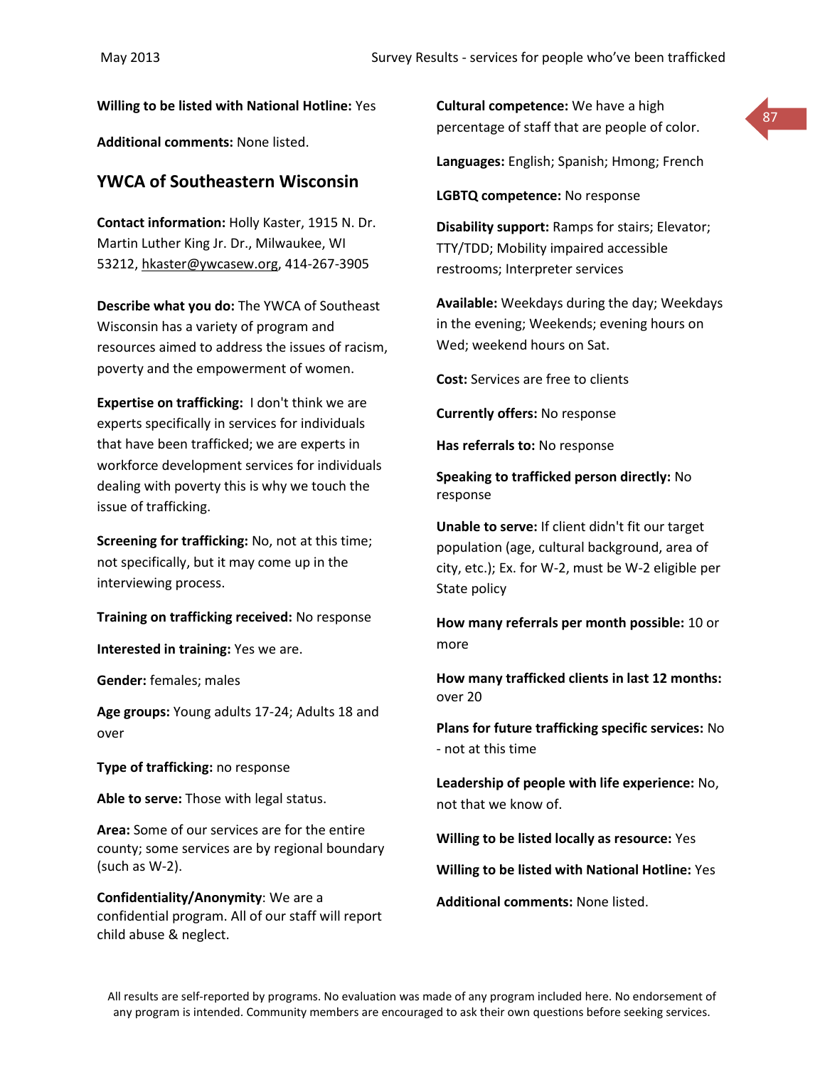**Willing to be listed with National Hotline:** Yes

**Additional comments:** None listed.

## YWCA of Southeastern Wisconsin

**Contact information:** Holly Kaster, 1915 N. Dr. Martin Luther King Jr. Dr., Milwaukee, WI 53212, hkaster@ywcasew.org, 414-267-3905

**Describe what you do:** The YWCA of Southeast Wisconsin has a variety of program and resources aimed to address the issues of racism, poverty and the empowerment of women.

**Expertise on trafficking:** I don't think we are experts specifically in services for individuals that have been trafficked; we are experts in workforce development services for individuals dealing with poverty this is why we touch the issue of trafficking.

**Screening for trafficking:** No, not at this time; not specifically, but it may come up in the interviewing process.

**Training on trafficking received:** No response

**Interested in training:** Yes we are.

**Gender:** females; males

**Age groups:** Young adults 17-24; Adults 18 and over

**Type of trafficking:** no response

**Able to serve:** Those with legal status.

**Area:** Some of our services are for the entire county; some services are by regional boundary (such as W-2).

**Confidentiality/Anonymity**: We are a confidential program. All of our staff will report child abuse & neglect.

**Cultural competence:** We have a high percentage of staff that are people of color.

**Languages:** English; Spanish; Hmong; French

**LGBTQ competence:** No response

**Disability support:** Ramps for stairs; Elevator; TTY/TDD; Mobility impaired accessible restrooms; Interpreter services

**Available:** Weekdays during the day; Weekdays in the evening; Weekends; evening hours on Wed; weekend hours on Sat.

**Cost:** Services are free to clients

**Currently offers:** No response

**Has referrals to:** No response

**Speaking to trafficked person directly:** No response

**Unable to serve:** If client didn't fit our target population (age, cultural background, area of city, etc.); Ex. for W-2, must be W-2 eligible per State policy

**How many referrals per month possible:** 10 or more

**How many trafficked clients in last 12 months:** over 20

**Plans for future trafficking specific services:** No - not at this time

**Leadership of people with life experience:** No, not that we know of.

**Willing to be listed locally as resource:** Yes

**Willing to be listed with National Hotline:** Yes

**Additional comments:** None listed.

All results are self-reported by programs. No evaluation was made of any program included here. No endorsement of any program is intended. Community members are encouraged to ask their own questions before seeking services.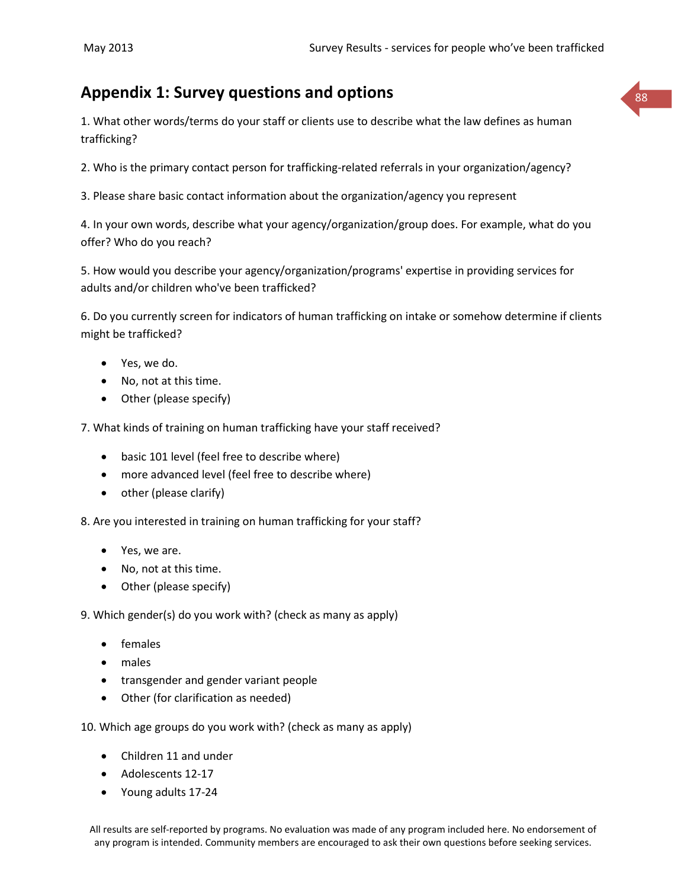## Appendix 1: Survey questions and options

1. What other words/terms do your staff or clients use to describe what the law defines as human trafficking?

2. Who is the primary contact person for trafficking-related referrals in your organization/agency?

3. Please share basic contact information about the organization/agency you represent

4. In your own words, describe what your agency/organization/group does. For example, what do you offer? Who do you reach?

5. How would you describe your agency/organization/programs' expertise in providing services for adults and/or children who've been trafficked?

6. Do you currently screen for indicators of human trafficking on intake or somehow determine if clients might be trafficked?

- Yes, we do.
- No, not at this time.
- Other (please specify)

7. What kinds of training on human trafficking have your staff received?

- basic 101 level (feel free to describe where)
- more advanced level (feel free to describe where)
- other (please clarify)

8. Are you interested in training on human trafficking for your staff?

- Yes, we are.
- No, not at this time.
- Other (please specify)

9. Which gender(s) do you work with? (check as many as apply)

- females
- males
- transgender and gender variant people
- Other (for clarification as needed)

10. Which age groups do you work with? (check as many as apply)

- Children 11 and under
- Adolescents 12-17
- Young adults 17-24

All results are self-reported by programs. No evaluation was made of any program included here. No endorsement of any program is intended. Community members are encouraged to ask their own questions before seeking services.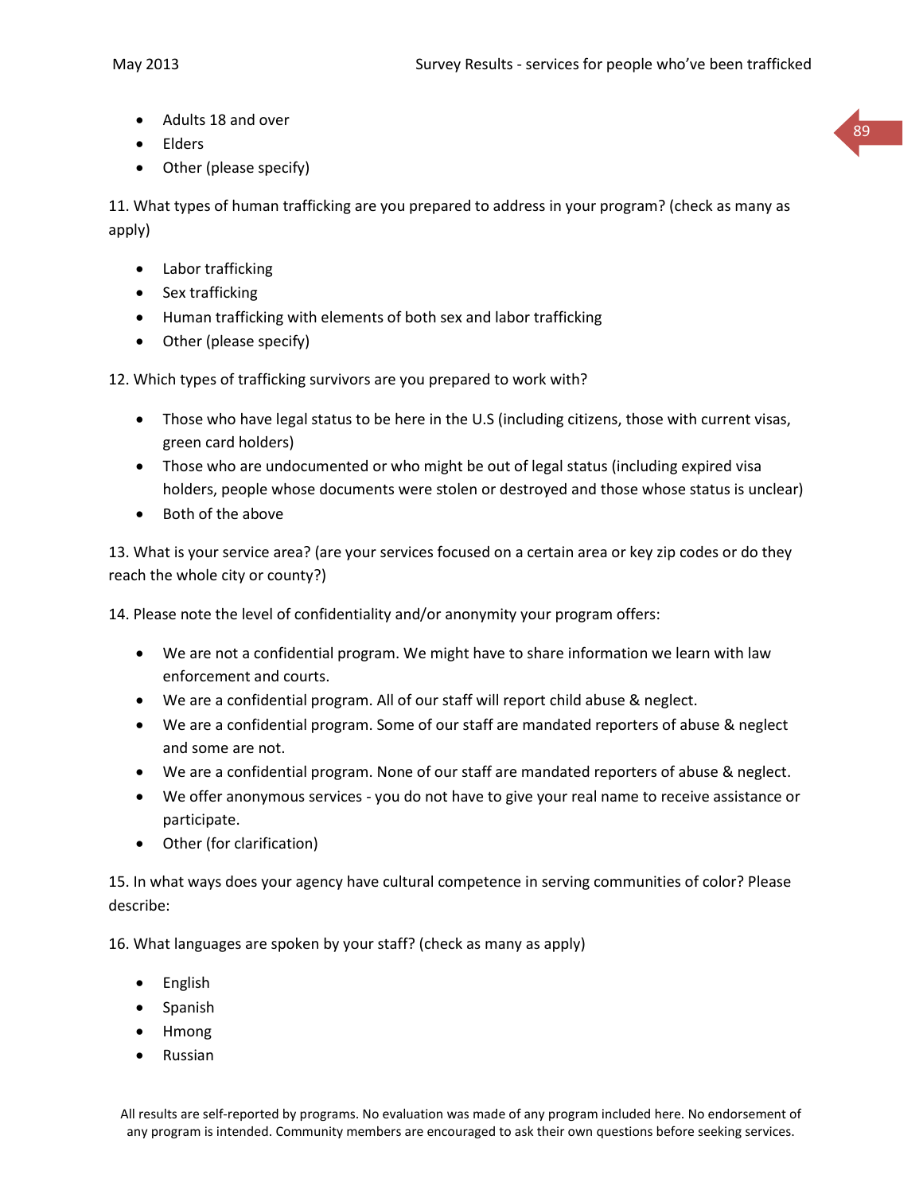- Adults 18 and over
- Elders
- Other (please specify)

11. What types of human trafficking are you prepared to address in your program? (check as many as apply)

- Labor trafficking
- Sex trafficking
- Human trafficking with elements of both sex and labor trafficking
- Other (please specify)

12. Which types of trafficking survivors are you prepared to work with?

- Those who have legal status to be here in the U.S (including citizens, those with current visas, green card holders)
- Those who are undocumented or who might be out of legal status (including expired visa holders, people whose documents were stolen or destroyed and those whose status is unclear)
- Both of the above

13. What is your service area? (are your services focused on a certain area or key zip codes or do they reach the whole city or county?)

14. Please note the level of confidentiality and/or anonymity your program offers:

- We are not a confidential program. We might have to share information we learn with law enforcement and courts.
- We are a confidential program. All of our staff will report child abuse & neglect.
- We are a confidential program. Some of our staff are mandated reporters of abuse & neglect and some are not.
- We are a confidential program. None of our staff are mandated reporters of abuse & neglect.
- We offer anonymous services - you do not have to give your real name to receive assistance or participate.
- Other (for clarification)

15. In what ways does your agency have cultural competence in serving communities of color? Please describe:

16. What languages are spoken by your staff? (check as many as apply)

- English
- Spanish
- Hmong
- Russian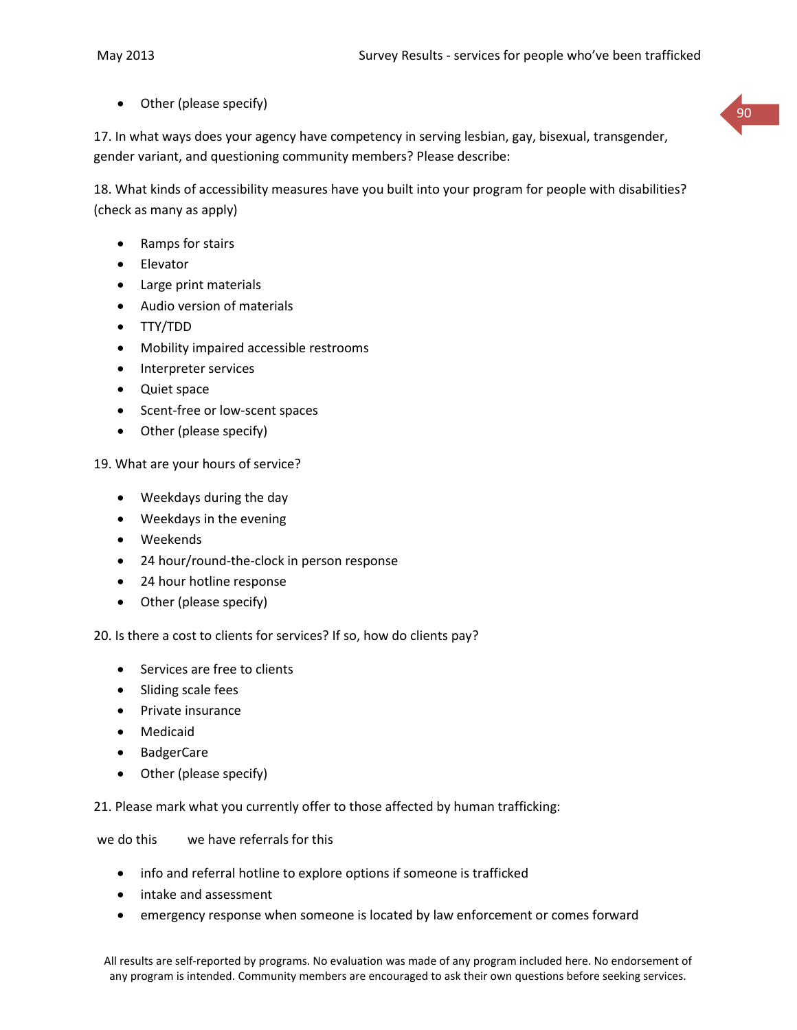- Other (please specify)

17. In what ways does your agency have competency in serving lesbian, gay, bisexual, transgender, gender variant, and questioning community members? Please describe:

18. What kinds of accessibility measures have you built into your program for people with disabilities? (check as many as apply)

- Ramps for stairs
- Elevator
- Large print materials
- Audio version of materials
- TTY/TDD
- Mobility impaired accessible restrooms
- Interpreter services
- Quiet space
- Scent-free or low-scent spaces
- Other (please specify)

19. What are your hours of service?

- Weekdays during the day
- Weekdays in the evening
- Weekends
- 24 hour/round-the-clock in person response
- 24 hour hotline response
- Other (please specify)

20. Is there a cost to clients for services? If so, how do clients pay?

- Services are free to clients
- Sliding scale fees
- Private insurance
- Medicaid
- BadgerCare
- Other (please specify)

21. Please mark what you currently offer to those affected by human trafficking:

we do this        we have referrals for this

- info and referral hotline to explore options if someone is trafficked
- intake and assessment
- emergency response when someone is located by law enforcement or comes forward

All results are self-reported by programs. No evaluation was made of any program included here. No endorsement of any program is intended. Community members are encouraged to ask their own questions before seeking services.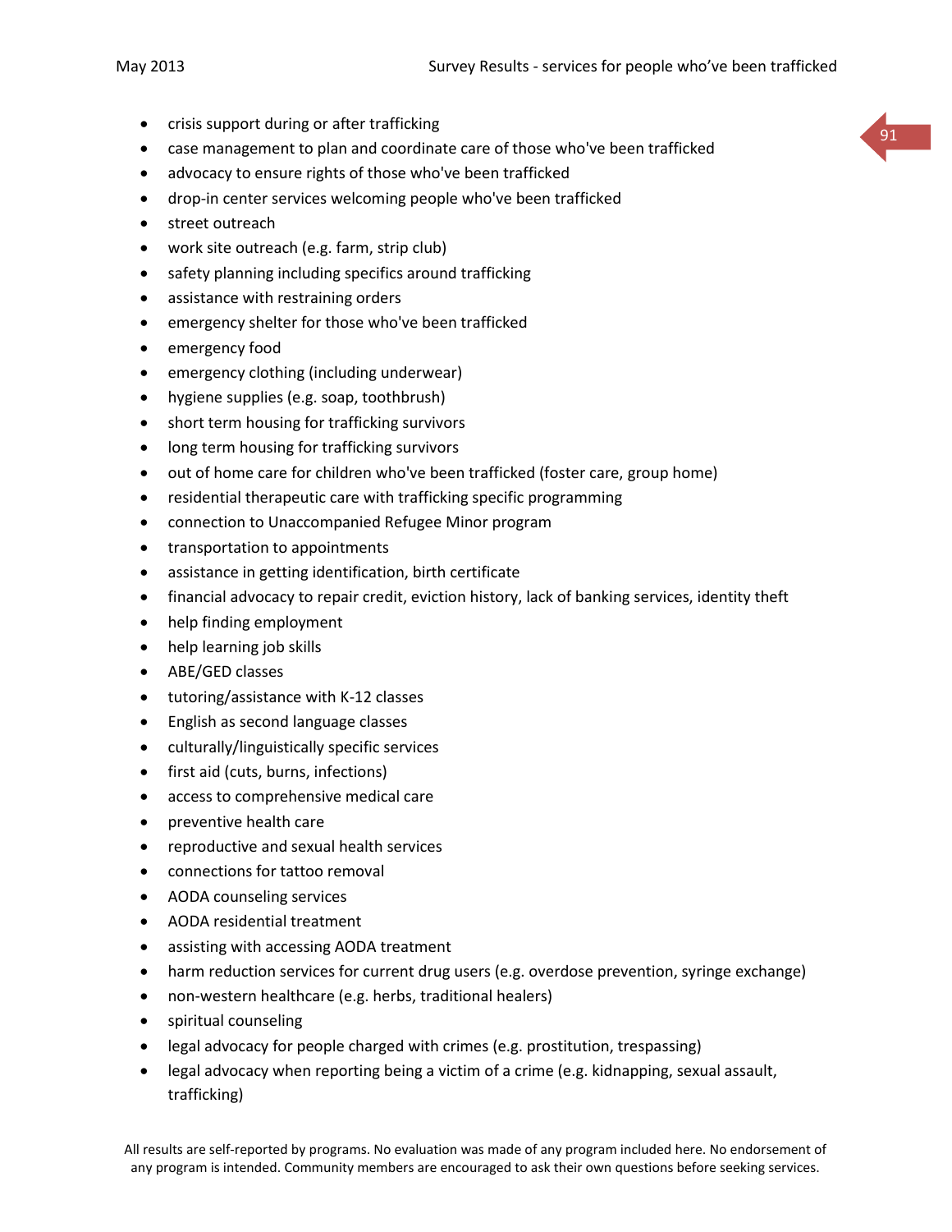- crisis support during or after trafficking
- case management to plan and coordinate care of those who've been trafficked
- advocacy to ensure rights of those who've been trafficked
- drop-in center services welcoming people who've been trafficked
- street outreach
- work site outreach (e.g. farm, strip club)
- safety planning including specifics around trafficking
- assistance with restraining orders
- emergency shelter for those who've been trafficked
- emergency food
- emergency clothing (including underwear)
- hygiene supplies (e.g. soap, toothbrush)
- short term housing for trafficking survivors
- long term housing for trafficking survivors
- out of home care for children who've been trafficked (foster care, group home)
- residential therapeutic care with trafficking specific programming
- connection to Unaccompanied Refugee Minor program
- transportation to appointments
- assistance in getting identification, birth certificate
- financial advocacy to repair credit, eviction history, lack of banking services, identity theft
- help finding employment
- help learning job skills
- ABE/GED classes
- tutoring/assistance with K-12 classes
- English as second language classes
- culturally/linguistically specific services
- first aid (cuts, burns, infections)
- access to comprehensive medical care
- preventive health care
- reproductive and sexual health services
- connections for tattoo removal
- AODA counseling services
- AODA residential treatment
- assisting with accessing AODA treatment
- harm reduction services for current drug users (e.g. overdose prevention, syringe exchange)
- non-western healthcare (e.g. herbs, traditional healers)
- spiritual counseling
- legal advocacy for people charged with crimes (e.g. prostitution, trespassing)
- legal advocacy when reporting being a victim of a crime (e.g. kidnapping, sexual assault, trafficking)

All results are self-reported by programs. No evaluation was made of any program included here. No endorsement of any program is intended. Community members are encouraged to ask their own questions before seeking services.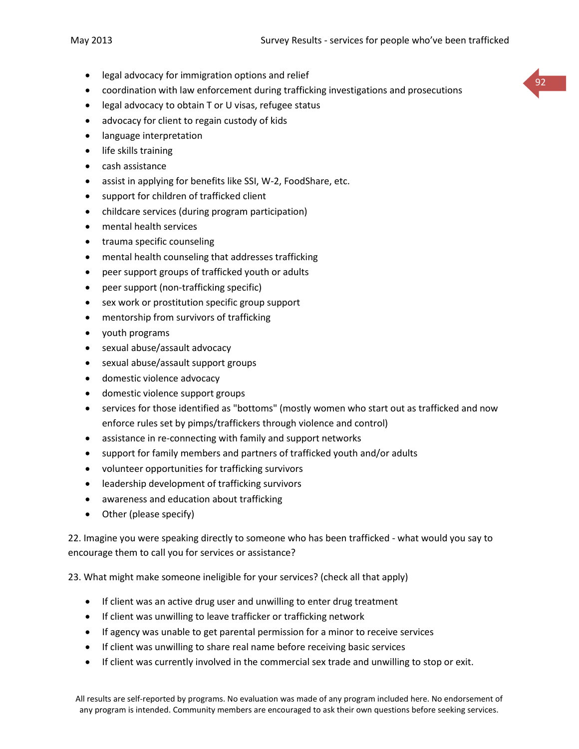- legal advocacy for immigration options and relief
- coordination with law enforcement during trafficking investigations and prosecutions
- legal advocacy to obtain T or U visas, refugee status
- advocacy for client to regain custody of kids
- language interpretation
- life skills training
- cash assistance
- assist in applying for benefits like SSI, W-2, FoodShare, etc.
- support for children of trafficked client
- childcare services (during program participation)
- mental health services
- trauma specific counseling
- mental health counseling that addresses trafficking
- peer support groups of trafficked youth or adults
- peer support (non-trafficking specific)
- sex work or prostitution specific group support
- mentorship from survivors of trafficking
- youth programs
- sexual abuse/assault advocacy
- sexual abuse/assault support groups
- domestic violence advocacy
- domestic violence support groups
- services for those identified as "bottoms" (mostly women who start out as trafficked and now enforce rules set by pimps/traffickers through violence and control)
- assistance in re-connecting with family and support networks
- support for family members and partners of trafficked youth and/or adults
- volunteer opportunities for trafficking survivors
- leadership development of trafficking survivors
- awareness and education about trafficking
- Other (please specify)

22. Imagine you were speaking directly to someone who has been trafficked - what would you say to encourage them to call you for services or assistance?

23. What might make someone ineligible for your services? (check all that apply)

- If client was an active drug user and unwilling to enter drug treatment
- If client was unwilling to leave trafficker or trafficking network
- If agency was unable to get parental permission for a minor to receive services
- If client was unwilling to share real name before receiving basic services
- If client was currently involved in the commercial sex trade and unwilling to stop or exit.

All results are self-reported by programs. No evaluation was made of any program included here. No endorsement of any program is intended. Community members are encouraged to ask their own questions before seeking services.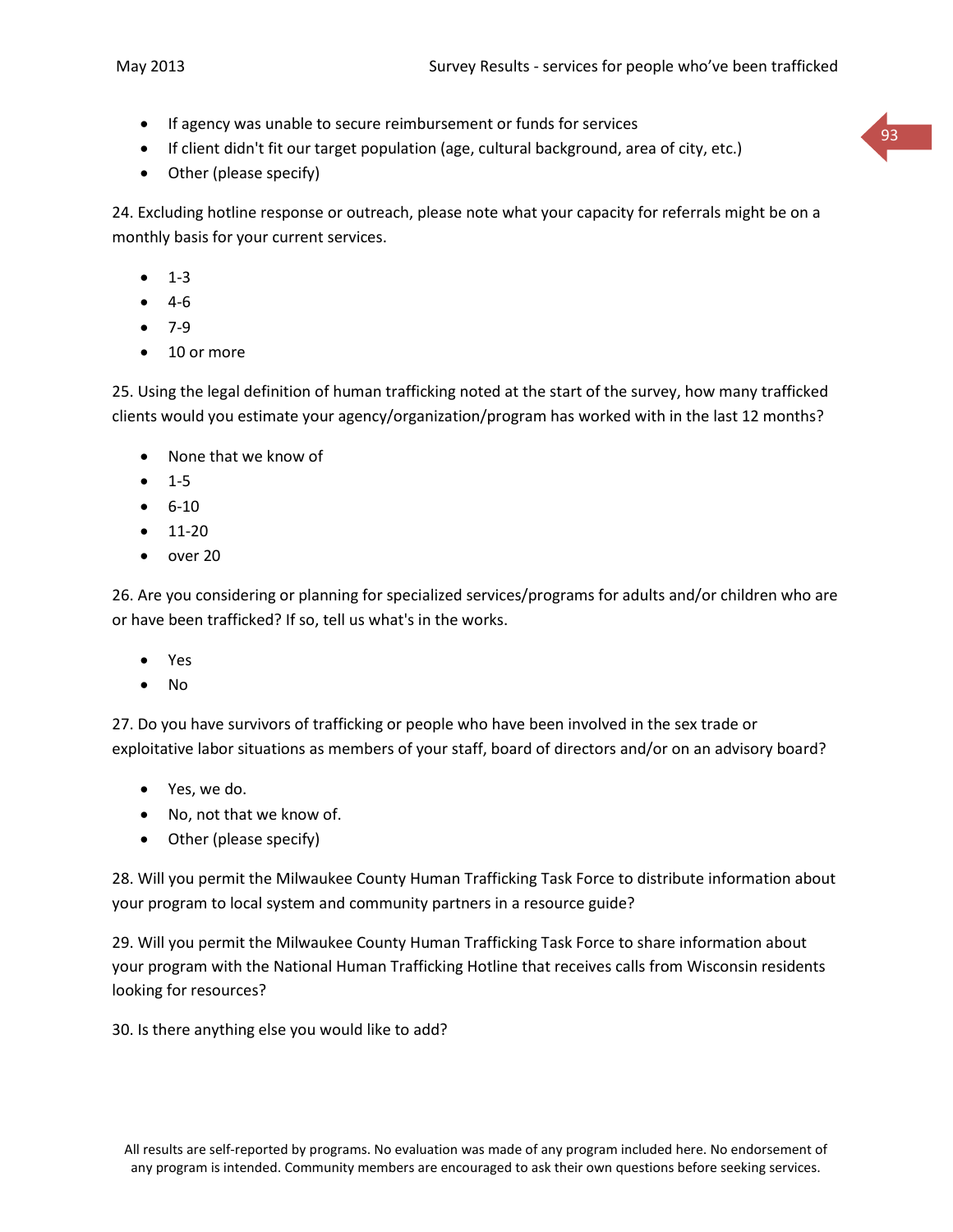- If agency was unable to secure reimbursement or funds for services
- If client didn't fit our target population (age, cultural background, area of city, etc.)
- Other (please specify)

24. Excluding hotline response or outreach, please note what your capacity for referrals might be on a monthly basis for your current services.

- 1-3
- 4-6
- 7-9
- 10 or more

25. Using the legal definition of human trafficking noted at the start of the survey, how many trafficked clients would you estimate your agency/organization/program has worked with in the last 12 months?

- None that we know of
- 1-5
- 6-10
- 11-20
- over 20

26. Are you considering or planning for specialized services/programs for adults and/or children who are or have been trafficked? If so, tell us what's in the works.

- Yes
- No

27. Do you have survivors of trafficking or people who have been involved in the sex trade or exploitative labor situations as members of your staff, board of directors and/or on an advisory board?

- Yes, we do.
- No, not that we know of.
- Other (please specify)

28. Will you permit the Milwaukee County Human Trafficking Task Force to distribute information about your program to local system and community partners in a resource guide?

29. Will you permit the Milwaukee County Human Trafficking Task Force to share information about your program with the National Human Trafficking Hotline that receives calls from Wisconsin residents looking for resources?

30. Is there anything else you would like to add?

All results are self-reported by programs. No evaluation was made of any program included here. No endorsement of any program is intended. Community members are encouraged to ask their own questions before seeking services.